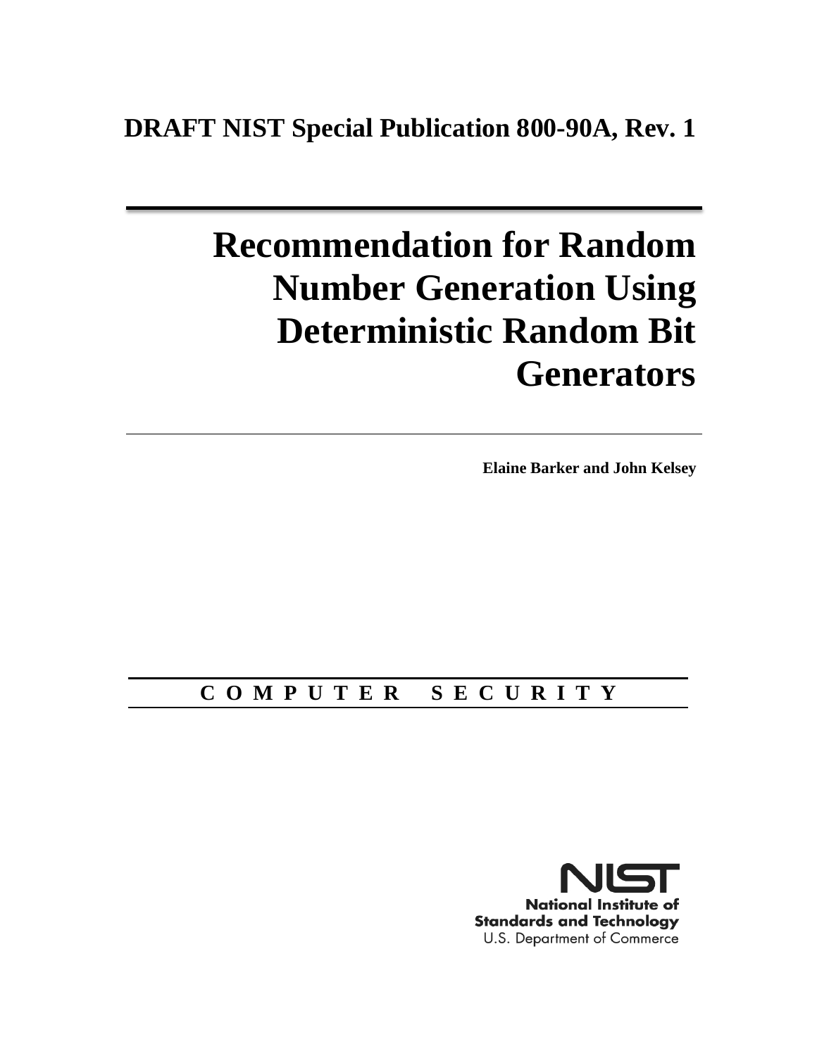**DRAFT NIST Special Publication 800-90A, Rev. 1**

# Recommendation for Random Number Generation Using Deterministic Random Bit Generators

**Elaine Barker and John Kelsey**

**C O M P U T E R   S E C U R I T Y**

National Institute of Standards and Technology
U.S. Department of Commerce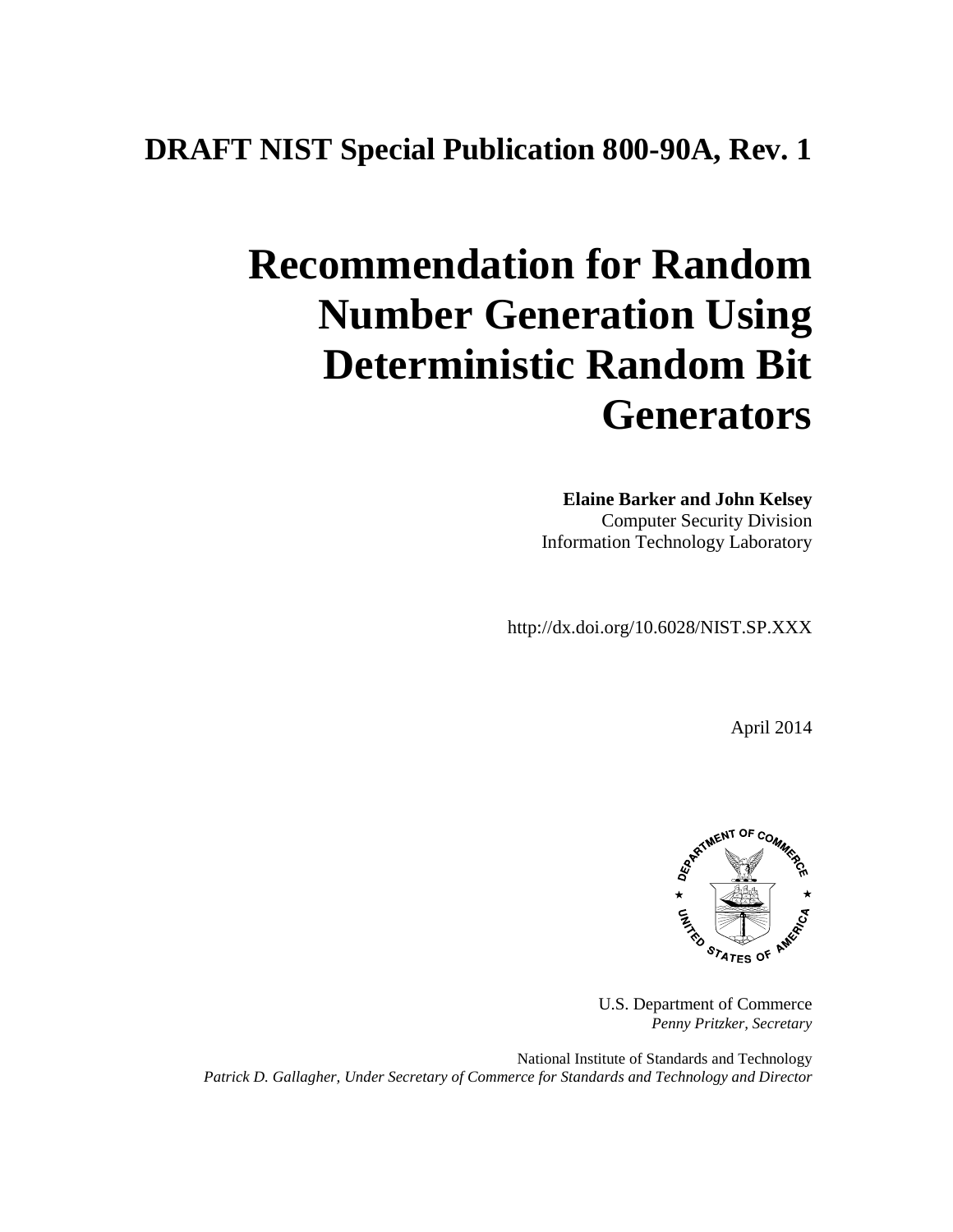# DRAFT NIST Special Publication 800-90A, Rev. 1

# Recommendation for Random Number Generation Using Deterministic Random Bit Generators

**Elaine Barker and John Kelsey**
Computer Security Division
Information Technology Laboratory

http://dx.doi.org/10.6028/NIST.SP.XXX

April 2014

U.S. Department of Commerce
*Penny Pritzker, Secretary*

National Institute of Standards and Technology
*Patrick D. Gallagher, Under Secretary of Commerce for Standards and Technology and Director*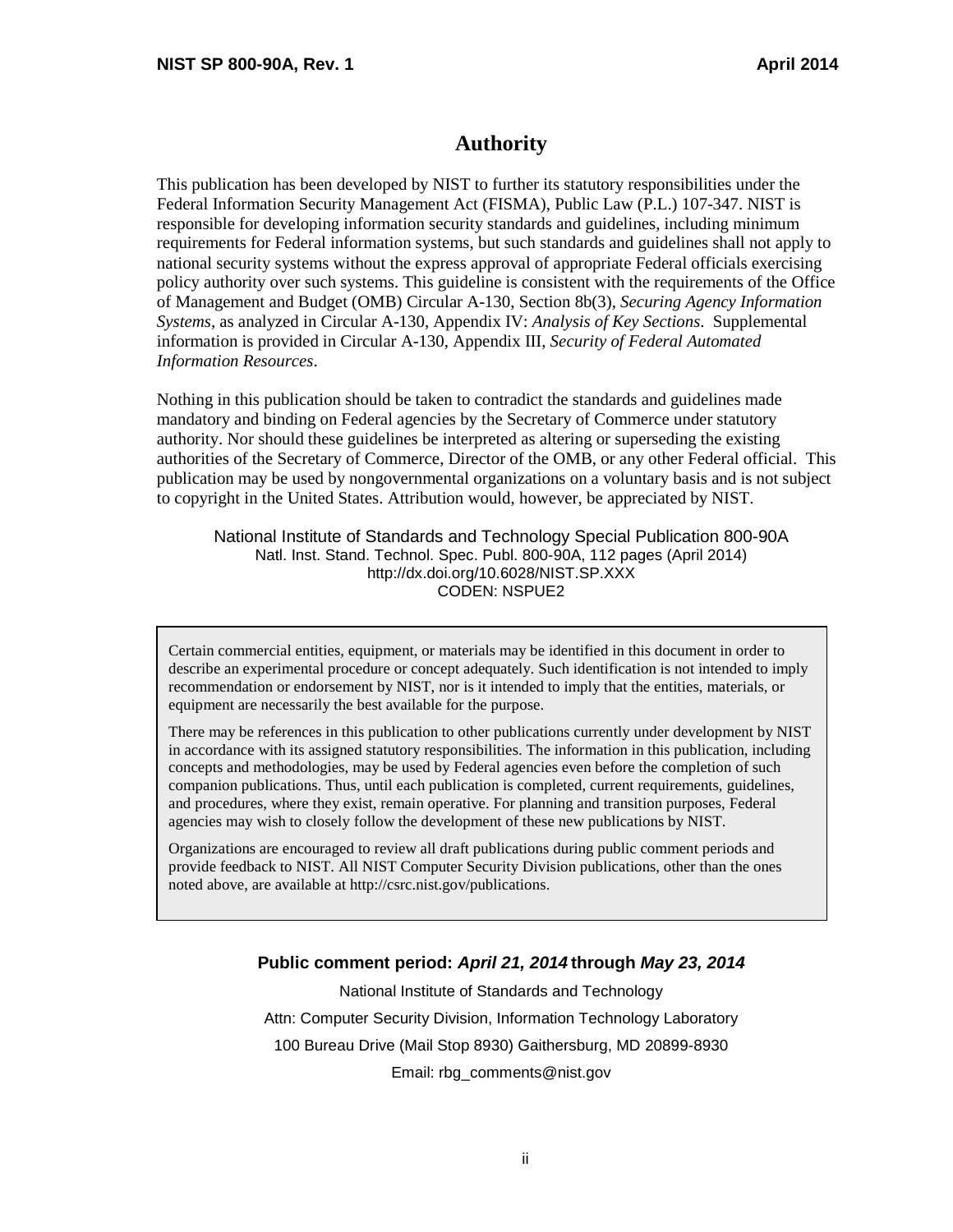# Authority

This publication has been developed by NIST to further its statutory responsibilities under the Federal Information Security Management Act (FISMA), Public Law (P.L.) 107-347. NIST is responsible for developing information security standards and guidelines, including minimum requirements for Federal information systems, but such standards and guidelines shall not apply to national security systems without the express approval of appropriate Federal officials exercising policy authority over such systems. This guideline is consistent with the requirements of the Office of Management and Budget (OMB) Circular A-130, Section 8b(3), *Securing Agency Information Systems*, as analyzed in Circular A-130, Appendix IV: *Analysis of Key Sections*. Supplemental information is provided in Circular A-130, Appendix III, *Security of Federal Automated Information Resources*.

Nothing in this publication should be taken to contradict the standards and guidelines made mandatory and binding on Federal agencies by the Secretary of Commerce under statutory authority. Nor should these guidelines be interpreted as altering or superseding the existing authorities of the Secretary of Commerce, Director of the OMB, or any other Federal official. This publication may be used by nongovernmental organizations on a voluntary basis and is not subject to copyright in the United States. Attribution would, however, be appreciated by NIST.

National Institute of Standards and Technology Special Publication 800-90A
Natl. Inst. Stand. Technol. Spec. Publ. 800-90A, 112 pages (April 2014)
http://dx.doi.org/10.6028/NIST.SP.XXX
CODEN: NSPUE2

> Certain commercial entities, equipment, or materials may be identified in this document in order to describe an experimental procedure or concept adequately. Such identification is not intended to imply recommendation or endorsement by NIST, nor is it intended to imply that the entities, materials, or equipment are necessarily the best available for the purpose.
>
> There may be references in this publication to other publications currently under development by NIST in accordance with its assigned statutory responsibilities. The information in this publication, including concepts and methodologies, may be used by Federal agencies even before the completion of such companion publications. Thus, until each publication is completed, current requirements, guidelines, and procedures, where they exist, remain operative. For planning and transition purposes, Federal agencies may wish to closely follow the development of these new publications by NIST.
>
> Organizations are encouraged to review all draft publications during public comment periods and provide feedback to NIST. All NIST Computer Security Division publications, other than the ones noted above, are available at http://csrc.nist.gov/publications.

**Public comment period:** ***April 21, 2014*** **through** ***May 23, 2014***

National Institute of Standards and Technology
Attn: Computer Security Division, Information Technology Laboratory
100 Bureau Drive (Mail Stop 8930) Gaithersburg, MD 20899-8930
Email: rbg_comments@nist.gov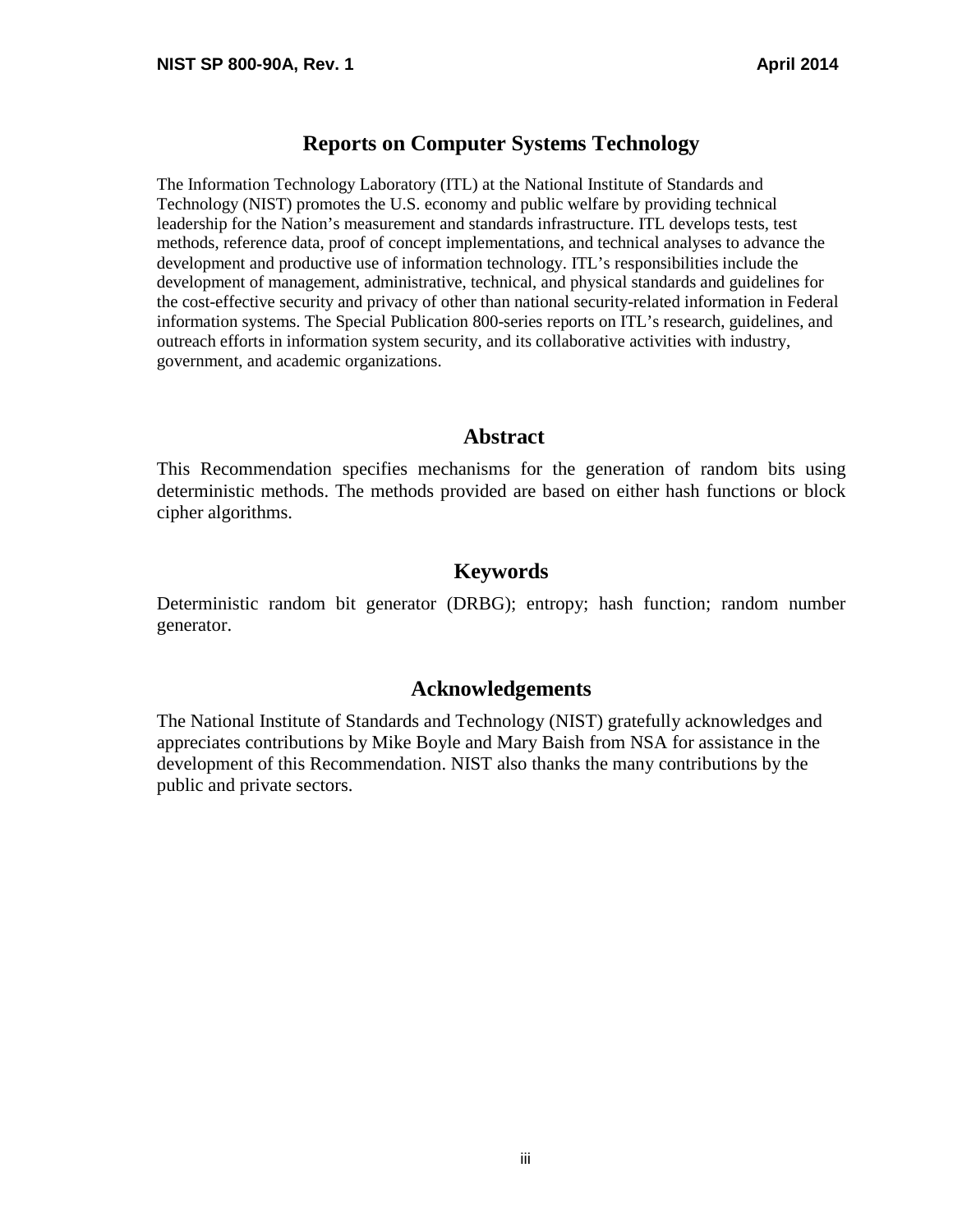## Reports on Computer Systems Technology

The Information Technology Laboratory (ITL) at the National Institute of Standards and Technology (NIST) promotes the U.S. economy and public welfare by providing technical leadership for the Nation's measurement and standards infrastructure. ITL develops tests, test methods, reference data, proof of concept implementations, and technical analyses to advance the development and productive use of information technology. ITL's responsibilities include the development of management, administrative, technical, and physical standards and guidelines for the cost-effective security and privacy of other than national security-related information in Federal information systems. The Special Publication 800-series reports on ITL's research, guidelines, and outreach efforts in information system security, and its collaborative activities with industry, government, and academic organizations.

## Abstract

This Recommendation specifies mechanisms for the generation of random bits using deterministic methods. The methods provided are based on either hash functions or block cipher algorithms.

## Keywords

Deterministic random bit generator (DRBG); entropy; hash function; random number generator.

## Acknowledgements

The National Institute of Standards and Technology (NIST) gratefully acknowledges and appreciates contributions by Mike Boyle and Mary Baish from NSA for assistance in the development of this Recommendation. NIST also thanks the many contributions by the public and private sectors.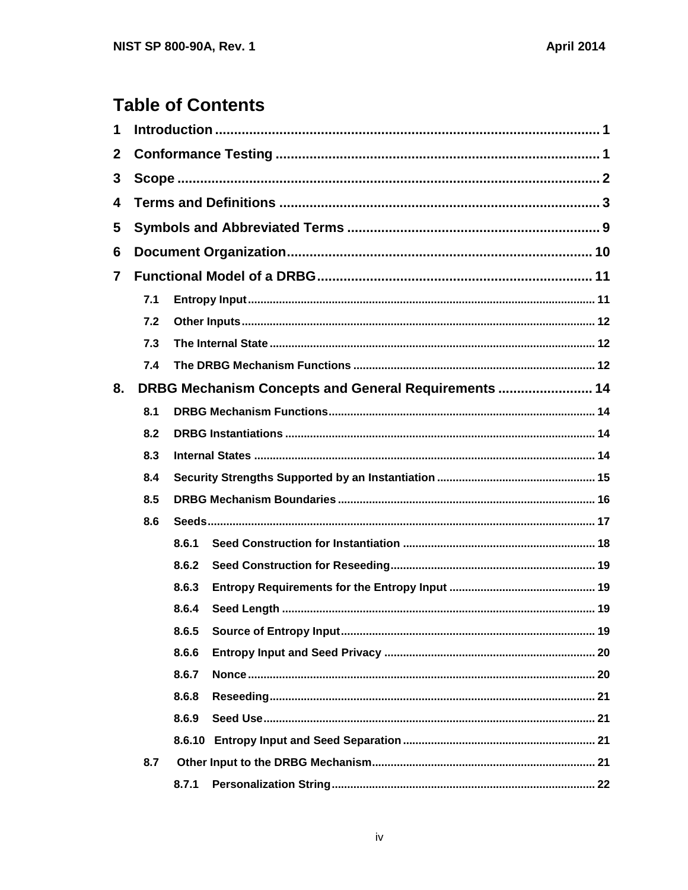# Table of Contents

1 Introduction ... 1

2 Conformance Testing ... 1

3 Scope ... 2

4 Terms and Definitions ... 3

5 Symbols and Abbreviated Terms ... 9

6 Document Organization ... 10

7 Functional Model of a DRBG ... 11

- 7.1 Entropy Input ... 11
- 7.2 Other Inputs ... 12
- 7.3 The Internal State ... 12
- 7.4 The DRBG Mechanism Functions ... 12

8. DRBG Mechanism Concepts and General Requirements ... 14

- 8.1 DRBG Mechanism Functions ... 14
- 8.2 DRBG Instantiations ... 14
- 8.3 Internal States ... 14
- 8.4 Security Strengths Supported by an Instantiation ... 15
- 8.5 DRBG Mechanism Boundaries ... 16
- 8.6 Seeds ... 17
  - 8.6.1 Seed Construction for Instantiation ... 18
  - 8.6.2 Seed Construction for Reseeding ... 19
  - 8.6.3 Entropy Requirements for the Entropy Input ... 19
  - 8.6.4 Seed Length ... 19
  - 8.6.5 Source of Entropy Input ... 19
  - 8.6.6 Entropy Input and Seed Privacy ... 20
  - 8.6.7 Nonce ... 20
  - 8.6.8 Reseeding ... 21
  - 8.6.9 Seed Use ... 21
  - 8.6.10 Entropy Input and Seed Separation ... 21
- 8.7 Other Input to the DRBG Mechanism ... 21
  - 8.7.1 Personalization String ... 22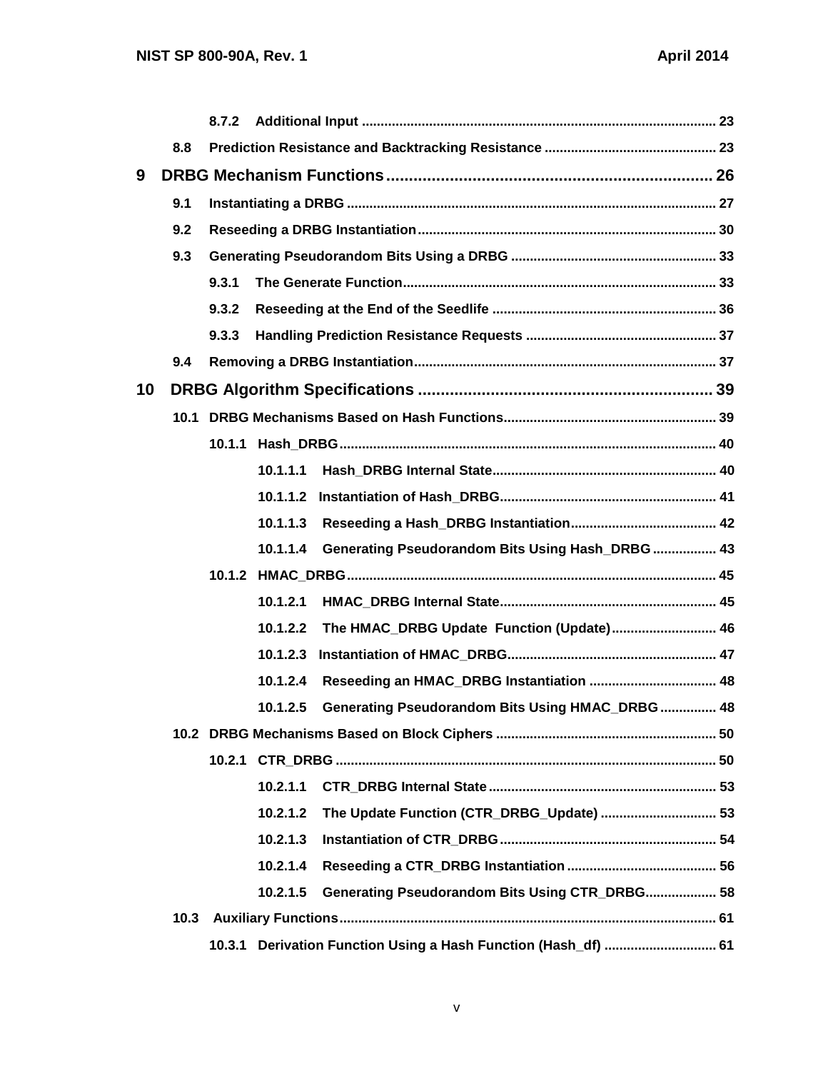8.7.2 Additional Input .............................................................................................. 23

8.8 Prediction Resistance and Backtracking Resistance .............................................. 23

9 DRBG Mechanism Functions ........................................................................ 26

9.1 Instantiating a DRBG .................................................................................................. 27

9.2 Reseeding a DRBG Instantiation ............................................................................... 30

9.3 Generating Pseudorandom Bits Using a DRBG ....................................................... 33

9.3.1 The Generate Function ................................................................................... 33

9.3.2 Reseeding at the End of the Seedlife ........................................................... 36

9.3.3 Handling Prediction Resistance Requests ................................................... 37

9.4 Removing a DRBG Instantiation ................................................................................ 37

10 DRBG Algorithm Specifications ................................................................ 39

10.1 DRBG Mechanisms Based on Hash Functions......................................................... 39

10.1.1 Hash_DRBG .................................................................................................... 40

10.1.1.1 Hash_DRBG Internal State ........................................................... 40

10.1.1.2 Instantiation of Hash_DRBG .......................................................... 41

10.1.1.3 Reseeding a Hash_DRBG Instantiation ....................................... 42

10.1.1.4 Generating Pseudorandom Bits Using Hash_DRBG ................. 43

10.1.2 HMAC_DRBG .................................................................................................. 45

10.1.2.1 HMAC_DRBG Internal State .......................................................... 45

10.1.2.2 The HMAC_DRBG Update Function (Update) ............................ 46

10.1.2.3 Instantiation of HMAC_DRBG ........................................................ 47

10.1.2.4 Reseeding an HMAC_DRBG Instantiation .................................. 48

10.1.2.5 Generating Pseudorandom Bits Using HMAC_DRBG ............... 48

10.2 DRBG Mechanisms Based on Block Ciphers ........................................................... 50

10.2.1 CTR_DRBG ..................................................................................................... 50

10.2.1.1 CTR_DRBG Internal State ............................................................. 53

10.2.1.2 The Update Function (CTR_DRBG_Update) ............................... 53

10.2.1.3 Instantiation of CTR_DRBG .......................................................... 54

10.2.1.4 Reseeding a CTR_DRBG Instantiation ........................................ 56

10.2.1.5 Generating Pseudorandom Bits Using CTR_DRBG ................... 58

10.3 Auxiliary Functions .................................................................................................... 61

10.3.1 Derivation Function Using a Hash Function (Hash_df) .............................. 61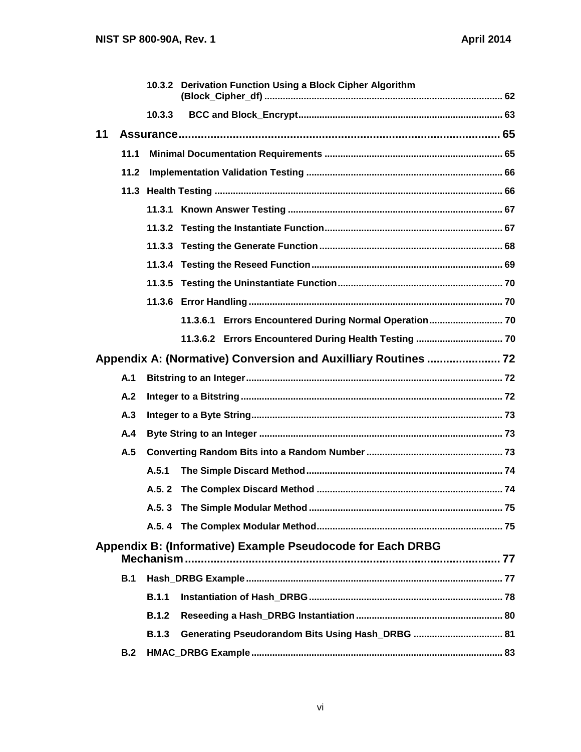10.3.2 Derivation Function Using a Block Cipher Algorithm (Block_Cipher_df) ........ 62

10.3.3 BCC and Block_Encrypt ........ 63

**11 Assurance** ........ 65

11.1 Minimal Documentation Requirements ........ 65

11.2 Implementation Validation Testing ........ 66

11.3 Health Testing ........ 66

11.3.1 Known Answer Testing ........ 67

11.3.2 Testing the Instantiate Function ........ 67

11.3.3 Testing the Generate Function ........ 68

11.3.4 Testing the Reseed Function ........ 69

11.3.5 Testing the Uninstantiate Function ........ 70

11.3.6 Error Handling ........ 70

11.3.6.1 Errors Encountered During Normal Operation ........ 70

11.3.6.2 Errors Encountered During Health Testing ........ 70

**Appendix A: (Normative) Conversion and Auxilliary Routines** ........ 72

A.1 Bitstring to an Integer ........ 72

A.2 Integer to a Bitstring ........ 72

A.3 Integer to a Byte String ........ 73

A.4 Byte String to an Integer ........ 73

A.5 Converting Random Bits into a Random Number ........ 73

A.5.1 The Simple Discard Method ........ 74

A.5. 2 The Complex Discard Method ........ 74

A.5. 3 The Simple Modular Method ........ 75

A.5. 4 The Complex Modular Method ........ 75

**Appendix B: (Informative) Example Pseudocode for Each DRBG Mechanism** ........ 77

B.1 Hash_DRBG Example ........ 77

B.1.1 Instantiation of Hash_DRBG ........ 78

B.1.2 Reseeding a Hash_DRBG Instantiation ........ 80

B.1.3 Generating Pseudorandom Bits Using Hash_DRBG ........ 81

B.2 HMAC_DRBG Example ........ 83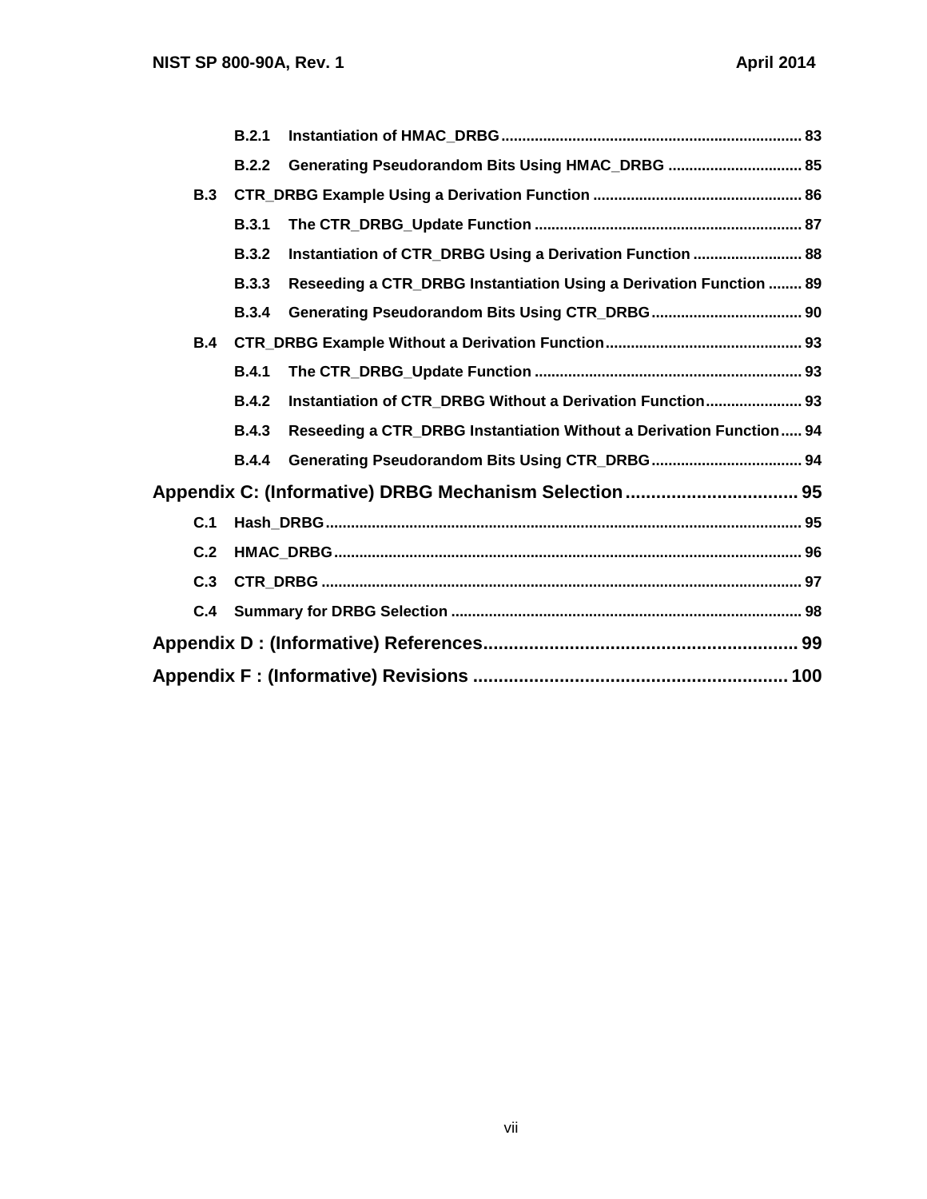B.2.1 Instantiation of HMAC_DRBG ........................................................................ 83

B.2.2 Generating Pseudorandom Bits Using HMAC_DRBG ................................ 85

B.3 CTR_DRBG Example Using a Derivation Function .................................................. 86

B.3.1 The CTR_DRBG_Update Function ................................................................ 87

B.3.2 Instantiation of CTR_DRBG Using a Derivation Function .......................... 88

B.3.3 Reseeding a CTR_DRBG Instantiation Using a Derivation Function ........ 89

B.3.4 Generating Pseudorandom Bits Using CTR_DRBG .................................... 90

B.4 CTR_DRBG Example Without a Derivation Function ............................................... 93

B.4.1 The CTR_DRBG_Update Function ................................................................ 93

B.4.2 Instantiation of CTR_DRBG Without a Derivation Function ....................... 93

B.4.3 Reseeding a CTR_DRBG Instantiation Without a Derivation Function ..... 94

B.4.4 Generating Pseudorandom Bits Using CTR_DRBG .................................... 94

Appendix C: (Informative) DRBG Mechanism Selection .................................. 95

C.1 Hash_DRBG ................................................................................................................. 95

C.2 HMAC_DRBG ............................................................................................................... 96

C.3 CTR_DRBG .................................................................................................................. 97

C.4 Summary for DRBG Selection .................................................................................... 98

Appendix D : (Informative) References ............................................................. 99

Appendix F : (Informative) Revisions ............................................................. 100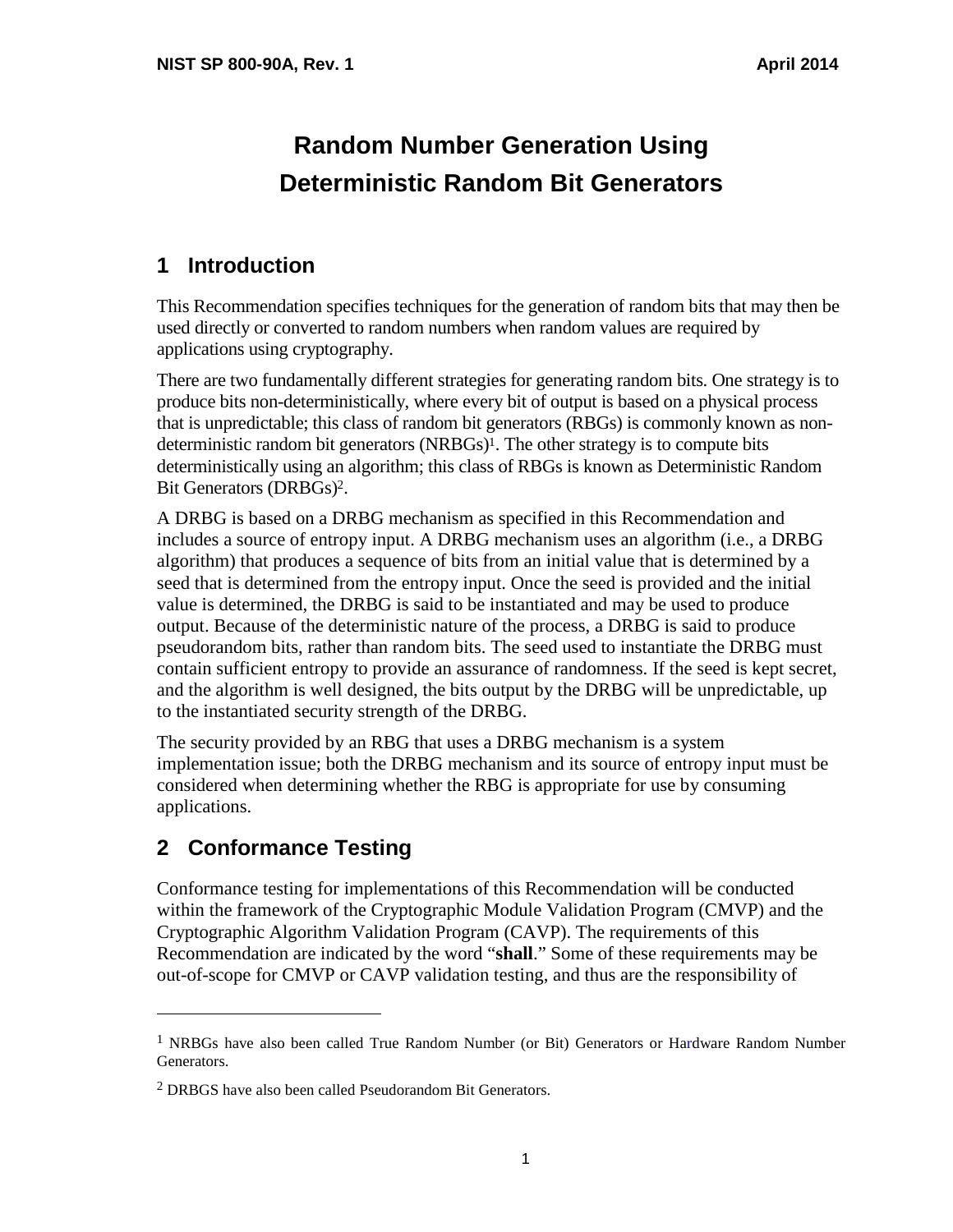# Random Number Generation Using Deterministic Random Bit Generators

## 1 Introduction

This Recommendation specifies techniques for the generation of random bits that may then be used directly or converted to random numbers when random values are required by applications using cryptography.

There are two fundamentally different strategies for generating random bits. One strategy is to produce bits non-deterministically, where every bit of output is based on a physical process that is unpredictable; this class of random bit generators (RBGs) is commonly known as non-deterministic random bit generators (NRBGs)[1]. The other strategy is to compute bits deterministically using an algorithm; this class of RBGs is known as Deterministic Random Bit Generators (DRBGs)[2].

A DRBG is based on a DRBG mechanism as specified in this Recommendation and includes a source of entropy input. A DRBG mechanism uses an algorithm (i.e., a DRBG algorithm) that produces a sequence of bits from an initial value that is determined by a seed that is determined from the entropy input. Once the seed is provided and the initial value is determined, the DRBG is said to be instantiated and may be used to produce output. Because of the deterministic nature of the process, a DRBG is said to produce pseudorandom bits, rather than random bits. The seed used to instantiate the DRBG must contain sufficient entropy to provide an assurance of randomness. If the seed is kept secret, and the algorithm is well designed, the bits output by the DRBG will be unpredictable, up to the instantiated security strength of the DRBG.

The security provided by an RBG that uses a DRBG mechanism is a system implementation issue; both the DRBG mechanism and its source of entropy input must be considered when determining whether the RBG is appropriate for use by consuming applications.

## 2 Conformance Testing

Conformance testing for implementations of this Recommendation will be conducted within the framework of the Cryptographic Module Validation Program (CMVP) and the Cryptographic Algorithm Validation Program (CAVP). The requirements of this Recommendation are indicated by the word "**shall**." Some of these requirements may be out-of-scope for CMVP or CAVP validation testing, and thus are the responsibility of

---

[1] NRBGs have also been called True Random Number (or Bit) Generators or Hardware Random Number Generators.

[2] DRBGS have also been called Pseudorandom Bit Generators.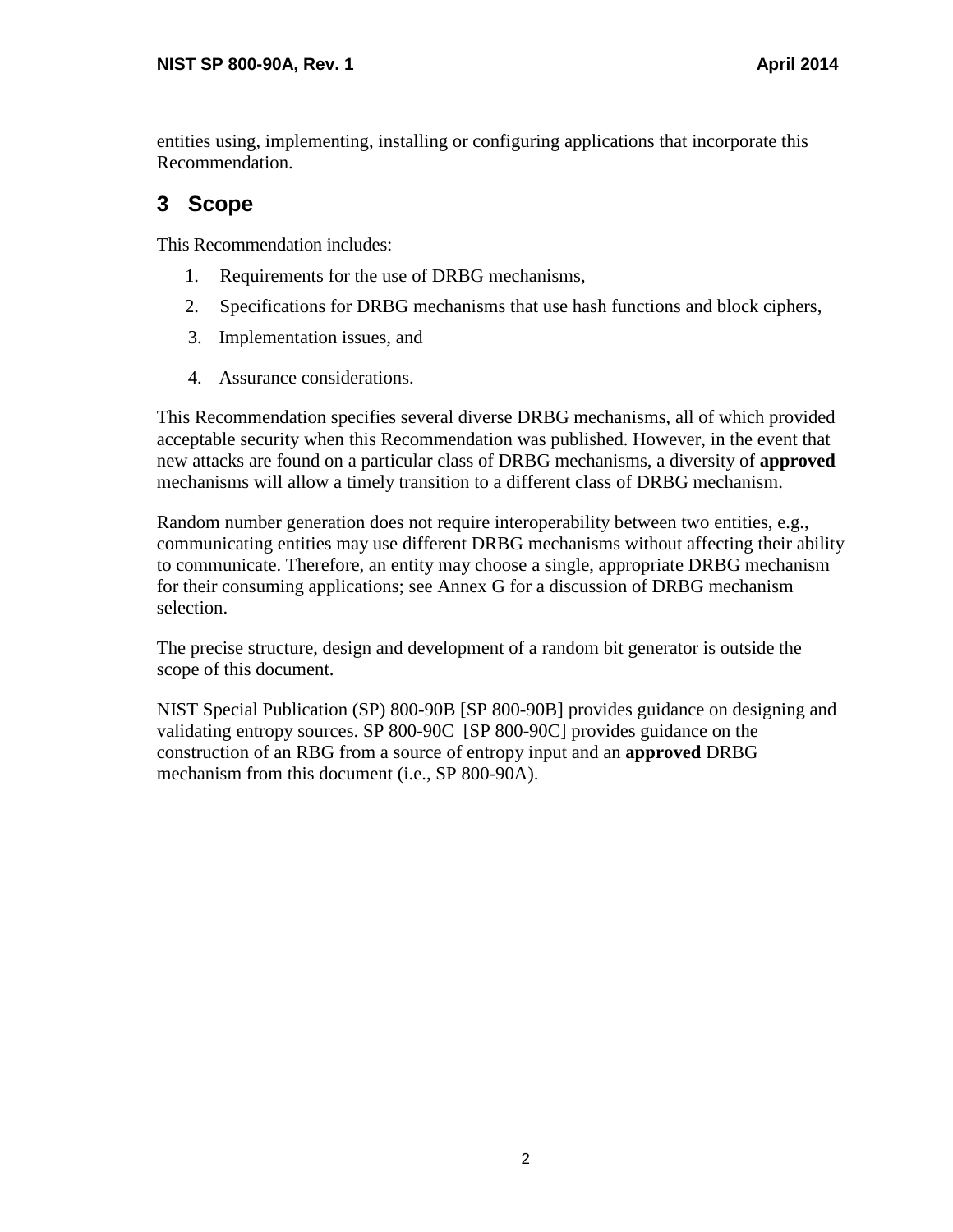entities using, implementing, installing or configuring applications that incorporate this Recommendation.

# 3 Scope

This Recommendation includes:

1. Requirements for the use of DRBG mechanisms,
2. Specifications for DRBG mechanisms that use hash functions and block ciphers,
3. Implementation issues, and
4. Assurance considerations.

This Recommendation specifies several diverse DRBG mechanisms, all of which provided acceptable security when this Recommendation was published. However, in the event that new attacks are found on a particular class of DRBG mechanisms, a diversity of **approved** mechanisms will allow a timely transition to a different class of DRBG mechanism.

Random number generation does not require interoperability between two entities, e.g., communicating entities may use different DRBG mechanisms without affecting their ability to communicate. Therefore, an entity may choose a single, appropriate DRBG mechanism for their consuming applications; see Annex G for a discussion of DRBG mechanism selection.

The precise structure, design and development of a random bit generator is outside the scope of this document.

NIST Special Publication (SP) 800-90B [SP 800-90B] provides guidance on designing and validating entropy sources. SP 800-90C [SP 800-90C] provides guidance on the construction of an RBG from a source of entropy input and an **approved** DRBG mechanism from this document (i.e., SP 800-90A).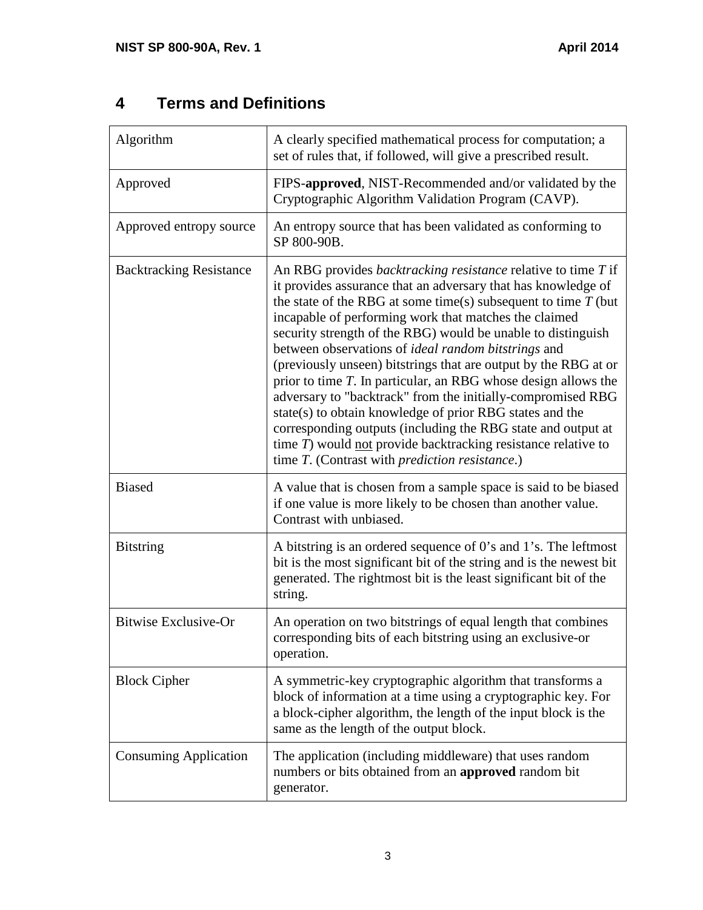# 4 Terms and Definitions

| | |
|---|---|
| Algorithm | A clearly specified mathematical process for computation; a set of rules that, if followed, will give a prescribed result. |
| Approved | FIPS-**approved**, NIST-Recommended and/or validated by the Cryptographic Algorithm Validation Program (CAVP). |
| Approved entropy source | An entropy source that has been validated as conforming to SP 800-90B. |
| Backtracking Resistance | An RBG provides *backtracking resistance* relative to time *T* if it provides assurance that an adversary that has knowledge of the state of the RBG at some time(s) subsequent to time *T* (but incapable of performing work that matches the claimed security strength of the RBG) would be unable to distinguish between observations of *ideal random bitstrings* and (previously unseen) bitstrings that are output by the RBG at or prior to time *T*. In particular, an RBG whose design allows the adversary to "backtrack" from the initially-compromised RBG state(s) to obtain knowledge of prior RBG states and the corresponding outputs (including the RBG state and output at time *T*) would not provide backtracking resistance relative to time *T*. (Contrast with *prediction resistance*.) |
| Biased | A value that is chosen from a sample space is said to be biased if one value is more likely to be chosen than another value. Contrast with unbiased. |
| Bitstring | A bitstring is an ordered sequence of 0's and 1's. The leftmost bit is the most significant bit of the string and is the newest bit generated. The rightmost bit is the least significant bit of the string. |
| Bitwise Exclusive-Or | An operation on two bitstrings of equal length that combines corresponding bits of each bitstring using an exclusive-or operation. |
| Block Cipher | A symmetric-key cryptographic algorithm that transforms a block of information at a time using a cryptographic key. For a block-cipher algorithm, the length of the input block is the same as the length of the output block. |
| Consuming Application | The application (including middleware) that uses random numbers or bits obtained from an **approved** random bit generator. |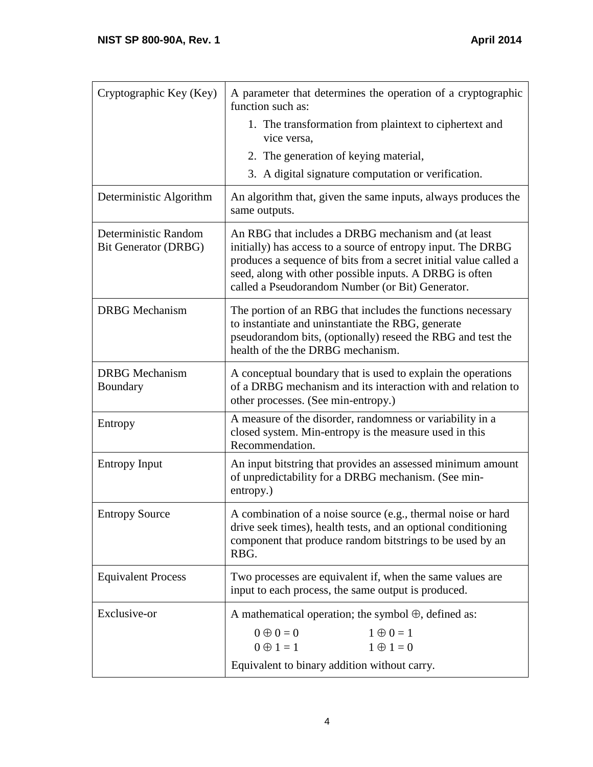| | |
|---|---|
| Cryptographic Key (Key) | A parameter that determines the operation of a cryptographic function such as:<br>1. The transformation from plaintext to ciphertext and vice versa,<br>2. The generation of keying material,<br>3. A digital signature computation or verification. |
| Deterministic Algorithm | An algorithm that, given the same inputs, always produces the same outputs. |
| Deterministic Random Bit Generator (DRBG) | An RBG that includes a DRBG mechanism and (at least initially) has access to a source of entropy input. The DRBG produces a sequence of bits from a secret initial value called a seed, along with other possible inputs. A DRBG is often called a Pseudorandom Number (or Bit) Generator. |
| DRBG Mechanism | The portion of an RBG that includes the functions necessary to instantiate and uninstantiate the RBG, generate pseudorandom bits, (optionally) reseed the RBG and test the health of the the DRBG mechanism. |
| DRBG Mechanism Boundary | A conceptual boundary that is used to explain the operations of a DRBG mechanism and its interaction with and relation to other processes. (See min-entropy.) |
| Entropy | A measure of the disorder, randomness or variability in a closed system. Min-entropy is the measure used in this Recommendation. |
| Entropy Input | An input bitstring that provides an assessed minimum amount of unpredictability for a DRBG mechanism. (See min-entropy.) |
| Entropy Source | A combination of a noise source (e.g., thermal noise or hard drive seek times), health tests, and an optional conditioning component that produce random bitstrings to be used by an RBG. |
| Equivalent Process | Two processes are equivalent if, when the same values are input to each process, the same output is produced. |
| Exclusive-or | A mathematical operation; the symbol $\oplus$, defined as:<br>$0 \oplus 0 = 0$ &nbsp;&nbsp;&nbsp;&nbsp; $1 \oplus 0 = 1$<br>$0 \oplus 1 = 1$ &nbsp;&nbsp;&nbsp;&nbsp; $1 \oplus 1 = 0$<br>Equivalent to binary addition without carry. |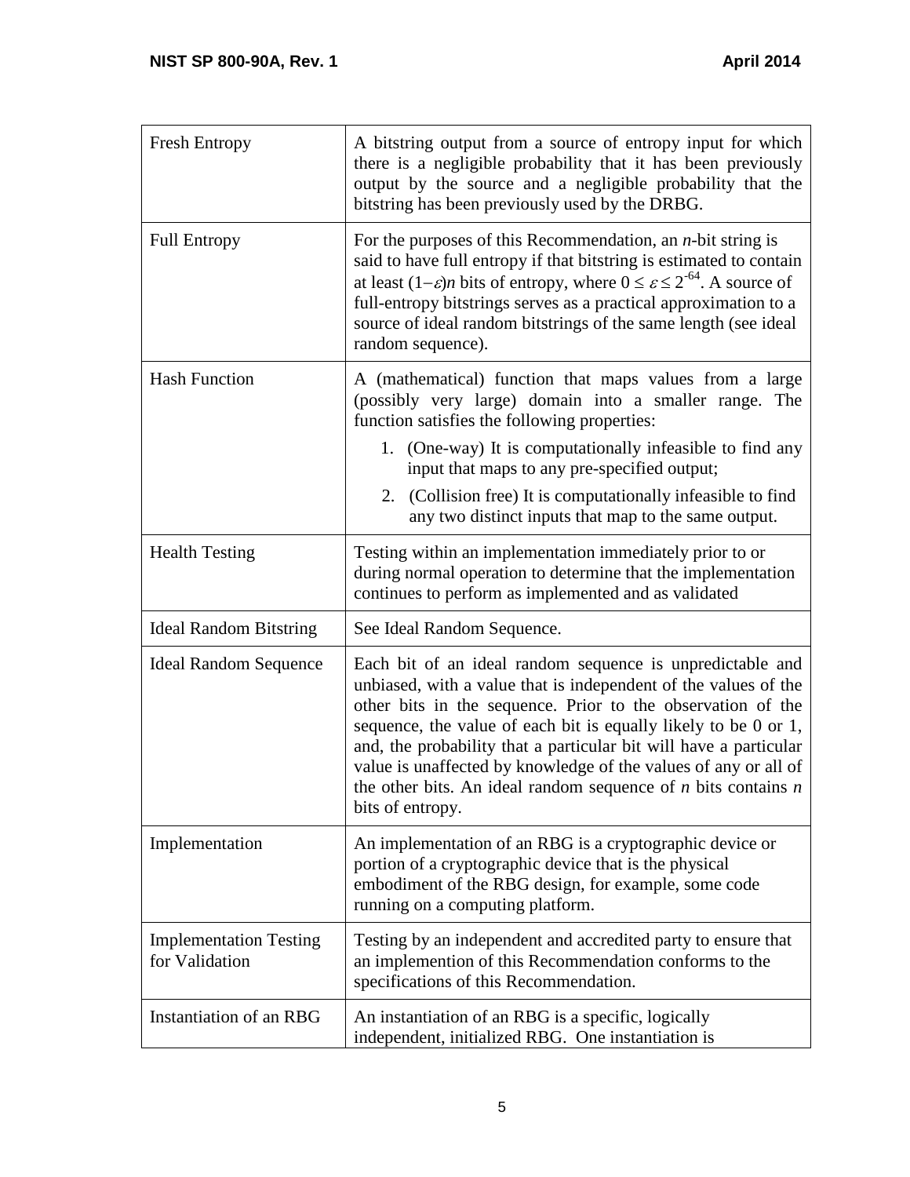| | |
|---|---|
| Fresh Entropy | A bitstring output from a source of entropy input for which there is a negligible probability that it has been previously output by the source and a negligible probability that the bitstring has been previously used by the DRBG. |
| Full Entropy | For the purposes of this Recommendation, an *n*-bit string is said to have full entropy if that bitstring is estimated to contain at least $(1-\varepsilon)n$ bits of entropy, where $0 \le \varepsilon \le 2^{-64}$. A source of full-entropy bitstrings serves as a practical approximation to a source of ideal random bitstrings of the same length (see ideal random sequence). |
| Hash Function | A (mathematical) function that maps values from a large (possibly very large) domain into a smaller range. The function satisfies the following properties: <br>1. (One-way) It is computationally infeasible to find any input that maps to any pre-specified output; <br>2. (Collision free) It is computationally infeasible to find any two distinct inputs that map to the same output. |
| Health Testing | Testing within an implementation immediately prior to or during normal operation to determine that the implementation continues to perform as implemented and as validated |
| Ideal Random Bitstring | See Ideal Random Sequence. |
| Ideal Random Sequence | Each bit of an ideal random sequence is unpredictable and unbiased, with a value that is independent of the values of the other bits in the sequence. Prior to the observation of the sequence, the value of each bit is equally likely to be 0 or 1, and, the probability that a particular bit will have a particular value is unaffected by knowledge of the values of any or all of the other bits. An ideal random sequence of *n* bits contains *n* bits of entropy. |
| Implementation | An implementation of an RBG is a cryptographic device or portion of a cryptographic device that is the physical embodiment of the RBG design, for example, some code running on a computing platform. |
| Implementation Testing for Validation | Testing by an independent and accredited party to ensure that an implemention of this Recommendation conforms to the specifications of this Recommendation. |
| Instantiation of an RBG | An instantiation of an RBG is a specific, logically independent, initialized RBG. One instantiation is |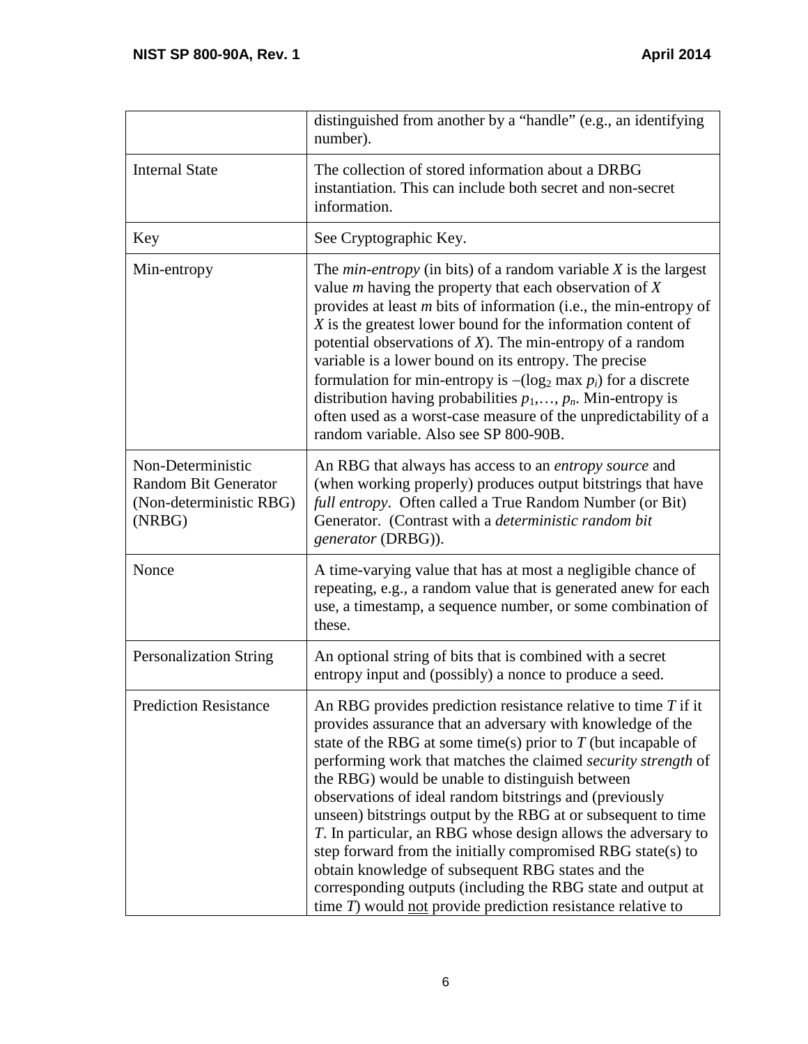| | |
|---|---|
| | distinguished from another by a "handle" (e.g., an identifying number). |
| Internal State | The collection of stored information about a DRBG instantiation. This can include both secret and non-secret information. |
| Key | See Cryptographic Key. |
| Min-entropy | The *min-entropy* (in bits) of a random variable $X$ is the largest value $m$ having the property that each observation of $X$ provides at least $m$ bits of information (i.e., the min-entropy of $X$ is the greatest lower bound for the information content of potential observations of $X$). The min-entropy of a random variable is a lower bound on its entropy. The precise formulation for min-entropy is $-(\log_2 \max p_i)$ for a discrete distribution having probabilities $p_1, \ldots, p_n$. Min-entropy is often used as a worst-case measure of the unpredictability of a random variable. Also see SP 800-90B. |
| Non-Deterministic Random Bit Generator (Non-deterministic RBG) (NRBG) | An RBG that always has access to an *entropy source* and (when working properly) produces output bitstrings that have *full entropy*. Often called a True Random Number (or Bit) Generator. (Contrast with a *deterministic random bit generator* (DRBG)). |
| Nonce | A time-varying value that has at most a negligible chance of repeating, e.g., a random value that is generated anew for each use, a timestamp, a sequence number, or some combination of these. |
| Personalization String | An optional string of bits that is combined with a secret entropy input and (possibly) a nonce to produce a seed. |
| Prediction Resistance | An RBG provides prediction resistance relative to time $T$ if it provides assurance that an adversary with knowledge of the state of the RBG at some time(s) prior to $T$ (but incapable of performing work that matches the claimed *security strength* of the RBG) would be unable to distinguish between observations of ideal random bitstrings and (previously unseen) bitstrings output by the RBG at or subsequent to time $T$. In particular, an RBG whose design allows the adversary to step forward from the initially compromised RBG state(s) to obtain knowledge of subsequent RBG states and the corresponding outputs (including the RBG state and output at time $T$) would not provide prediction resistance relative to |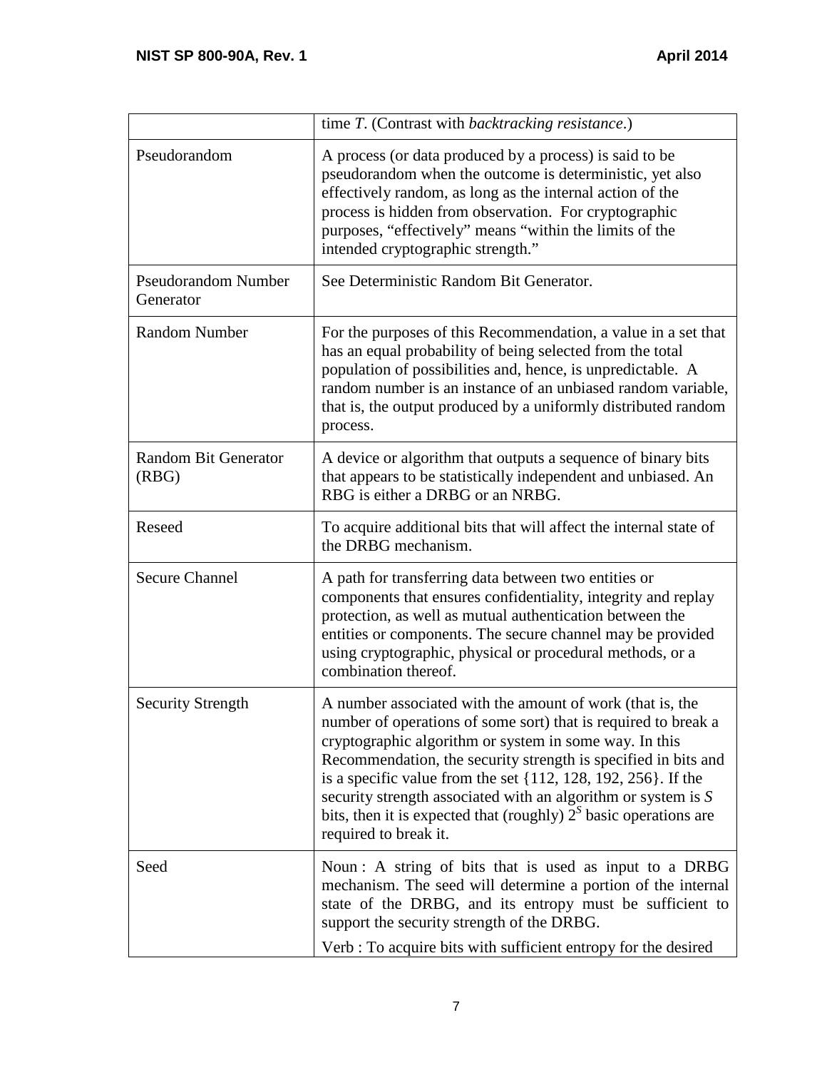| | |
|---|---|
| | time *T*. (Contrast with *backtracking resistance*.) |
| Pseudorandom | A process (or data produced by a process) is said to be pseudorandom when the outcome is deterministic, yet also effectively random, as long as the internal action of the process is hidden from observation. For cryptographic purposes, "effectively" means "within the limits of the intended cryptographic strength." |
| Pseudorandom Number Generator | See Deterministic Random Bit Generator. |
| Random Number | For the purposes of this Recommendation, a value in a set that has an equal probability of being selected from the total population of possibilities and, hence, is unpredictable. A random number is an instance of an unbiased random variable, that is, the output produced by a uniformly distributed random process. |
| Random Bit Generator (RBG) | A device or algorithm that outputs a sequence of binary bits that appears to be statistically independent and unbiased. An RBG is either a DRBG or an NRBG. |
| Reseed | To acquire additional bits that will affect the internal state of the DRBG mechanism. |
| Secure Channel | A path for transferring data between two entities or components that ensures confidentiality, integrity and replay protection, as well as mutual authentication between the entities or components. The secure channel may be provided using cryptographic, physical or procedural methods, or a combination thereof. |
| Security Strength | A number associated with the amount of work (that is, the number of operations of some sort) that is required to break a cryptographic algorithm or system in some way. In this Recommendation, the security strength is specified in bits and is a specific value from the set {112, 128, 192, 256}. If the security strength associated with an algorithm or system is $S$ bits, then it is expected that (roughly) $2^S$ basic operations are required to break it. |
| Seed | Noun : A string of bits that is used as input to a DRBG mechanism. The seed will determine a portion of the internal state of the DRBG, and its entropy must be sufficient to support the security strength of the DRBG. <br> Verb : To acquire bits with sufficient entropy for the desired |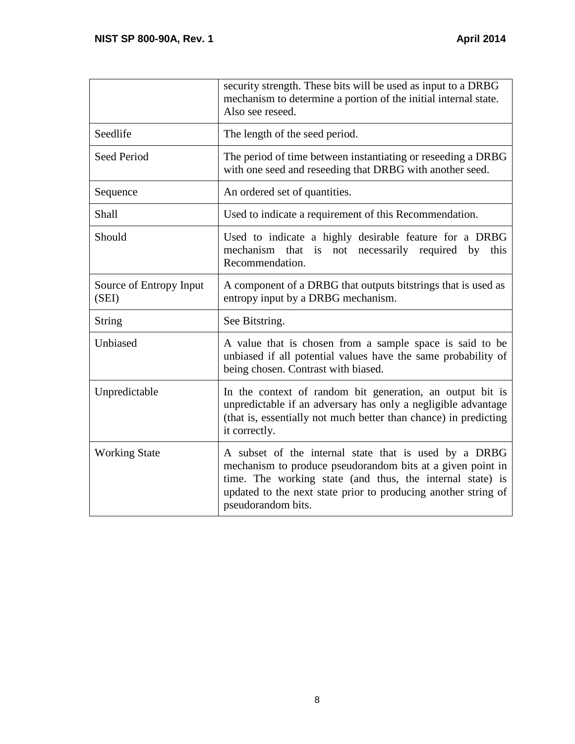| | |
|---|---|
| | security strength. These bits will be used as input to a DRBG mechanism to determine a portion of the initial internal state. Also see reseed. |
| Seedlife | The length of the seed period. |
| Seed Period | The period of time between instantiating or reseeding a DRBG with one seed and reseeding that DRBG with another seed. |
| Sequence | An ordered set of quantities. |
| Shall | Used to indicate a requirement of this Recommendation. |
| Should | Used to indicate a highly desirable feature for a DRBG mechanism that is not necessarily required by this Recommendation. |
| Source of Entropy Input (SEI) | A component of a DRBG that outputs bitstrings that is used as entropy input by a DRBG mechanism. |
| String | See Bitstring. |
| Unbiased | A value that is chosen from a sample space is said to be unbiased if all potential values have the same probability of being chosen. Contrast with biased. |
| Unpredictable | In the context of random bit generation, an output bit is unpredictable if an adversary has only a negligible advantage (that is, essentially not much better than chance) in predicting it correctly. |
| Working State | A subset of the internal state that is used by a DRBG mechanism to produce pseudorandom bits at a given point in time. The working state (and thus, the internal state) is updated to the next state prior to producing another string of pseudorandom bits. |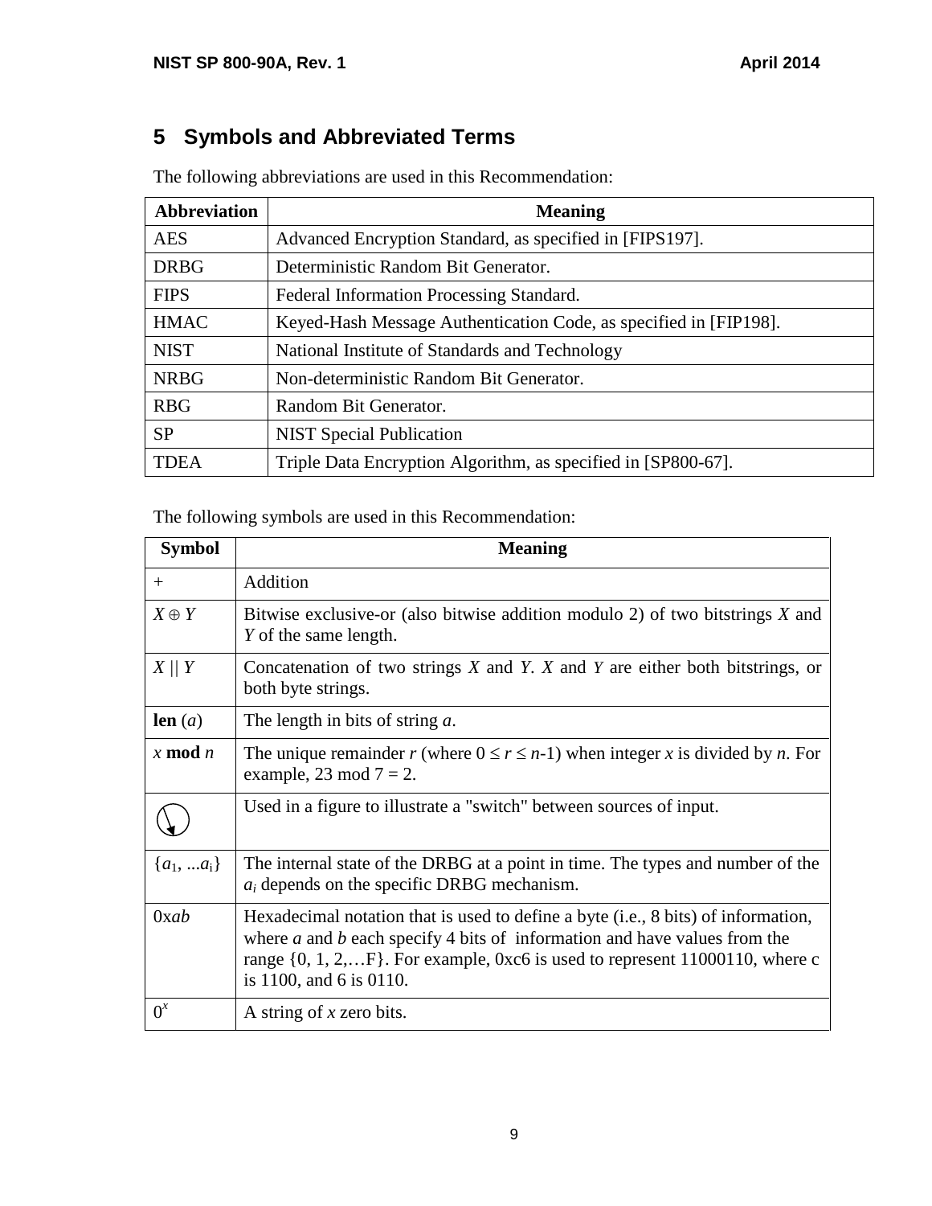## 5 Symbols and Abbreviated Terms

The following abbreviations are used in this Recommendation:

| Abbreviation | Meaning |
|---|---|
| AES | Advanced Encryption Standard, as specified in [FIPS197]. |
| DRBG | Deterministic Random Bit Generator. |
| FIPS | Federal Information Processing Standard. |
| HMAC | Keyed-Hash Message Authentication Code, as specified in [FIP198]. |
| NIST | National Institute of Standards and Technology |
| NRBG | Non-deterministic Random Bit Generator. |
| RBG | Random Bit Generator. |
| SP | NIST Special Publication |
| TDEA | Triple Data Encryption Algorithm, as specified in [SP800-67]. |

The following symbols are used in this Recommendation:

| Symbol | Meaning |
|---|---|
| + | Addition |
| $X \oplus Y$ | Bitwise exclusive-or (also bitwise addition modulo 2) of two bitstrings *X* and *Y* of the same length. |
| $X \vert\vert Y$ | Concatenation of two strings *X* and *Y*. *X* and *Y* are either both bitstrings, or both byte strings. |
| **len** (*a*) | The length in bits of string *a*. |
| *x* **mod** *n* | The unique remainder *r* (where $0 \leq r \leq n$-1) when integer *x* is divided by *n*. For example, 23 mod 7 = 2. |
| (switch symbol) | Used in a figure to illustrate a "switch" between sources of input. |
| $\{a_1, ...a_i\}$ | The internal state of the DRBG at a point in time. The types and number of the $a_i$ depends on the specific DRBG mechanism. |
| 0x*ab* | Hexadecimal notation that is used to define a byte (i.e., 8 bits) of information, where *a* and *b* each specify 4 bits of information and have values from the range {0, 1, 2,…F}. For example, 0xc6 is used to represent 11000110, where c is 1100, and 6 is 0110. |
| $0^x$ | A string of *x* zero bits. |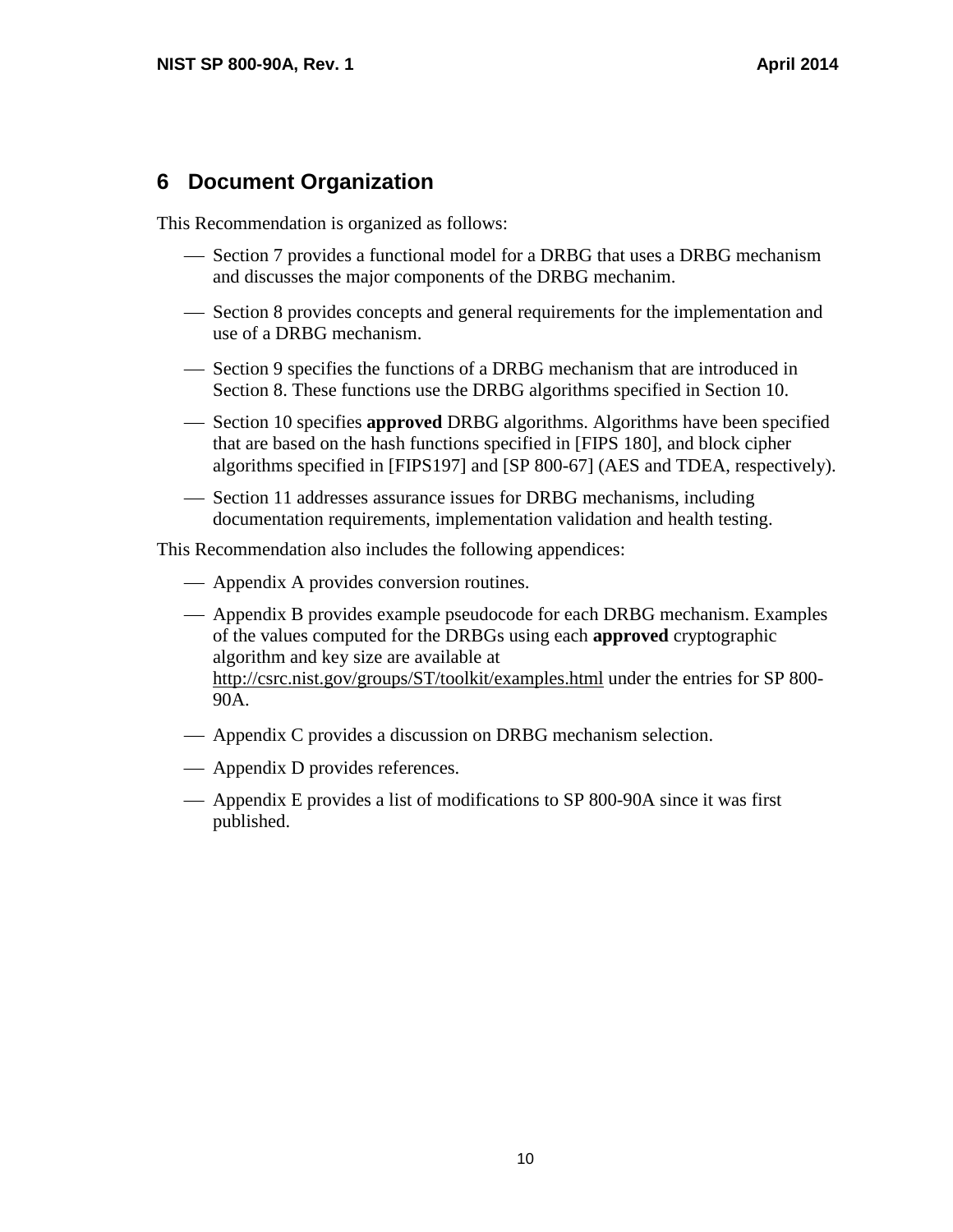# 6 Document Organization

This Recommendation is organized as follows:

- Section 7 provides a functional model for a DRBG that uses a DRBG mechanism and discusses the major components of the DRBG mechanim.
- Section 8 provides concepts and general requirements for the implementation and use of a DRBG mechanism.
- Section 9 specifies the functions of a DRBG mechanism that are introduced in Section 8. These functions use the DRBG algorithms specified in Section 10.
- Section 10 specifies **approved** DRBG algorithms. Algorithms have been specified that are based on the hash functions specified in [FIPS 180], and block cipher algorithms specified in [FIPS197] and [SP 800-67] (AES and TDEA, respectively).
- Section 11 addresses assurance issues for DRBG mechanisms, including documentation requirements, implementation validation and health testing.

This Recommendation also includes the following appendices:

- Appendix A provides conversion routines.
- Appendix B provides example pseudocode for each DRBG mechanism. Examples of the values computed for the DRBGs using each **approved** cryptographic algorithm and key size are available at http://csrc.nist.gov/groups/ST/toolkit/examples.html under the entries for SP 800-90A.
- Appendix C provides a discussion on DRBG mechanism selection.
- Appendix D provides references.
- Appendix E provides a list of modifications to SP 800-90A since it was first published.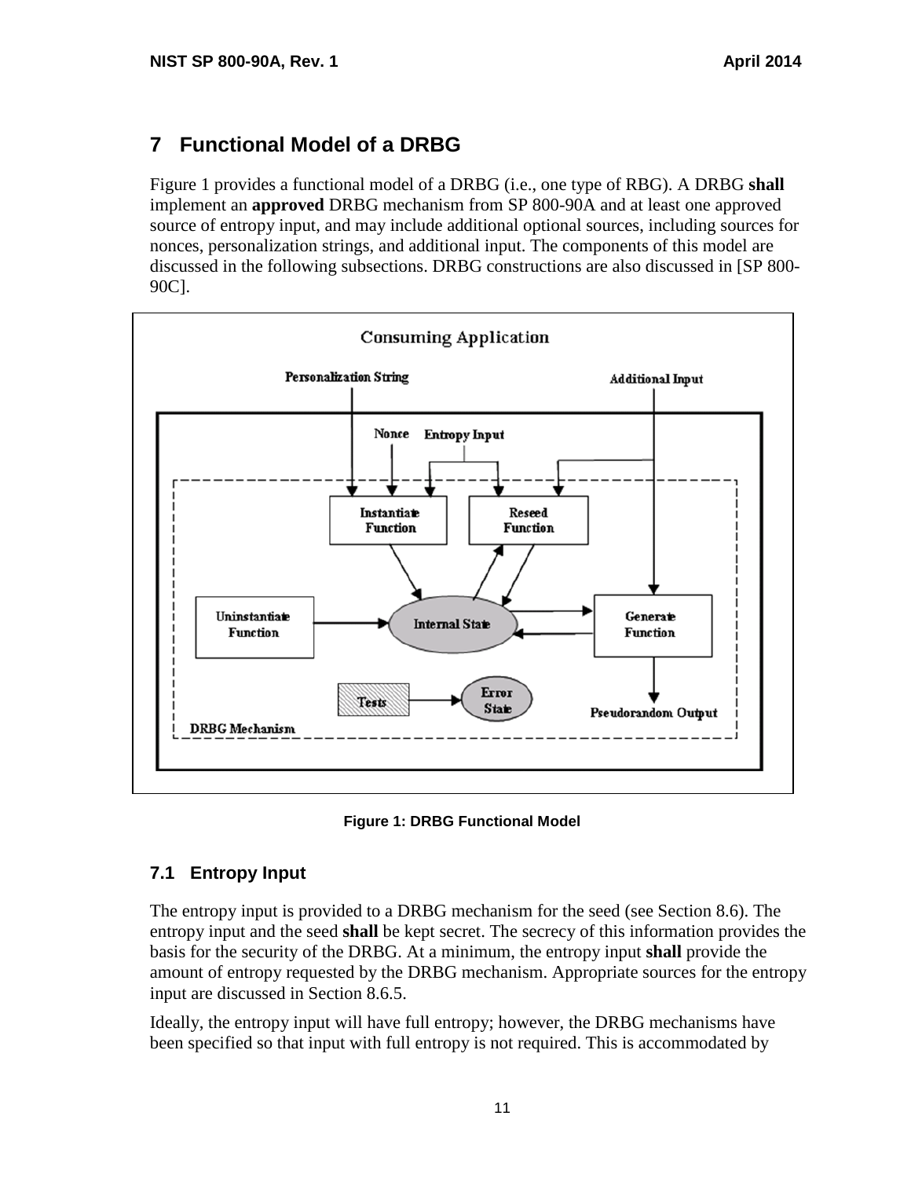# 7 Functional Model of a DRBG

Figure 1 provides a functional model of a DRBG (i.e., one type of RBG). A DRBG **shall** implement an **approved** DRBG mechanism from SP 800-90A and at least one approved source of entropy input, and may include additional optional sources, including sources for nonces, personalization strings, and additional input. The components of this model are discussed in the following subsections. DRBG constructions are also discussed in [SP 800-90C].

Consuming Application

Personalization String

Additional Input

Nonce

Entropy Input

Instantiate Function

Reseed Function

Uninstantiate Function

Internal State

Generate Function

Tests

Error State

Pseudorandom Output

DRBG Mechanism

**Figure 1: DRBG Functional Model**

## 7.1 Entropy Input

The entropy input is provided to a DRBG mechanism for the seed (see Section 8.6). The entropy input and the seed **shall** be kept secret. The secrecy of this information provides the basis for the security of the DRBG. At a minimum, the entropy input **shall** provide the amount of entropy requested by the DRBG mechanism. Appropriate sources for the entropy input are discussed in Section 8.6.5.

Ideally, the entropy input will have full entropy; however, the DRBG mechanisms have been specified so that input with full entropy is not required. This is accommodated by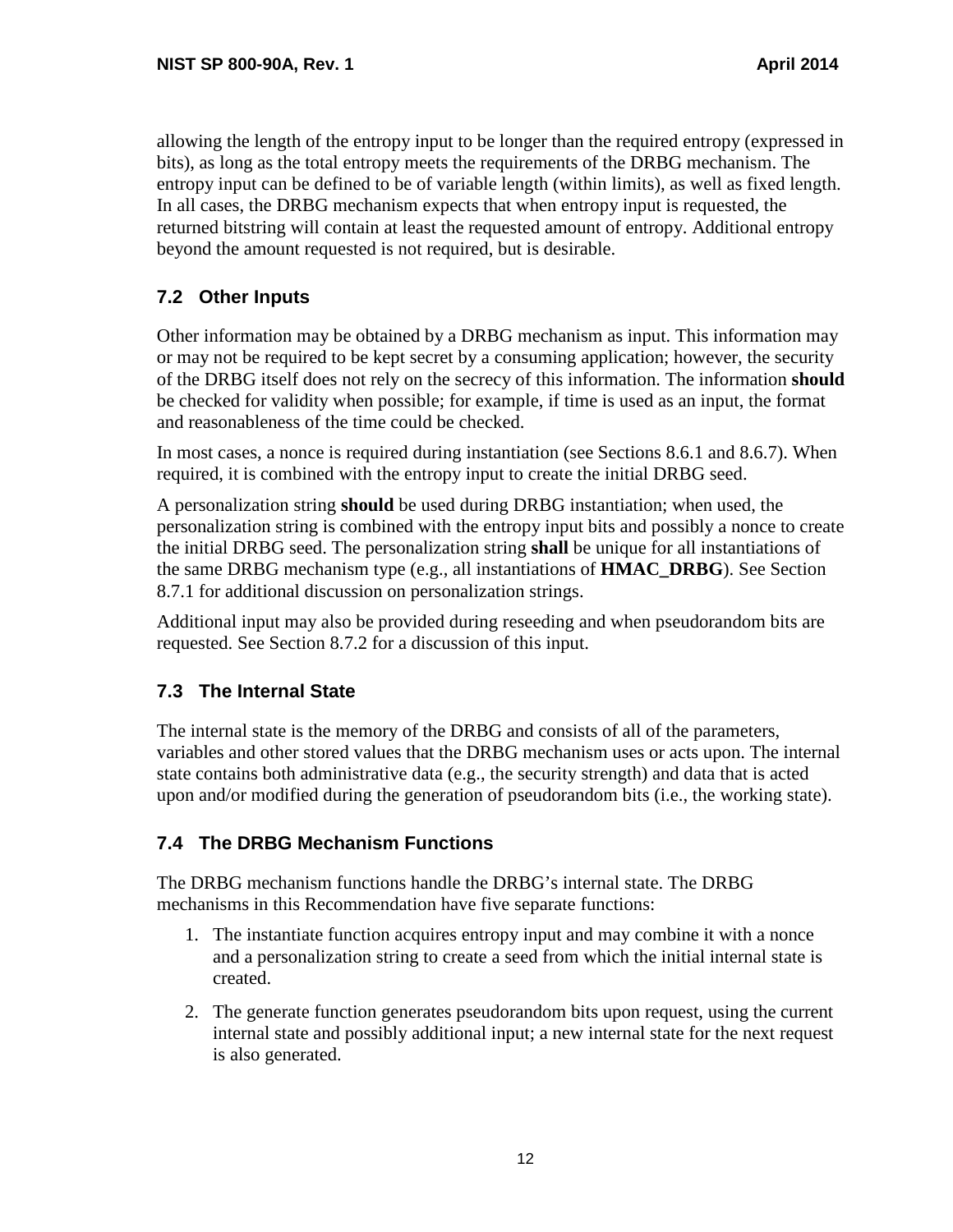allowing the length of the entropy input to be longer than the required entropy (expressed in bits), as long as the total entropy meets the requirements of the DRBG mechanism. The entropy input can be defined to be of variable length (within limits), as well as fixed length. In all cases, the DRBG mechanism expects that when entropy input is requested, the returned bitstring will contain at least the requested amount of entropy. Additional entropy beyond the amount requested is not required, but is desirable.

## 7.2 Other Inputs

Other information may be obtained by a DRBG mechanism as input. This information may or may not be required to be kept secret by a consuming application; however, the security of the DRBG itself does not rely on the secrecy of this information. The information **should** be checked for validity when possible; for example, if time is used as an input, the format and reasonableness of the time could be checked.

In most cases, a nonce is required during instantiation (see Sections 8.6.1 and 8.6.7). When required, it is combined with the entropy input to create the initial DRBG seed.

A personalization string **should** be used during DRBG instantiation; when used, the personalization string is combined with the entropy input bits and possibly a nonce to create the initial DRBG seed. The personalization string **shall** be unique for all instantiations of the same DRBG mechanism type (e.g., all instantiations of **HMAC_DRBG**). See Section 8.7.1 for additional discussion on personalization strings.

Additional input may also be provided during reseeding and when pseudorandom bits are requested. See Section 8.7.2 for a discussion of this input.

## 7.3 The Internal State

The internal state is the memory of the DRBG and consists of all of the parameters, variables and other stored values that the DRBG mechanism uses or acts upon. The internal state contains both administrative data (e.g., the security strength) and data that is acted upon and/or modified during the generation of pseudorandom bits (i.e., the working state).

## 7.4 The DRBG Mechanism Functions

The DRBG mechanism functions handle the DRBG's internal state. The DRBG mechanisms in this Recommendation have five separate functions:

1. The instantiate function acquires entropy input and may combine it with a nonce and a personalization string to create a seed from which the initial internal state is created.
2. The generate function generates pseudorandom bits upon request, using the current internal state and possibly additional input; a new internal state for the next request is also generated.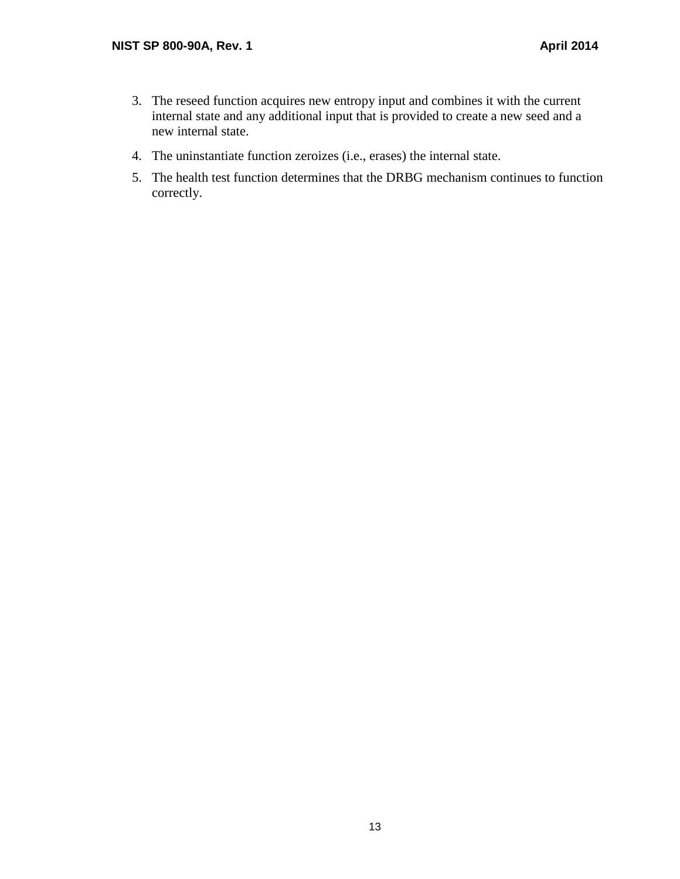3. The reseed function acquires new entropy input and combines it with the current internal state and any additional input that is provided to create a new seed and a new internal state.
4. The uninstantiate function zeroizes (i.e., erases) the internal state.
5. The health test function determines that the DRBG mechanism continues to function correctly.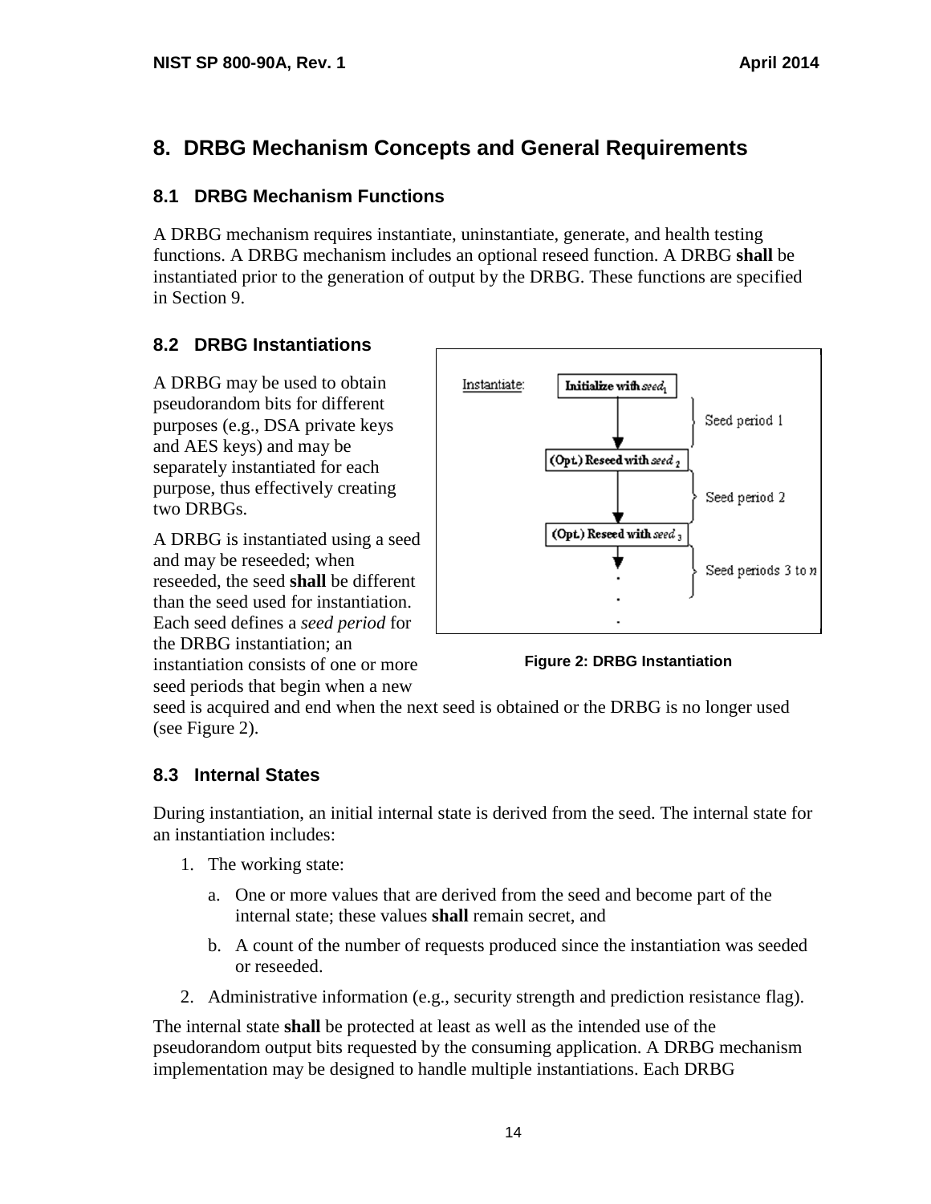# 8. DRBG Mechanism Concepts and General Requirements

## 8.1 DRBG Mechanism Functions

A DRBG mechanism requires instantiate, uninstantiate, generate, and health testing functions. A DRBG mechanism includes an optional reseed function. A DRBG **shall** be instantiated prior to the generation of output by the DRBG. These functions are specified in Section 9.

## 8.2 DRBG Instantiations

A DRBG may be used to obtain pseudorandom bits for different purposes (e.g., DSA private keys and AES keys) and may be separately instantiated for each purpose, thus effectively creating two DRBGs.

A DRBG is instantiated using a seed and may be reseeded; when reseeded, the seed **shall** be different than the seed used for instantiation. Each seed defines a *seed period* for the DRBG instantiation; an instantiation consists of one or more seed periods that begin when a new seed is acquired and end when the next seed is obtained or the DRBG is no longer used (see Figure 2).

Figure 2: DRBG Instantiation

## 8.3 Internal States

During instantiation, an initial internal state is derived from the seed. The internal state for an instantiation includes:

1. The working state:
   a. One or more values that are derived from the seed and become part of the internal state; these values **shall** remain secret, and
   b. A count of the number of requests produced since the instantiation was seeded or reseeded.
2. Administrative information (e.g., security strength and prediction resistance flag).

The internal state **shall** be protected at least as well as the intended use of the pseudorandom output bits requested by the consuming application. A DRBG mechanism implementation may be designed to handle multiple instantiations. Each DRBG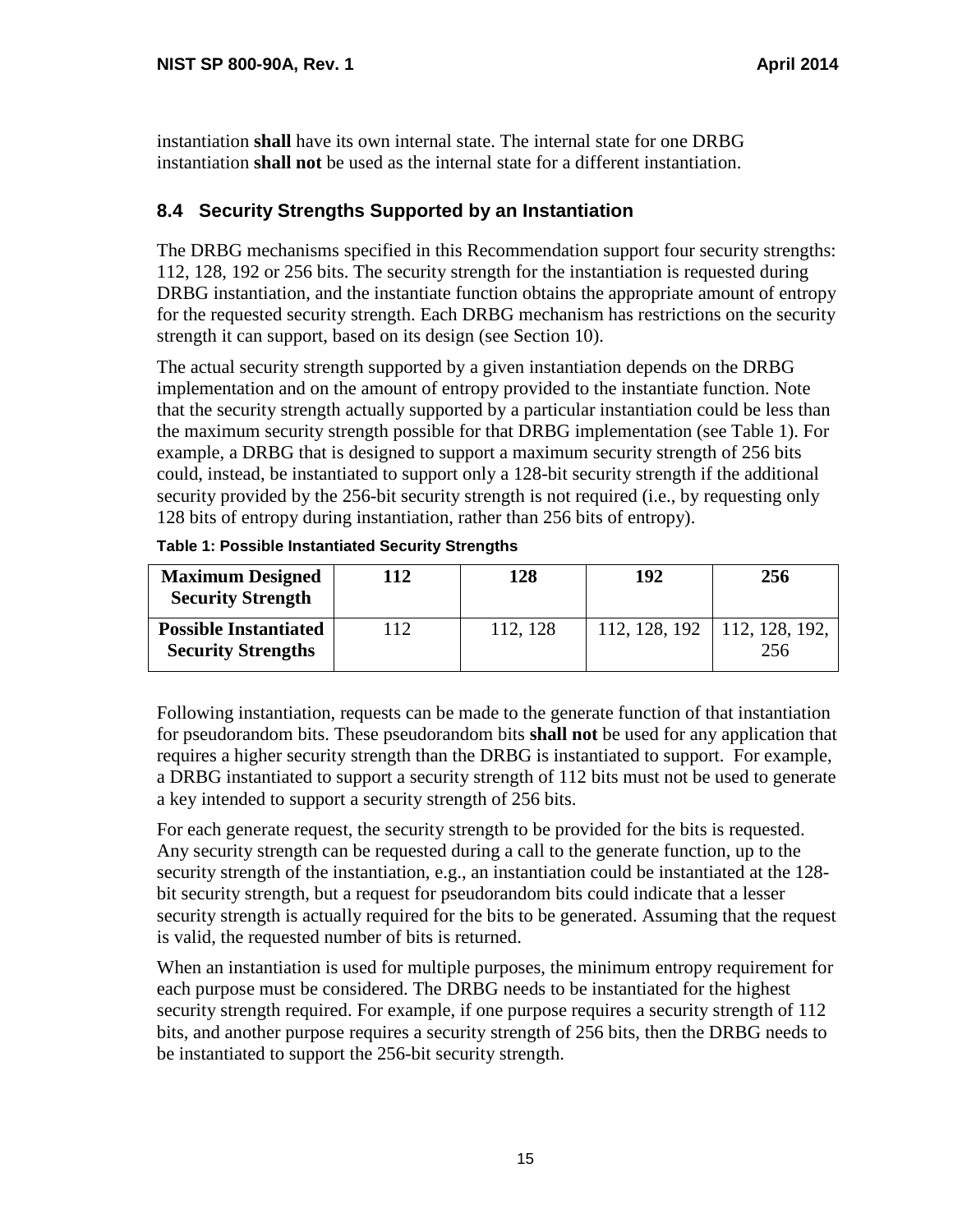instantiation **shall** have its own internal state. The internal state for one DRBG instantiation **shall not** be used as the internal state for a different instantiation.

## 8.4 Security Strengths Supported by an Instantiation

The DRBG mechanisms specified in this Recommendation support four security strengths: 112, 128, 192 or 256 bits. The security strength for the instantiation is requested during DRBG instantiation, and the instantiate function obtains the appropriate amount of entropy for the requested security strength. Each DRBG mechanism has restrictions on the security strength it can support, based on its design (see Section 10).

The actual security strength supported by a given instantiation depends on the DRBG implementation and on the amount of entropy provided to the instantiate function. Note that the security strength actually supported by a particular instantiation could be less than the maximum security strength possible for that DRBG implementation (see Table 1). For example, a DRBG that is designed to support a maximum security strength of 256 bits could, instead, be instantiated to support only a 128-bit security strength if the additional security provided by the 256-bit security strength is not required (i.e., by requesting only 128 bits of entropy during instantiation, rather than 256 bits of entropy).

**Table 1: Possible Instantiated Security Strengths**

| **Maximum Designed Security Strength** | **112** | **128** | **192** | **256** |
|---|---|---|---|---|
| **Possible Instantiated Security Strengths** | 112 | 112, 128 | 112, 128, 192 | 112, 128, 192, 256 |

Following instantiation, requests can be made to the generate function of that instantiation for pseudorandom bits. These pseudorandom bits **shall not** be used for any application that requires a higher security strength than the DRBG is instantiated to support. For example, a DRBG instantiated to support a security strength of 112 bits must not be used to generate a key intended to support a security strength of 256 bits.

For each generate request, the security strength to be provided for the bits is requested. Any security strength can be requested during a call to the generate function, up to the security strength of the instantiation, e.g., an instantiation could be instantiated at the 128-bit security strength, but a request for pseudorandom bits could indicate that a lesser security strength is actually required for the bits to be generated. Assuming that the request is valid, the requested number of bits is returned.

When an instantiation is used for multiple purposes, the minimum entropy requirement for each purpose must be considered. The DRBG needs to be instantiated for the highest security strength required. For example, if one purpose requires a security strength of 112 bits, and another purpose requires a security strength of 256 bits, then the DRBG needs to be instantiated to support the 256-bit security strength.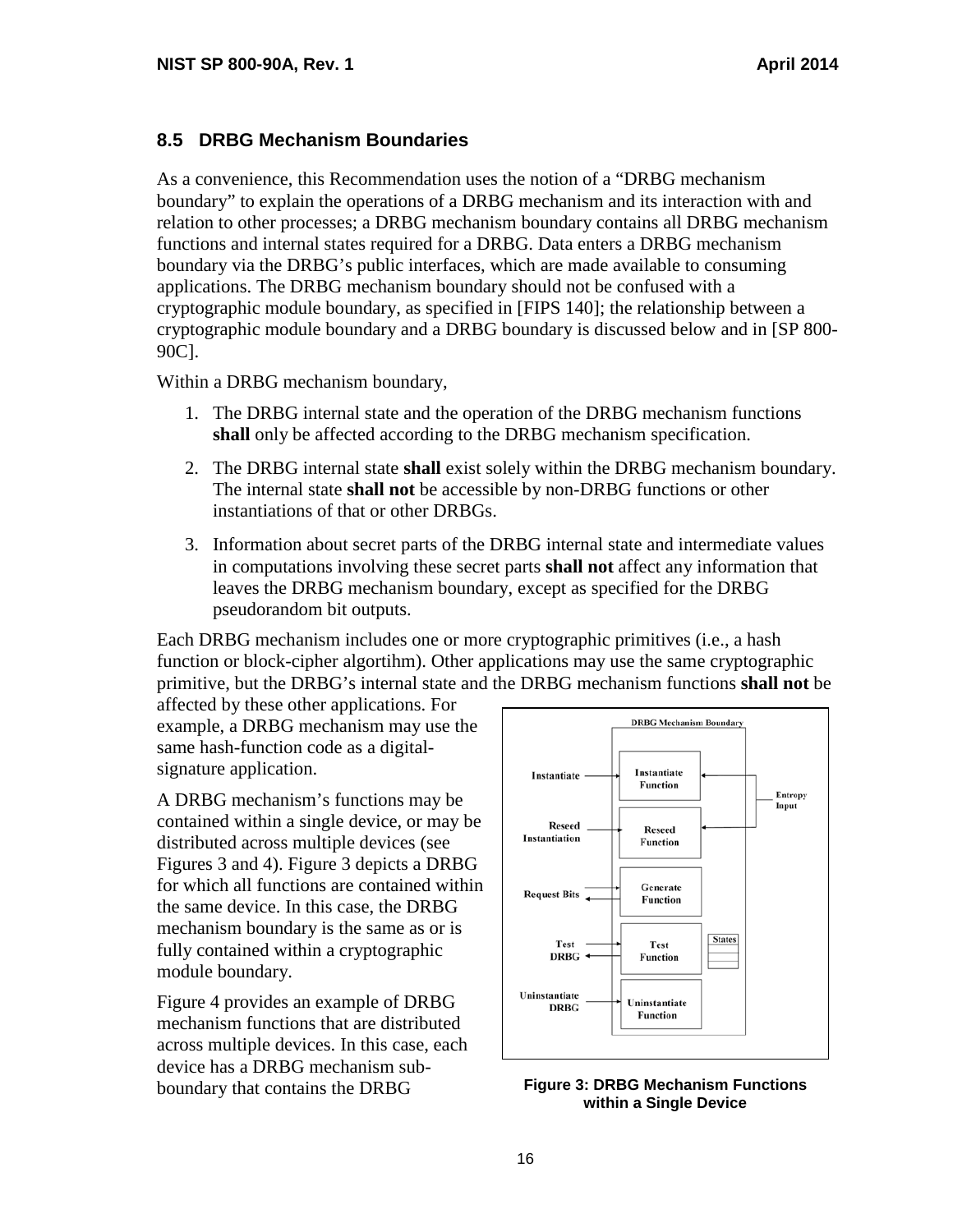## 8.5 DRBG Mechanism Boundaries

As a convenience, this Recommendation uses the notion of a "DRBG mechanism boundary" to explain the operations of a DRBG mechanism and its interaction with and relation to other processes; a DRBG mechanism boundary contains all DRBG mechanism functions and internal states required for a DRBG. Data enters a DRBG mechanism boundary via the DRBG's public interfaces, which are made available to consuming applications. The DRBG mechanism boundary should not be confused with a cryptographic module boundary, as specified in [FIPS 140]; the relationship between a cryptographic module boundary and a DRBG boundary is discussed below and in [SP 800-90C].

Within a DRBG mechanism boundary,

1. The DRBG internal state and the operation of the DRBG mechanism functions **shall** only be affected according to the DRBG mechanism specification.
2. The DRBG internal state **shall** exist solely within the DRBG mechanism boundary. The internal state **shall not** be accessible by non-DRBG functions or other instantiations of that or other DRBGs.
3. Information about secret parts of the DRBG internal state and intermediate values in computations involving these secret parts **shall not** affect any information that leaves the DRBG mechanism boundary, except as specified for the DRBG pseudorandom bit outputs.

Each DRBG mechanism includes one or more cryptographic primitives (i.e., a hash function or block-cipher algortihm). Other applications may use the same cryptographic primitive, but the DRBG's internal state and the DRBG mechanism functions **shall not** be affected by these other applications. For example, a DRBG mechanism may use the same hash-function code as a digital-signature application.

A DRBG mechanism's functions may be contained within a single device, or may be distributed across multiple devices (see Figures 3 and 4). Figure 3 depicts a DRBG for which all functions are contained within the same device. In this case, the DRBG mechanism boundary is the same as or is fully contained within a cryptographic module boundary.

Figure 4 provides an example of DRBG mechanism functions that are distributed across multiple devices. In this case, each device has a DRBG mechanism sub-boundary that contains the DRBG

**Figure 3: DRBG Mechanism Functions within a Single Device**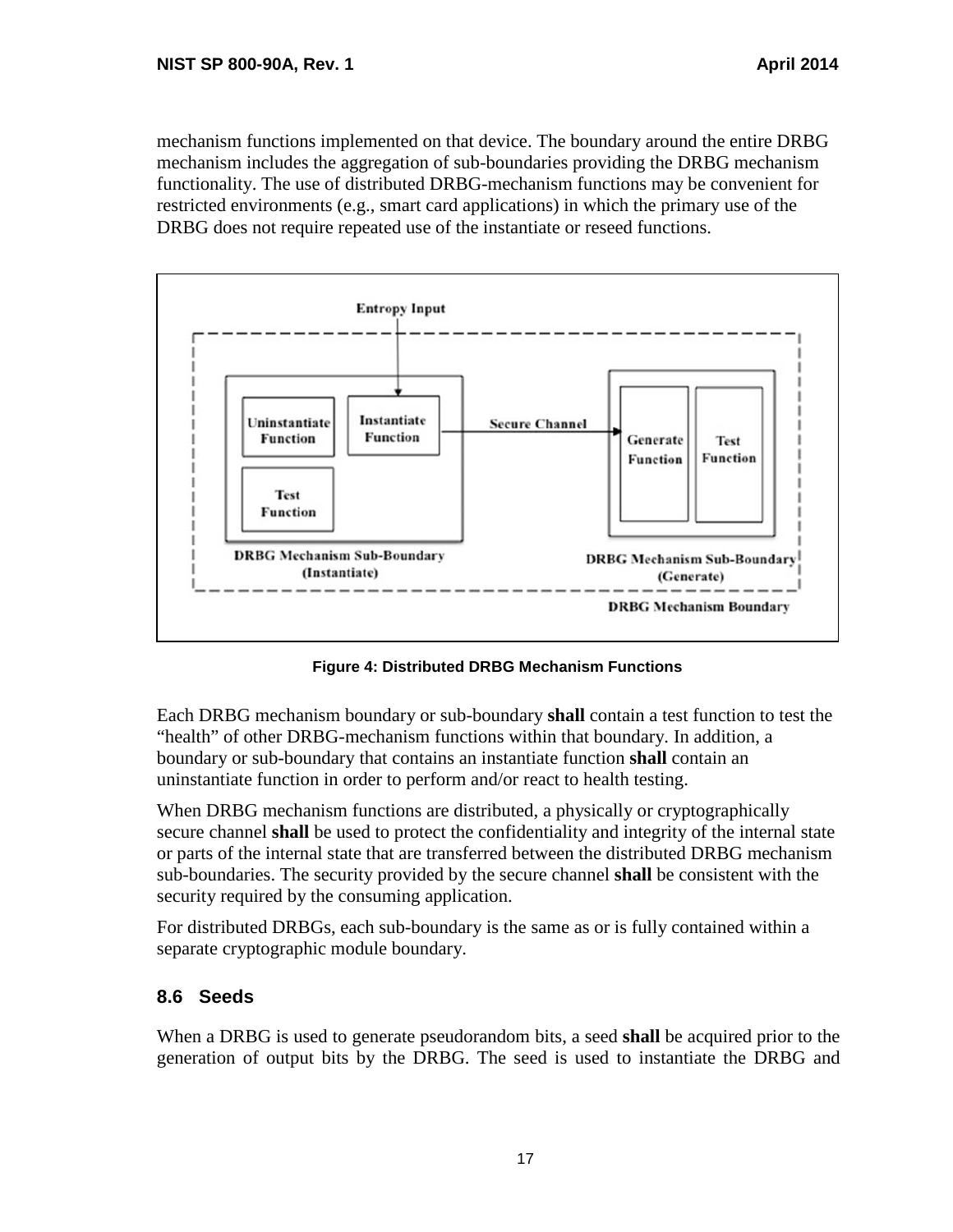mechanism functions implemented on that device. The boundary around the entire DRBG mechanism includes the aggregation of sub-boundaries providing the DRBG mechanism functionality. The use of distributed DRBG-mechanism functions may be convenient for restricted environments (e.g., smart card applications) in which the primary use of the DRBG does not require repeated use of the instantiate or reseed functions.

**Figure 4: Distributed DRBG Mechanism Functions**

Each DRBG mechanism boundary or sub-boundary **shall** contain a test function to test the "health" of other DRBG-mechanism functions within that boundary. In addition, a boundary or sub-boundary that contains an instantiate function **shall** contain an uninstantiate function in order to perform and/or react to health testing.

When DRBG mechanism functions are distributed, a physically or cryptographically secure channel **shall** be used to protect the confidentiality and integrity of the internal state or parts of the internal state that are transferred between the distributed DRBG mechanism sub-boundaries. The security provided by the secure channel **shall** be consistent with the security required by the consuming application.

For distributed DRBGs, each sub-boundary is the same as or is fully contained within a separate cryptographic module boundary.

## 8.6 Seeds

When a DRBG is used to generate pseudorandom bits, a seed **shall** be acquired prior to the generation of output bits by the DRBG. The seed is used to instantiate the DRBG and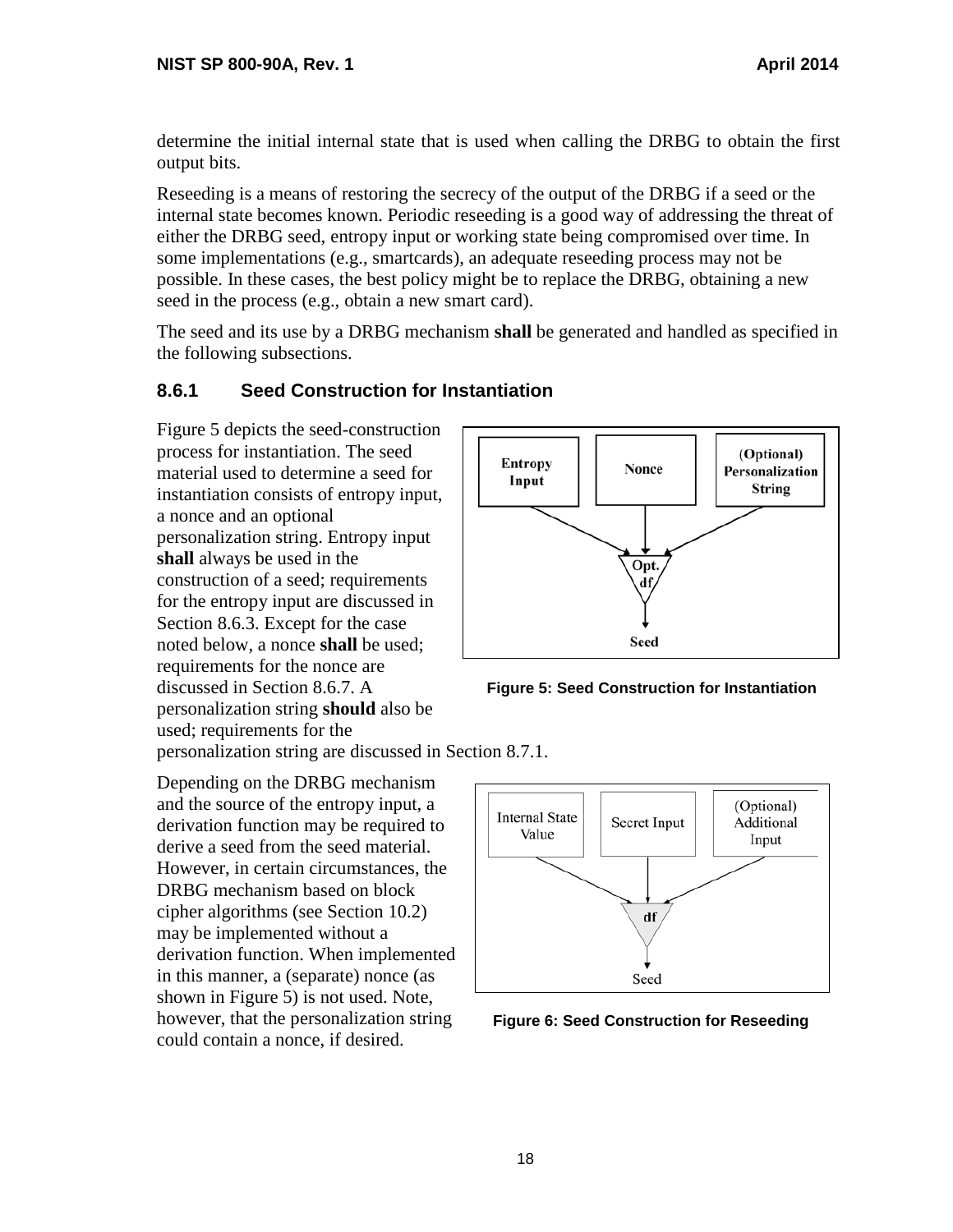determine the initial internal state that is used when calling the DRBG to obtain the first output bits.

Reseeding is a means of restoring the secrecy of the output of the DRBG if a seed or the internal state becomes known. Periodic reseeding is a good way of addressing the threat of either the DRBG seed, entropy input or working state being compromised over time. In some implementations (e.g., smartcards), an adequate reseeding process may not be possible. In these cases, the best policy might be to replace the DRBG, obtaining a new seed in the process (e.g., obtain a new smart card).

The seed and its use by a DRBG mechanism **shall** be generated and handled as specified in the following subsections.

### 8.6.1 Seed Construction for Instantiation

Figure 5 depicts the seed-construction process for instantiation. The seed material used to determine a seed for instantiation consists of entropy input, a nonce and an optional personalization string. Entropy input **shall** always be used in the construction of a seed; requirements for the entropy input are discussed in Section 8.6.3. Except for the case noted below, a nonce **shall** be used; requirements for the nonce are discussed in Section 8.6.7. A personalization string **should** also be used; requirements for the personalization string are discussed in Section 8.7.1.

Entropy Input

Nonce

(Optional) Personalization String

Opt. df

Seed

**Figure 5: Seed Construction for Instantiation**

Depending on the DRBG mechanism and the source of the entropy input, a derivation function may be required to derive a seed from the seed material. However, in certain circumstances, the DRBG mechanism based on block cipher algorithms (see Section 10.2) may be implemented without a derivation function. When implemented in this manner, a (separate) nonce (as shown in Figure 5) is not used. Note, however, that the personalization string could contain a nonce, if desired.

Internal State Value

Secret Input

(Optional) Additional Input

df

Seed

**Figure 6: Seed Construction for Reseeding**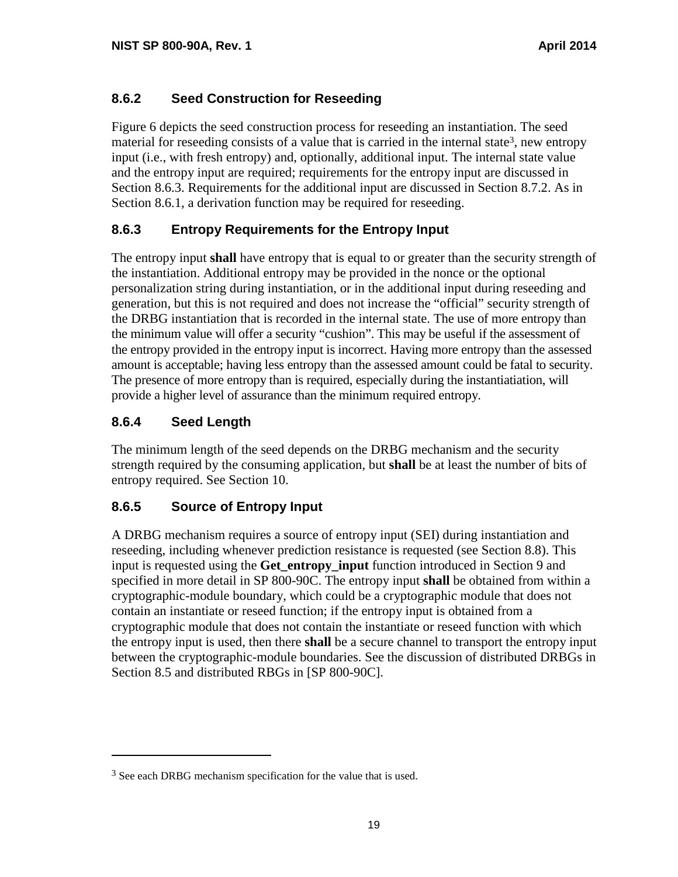### 8.6.2 Seed Construction for Reseeding

Figure 6 depicts the seed construction process for reseeding an instantiation. The seed material for reseeding consists of a value that is carried in the internal state[3], new entropy input (i.e., with fresh entropy) and, optionally, additional input. The internal state value and the entropy input are required; requirements for the entropy input are discussed in Section 8.6.3. Requirements for the additional input are discussed in Section 8.7.2. As in Section 8.6.1, a derivation function may be required for reseeding.

### 8.6.3 Entropy Requirements for the Entropy Input

The entropy input **shall** have entropy that is equal to or greater than the security strength of the instantiation. Additional entropy may be provided in the nonce or the optional personalization string during instantiation, or in the additional input during reseeding and generation, but this is not required and does not increase the "official" security strength of the DRBG instantiation that is recorded in the internal state. The use of more entropy than the minimum value will offer a security "cushion". This may be useful if the assessment of the entropy provided in the entropy input is incorrect. Having more entropy than the assessed amount is acceptable; having less entropy than the assessed amount could be fatal to security. The presence of more entropy than is required, especially during the instantiatiation, will provide a higher level of assurance than the minimum required entropy.

### 8.6.4 Seed Length

The minimum length of the seed depends on the DRBG mechanism and the security strength required by the consuming application, but **shall** be at least the number of bits of entropy required. See Section 10.

### 8.6.5 Source of Entropy Input

A DRBG mechanism requires a source of entropy input (SEI) during instantiation and reseeding, including whenever prediction resistance is requested (see Section 8.8). This input is requested using the **Get_entropy_input** function introduced in Section 9 and specified in more detail in SP 800-90C. The entropy input **shall** be obtained from within a cryptographic-module boundary, which could be a cryptographic module that does not contain an instantiate or reseed function; if the entropy input is obtained from a cryptographic module that does not contain the instantiate or reseed function with which the entropy input is used, then there **shall** be a secure channel to transport the entropy input between the cryptographic-module boundaries. See the discussion of distributed DRBGs in Section 8.5 and distributed RBGs in [SP 800-90C].

---

[3] See each DRBG mechanism specification for the value that is used.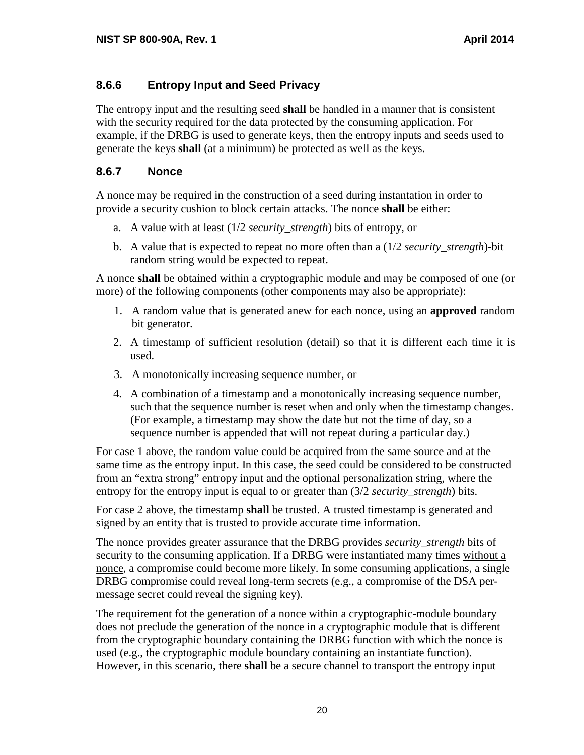### 8.6.6 Entropy Input and Seed Privacy

The entropy input and the resulting seed **shall** be handled in a manner that is consistent with the security required for the data protected by the consuming application. For example, if the DRBG is used to generate keys, then the entropy inputs and seeds used to generate the keys **shall** (at a minimum) be protected as well as the keys.

### 8.6.7 Nonce

A nonce may be required in the construction of a seed during instantation in order to provide a security cushion to block certain attacks. The nonce **shall** be either:

a. A value with at least (1/2 *security_strength*) bits of entropy, or

b. A value that is expected to repeat no more often than a (1/2 *security_strength*)-bit random string would be expected to repeat.

A nonce **shall** be obtained within a cryptographic module and may be composed of one (or more) of the following components (other components may also be appropriate):

1. A random value that is generated anew for each nonce, using an **approved** random bit generator.
2. A timestamp of sufficient resolution (detail) so that it is different each time it is used.
3. A monotonically increasing sequence number, or
4. A combination of a timestamp and a monotonically increasing sequence number, such that the sequence number is reset when and only when the timestamp changes. (For example, a timestamp may show the date but not the time of day, so a sequence number is appended that will not repeat during a particular day.)

For case 1 above, the random value could be acquired from the same source and at the same time as the entropy input. In this case, the seed could be considered to be constructed from an "extra strong" entropy input and the optional personalization string, where the entropy for the entropy input is equal to or greater than (3/2 *security_strength*) bits.

For case 2 above, the timestamp **shall** be trusted. A trusted timestamp is generated and signed by an entity that is trusted to provide accurate time information.

The nonce provides greater assurance that the DRBG provides *security_strength* bits of security to the consuming application. If a DRBG were instantiated many times without a nonce, a compromise could become more likely. In some consuming applications, a single DRBG compromise could reveal long-term secrets (e.g., a compromise of the DSA per-message secret could reveal the signing key).

The requirement fot the generation of a nonce within a cryptographic-module boundary does not preclude the generation of the nonce in a cryptographic module that is different from the cryptographic boundary containing the DRBG function with which the nonce is used (e.g., the cryptographic module boundary containing an instantiate function). However, in this scenario, there **shall** be a secure channel to transport the entropy input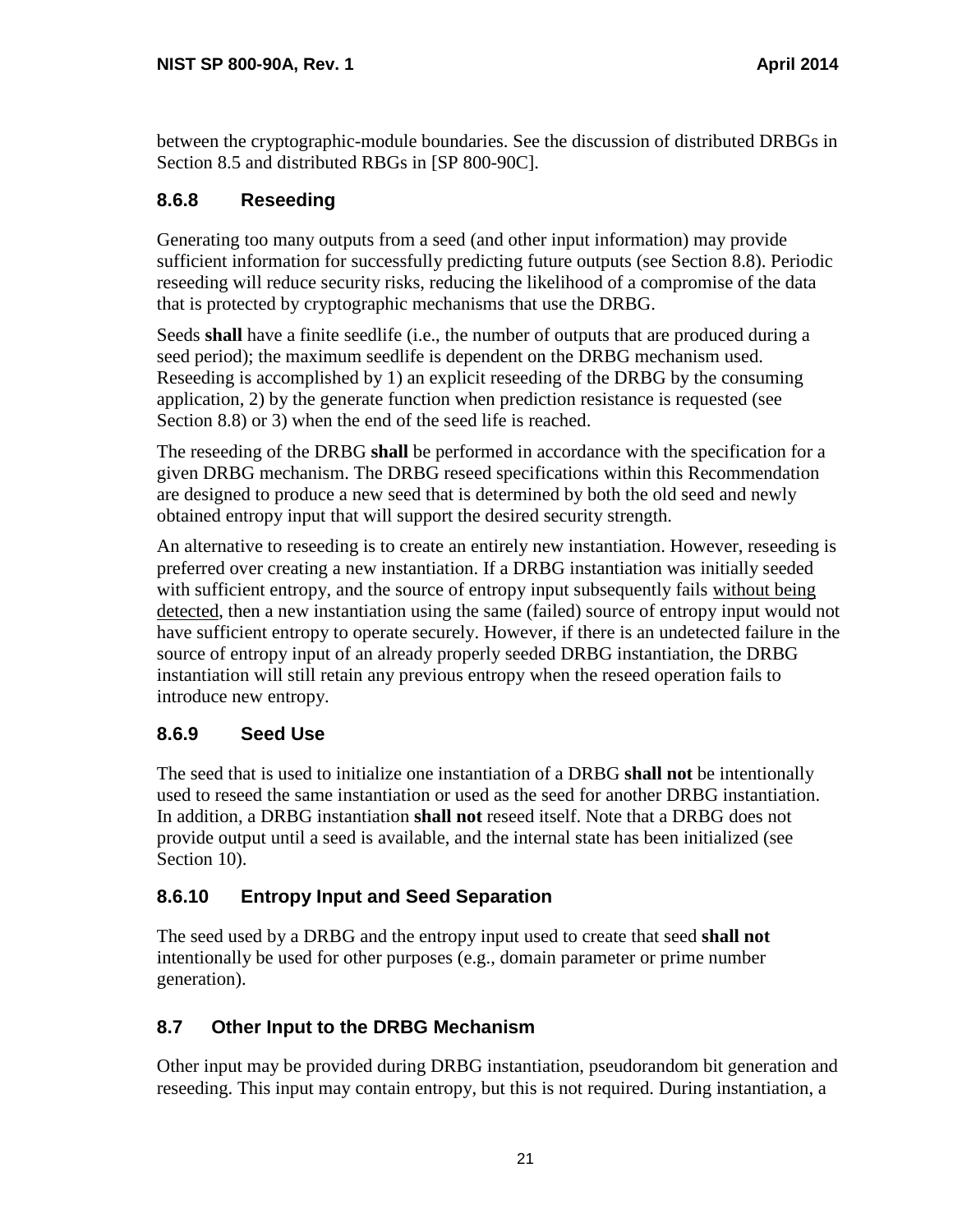between the cryptographic-module boundaries. See the discussion of distributed DRBGs in Section 8.5 and distributed RBGs in [SP 800-90C].

### 8.6.8 Reseeding

Generating too many outputs from a seed (and other input information) may provide sufficient information for successfully predicting future outputs (see Section 8.8). Periodic reseeding will reduce security risks, reducing the likelihood of a compromise of the data that is protected by cryptographic mechanisms that use the DRBG.

Seeds **shall** have a finite seedlife (i.e., the number of outputs that are produced during a seed period); the maximum seedlife is dependent on the DRBG mechanism used. Reseeding is accomplished by 1) an explicit reseeding of the DRBG by the consuming application, 2) by the generate function when prediction resistance is requested (see Section 8.8) or 3) when the end of the seed life is reached.

The reseeding of the DRBG **shall** be performed in accordance with the specification for a given DRBG mechanism. The DRBG reseed specifications within this Recommendation are designed to produce a new seed that is determined by both the old seed and newly obtained entropy input that will support the desired security strength.

An alternative to reseeding is to create an entirely new instantiation. However, reseeding is preferred over creating a new instantiation. If a DRBG instantiation was initially seeded with sufficient entropy, and the source of entropy input subsequently fails <u>without being detected</u>, then a new instantiation using the same (failed) source of entropy input would not have sufficient entropy to operate securely. However, if there is an undetected failure in the source of entropy input of an already properly seeded DRBG instantiation, the DRBG instantiation will still retain any previous entropy when the reseed operation fails to introduce new entropy.

### 8.6.9 Seed Use

The seed that is used to initialize one instantiation of a DRBG **shall not** be intentionally used to reseed the same instantiation or used as the seed for another DRBG instantiation. In addition, a DRBG instantiation **shall not** reseed itself. Note that a DRBG does not provide output until a seed is available, and the internal state has been initialized (see Section 10).

### 8.6.10 Entropy Input and Seed Separation

The seed used by a DRBG and the entropy input used to create that seed **shall not** intentionally be used for other purposes (e.g., domain parameter or prime number generation).

## 8.7 Other Input to the DRBG Mechanism

Other input may be provided during DRBG instantiation, pseudorandom bit generation and reseeding. This input may contain entropy, but this is not required. During instantiation, a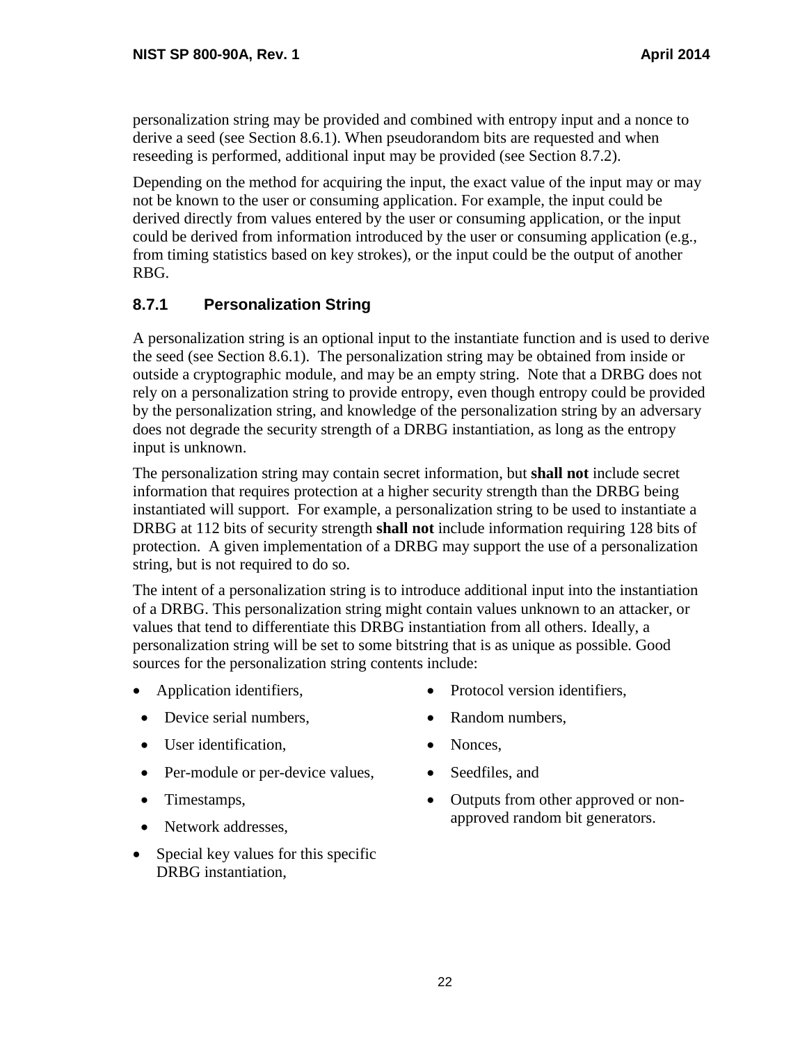personalization string may be provided and combined with entropy input and a nonce to derive a seed (see Section 8.6.1). When pseudorandom bits are requested and when reseeding is performed, additional input may be provided (see Section 8.7.2).

Depending on the method for acquiring the input, the exact value of the input may or may not be known to the user or consuming application. For example, the input could be derived directly from values entered by the user or consuming application, or the input could be derived from information introduced by the user or consuming application (e.g., from timing statistics based on key strokes), or the input could be the output of another RBG.

### 8.7.1 Personalization String

A personalization string is an optional input to the instantiate function and is used to derive the seed (see Section 8.6.1). The personalization string may be obtained from inside or outside a cryptographic module, and may be an empty string. Note that a DRBG does not rely on a personalization string to provide entropy, even though entropy could be provided by the personalization string, and knowledge of the personalization string by an adversary does not degrade the security strength of a DRBG instantiation, as long as the entropy input is unknown.

The personalization string may contain secret information, but **shall not** include secret information that requires protection at a higher security strength than the DRBG being instantiated will support. For example, a personalization string to be used to instantiate a DRBG at 112 bits of security strength **shall not** include information requiring 128 bits of protection. A given implementation of a DRBG may support the use of a personalization string, but is not required to do so.

The intent of a personalization string is to introduce additional input into the instantiation of a DRBG. This personalization string might contain values unknown to an attacker, or values that tend to differentiate this DRBG instantiation from all others. Ideally, a personalization string will be set to some bitstring that is as unique as possible. Good sources for the personalization string contents include:

- Application identifiers,
- Device serial numbers,
- User identification,
- Per-module or per-device values,
- Timestamps,
- Network addresses,
- Special key values for this specific DRBG instantiation,
- Protocol version identifiers,
- Random numbers,
- Nonces,
- Seedfiles, and
- Outputs from other approved or non-approved random bit generators.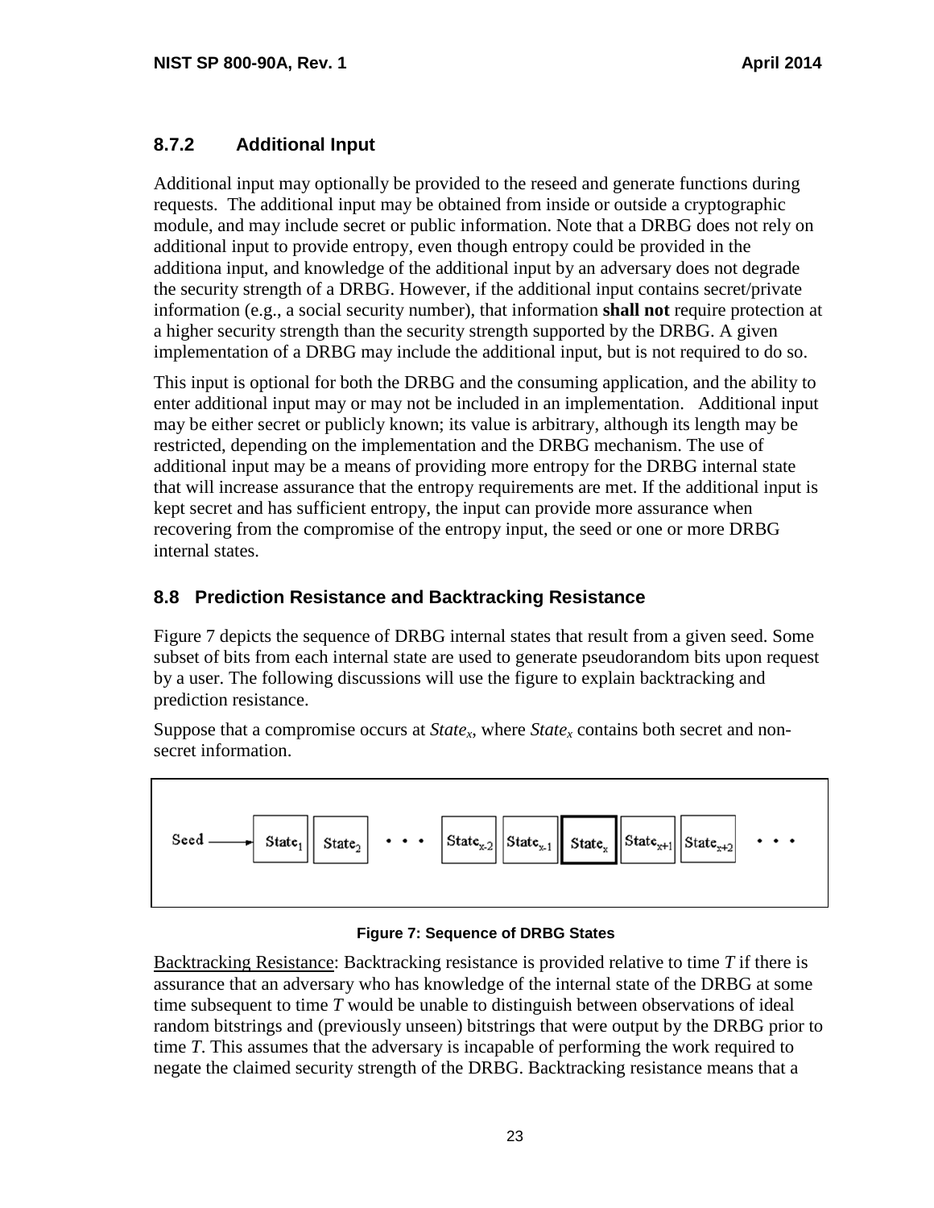### 8.7.2 Additional Input

Additional input may optionally be provided to the reseed and generate functions during requests. The additional input may be obtained from inside or outside a cryptographic module, and may include secret or public information. Note that a DRBG does not rely on additional input to provide entropy, even though entropy could be provided in the additiona input, and knowledge of the additional input by an adversary does not degrade the security strength of a DRBG. However, if the additional input contains secret/private information (e.g., a social security number), that information **shall not** require protection at a higher security strength than the security strength supported by the DRBG. A given implementation of a DRBG may include the additional input, but is not required to do so.

This input is optional for both the DRBG and the consuming application, and the ability to enter additional input may or may not be included in an implementation. Additional input may be either secret or publicly known; its value is arbitrary, although its length may be restricted, depending on the implementation and the DRBG mechanism. The use of additional input may be a means of providing more entropy for the DRBG internal state that will increase assurance that the entropy requirements are met. If the additional input is kept secret and has sufficient entropy, the input can provide more assurance when recovering from the compromise of the entropy input, the seed or one or more DRBG internal states.

## 8.8 Prediction Resistance and Backtracking Resistance

Figure 7 depicts the sequence of DRBG internal states that result from a given seed. Some subset of bits from each internal state are used to generate pseudorandom bits upon request by a user. The following discussions will use the figure to explain backtracking and prediction resistance.

Suppose that a compromise occurs at $State_x$, where $State_x$ contains both secret and non-secret information.

Seed → $State_1$ $State_2$ • • • $State_{x-2}$ $State_{x-1}$ $State_x$ $State_{x+1}$ $State_{x+2}$ • • •

**Figure 7: Sequence of DRBG States**

Backtracking Resistance: Backtracking resistance is provided relative to time *T* if there is assurance that an adversary who has knowledge of the internal state of the DRBG at some time subsequent to time *T* would be unable to distinguish between observations of ideal random bitstrings and (previously unseen) bitstrings that were output by the DRBG prior to time *T*. This assumes that the adversary is incapable of performing the work required to negate the claimed security strength of the DRBG. Backtracking resistance means that a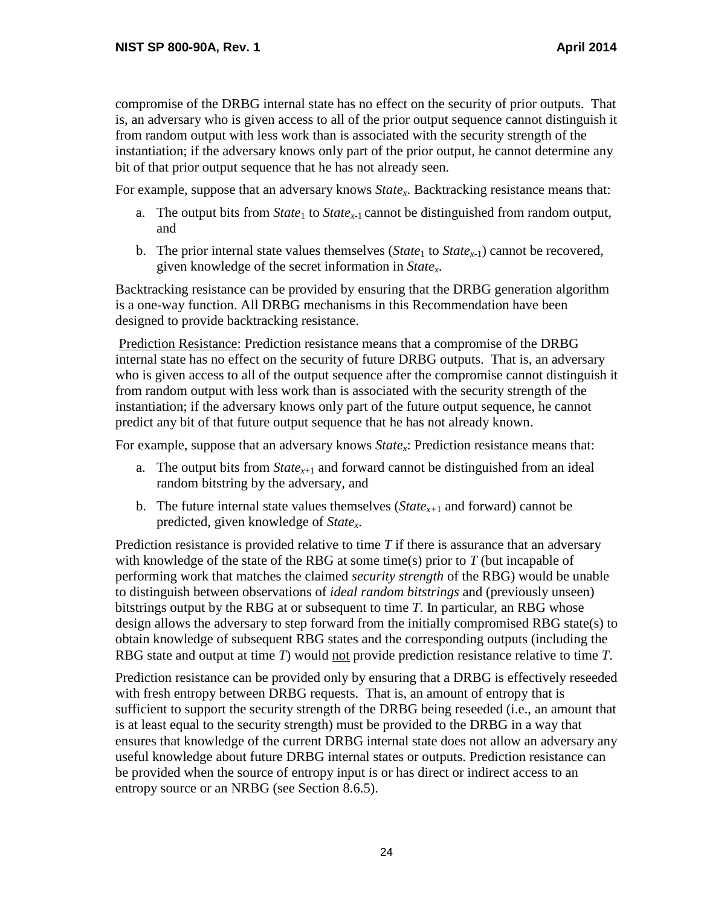compromise of the DRBG internal state has no effect on the security of prior outputs. That is, an adversary who is given access to all of the prior output sequence cannot distinguish it from random output with less work than is associated with the security strength of the instantiation; if the adversary knows only part of the prior output, he cannot determine any bit of that prior output sequence that he has not already seen.

For example, suppose that an adversary knows $State_x$. Backtracking resistance means that:

a. The output bits from $State_1$ to $State_{x-1}$ cannot be distinguished from random output, and

b. The prior internal state values themselves ($State_1$ to $State_{x-1}$) cannot be recovered, given knowledge of the secret information in $State_x$.

Backtracking resistance can be provided by ensuring that the DRBG generation algorithm is a one-way function. All DRBG mechanisms in this Recommendation have been designed to provide backtracking resistance.

Prediction Resistance: Prediction resistance means that a compromise of the DRBG internal state has no effect on the security of future DRBG outputs. That is, an adversary who is given access to all of the output sequence after the compromise cannot distinguish it from random output with less work than is associated with the security strength of the instantiation; if the adversary knows only part of the future output sequence, he cannot predict any bit of that future output sequence that he has not already known.

For example, suppose that an adversary knows $State_x$: Prediction resistance means that:

a. The output bits from $State_{x+1}$ and forward cannot be distinguished from an ideal random bitstring by the adversary, and

b. The future internal state values themselves ($State_{x+1}$ and forward) cannot be predicted, given knowledge of $State_x$.

Prediction resistance is provided relative to time *T* if there is assurance that an adversary with knowledge of the state of the RBG at some time(s) prior to *T* (but incapable of performing work that matches the claimed *security strength* of the RBG) would be unable to distinguish between observations of *ideal random bitstrings* and (previously unseen) bitstrings output by the RBG at or subsequent to time *T*. In particular, an RBG whose design allows the adversary to step forward from the initially compromised RBG state(s) to obtain knowledge of subsequent RBG states and the corresponding outputs (including the RBG state and output at time *T*) would not provide prediction resistance relative to time *T*.

Prediction resistance can be provided only by ensuring that a DRBG is effectively reseeded with fresh entropy between DRBG requests. That is, an amount of entropy that is sufficient to support the security strength of the DRBG being reseeded (i.e., an amount that is at least equal to the security strength) must be provided to the DRBG in a way that ensures that knowledge of the current DRBG internal state does not allow an adversary any useful knowledge about future DRBG internal states or outputs. Prediction resistance can be provided when the source of entropy input is or has direct or indirect access to an entropy source or an NRBG (see Section 8.6.5).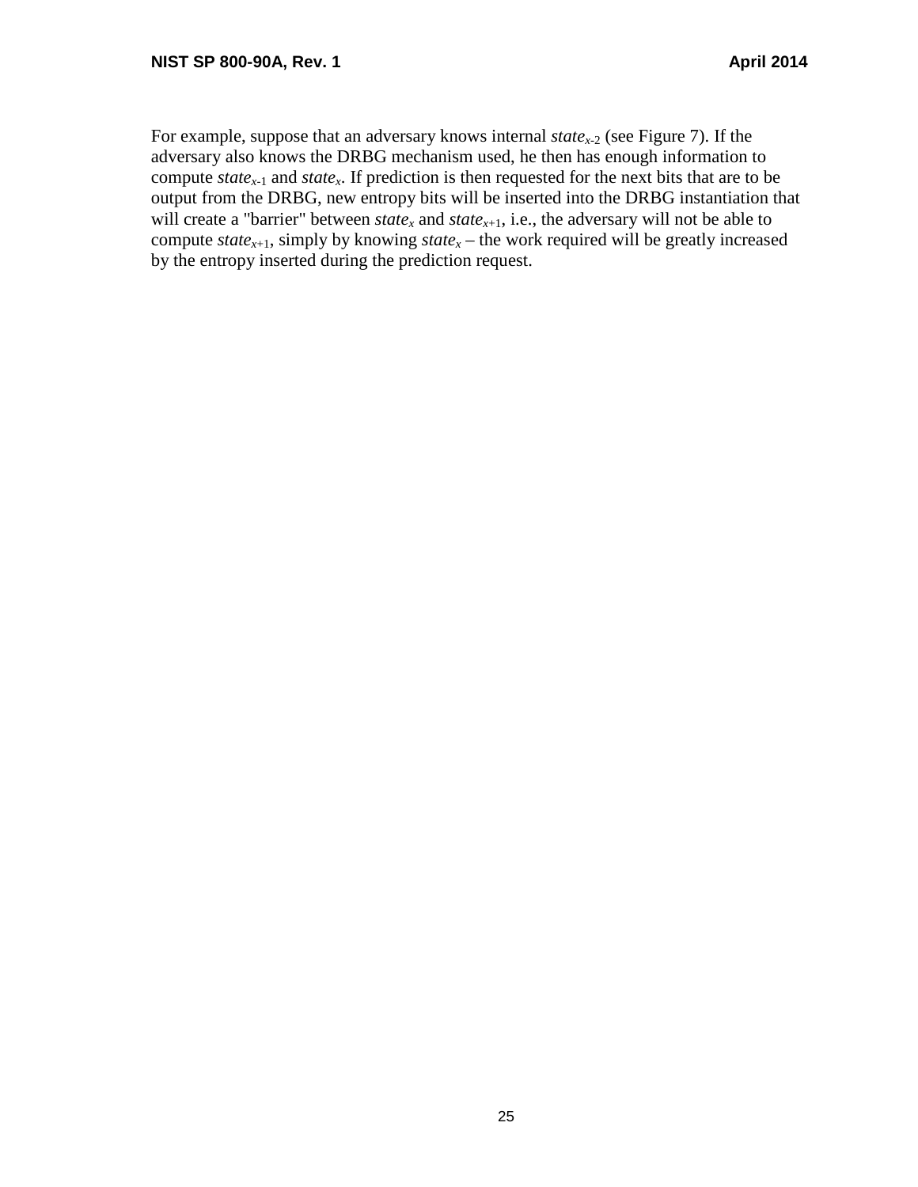For example, suppose that an adversary knows internal $state_{x\text{-}2}$ (see Figure 7). If the adversary also knows the DRBG mechanism used, he then has enough information to compute $state_{x\text{-}1}$ and $state_x$. If prediction is then requested for the next bits that are to be output from the DRBG, new entropy bits will be inserted into the DRBG instantiation that will create a "barrier" between $state_x$ and $state_{x+1}$, i.e., the adversary will not be able to compute $state_{x+1}$, simply by knowing $state_x$ – the work required will be greatly increased by the entropy inserted during the prediction request.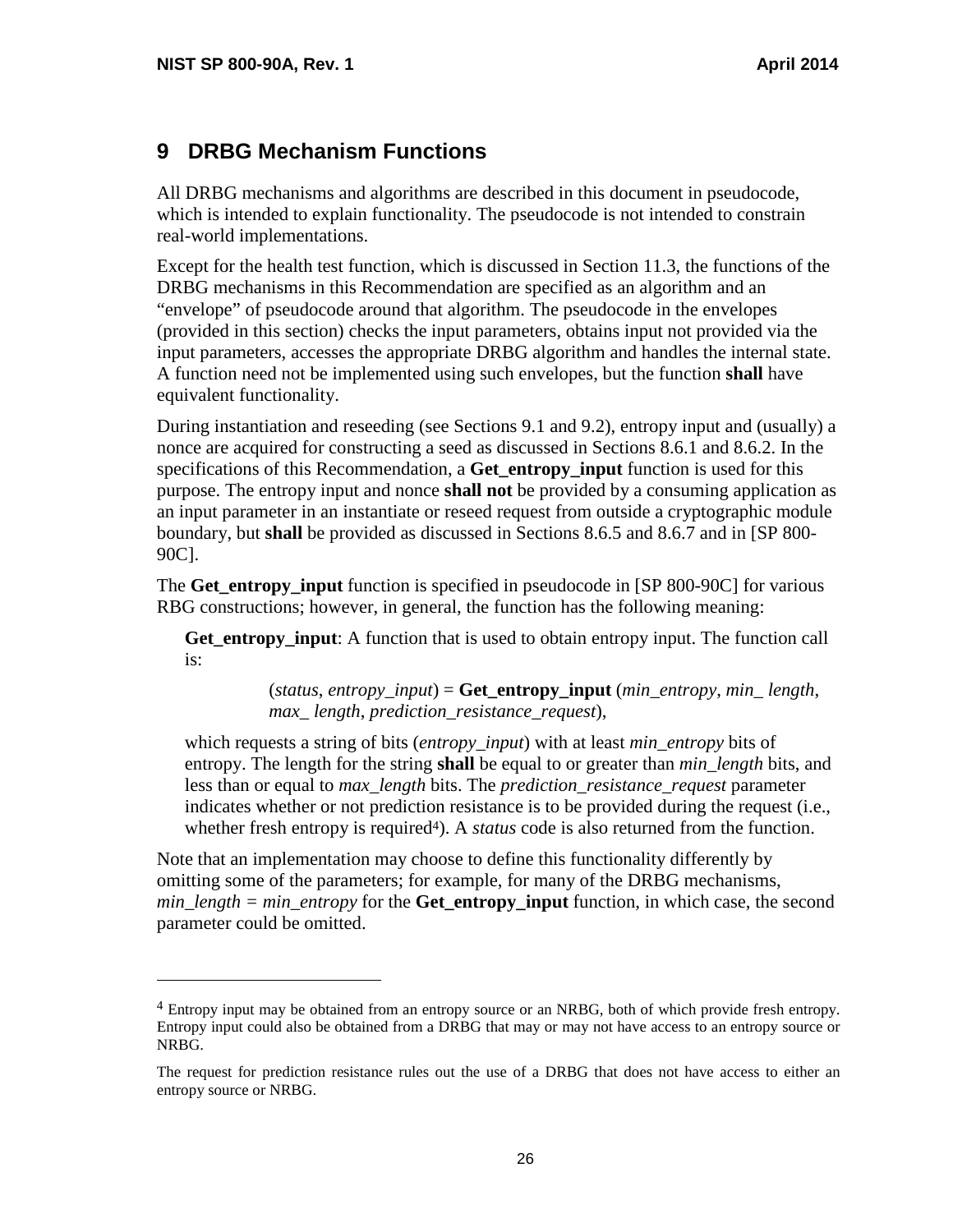# 9 DRBG Mechanism Functions

All DRBG mechanisms and algorithms are described in this document in pseudocode, which is intended to explain functionality. The pseudocode is not intended to constrain real-world implementations.

Except for the health test function, which is discussed in Section 11.3, the functions of the DRBG mechanisms in this Recommendation are specified as an algorithm and an "envelope" of pseudocode around that algorithm. The pseudocode in the envelopes (provided in this section) checks the input parameters, obtains input not provided via the input parameters, accesses the appropriate DRBG algorithm and handles the internal state. A function need not be implemented using such envelopes, but the function **shall** have equivalent functionality.

During instantiation and reseeding (see Sections 9.1 and 9.2), entropy input and (usually) a nonce are acquired for constructing a seed as discussed in Sections 8.6.1 and 8.6.2. In the specifications of this Recommendation, a **Get_entropy_input** function is used for this purpose. The entropy input and nonce **shall not** be provided by a consuming application as an input parameter in an instantiate or reseed request from outside a cryptographic module boundary, but **shall** be provided as discussed in Sections 8.6.5 and 8.6.7 and in [SP 800-90C].

The **Get_entropy_input** function is specified in pseudocode in [SP 800-90C] for various RBG constructions; however, in general, the function has the following meaning:

> **Get_entropy_input**: A function that is used to obtain entropy input. The function call is:
>
> > (*status*, *entropy_input*) = **Get_entropy_input** (*min_entropy*, *min_ length*, *max_ length*, *prediction_resistance_request*),
>
> which requests a string of bits (*entropy_input*) with at least *min_entropy* bits of entropy. The length for the string **shall** be equal to or greater than *min_length* bits, and less than or equal to *max_length* bits. The *prediction_resistance_request* parameter indicates whether or not prediction resistance is to be provided during the request (i.e., whether fresh entropy is required[4]). A *status* code is also returned from the function.

Note that an implementation may choose to define this functionality differently by omitting some of the parameters; for example, for many of the DRBG mechanisms, *min_length = min_entropy* for the **Get_entropy_input** function, in which case, the second parameter could be omitted.

---

[4] Entropy input may be obtained from an entropy source or an NRBG, both of which provide fresh entropy. Entropy input could also be obtained from a DRBG that may or may not have access to an entropy source or NRBG.

The request for prediction resistance rules out the use of a DRBG that does not have access to either an entropy source or NRBG.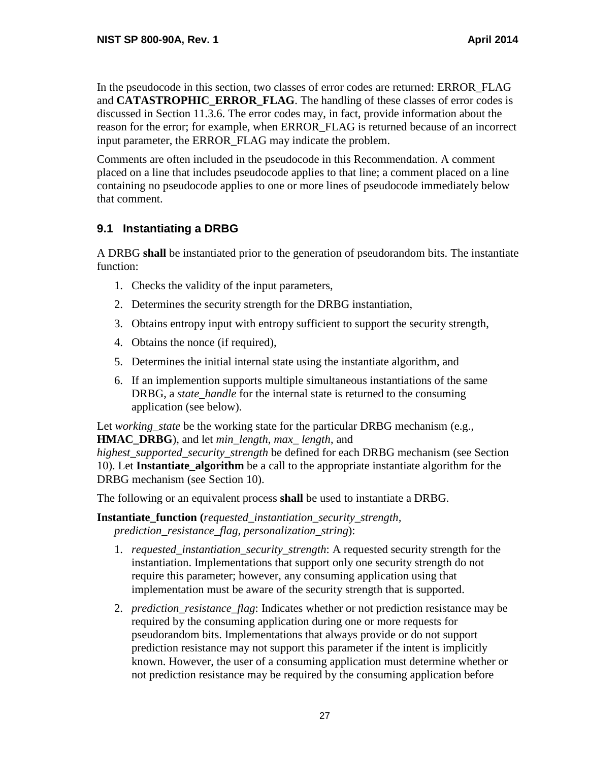In the pseudocode in this section, two classes of error codes are returned: ERROR_FLAG and **CATASTROPHIC_ERROR_FLAG**. The handling of these classes of error codes is discussed in Section 11.3.6. The error codes may, in fact, provide information about the reason for the error; for example, when ERROR_FLAG is returned because of an incorrect input parameter, the ERROR_FLAG may indicate the problem.

Comments are often included in the pseudocode in this Recommendation. A comment placed on a line that includes pseudocode applies to that line; a comment placed on a line containing no pseudocode applies to one or more lines of pseudocode immediately below that comment.

## 9.1 Instantiating a DRBG

A DRBG **shall** be instantiated prior to the generation of pseudorandom bits. The instantiate function:

1. Checks the validity of the input parameters,
2. Determines the security strength for the DRBG instantiation,
3. Obtains entropy input with entropy sufficient to support the security strength,
4. Obtains the nonce (if required),
5. Determines the initial internal state using the instantiate algorithm, and
6. If an implemention supports multiple simultaneous instantiations of the same DRBG, a *state_handle* for the internal state is returned to the consuming application (see below).

Let *working_state* be the working state for the particular DRBG mechanism (e.g., **HMAC_DRBG**), and let *min_length*, *max_ length*, and *highest_supported_security_strength* be defined for each DRBG mechanism (see Section 10). Let **Instantiate_algorithm** be a call to the appropriate instantiate algorithm for the DRBG mechanism (see Section 10).

The following or an equivalent process **shall** be used to instantiate a DRBG.

**Instantiate_function (***requested_instantiation_security_strength*, *prediction_resistance_flag*, *personalization_string*):

1. *requested_instantiation_security_strength*: A requested security strength for the instantiation. Implementations that support only one security strength do not require this parameter; however, any consuming application using that implementation must be aware of the security strength that is supported.
2. *prediction_resistance_flag*: Indicates whether or not prediction resistance may be required by the consuming application during one or more requests for pseudorandom bits. Implementations that always provide or do not support prediction resistance may not support this parameter if the intent is implicitly known. However, the user of a consuming application must determine whether or not prediction resistance may be required by the consuming application before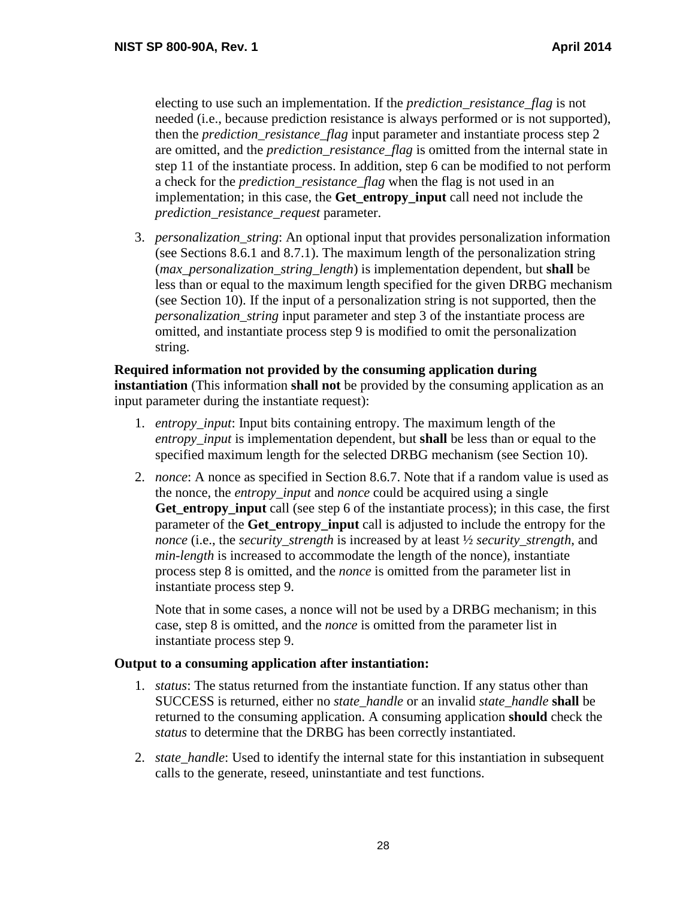electing to use such an implementation. If the *prediction_resistance_flag* is not needed (i.e., because prediction resistance is always performed or is not supported), then the *prediction_resistance_flag* input parameter and instantiate process step 2 are omitted, and the *prediction_resistance_flag* is omitted from the internal state in step 11 of the instantiate process. In addition, step 6 can be modified to not perform a check for the *prediction_resistance_flag* when the flag is not used in an implementation; in this case, the **Get_entropy_input** call need not include the *prediction_resistance_request* parameter.

3. *personalization_string*: An optional input that provides personalization information (see Sections 8.6.1 and 8.7.1). The maximum length of the personalization string (*max_personalization_string_length*) is implementation dependent, but **shall** be less than or equal to the maximum length specified for the given DRBG mechanism (see Section 10). If the input of a personalization string is not supported, then the *personalization_string* input parameter and step 3 of the instantiate process are omitted, and instantiate process step 9 is modified to omit the personalization string.

**Required information not provided by the consuming application during instantiation** (This information **shall not** be provided by the consuming application as an input parameter during the instantiate request):

1. *entropy_input*: Input bits containing entropy. The maximum length of the *entropy_input* is implementation dependent, but **shall** be less than or equal to the specified maximum length for the selected DRBG mechanism (see Section 10).

2. *nonce*: A nonce as specified in Section 8.6.7. Note that if a random value is used as the nonce, the *entropy_input* and *nonce* could be acquired using a single **Get_entropy_input** call (see step 6 of the instantiate process); in this case, the first parameter of the **Get_entropy_input** call is adjusted to include the entropy for the *nonce* (i.e., the *security_strength* is increased by at least ½ *security_strength*, and *min-length* is increased to accommodate the length of the nonce), instantiate process step 8 is omitted, and the *nonce* is omitted from the parameter list in instantiate process step 9.

   Note that in some cases, a nonce will not be used by a DRBG mechanism; in this case, step 8 is omitted, and the *nonce* is omitted from the parameter list in instantiate process step 9.

**Output to a consuming application after instantiation:**

1. *status*: The status returned from the instantiate function. If any status other than SUCCESS is returned, either no *state_handle* or an invalid *state_handle* **shall** be returned to the consuming application. A consuming application **should** check the *status* to determine that the DRBG has been correctly instantiated.

2. *state_handle*: Used to identify the internal state for this instantiation in subsequent calls to the generate, reseed, uninstantiate and test functions.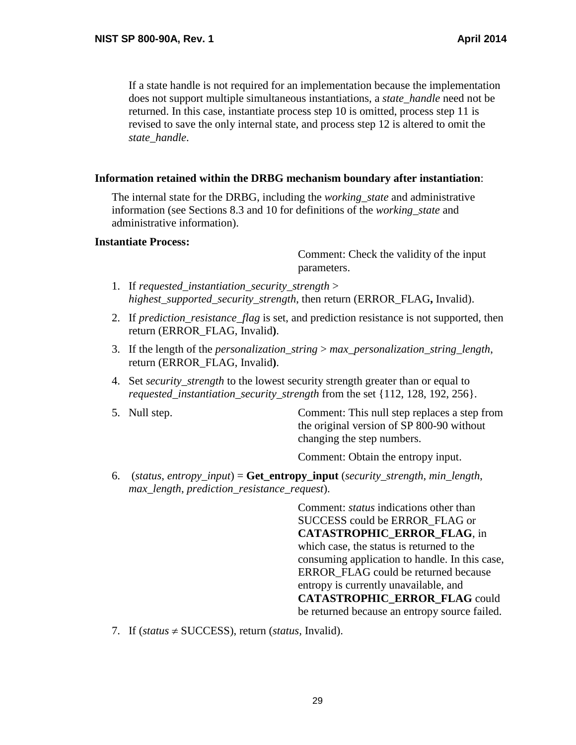If a state handle is not required for an implementation because the implementation does not support multiple simultaneous instantiations, a *state_handle* need not be returned. In this case, instantiate process step 10 is omitted, process step 11 is revised to save the only internal state, and process step 12 is altered to omit the *state_handle*.

**Information retained within the DRBG mechanism boundary after instantiation**:

The internal state for the DRBG, including the *working_state* and administrative information (see Sections 8.3 and 10 for definitions of the *working_state* and administrative information).

**Instantiate Process:**

Comment: Check the validity of the input parameters.

1. If *requested_instantiation_security_strength* > *highest_supported_security_strength*, then return (ERROR_FLAG**,** Invalid).
2. If *prediction_resistance_flag* is set, and prediction resistance is not supported, then return (ERROR_FLAG, Invalid**)**.
3. If the length of the *personalization_string* > *max_personalization_string_length*, return (ERROR_FLAG, Invalid**)**.
4. Set *security_strength* to the lowest security strength greater than or equal to *requested_instantiation_security_strength* from the set {112, 128, 192, 256}.
5. Null step.

   Comment: This null step replaces a step from the original version of SP 800-90 without changing the step numbers.

   Comment: Obtain the entropy input.

6. (*status*, *entropy_input*) = **Get_entropy_input** (*security_strength*, *min_length*, *max_length*, *prediction_resistance_request*).

   Comment: *status* indications other than SUCCESS could be ERROR_FLAG or **CATASTROPHIC_ERROR_FLAG**, in which case, the status is returned to the consuming application to handle. In this case, ERROR_FLAG could be returned because entropy is currently unavailable, and **CATASTROPHIC_ERROR_FLAG** could be returned because an entropy source failed.

7. If (*status* $\neq$ SUCCESS), return (*status*, Invalid).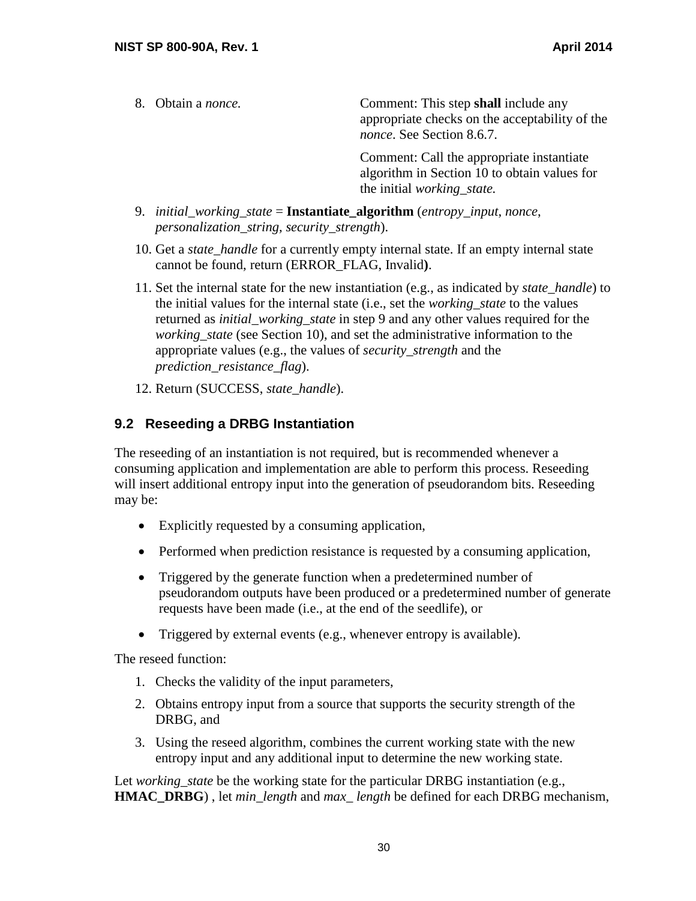8. Obtain a *nonce.*

   Comment: This step **shall** include any appropriate checks on the acceptability of the *nonce*. See Section 8.6.7.

   Comment: Call the appropriate instantiate algorithm in Section 10 to obtain values for the initial *working_state.*

9. *initial_working_state* = **Instantiate_algorithm** (*entropy_input*, *nonce*, *personalization_string*, *security_strength*).

10. Get a *state_handle* for a currently empty internal state. If an empty internal state cannot be found, return (ERROR_FLAG, Invalid**)**.

11. Set the internal state for the new instantiation (e.g., as indicated by *state_handle*) to the initial values for the internal state (i.e., set the *working_state* to the values returned as *initial_working_state* in step 9 and any other values required for the *working_state* (see Section 10), and set the administrative information to the appropriate values (e.g., the values of *security_strength* and the *prediction_resistance_flag*).

12. Return (SUCCESS, *state_handle*).

## 9.2 Reseeding a DRBG Instantiation

The reseeding of an instantiation is not required, but is recommended whenever a consuming application and implementation are able to perform this process. Reseeding will insert additional entropy input into the generation of pseudorandom bits. Reseeding may be:

- Explicitly requested by a consuming application,
- Performed when prediction resistance is requested by a consuming application,
- Triggered by the generate function when a predetermined number of pseudorandom outputs have been produced or a predetermined number of generate requests have been made (i.e., at the end of the seedlife), or
- Triggered by external events (e.g., whenever entropy is available).

The reseed function:

1. Checks the validity of the input parameters,
2. Obtains entropy input from a source that supports the security strength of the DRBG, and
3. Using the reseed algorithm, combines the current working state with the new entropy input and any additional input to determine the new working state.

Let *working_state* be the working state for the particular DRBG instantiation (e.g., **HMAC_DRBG**) , let *min_length* and *max_ length* be defined for each DRBG mechanism,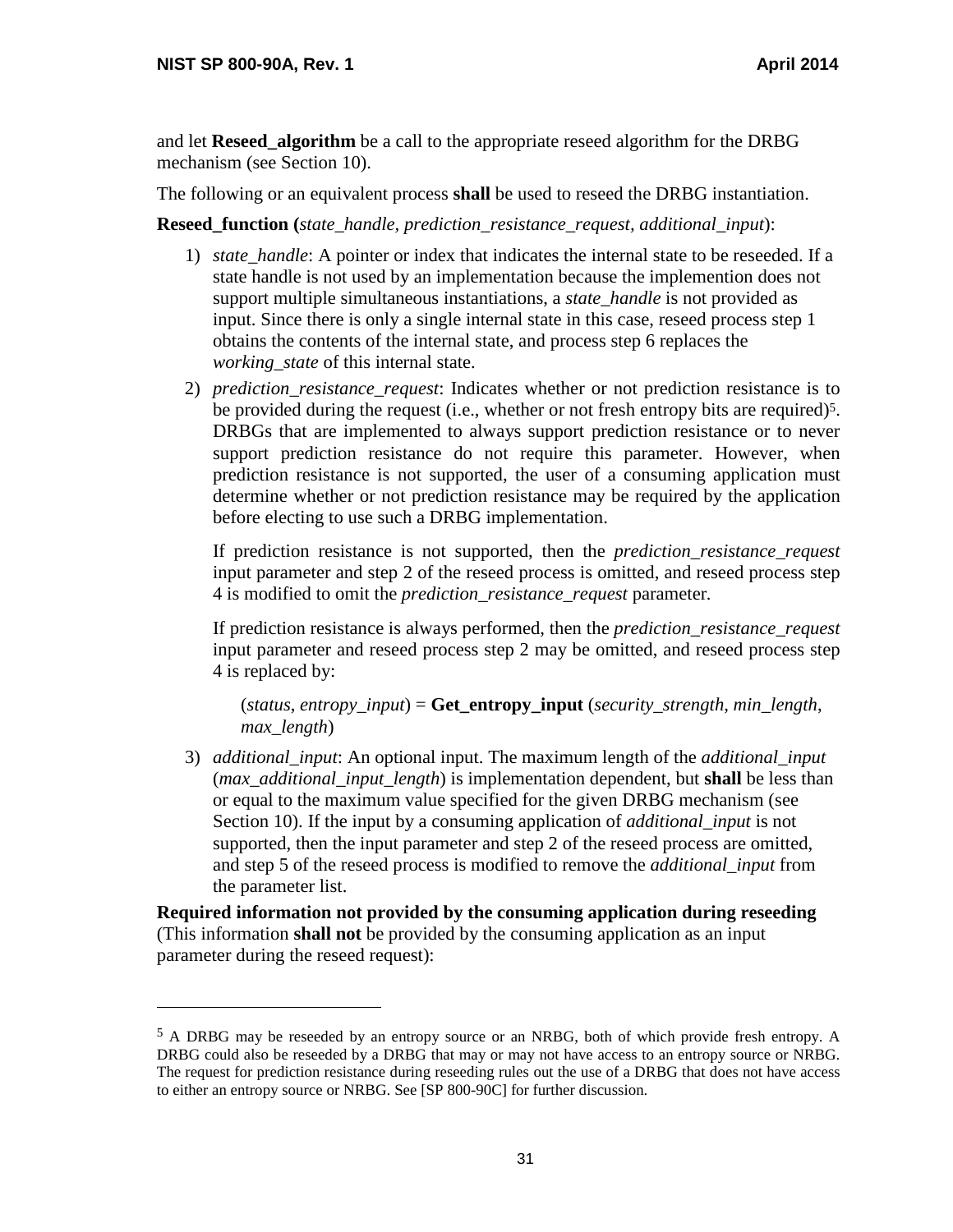and let **Reseed_algorithm** be a call to the appropriate reseed algorithm for the DRBG mechanism (see Section 10).

The following or an equivalent process **shall** be used to reseed the DRBG instantiation.

**Reseed_function (***state_handle, prediction_resistance_request, additional_input*):

1) *state_handle*: A pointer or index that indicates the internal state to be reseeded. If a state handle is not used by an implementation because the implemention does not support multiple simultaneous instantiations, a *state_handle* is not provided as input. Since there is only a single internal state in this case, reseed process step 1 obtains the contents of the internal state, and process step 6 replaces the *working_state* of this internal state.

2) *prediction_resistance_request*: Indicates whether or not prediction resistance is to be provided during the request (i.e., whether or not fresh entropy bits are required)[5]. DRBGs that are implemented to always support prediction resistance or to never support prediction resistance do not require this parameter. However, when prediction resistance is not supported, the user of a consuming application must determine whether or not prediction resistance may be required by the application before electing to use such a DRBG implementation.

   If prediction resistance is not supported, then the *prediction_resistance_request* input parameter and step 2 of the reseed process is omitted, and reseed process step 4 is modified to omit the *prediction_resistance_request* parameter.

   If prediction resistance is always performed, then the *prediction_resistance_request* input parameter and reseed process step 2 may be omitted, and reseed process step 4 is replaced by:

   (*status*, *entropy_input*) = **Get_entropy_input** (*security_strength*, *min_length*, *max_length*)

3) *additional_input*: An optional input. The maximum length of the *additional_input* (*max_additional_input_length*) is implementation dependent, but **shall** be less than or equal to the maximum value specified for the given DRBG mechanism (see Section 10). If the input by a consuming application of *additional_input* is not supported, then the input parameter and step 2 of the reseed process are omitted, and step 5 of the reseed process is modified to remove the *additional_input* from the parameter list.

**Required information not provided by the consuming application during reseeding** (This information **shall not** be provided by the consuming application as an input parameter during the reseed request):

---

[5] A DRBG may be reseeded by an entropy source or an NRBG, both of which provide fresh entropy. A DRBG could also be reseeded by a DRBG that may or may not have access to an entropy source or NRBG. The request for prediction resistance during reseeding rules out the use of a DRBG that does not have access to either an entropy source or NRBG. See [SP 800-90C] for further discussion.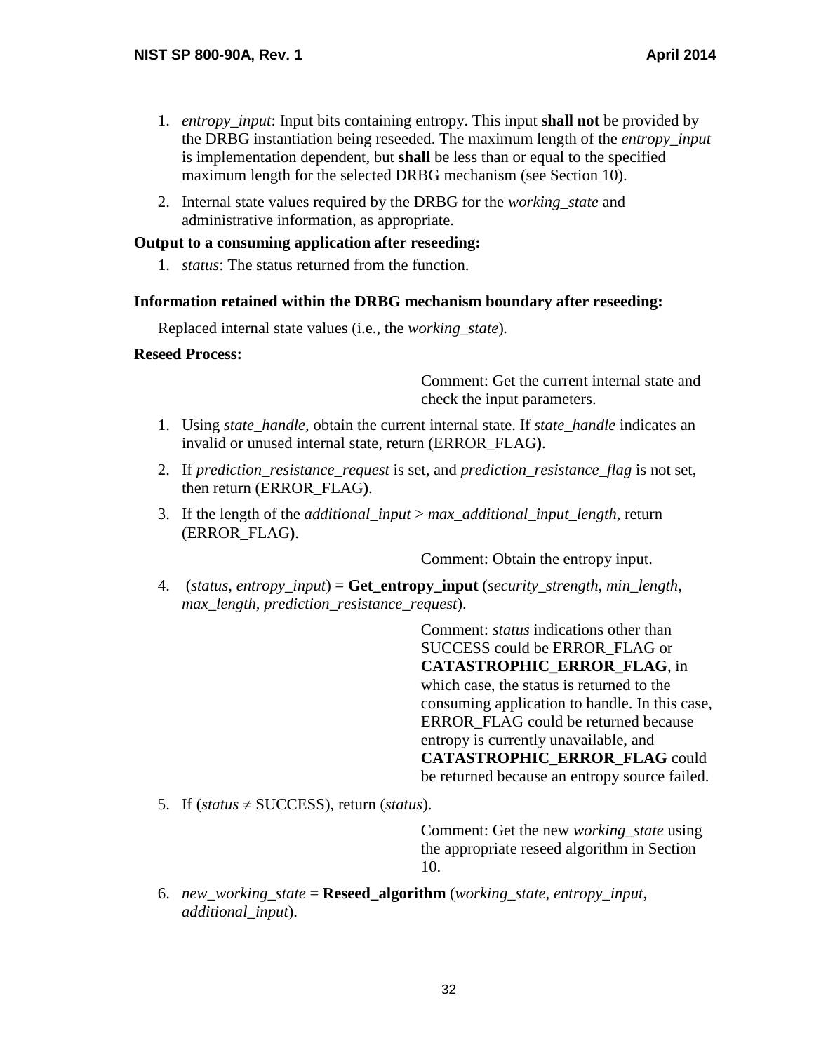1. *entropy_input*: Input bits containing entropy. This input **shall not** be provided by the DRBG instantiation being reseeded. The maximum length of the *entropy_input* is implementation dependent, but **shall** be less than or equal to the specified maximum length for the selected DRBG mechanism (see Section 10).

2. Internal state values required by the DRBG for the *working_state* and administrative information, as appropriate.

**Output to a consuming application after reseeding:**

1. *status*: The status returned from the function.

**Information retained within the DRBG mechanism boundary after reseeding:**

Replaced internal state values (i.e., the *working_state*).

**Reseed Process:**

Comment: Get the current internal state and check the input parameters.

1. Using *state_handle*, obtain the current internal state. If *state_handle* indicates an invalid or unused internal state, return (ERROR_FLAG**)**.

2. If *prediction_resistance_request* is set, and *prediction_resistance_flag* is not set, then return (ERROR_FLAG**)**.

3. If the length of the *additional_input* > *max_additional_input_length*, return (ERROR_FLAG**)**.

   Comment: Obtain the entropy input.

4. (*status*, *entropy_input*) = **Get_entropy_input** (*security_strength*, *min_length*, *max_length*, *prediction_resistance_request*).

   Comment: *status* indications other than SUCCESS could be ERROR_FLAG or **CATASTROPHIC_ERROR_FLAG**, in which case, the status is returned to the consuming application to handle. In this case, ERROR_FLAG could be returned because entropy is currently unavailable, and **CATASTROPHIC_ERROR_FLAG** could be returned because an entropy source failed.

5. If (*status* $\neq$ SUCCESS), return (*status*).

   Comment: Get the new *working_state* using the appropriate reseed algorithm in Section 10.

6. *new_working_state* = **Reseed_algorithm** (*working_state*, *entropy_input*, *additional_input*).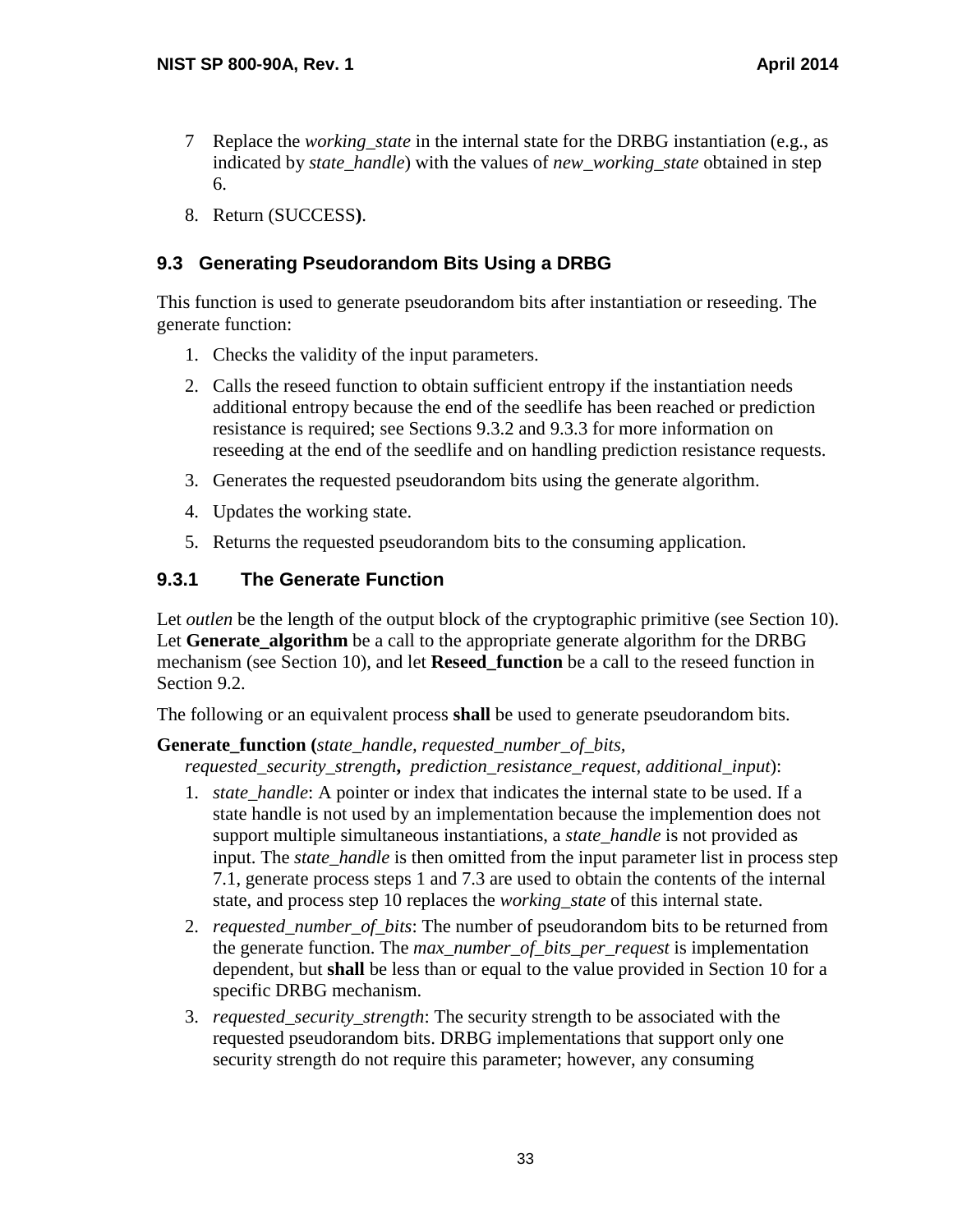7 Replace the *working_state* in the internal state for the DRBG instantiation (e.g., as indicated by *state_handle*) with the values of *new_working_state* obtained in step 6.

8. Return (SUCCESS**)**.

## 9.3 Generating Pseudorandom Bits Using a DRBG

This function is used to generate pseudorandom bits after instantiation or reseeding. The generate function:

1. Checks the validity of the input parameters.
2. Calls the reseed function to obtain sufficient entropy if the instantiation needs additional entropy because the end of the seedlife has been reached or prediction resistance is required; see Sections 9.3.2 and 9.3.3 for more information on reseeding at the end of the seedlife and on handling prediction resistance requests.
3. Generates the requested pseudorandom bits using the generate algorithm.
4. Updates the working state.
5. Returns the requested pseudorandom bits to the consuming application.

### 9.3.1 The Generate Function

Let *outlen* be the length of the output block of the cryptographic primitive (see Section 10). Let **Generate_algorithm** be a call to the appropriate generate algorithm for the DRBG mechanism (see Section 10), and let **Reseed_function** be a call to the reseed function in Section 9.2.

The following or an equivalent process **shall** be used to generate pseudorandom bits.

**Generate_function (***state_handle, requested_number_of_bits, requested_security_strength***,** *prediction_resistance_request, additional_input*):

1. *state_handle*: A pointer or index that indicates the internal state to be used. If a state handle is not used by an implementation because the implemention does not support multiple simultaneous instantiations, a *state_handle* is not provided as input. The *state_handle* is then omitted from the input parameter list in process step 7.1, generate process steps 1 and 7.3 are used to obtain the contents of the internal state, and process step 10 replaces the *working_state* of this internal state.
2. *requested_number_of_bits*: The number of pseudorandom bits to be returned from the generate function. The *max_number_of_bits_per_request* is implementation dependent, but **shall** be less than or equal to the value provided in Section 10 for a specific DRBG mechanism.
3. *requested_security_strength*: The security strength to be associated with the requested pseudorandom bits. DRBG implementations that support only one security strength do not require this parameter; however, any consuming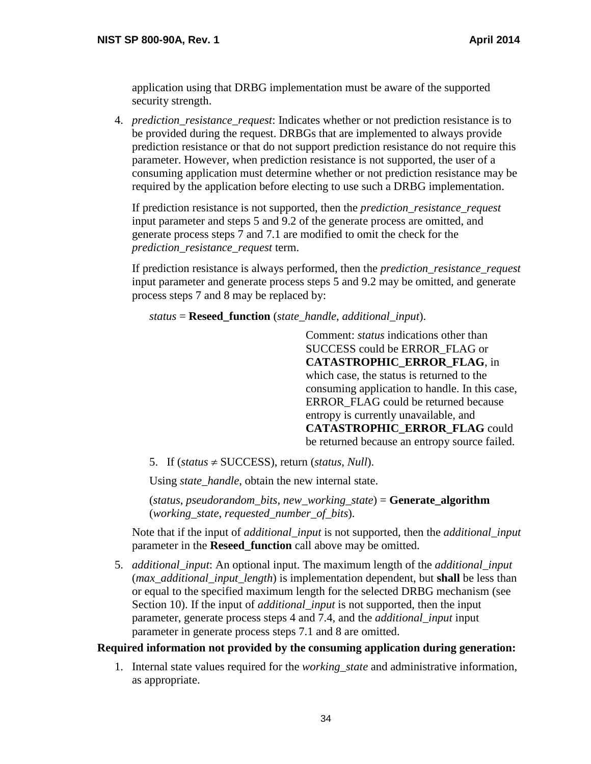application using that DRBG implementation must be aware of the supported security strength.

4. *prediction_resistance_request*: Indicates whether or not prediction resistance is to be provided during the request. DRBGs that are implemented to always provide prediction resistance or that do not support prediction resistance do not require this parameter. However, when prediction resistance is not supported, the user of a consuming application must determine whether or not prediction resistance may be required by the application before electing to use such a DRBG implementation.

   If prediction resistance is not supported, then the *prediction_resistance_request* input parameter and steps 5 and 9.2 of the generate process are omitted, and generate process steps 7 and 7.1 are modified to omit the check for the *prediction_resistance_request* term.

   If prediction resistance is always performed, then the *prediction_resistance_request* input parameter and generate process steps 5 and 9.2 may be omitted, and generate process steps 7 and 8 may be replaced by:

   *status* = **Reseed_function** (*state_handle*, *additional_input*).

   Comment: *status* indications other than SUCCESS could be ERROR_FLAG or **CATASTROPHIC_ERROR_FLAG**, in which case, the status is returned to the consuming application to handle. In this case, ERROR_FLAG could be returned because entropy is currently unavailable, and **CATASTROPHIC_ERROR_FLAG** could be returned because an entropy source failed.

   5. If (*status* ≠ SUCCESS), return (*status*, *Null*).

   Using *state_handle*, obtain the new internal state.

   (*status*, *pseudorandom_bits*, *new_working_state*) = **Generate_algorithm** (*working_state*, *requested_number_of_bits*).

   Note that if the input of *additional_input* is not supported, then the *additional_input* parameter in the **Reseed_function** call above may be omitted.

5. *additional_input*: An optional input. The maximum length of the *additional_input* (*max_additional_input_length*) is implementation dependent, but **shall** be less than or equal to the specified maximum length for the selected DRBG mechanism (see Section 10). If the input of *additional_input* is not supported, then the input parameter, generate process steps 4 and 7.4, and the *additional_input* input parameter in generate process steps 7.1 and 8 are omitted.

**Required information not provided by the consuming application during generation:**

1. Internal state values required for the *working_state* and administrative information, as appropriate.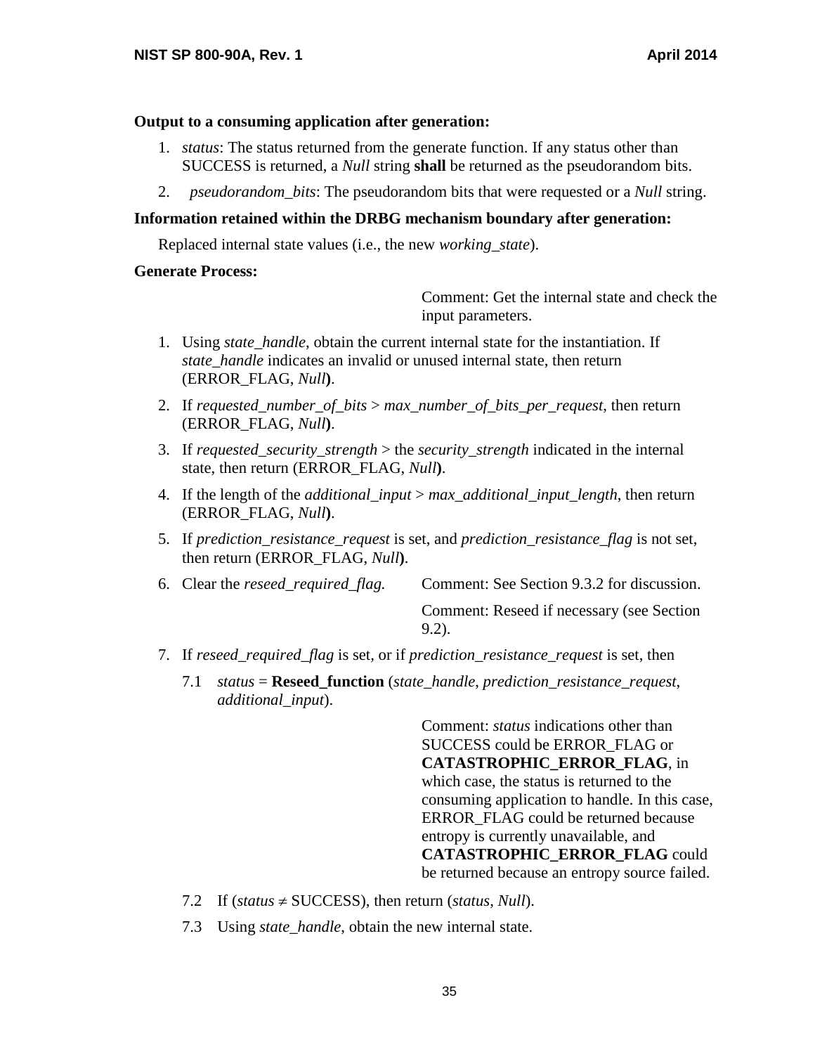**Output to a consuming application after generation:**

1. *status*: The status returned from the generate function. If any status other than SUCCESS is returned, a *Null* string **shall** be returned as the pseudorandom bits.
2. *pseudorandom_bits*: The pseudorandom bits that were requested or a *Null* string.

**Information retained within the DRBG mechanism boundary after generation:**

Replaced internal state values (i.e., the new *working_state*).

**Generate Process:**

Comment: Get the internal state and check the input parameters.

1. Using *state_handle*, obtain the current internal state for the instantiation. If *state_handle* indicates an invalid or unused internal state, then return (ERROR_FLAG, *Null*).
2. If *requested_number_of_bits* > *max_number_of_bits_per_request*, then return (ERROR_FLAG, *Null*).
3. If *requested_security_strength* > the *security_strength* indicated in the internal state, then return (ERROR_FLAG, *Null*).
4. If the length of the *additional_input* > *max_additional_input_length*, then return (ERROR_FLAG, *Null*).
5. If *prediction_resistance_request* is set, and *prediction_resistance_flag* is not set, then return (ERROR_FLAG, *Null*).
6. Clear the *reseed_required_flag.* Comment: See Section 9.3.2 for discussion.

   Comment: Reseed if necessary (see Section 9.2).

7. If *reseed_required_flag* is set, or if *prediction_resistance_request* is set, then

   7.1 *status* = **Reseed_function** (*state_handle*, *prediction_resistance_request*, *additional_input*).

   Comment: *status* indications other than SUCCESS could be ERROR_FLAG or **CATASTROPHIC_ERROR_FLAG**, in which case, the status is returned to the consuming application to handle. In this case, ERROR_FLAG could be returned because entropy is currently unavailable, and **CATASTROPHIC_ERROR_FLAG** could be returned because an entropy source failed.

   7.2 If (*status* $\neq$ SUCCESS), then return (*status*, *Null*).

   7.3 Using *state_handle*, obtain the new internal state.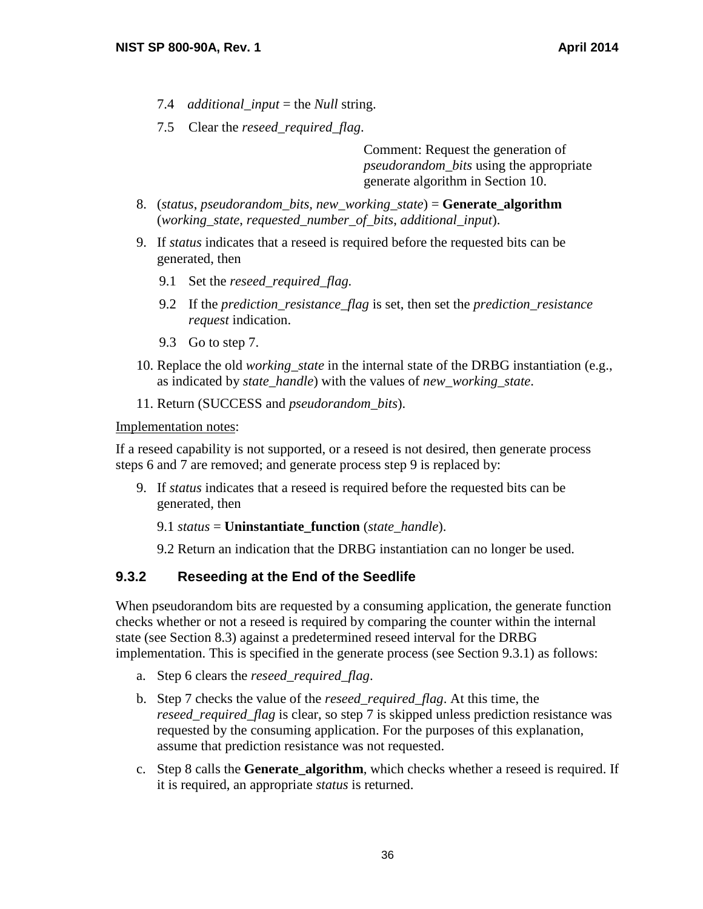7.4 *additional_input* = the *Null* string.

7.5 Clear the *reseed_required_flag*.

Comment: Request the generation of *pseudorandom_bits* using the appropriate generate algorithm in Section 10.

8. (*status*, *pseudorandom_bits*, *new_working_state*) = **Generate_algorithm** (*working_state*, *requested_number_of_bits*, *additional_input*).

9. If *status* indicates that a reseed is required before the requested bits can be generated, then

   9.1 Set the *reseed_required_flag*.

   9.2 If the *prediction_resistance_flag* is set, then set the *prediction_resistance request* indication.

   9.3 Go to step 7.

10. Replace the old *working_state* in the internal state of the DRBG instantiation (e.g., as indicated by *state_handle*) with the values of *new_working_state*.

11. Return (SUCCESS and *pseudorandom_bits*).

Implementation notes:

If a reseed capability is not supported, or a reseed is not desired, then generate process steps 6 and 7 are removed; and generate process step 9 is replaced by:

9. If *status* indicates that a reseed is required before the requested bits can be generated, then

   9.1 *status* = **Uninstantiate_function** (*state_handle*).

   9.2 Return an indication that the DRBG instantiation can no longer be used.

### 9.3.2 Reseeding at the End of the Seedlife

When pseudorandom bits are requested by a consuming application, the generate function checks whether or not a reseed is required by comparing the counter within the internal state (see Section 8.3) against a predetermined reseed interval for the DRBG implementation. This is specified in the generate process (see Section 9.3.1) as follows:

a. Step 6 clears the *reseed_required_flag*.

b. Step 7 checks the value of the *reseed_required_flag*. At this time, the *reseed_required_flag* is clear, so step 7 is skipped unless prediction resistance was requested by the consuming application. For the purposes of this explanation, assume that prediction resistance was not requested.

c. Step 8 calls the **Generate_algorithm**, which checks whether a reseed is required. If it is required, an appropriate *status* is returned.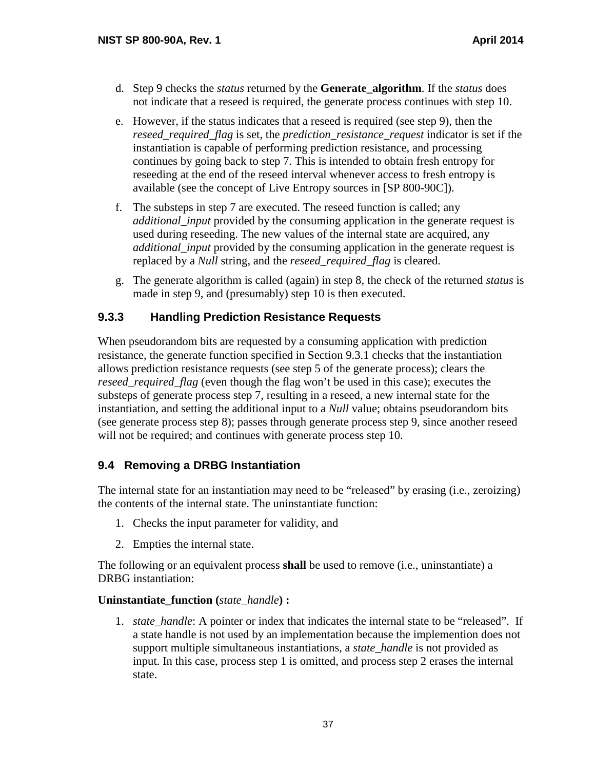d. Step 9 checks the *status* returned by the **Generate_algorithm**. If the *status* does not indicate that a reseed is required, the generate process continues with step 10.

e. However, if the status indicates that a reseed is required (see step 9), then the *reseed_required_flag* is set, the *prediction_resistance_request* indicator is set if the instantiation is capable of performing prediction resistance, and processing continues by going back to step 7. This is intended to obtain fresh entropy for reseeding at the end of the reseed interval whenever access to fresh entropy is available (see the concept of Live Entropy sources in [SP 800-90C]).

f. The substeps in step 7 are executed. The reseed function is called; any *additional_input* provided by the consuming application in the generate request is used during reseeding. The new values of the internal state are acquired, any *additional_input* provided by the consuming application in the generate request is replaced by a *Null* string, and the *reseed_required_flag* is cleared.

g. The generate algorithm is called (again) in step 8, the check of the returned *status* is made in step 9, and (presumably) step 10 is then executed.

### 9.3.3 Handling Prediction Resistance Requests

When pseudorandom bits are requested by a consuming application with prediction resistance, the generate function specified in Section 9.3.1 checks that the instantiation allows prediction resistance requests (see step 5 of the generate process); clears the *reseed_required_flag* (even though the flag won't be used in this case); executes the substeps of generate process step 7, resulting in a reseed, a new internal state for the instantiation, and setting the additional input to a *Null* value; obtains pseudorandom bits (see generate process step 8); passes through generate process step 9, since another reseed will not be required; and continues with generate process step 10.

## 9.4 Removing a DRBG Instantiation

The internal state for an instantiation may need to be "released" by erasing (i.e., zeroizing) the contents of the internal state. The uninstantiate function:

1. Checks the input parameter for validity, and
2. Empties the internal state.

The following or an equivalent process **shall** be used to remove (i.e., uninstantiate) a DRBG instantiation:

**Uninstantiate_function (***state_handle***) :**

1. *state_handle*: A pointer or index that indicates the internal state to be "released". If a state handle is not used by an implementation because the implemention does not support multiple simultaneous instantiations, a *state_handle* is not provided as input. In this case, process step 1 is omitted, and process step 2 erases the internal state.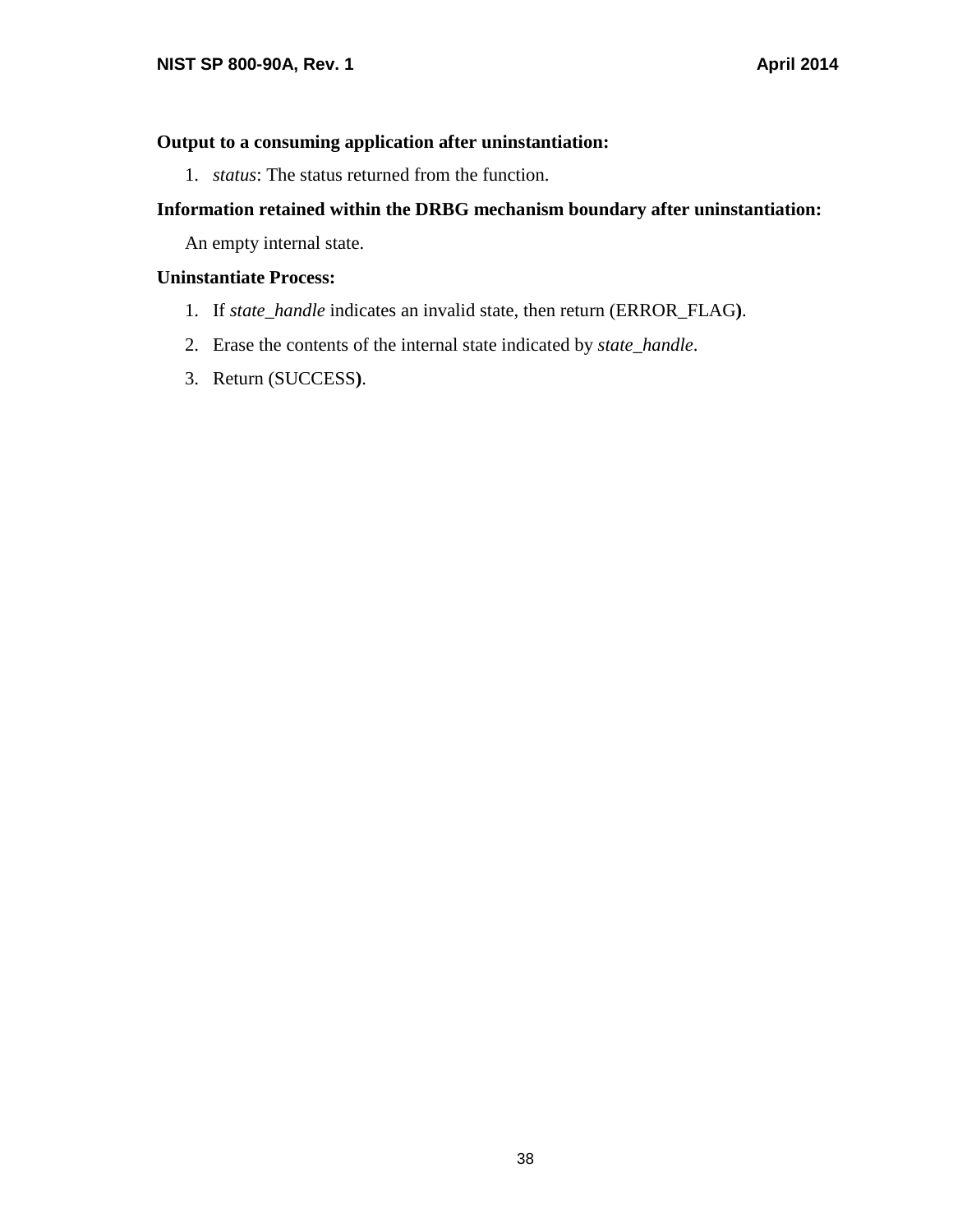**Output to a consuming application after uninstantiation:**

1. *status*: The status returned from the function.

**Information retained within the DRBG mechanism boundary after uninstantiation:**

An empty internal state.

**Uninstantiate Process:**

1. If *state_handle* indicates an invalid state, then return (ERROR_FLAG**)**.
2. Erase the contents of the internal state indicated by *state_handle*.
3. Return (SUCCESS**)**.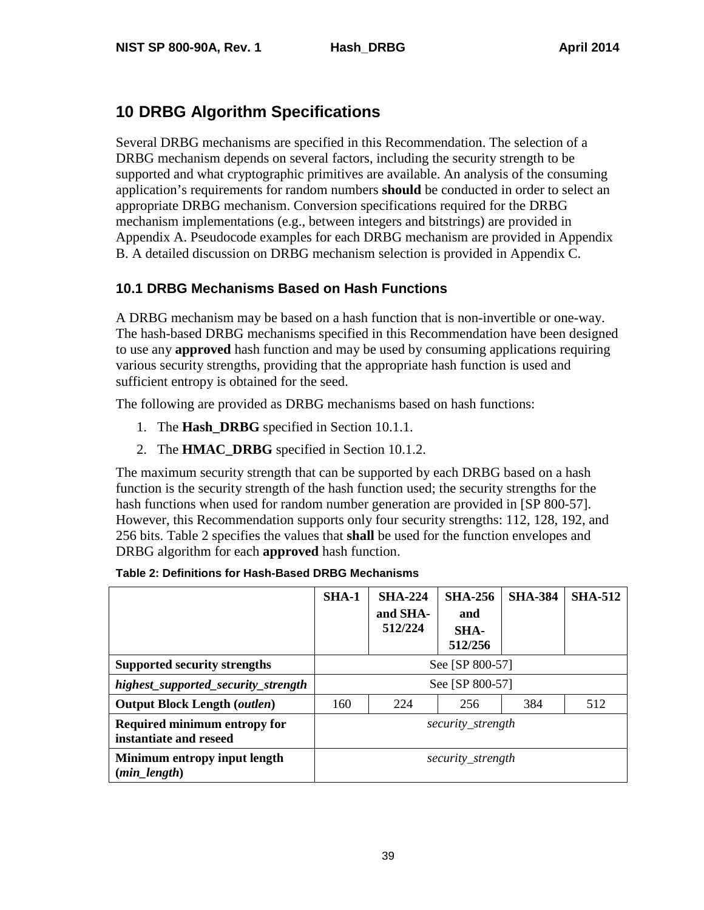# 10 DRBG Algorithm Specifications

Several DRBG mechanisms are specified in this Recommendation. The selection of a DRBG mechanism depends on several factors, including the security strength to be supported and what cryptographic primitives are available. An analysis of the consuming application's requirements for random numbers **should** be conducted in order to select an appropriate DRBG mechanism. Conversion specifications required for the DRBG mechanism implementations (e.g., between integers and bitstrings) are provided in Appendix A. Pseudocode examples for each DRBG mechanism are provided in Appendix B. A detailed discussion on DRBG mechanism selection is provided in Appendix C.

## 10.1 DRBG Mechanisms Based on Hash Functions

A DRBG mechanism may be based on a hash function that is non-invertible or one-way. The hash-based DRBG mechanisms specified in this Recommendation have been designed to use any **approved** hash function and may be used by consuming applications requiring various security strengths, providing that the appropriate hash function is used and sufficient entropy is obtained for the seed.

The following are provided as DRBG mechanisms based on hash functions:

1. The **Hash_DRBG** specified in Section 10.1.1.
2. The **HMAC_DRBG** specified in Section 10.1.2.

The maximum security strength that can be supported by each DRBG based on a hash function is the security strength of the hash function used; the security strengths for the hash functions when used for random number generation are provided in [SP 800-57]. However, this Recommendation supports only four security strengths: 112, 128, 192, and 256 bits. Table 2 specifies the values that **shall** be used for the function envelopes and DRBG algorithm for each **approved** hash function.

**Table 2: Definitions for Hash-Based DRBG Mechanisms**

| | SHA-1 | SHA-224 and SHA-512/224 | SHA-256 and SHA-512/256 | SHA-384 | SHA-512 |
|---|---|---|---|---|---|
| **Supported security strengths** | See [SP 800-57] | | | | |
| ***highest_supported_security_strength*** | See [SP 800-57] | | | | |
| **Output Block Length (*outlen*)** | 160 | 224 | 256 | 384 | 512 |
| **Required minimum entropy for instantiate and reseed** | *security_strength* | | | | |
| **Minimum entropy input length (*min_length*)** | *security_strength* | | | | |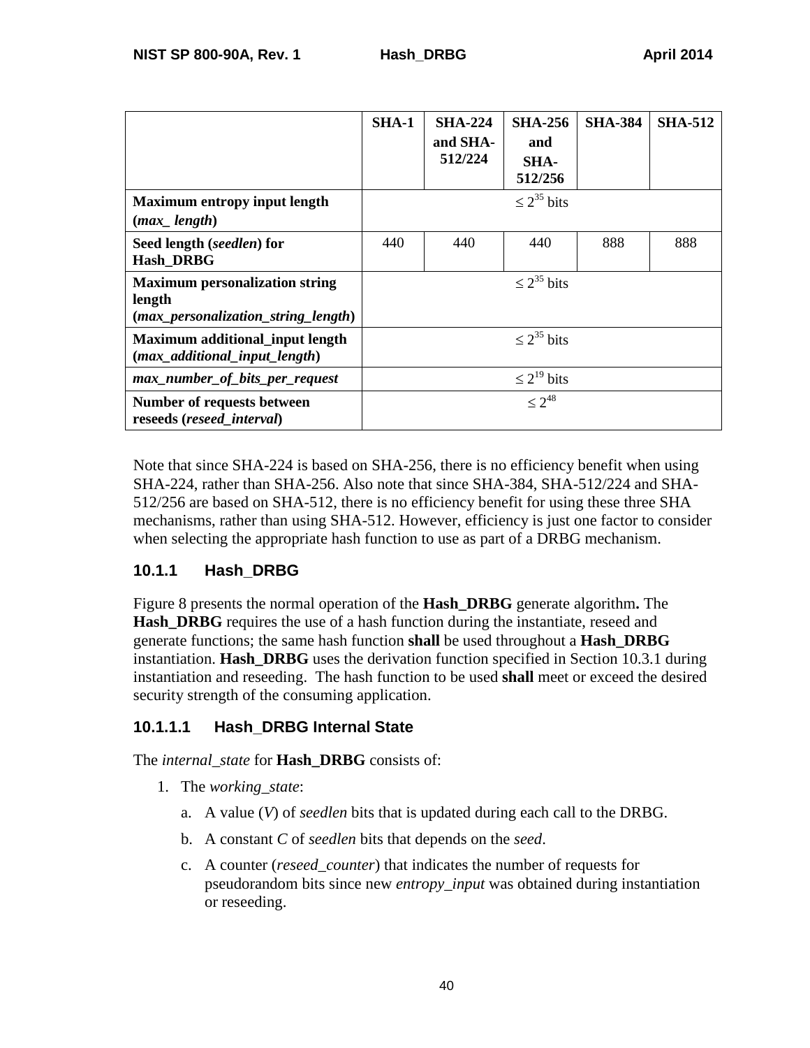| | SHA-1 | SHA-224 and SHA-512/224 | SHA-256 and SHA-512/256 | SHA-384 | SHA-512 |
|---|---|---|---|---|---|
| **Maximum entropy input length (*max_ length*)** | $\leq 2^{35}$ bits | | | | |
| **Seed length (*seedlen*) for Hash_DRBG** | 440 | 440 | 440 | 888 | 888 |
| **Maximum personalization string length (*max_personalization_string_length*)** | $\leq 2^{35}$ bits | | | | |
| **Maximum additional_input length (*max_additional_input_length*)** | $\leq 2^{35}$ bits | | | | |
| ***max_number_of_bits_per_request*** | $\leq 2^{19}$ bits | | | | |
| **Number of requests between reseeds (*reseed_interval*)** | $\leq 2^{48}$ | | | | |

Note that since SHA-224 is based on SHA-256, there is no efficiency benefit when using SHA-224, rather than SHA-256. Also note that since SHA-384, SHA-512/224 and SHA-512/256 are based on SHA-512, there is no efficiency benefit for using these three SHA mechanisms, rather than using SHA-512. However, efficiency is just one factor to consider when selecting the appropriate hash function to use as part of a DRBG mechanism.

### 10.1.1 Hash_DRBG

Figure 8 presents the normal operation of the **Hash_DRBG** generate algorithm**.** The **Hash_DRBG** requires the use of a hash function during the instantiate, reseed and generate functions; the same hash function **shall** be used throughout a **Hash_DRBG** instantiation. **Hash_DRBG** uses the derivation function specified in Section 10.3.1 during instantiation and reseeding. The hash function to be used **shall** meet or exceed the desired security strength of the consuming application.

#### 10.1.1.1 Hash_DRBG Internal State

The *internal_state* for **Hash_DRBG** consists of:

1. The *working_state*:
   a. A value (*V*) of *seedlen* bits that is updated during each call to the DRBG.
   b. A constant *C* of *seedlen* bits that depends on the *seed*.
   c. A counter (*reseed_counter*) that indicates the number of requests for pseudorandom bits since new *entropy_input* was obtained during instantiation or reseeding.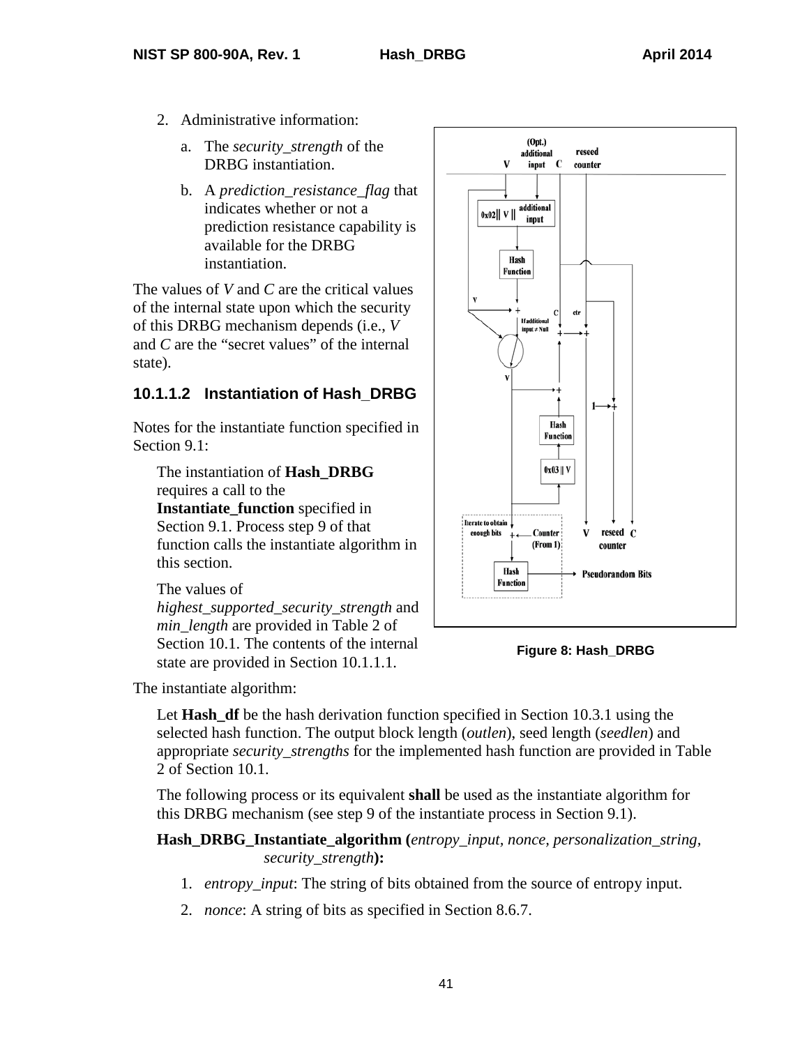2. Administrative information:

   a. The *security_strength* of the DRBG instantiation.

   b. A *prediction_resistance_flag* that indicates whether or not a prediction resistance capability is available for the DRBG instantiation.

The values of *V* and *C* are the critical values of the internal state upon which the security of this DRBG mechanism depends (i.e., *V* and *C* are the "secret values" of the internal state).

(Opt.) additional input
V
C
reseed counter
0x02|| V || additional input
Hash Function
V
+
C
ctr
If additional input ≠ Null
+
+
V
+
1
+
Hash Function
0x03 || V
Iterate to obtain enough bits
+
Counter (From 1)
V
reseed counter
C
Hash Function
Pseudorandom Bits

Figure 8: Hash_DRBG

#### 10.1.1.2 Instantiation of Hash_DRBG

Notes for the instantiate function specified in Section 9.1:

> The instantiation of **Hash_DRBG** requires a call to the **Instantiate_function** specified in Section 9.1. Process step 9 of that function calls the instantiate algorithm in this section.
>
> The values of *highest_supported_security_strength* and *min_length* are provided in Table 2 of Section 10.1. The contents of the internal state are provided in Section 10.1.1.1.

The instantiate algorithm:

> Let **Hash_df** be the hash derivation function specified in Section 10.3.1 using the selected hash function. The output block length (*outlen*), seed length (*seedlen*) and appropriate *security_strengths* for the implemented hash function are provided in Table 2 of Section 10.1.
>
> The following process or its equivalent **shall** be used as the instantiate algorithm for this DRBG mechanism (see step 9 of the instantiate process in Section 9.1).

**Hash_DRBG_Instantiate_algorithm (***entropy_input, nonce, personalization_string, security_strength***):**

1. *entropy_input*: The string of bits obtained from the source of entropy input.
2. *nonce*: A string of bits as specified in Section 8.6.7.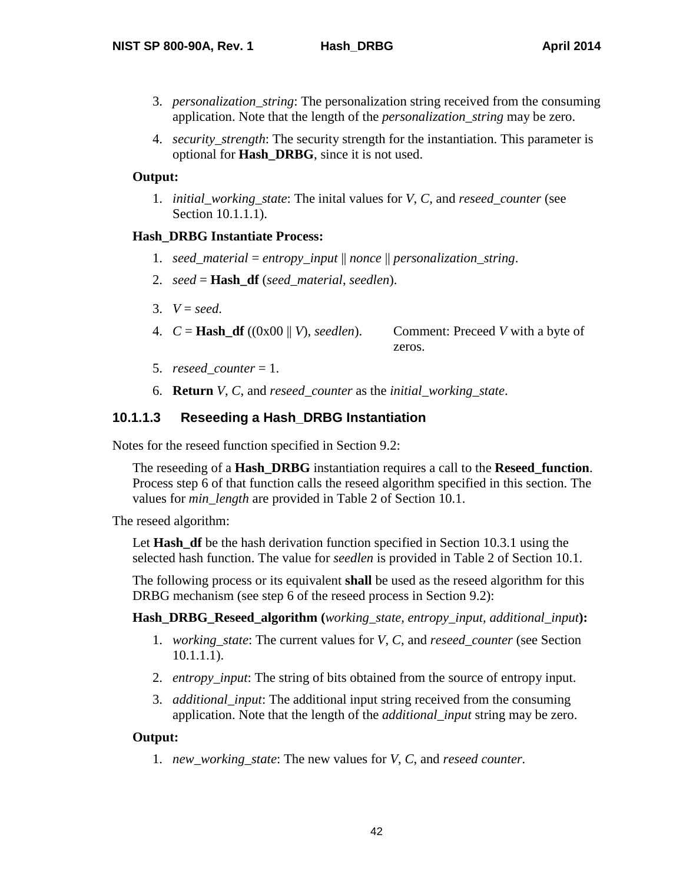3. *personalization_string*: The personalization string received from the consuming application. Note that the length of the *personalization_string* may be zero.

4. *security_strength*: The security strength for the instantiation. This parameter is optional for **Hash_DRBG**, since it is not used.

**Output:**

1. *initial_working_state*: The inital values for *V*, *C*, and *reseed_counter* (see Section 10.1.1.1).

**Hash_DRBG Instantiate Process:**

1. *seed_material* = *entropy_input* || *nonce* || *personalization_string*.
2. *seed* = **Hash_df** (*seed_material*, *seedlen*).
3. *V* = *seed*.
4. *C* = **Hash_df** ((0x00 || *V*), *seedlen*). Comment: Preceed *V* with a byte of zeros.
5. *reseed_counter* = 1.
6. **Return** *V*, *C*, and *reseed_counter* as the *initial_working_state*.

#### 10.1.1.3 Reseeding a Hash_DRBG Instantiation

Notes for the reseed function specified in Section 9.2:

The reseeding of a **Hash_DRBG** instantiation requires a call to the **Reseed_function**. Process step 6 of that function calls the reseed algorithm specified in this section. The values for *min_length* are provided in Table 2 of Section 10.1.

The reseed algorithm:

Let **Hash_df** be the hash derivation function specified in Section 10.3.1 using the selected hash function. The value for *seedlen* is provided in Table 2 of Section 10.1.

The following process or its equivalent **shall** be used as the reseed algorithm for this DRBG mechanism (see step 6 of the reseed process in Section 9.2):

**Hash_DRBG_Reseed_algorithm (***working_state, entropy_input, additional_input***):**

1. *working_state*: The current values for *V*, *C*, and *reseed_counter* (see Section 10.1.1.1).
2. *entropy_input*: The string of bits obtained from the source of entropy input.
3. *additional_input*: The additional input string received from the consuming application. Note that the length of the *additional_input* string may be zero.

**Output:**

1. *new_working_state*: The new values for *V*, *C*, and *reseed counter.*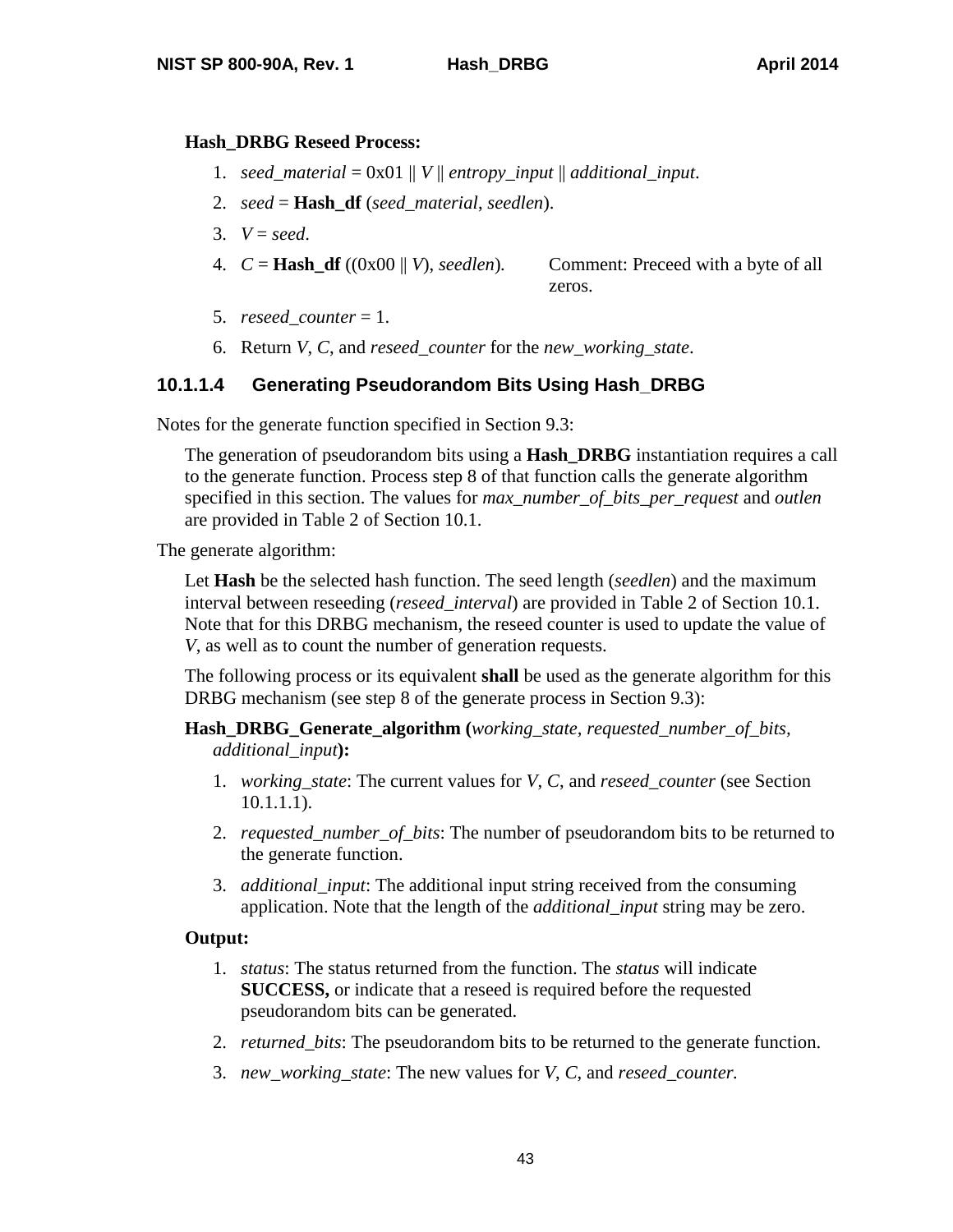**Hash_DRBG Reseed Process:**

1. *seed_material* = 0x01 || *V* || *entropy_input* || *additional_input*.
2. *seed* = **Hash_df** (*seed_material*, *seedlen*).
3. *V* = *seed*.
4. *C* = **Hash_df** ((0x00 || *V*), *seedlen*). Comment: Preceed with a byte of all zeros.
5. *reseed_counter* = 1.
6. Return *V*, *C*, and *reseed_counter* for the *new_working_state*.

#### 10.1.1.4 Generating Pseudorandom Bits Using Hash_DRBG

Notes for the generate function specified in Section 9.3:

> The generation of pseudorandom bits using a **Hash_DRBG** instantiation requires a call to the generate function. Process step 8 of that function calls the generate algorithm specified in this section. The values for *max_number_of_bits_per_request* and *outlen* are provided in Table 2 of Section 10.1.

The generate algorithm:

> Let **Hash** be the selected hash function. The seed length (*seedlen*) and the maximum interval between reseeding (*reseed_interval*) are provided in Table 2 of Section 10.1. Note that for this DRBG mechanism, the reseed counter is used to update the value of *V*, as well as to count the number of generation requests.
>
> The following process or its equivalent **shall** be used as the generate algorithm for this DRBG mechanism (see step 8 of the generate process in Section 9.3):

**Hash_DRBG_Generate_algorithm (***working_state*, *requested_number_of_bits*, *additional_input***):**

1. *working_state*: The current values for *V*, *C*, and *reseed_counter* (see Section 10.1.1.1).
2. *requested_number_of_bits*: The number of pseudorandom bits to be returned to the generate function.
3. *additional_input*: The additional input string received from the consuming application. Note that the length of the *additional_input* string may be zero.

**Output:**

1. *status*: The status returned from the function. The *status* will indicate **SUCCESS,** or indicate that a reseed is required before the requested pseudorandom bits can be generated.
2. *returned_bits*: The pseudorandom bits to be returned to the generate function.
3. *new_working_state*: The new values for *V*, *C*, and *reseed_counter.*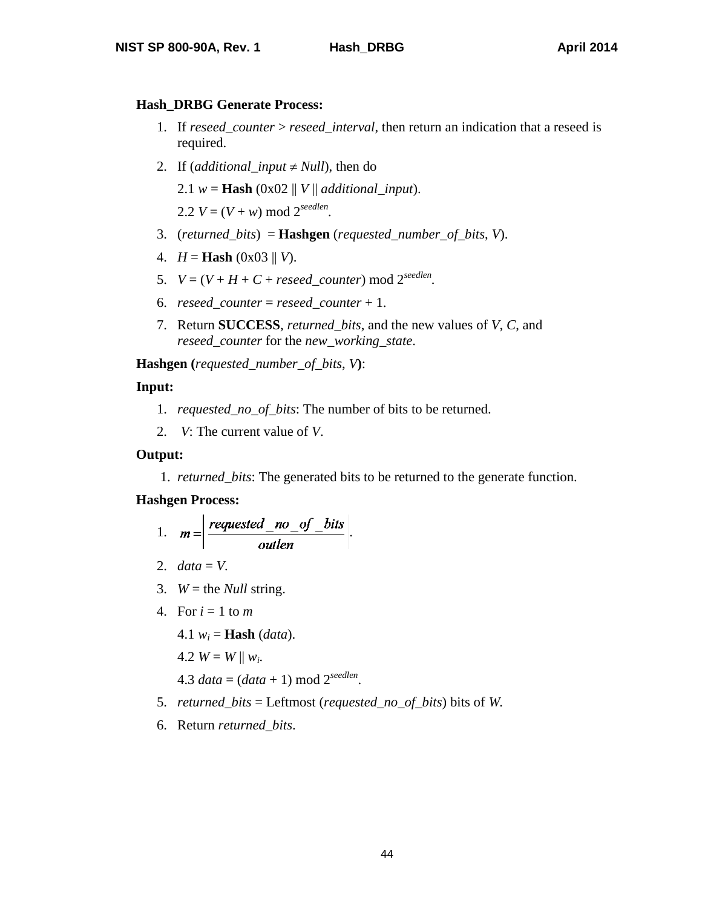**Hash_DRBG Generate Process:**

1. If *reseed_counter* > *reseed_interval*, then return an indication that a reseed is required.
2. If (*additional_input* ≠ *Null*), then do

   2.1 *w* = **Hash** (0x02 || *V* || *additional_input*).

   2.2 $V = (V + w) \bmod 2^{seedlen}$.
3. (*returned_bits*) = **Hashgen** (*requested_number_of_bits*, *V*).
4. *H* = **Hash** (0x03 || *V*).
5. $V = (V + H + C + reseed\_counter) \bmod 2^{seedlen}$.
6. *reseed_counter* = *reseed_counter* + 1.
7. Return **SUCCESS**, *returned_bits*, and the new values of *V*, *C*, and *reseed_counter* for the *new_working_state*.

**Hashgen (***requested_number_of_bits*, *V***)**:

**Input:**

1. *requested_no_of_bits*: The number of bits to be returned.
2. *V*: The current value of *V*.

**Output:**

1. *returned_bits*: The generated bits to be returned to the generate function.

**Hashgen Process:**

1. $m = \left\lceil \frac{requested\_no\_of\_bits}{outlen} \right\rceil$.
2. *data* = *V*.
3. *W* = the *Null* string.
4. For *i* = 1 to *m*

   4.1 $w_i$ = **Hash** (*data*).

   4.2 $W = W \,||\, w_i$.

   4.3 $data = (data + 1) \bmod 2^{seedlen}$.
5. *returned_bits* = Leftmost (*requested_no_of_bits*) bits of *W*.
6. Return *returned_bits*.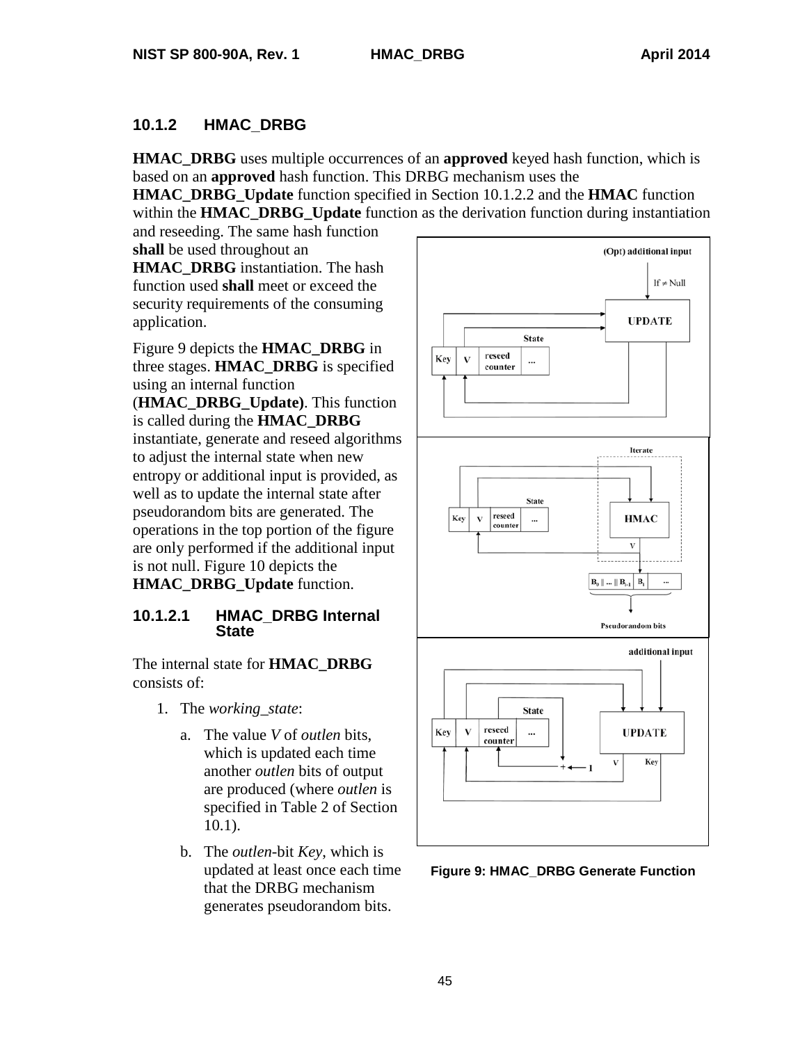### 10.1.2 HMAC_DRBG

**HMAC_DRBG** uses multiple occurrences of an **approved** keyed hash function, which is based on an **approved** hash function. This DRBG mechanism uses the **HMAC_DRBG_Update** function specified in Section 10.1.2.2 and the **HMAC** function within the **HMAC_DRBG_Update** function as the derivation function during instantiation and reseeding. The same hash function **shall** be used throughout an **HMAC_DRBG** instantiation. The hash function used **shall** meet or exceed the security requirements of the consuming application.

Figure 9 depicts the **HMAC_DRBG** in three stages. **HMAC_DRBG** is specified using an internal function (**HMAC_DRBG_Update)**. This function is called during the **HMAC_DRBG** instantiate, generate and reseed algorithms to adjust the internal state when new entropy or additional input is provided, as well as to update the internal state after pseudorandom bits are generated. The operations in the top portion of the figure are only performed if the additional input is not null. Figure 10 depicts the **HMAC_DRBG_Update** function.

(Opt) additional input

If ≠ Null

UPDATE

State

Key | V | reseed counter | ...

Iterate

State

Key | V | reseed counter | ...

HMAC

V

$B_0 \| ... \| B_{i-1}$ | $B_i$ | ...

Pseudorandom bits

additional input

State

Key | V | reseed counter | ...

UPDATE

V Key

+ ← 1

Figure 9: HMAC_DRBG Generate Function

#### 10.1.2.1 HMAC_DRBG Internal State

The internal state for **HMAC_DRBG** consists of:

1. The *working_state*:

   a. The value *V* of *outlen* bits, which is updated each time another *outlen* bits of output are produced (where *outlen* is specified in Table 2 of Section 10.1).

   b. The *outlen*-bit *Key*, which is updated at least once each time that the DRBG mechanism generates pseudorandom bits.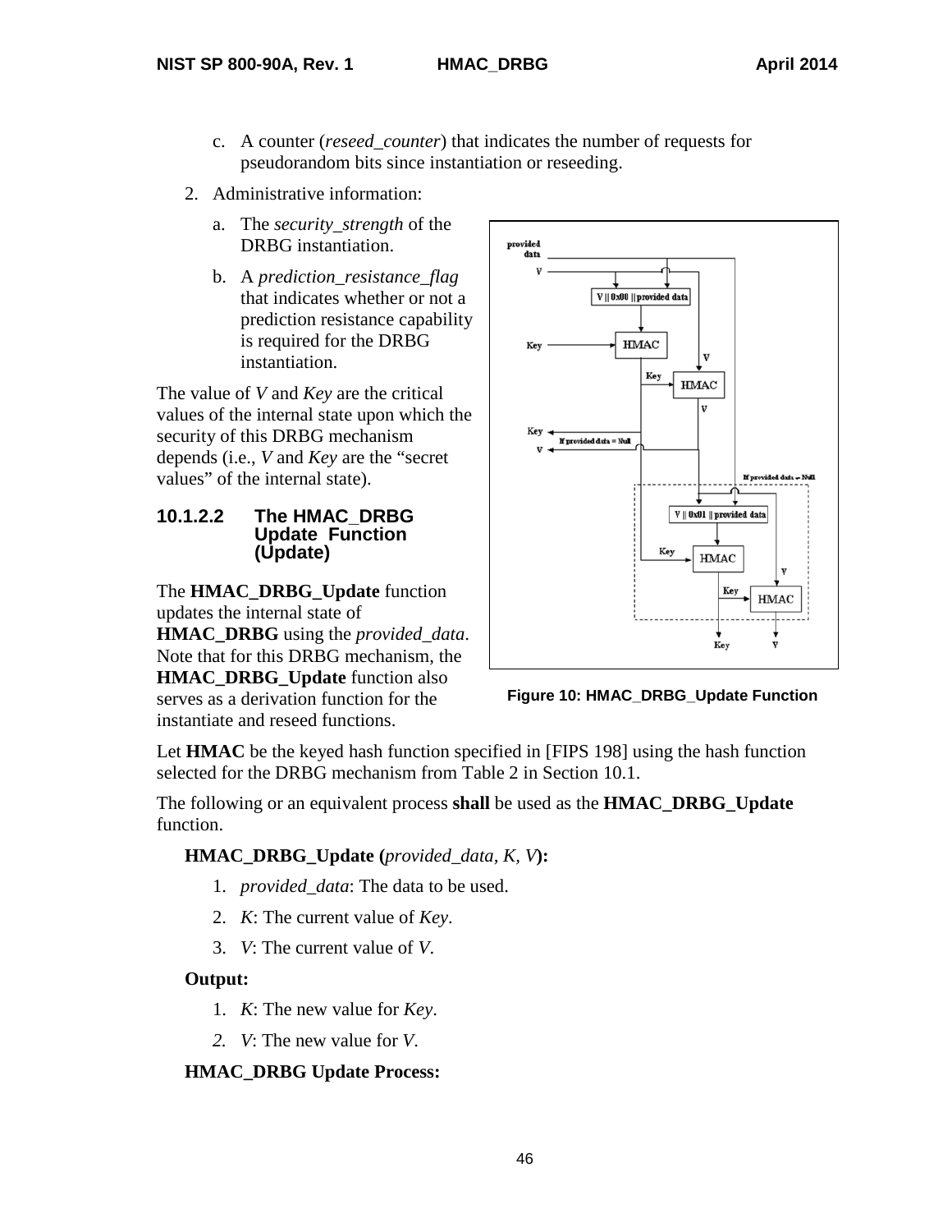c. A counter (*reseed_counter*) that indicates the number of requests for pseudorandom bits since instantiation or reseeding.

2. Administrative information:

   a. The *security_strength* of the DRBG instantiation.

   b. A *prediction_resistance_flag* that indicates whether or not a prediction resistance capability is required for the DRBG instantiation.

The value of *V* and *Key* are the critical values of the internal state upon which the security of this DRBG mechanism depends (i.e., *V* and *Key* are the "secret values" of the internal state).

#### 10.1.2.2 The HMAC_DRBG Update Function (Update)

The **HMAC_DRBG_Update** function updates the internal state of **HMAC_DRBG** using the *provided_data*. Note that for this DRBG mechanism, the **HMAC_DRBG_Update** function also serves as a derivation function for the instantiate and reseed functions.

provided data
V
V || 0x00 || provided data
Key
HMAC
V
Key
HMAC
V
Key
V
If provided data = Null
If provided data = Null
V || 0x01 || provided data
Key
HMAC
V
Key
HMAC
Key
V

Figure 10: HMAC_DRBG_Update Function

Let **HMAC** be the keyed hash function specified in [FIPS 198] using the hash function selected for the DRBG mechanism from Table 2 in Section 10.1.

The following or an equivalent process **shall** be used as the **HMAC_DRBG_Update** function.

**HMAC_DRBG_Update (***provided_data, K, V***):**

1. *provided_data*: The data to be used.
2. *K*: The current value of *Key*.
3. *V*: The current value of *V*.

**Output:**

1. *K*: The new value for *Key*.
2. *V*: The new value for *V*.

**HMAC_DRBG Update Process:**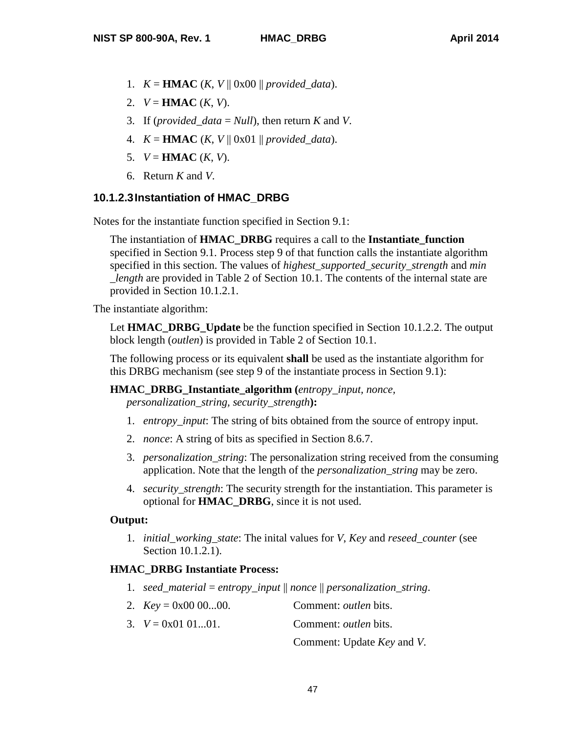1. *K* = **HMAC** (*K*, *V* || 0x00 || *provided_data*).
2. *V* = **HMAC** (*K*, *V*).
3. If (*provided_data* = *Null*), then return *K* and *V*.
4. *K* = **HMAC** (*K*, *V* || 0x01 || *provided_data*).
5. *V* = **HMAC** (*K*, *V*).
6. Return *K* and *V*.

#### 10.1.2.3 Instantiation of HMAC_DRBG

Notes for the instantiate function specified in Section 9.1:

The instantiation of **HMAC_DRBG** requires a call to the **Instantiate_function** specified in Section 9.1. Process step 9 of that function calls the instantiate algorithm specified in this section. The values of *highest_supported_security_strength* and *min _length* are provided in Table 2 of Section 10.1. The contents of the internal state are provided in Section 10.1.2.1.

The instantiate algorithm:

Let **HMAC_DRBG_Update** be the function specified in Section 10.1.2.2. The output block length (*outlen*) is provided in Table 2 of Section 10.1.

The following process or its equivalent **shall** be used as the instantiate algorithm for this DRBG mechanism (see step 9 of the instantiate process in Section 9.1):

**HMAC_DRBG_Instantiate_algorithm (***entropy_input, nonce, personalization_string, security_strength***):**

1. *entropy_input*: The string of bits obtained from the source of entropy input.
2. *nonce*: A string of bits as specified in Section 8.6.7.
3. *personalization_string*: The personalization string received from the consuming application. Note that the length of the *personalization_string* may be zero.
4. *security_strength*: The security strength for the instantiation. This parameter is optional for **HMAC_DRBG**, since it is not used.

**Output:**

1. *initial_working_state*: The inital values for *V*, *Key* and *reseed_counter* (see Section 10.1.2.1).

**HMAC_DRBG Instantiate Process:**

1. *seed_material* = *entropy_input* || *nonce* || *personalization_string*.
2. *Key* = 0x00 00...00. Comment: *outlen* bits.
3. *V* = 0x01 01...01. Comment: *outlen* bits.

Comment: Update *Key* and *V*.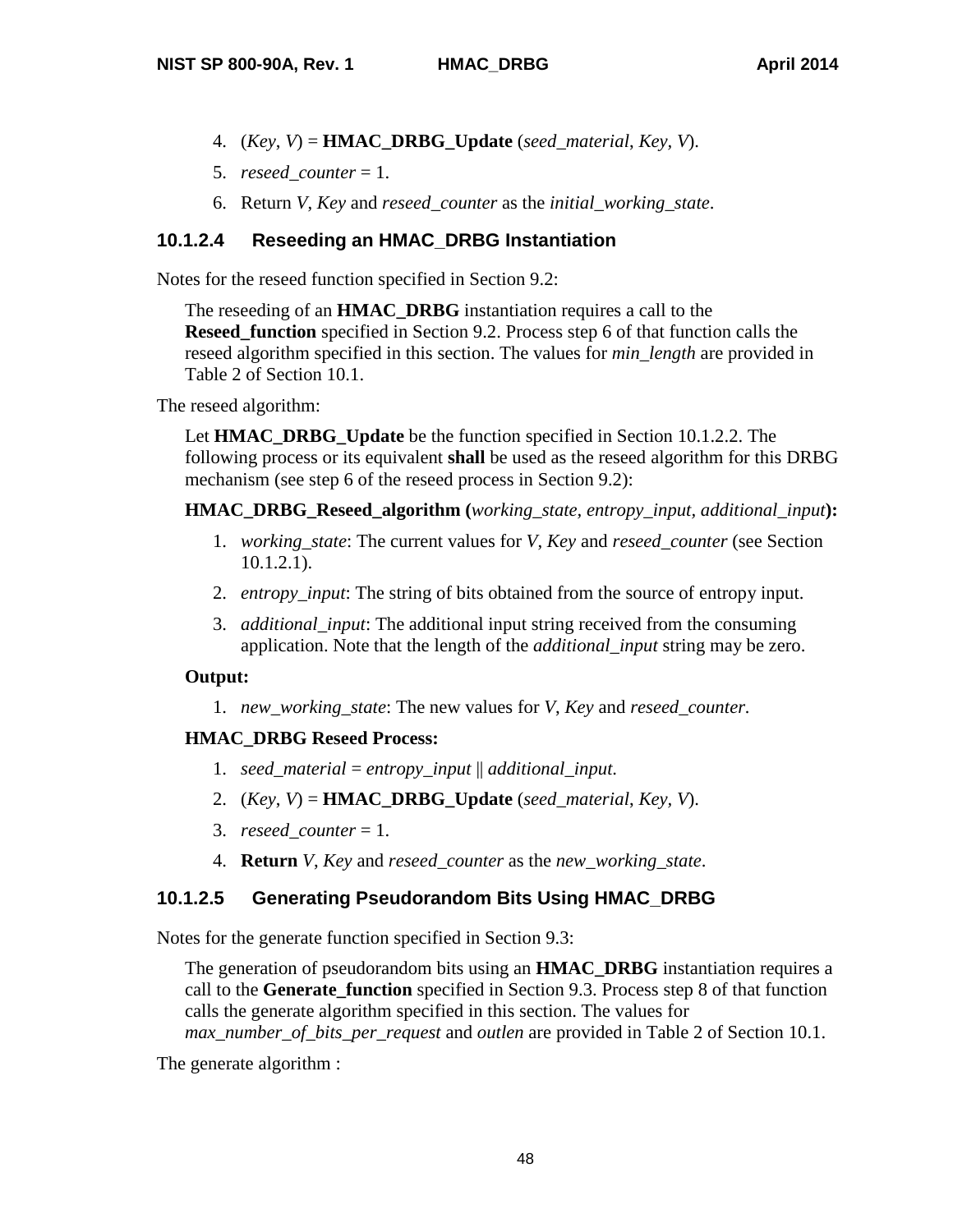4. (*Key*, *V*) = **HMAC_DRBG_Update** (*seed_material*, *Key*, *V*).
5. *reseed_counter* = 1.
6. Return *V*, *Key* and *reseed_counter* as the *initial_working_state*.

#### 10.1.2.4 Reseeding an HMAC_DRBG Instantiation

Notes for the reseed function specified in Section 9.2:

> The reseeding of an **HMAC_DRBG** instantiation requires a call to the **Reseed_function** specified in Section 9.2. Process step 6 of that function calls the reseed algorithm specified in this section. The values for *min_length* are provided in Table 2 of Section 10.1.

The reseed algorithm:

> Let **HMAC_DRBG_Update** be the function specified in Section 10.1.2.2. The following process or its equivalent **shall** be used as the reseed algorithm for this DRBG mechanism (see step 6 of the reseed process in Section 9.2):
>
> **HMAC_DRBG_Reseed_algorithm (***working_state*, *entropy_input*, *additional_input***):**
>
> 1. *working_state*: The current values for *V*, *Key* and *reseed_counter* (see Section 10.1.2.1).
> 2. *entropy_input*: The string of bits obtained from the source of entropy input.
> 3. *additional_input*: The additional input string received from the consuming application. Note that the length of the *additional_input* string may be zero.
>
> **Output:**
>
> 1. *new_working_state*: The new values for *V*, *Key* and *reseed_counter*.
>
> **HMAC_DRBG Reseed Process:**
>
> 1. *seed_material* = *entropy_input* || *additional_input.*
> 2. (*Key*, *V*) = **HMAC_DRBG_Update** (*seed_material*, *Key*, *V*).
> 3. *reseed_counter* = 1.
> 4. **Return** *V*, *Key* and *reseed_counter* as the *new_working_state*.

#### 10.1.2.5 Generating Pseudorandom Bits Using HMAC_DRBG

Notes for the generate function specified in Section 9.3:

> The generation of pseudorandom bits using an **HMAC_DRBG** instantiation requires a call to the **Generate_function** specified in Section 9.3. Process step 8 of that function calls the generate algorithm specified in this section. The values for *max_number_of_bits_per_request* and *outlen* are provided in Table 2 of Section 10.1.

The generate algorithm :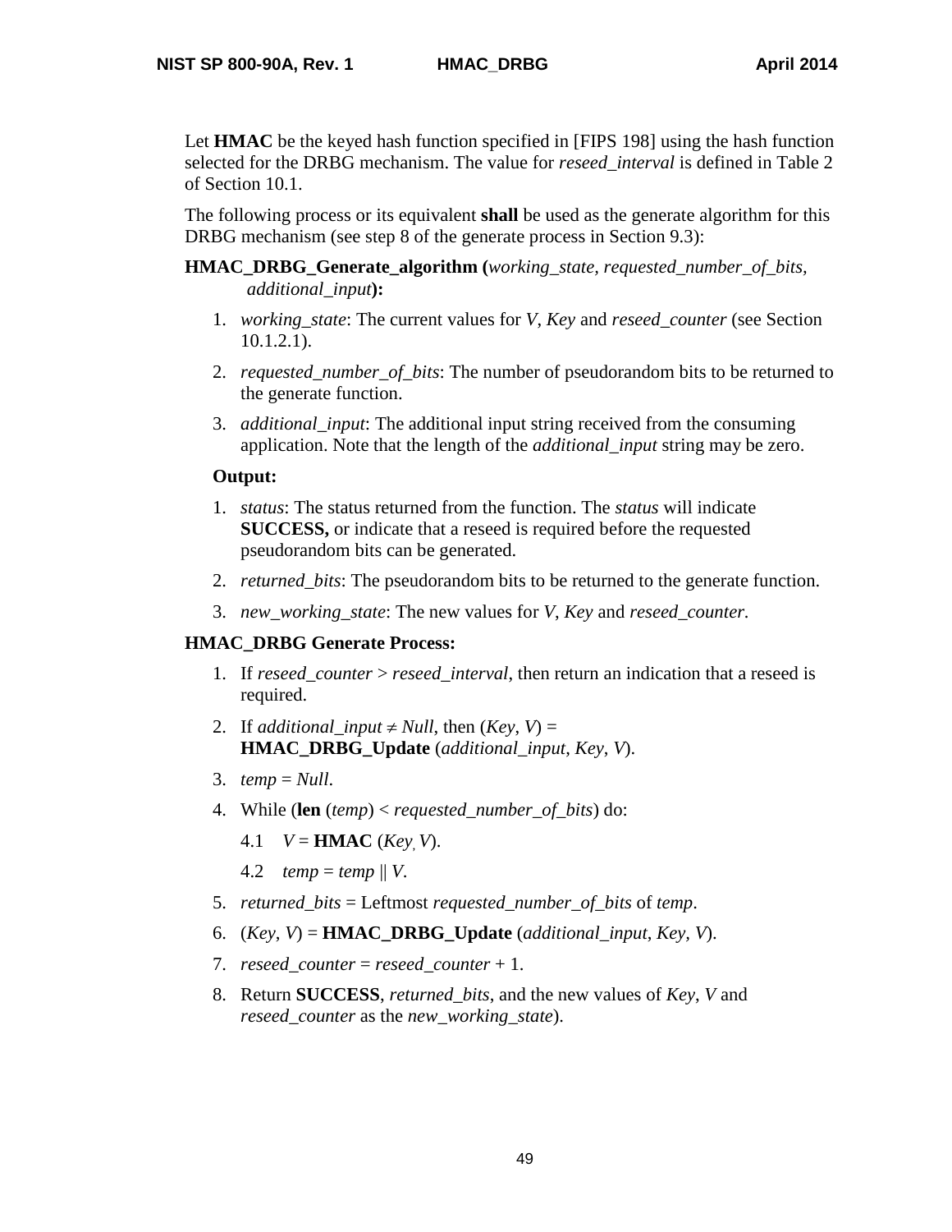Let **HMAC** be the keyed hash function specified in [FIPS 198] using the hash function selected for the DRBG mechanism. The value for *reseed_interval* is defined in Table 2 of Section 10.1.

The following process or its equivalent **shall** be used as the generate algorithm for this DRBG mechanism (see step 8 of the generate process in Section 9.3):

**HMAC_DRBG_Generate_algorithm (***working_state*, *requested_number_of_bits*, *additional_input***):**

1. *working_state*: The current values for *V*, *Key* and *reseed_counter* (see Section 10.1.2.1).
2. *requested_number_of_bits*: The number of pseudorandom bits to be returned to the generate function.
3. *additional_input*: The additional input string received from the consuming application. Note that the length of the *additional_input* string may be zero.

**Output:**

1. *status*: The status returned from the function. The *status* will indicate **SUCCESS,** or indicate that a reseed is required before the requested pseudorandom bits can be generated.
2. *returned_bits*: The pseudorandom bits to be returned to the generate function.
3. *new_working_state*: The new values for *V*, *Key* and *reseed_counter*.

**HMAC_DRBG Generate Process:**

1. If *reseed_counter* > *reseed_interval*, then return an indication that a reseed is required.
2. If *additional_input* ≠ *Null*, then (*Key*, *V*) = **HMAC_DRBG_Update** (*additional_input*, *Key*, *V*).
3. *temp* = *Null*.
4. While (**len** (*temp*) < *requested_number_of_bits*) do:

   4.1 *V* = **HMAC** (*Key*, *V*).

   4.2 *temp* = *temp* || *V*.
5. *returned_bits* = Leftmost *requested_number_of_bits* of *temp*.
6. (*Key*, *V*) = **HMAC_DRBG_Update** (*additional_input*, *Key, V*).
7. *reseed_counter* = *reseed_counter* + 1.
8. Return **SUCCESS**, *returned_bits*, and the new values of *Key*, *V* and *reseed_counter* as the *new_working_state*).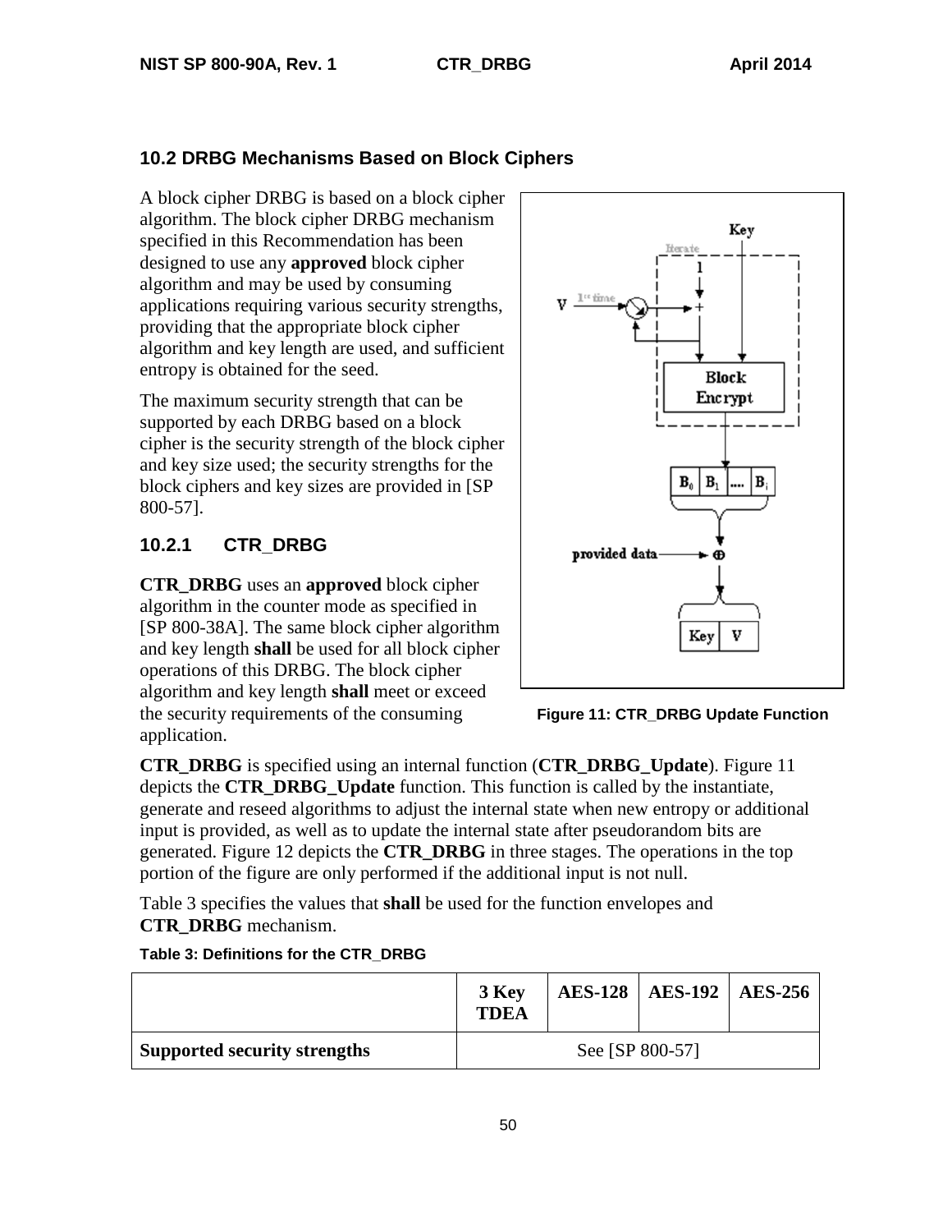## 10.2 DRBG Mechanisms Based on Block Ciphers

A block cipher DRBG is based on a block cipher algorithm. The block cipher DRBG mechanism specified in this Recommendation has been designed to use any **approved** block cipher algorithm and may be used by consuming applications requiring various security strengths, providing that the appropriate block cipher algorithm and key length are used, and sufficient entropy is obtained for the seed.

The maximum security strength that can be supported by each DRBG based on a block cipher is the security strength of the block cipher and key size used; the security strengths for the block ciphers and key sizes are provided in [SP 800-57].

### 10.2.1 CTR_DRBG

**CTR_DRBG** uses an **approved** block cipher algorithm in the counter mode as specified in [SP 800-38A]. The same block cipher algorithm and key length **shall** be used for all block cipher operations of this DRBG. The block cipher algorithm and key length **shall** meet or exceed the security requirements of the consuming application.

Key
Iterate
1
V
1st time
+
Block Encrypt
$B_0$ $B_1$ .... $B_i$
provided data
⊕
Key V

**Figure 11: CTR_DRBG Update Function**

**CTR_DRBG** is specified using an internal function (**CTR_DRBG_Update**). Figure 11 depicts the **CTR_DRBG_Update** function. This function is called by the instantiate, generate and reseed algorithms to adjust the internal state when new entropy or additional input is provided, as well as to update the internal state after pseudorandom bits are generated. Figure 12 depicts the **CTR_DRBG** in three stages. The operations in the top portion of the figure are only performed if the additional input is not null.

Table 3 specifies the values that **shall** be used for the function envelopes and **CTR_DRBG** mechanism.

**Table 3: Definitions for the CTR_DRBG**

| | 3 Key TDEA | AES-128 | AES-192 | AES-256 |
|---|---|---|---|---|
| **Supported security strengths** | See [SP 800-57] | | | |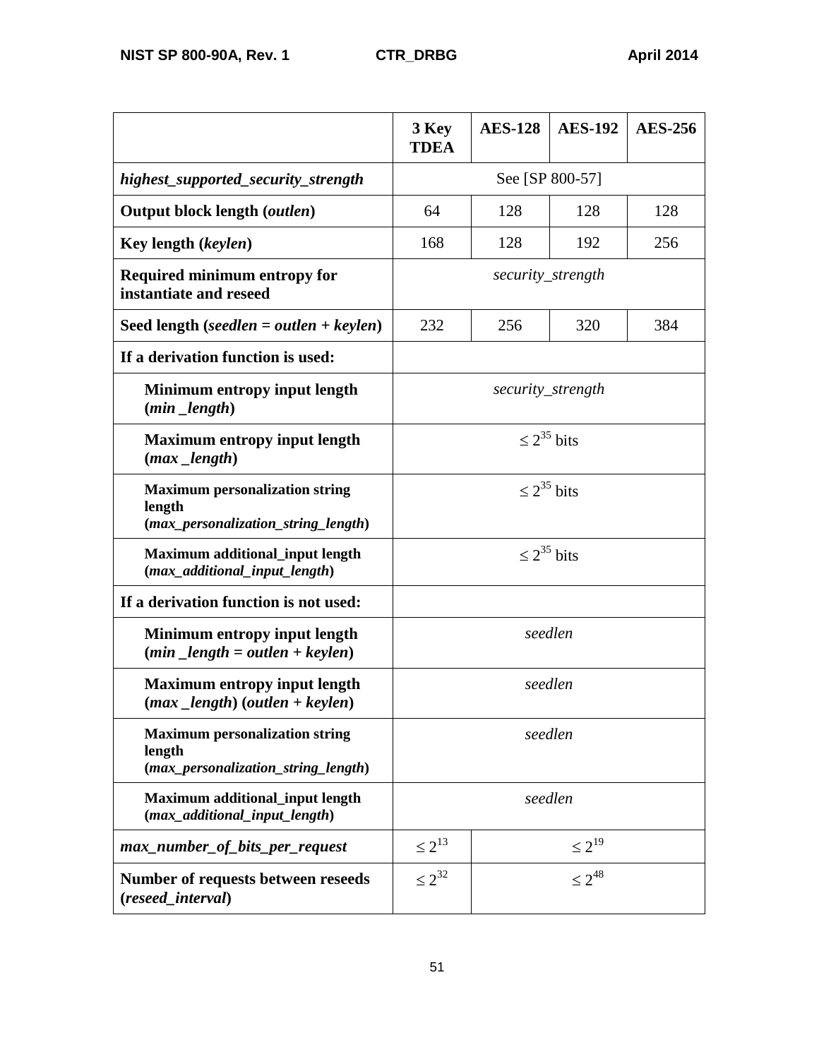| | 3 Key TDEA | AES-128 | AES-192 | AES-256 |
|---|---|---|---|---|
| ***highest_supported_security_strength*** | See [SP 800-57] | | | |
| **Output block length (*outlen*)** | 64 | 128 | 128 | 128 |
| **Key length (*keylen*)** | 168 | 128 | 192 | 256 |
| **Required minimum entropy for instantiate and reseed** | *security_strength* | | | |
| **Seed length (*seedlen* = *outlen* + *keylen*)** | 232 | 256 | 320 | 384 |
| **If a derivation function is used:** | | | | |
| **Minimum entropy input length (*min _length*)** | *security_strength* | | | |
| **Maximum entropy input length (*max _length*)** | $\leq 2^{35}$ bits | | | |
| **Maximum personalization string length (*max_personalization_string_length*)** | $\leq 2^{35}$ bits | | | |
| **Maximum additional_input length (*max_additional_input_length*)** | $\leq 2^{35}$ bits | | | |
| **If a derivation function is not used:** | | | | |
| **Minimum entropy input length (*min _length* = *outlen* + *keylen*)** | *seedlen* | | | |
| **Maximum entropy input length (*max _length*) (*outlen* + *keylen*)** | *seedlen* | | | |
| **Maximum personalization string length (*max_personalization_string_length*)** | *seedlen* | | | |
| **Maximum additional_input length (*max_additional_input_length*)** | *seedlen* | | | |
| ***max_number_of_bits_per_request*** | $\leq 2^{13}$ | $\leq 2^{19}$ | | |
| **Number of requests between reseeds (*reseed_interval*)** | $\leq 2^{32}$ | $\leq 2^{48}$ | | |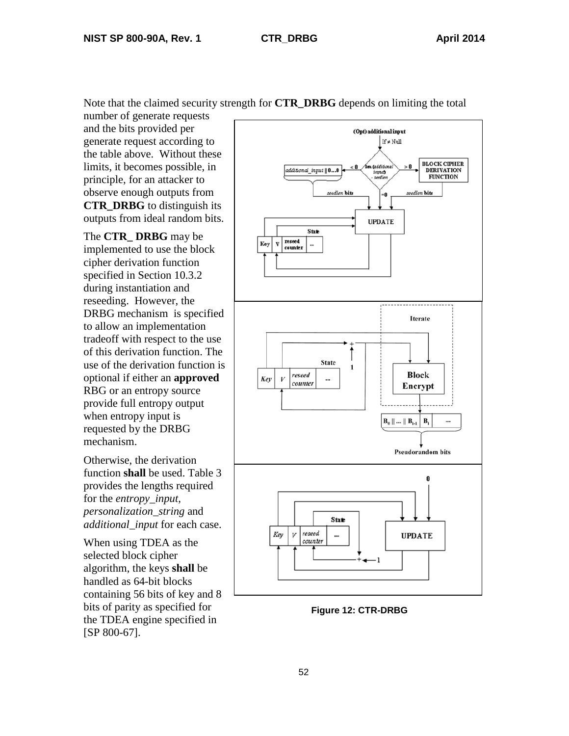Note that the claimed security strength for **CTR_DRBG** depends on limiting the total number of generate requests and the bits provided per generate request according to the table above. Without these limits, it becomes possible, in principle, for an attacker to observe enough outputs from **CTR_DRBG** to distinguish its outputs from ideal random bits.

The **CTR_ DRBG** may be implemented to use the block cipher derivation function specified in Section 10.3.2 during instantiation and reseeding. However, the DRBG mechanism is specified to allow an implementation tradeoff with respect to the use of this derivation function. The use of the derivation function is optional if either an **approved** RBG or an entropy source provide full entropy output when entropy input is requested by the DRBG mechanism.

Otherwise, the derivation function **shall** be used. Table 3 provides the lengths required for the *entropy_input*, *personalization_string* and *additional_input* for each case.

When using TDEA as the selected block cipher algorithm, the keys **shall** be handled as 64-bit blocks containing 56 bits of key and 8 bits of parity as specified for the TDEA engine specified in [SP 800-67].

(Opt) additional input

If ≠ Null

additional_input || 0…0

< 0

len (additional input) - seedlen

> 0

BLOCK CIPHER DERIVATION FUNCTION

seedlen bits

=0

seedlen bits

UPDATE

State

Key | V | reseed counter | ...

Iterate

+

1

State

Key | V | reseed counter | ...

Block Encrypt

$B_0$ || ... || $B_{i-1}$ | $B_i$ | ...

Pseudorandom bits

0

State

Key | V | reseed counter | ...

UPDATE

+ ← 1

**Figure 12: CTR-DRBG**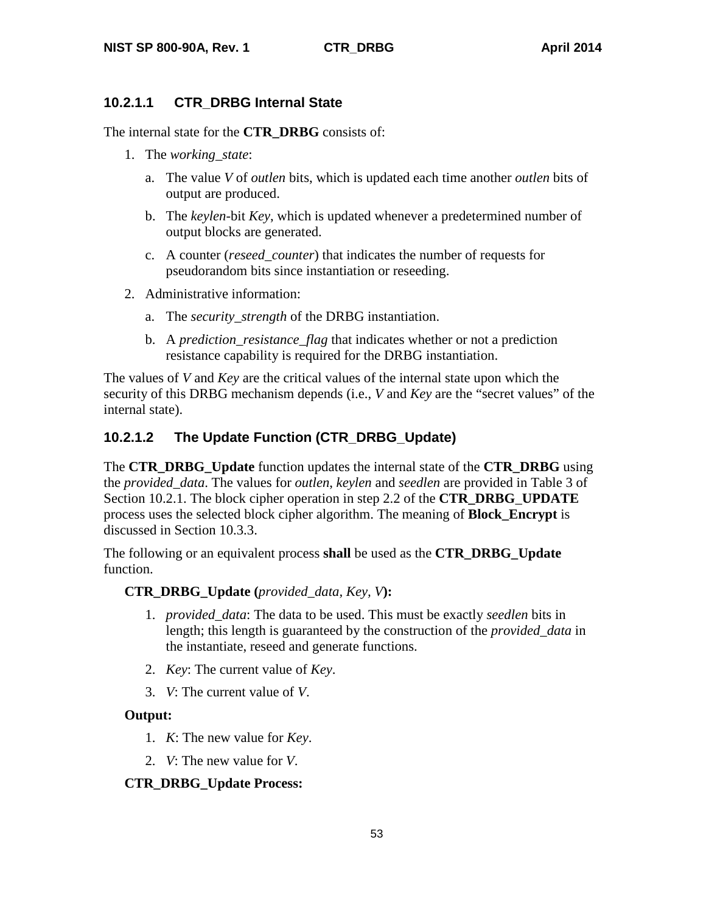#### 10.2.1.1 CTR_DRBG Internal State

The internal state for the **CTR_DRBG** consists of:

1. The *working_state*:
   a. The value *V* of *outlen* bits, which is updated each time another *outlen* bits of output are produced.
   b. The *keylen*-bit *Key*, which is updated whenever a predetermined number of output blocks are generated.
   c. A counter (*reseed_counter*) that indicates the number of requests for pseudorandom bits since instantiation or reseeding.
2. Administrative information:
   a. The *security_strength* of the DRBG instantiation.
   b. A *prediction_resistance_flag* that indicates whether or not a prediction resistance capability is required for the DRBG instantiation.

The values of *V* and *Key* are the critical values of the internal state upon which the security of this DRBG mechanism depends (i.e., *V* and *Key* are the "secret values" of the internal state).

#### 10.2.1.2 The Update Function (CTR_DRBG_Update)

The **CTR_DRBG_Update** function updates the internal state of the **CTR_DRBG** using the *provided_data*. The values for *outlen*, *keylen* and *seedlen* are provided in Table 3 of Section 10.2.1. The block cipher operation in step 2.2 of the **CTR_DRBG_UPDATE** process uses the selected block cipher algorithm. The meaning of **Block_Encrypt** is discussed in Section 10.3.3.

The following or an equivalent process **shall** be used as the **CTR_DRBG_Update** function.

**CTR_DRBG_Update (***provided_data*, *Key*, *V***):**

1. *provided_data*: The data to be used. This must be exactly *seedlen* bits in length; this length is guaranteed by the construction of the *provided_data* in the instantiate, reseed and generate functions.
2. *Key*: The current value of *Key*.
3. *V*: The current value of *V*.

**Output:**

1. *K*: The new value for *Key*.
2. *V*: The new value for *V*.

**CTR_DRBG_Update Process:**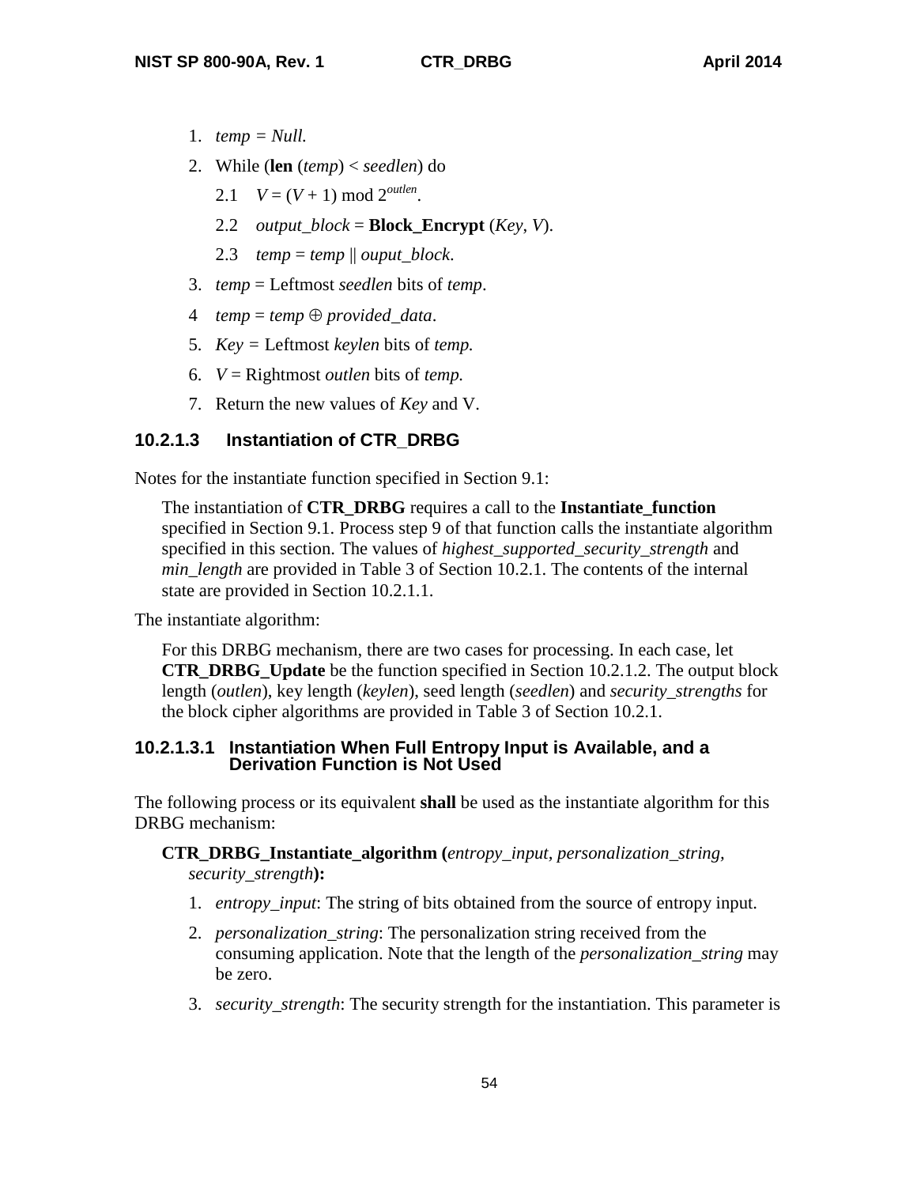1. *temp = Null.*
2. While (**len** (*temp*) < *seedlen*) do
   2.1 $V = (V + 1) \bmod 2^{outlen}$.
   2.2 *output_block* = **Block_Encrypt** (*Key*, *V*).
   2.3 *temp* = *temp* || *ouput_block*.
3. *temp* = Leftmost *seedlen* bits of *temp*.
4. *temp* = *temp* ⊕ *provided_data*.
5. *Key =* Leftmost *keylen* bits of *temp.*
6. *V* = Rightmost *outlen* bits of *temp.*
7. Return the new values of *Key* and V.

### 10.2.1.3 Instantiation of CTR_DRBG

Notes for the instantiate function specified in Section 9.1:

The instantiation of **CTR_DRBG** requires a call to the **Instantiate_function** specified in Section 9.1. Process step 9 of that function calls the instantiate algorithm specified in this section. The values of *highest_supported_security_strength* and *min_length* are provided in Table 3 of Section 10.2.1. The contents of the internal state are provided in Section 10.2.1.1.

The instantiate algorithm:

For this DRBG mechanism, there are two cases for processing. In each case, let **CTR_DRBG_Update** be the function specified in Section 10.2.1.2. The output block length (*outlen*), key length (*keylen*), seed length (*seedlen*) and *security_strengths* for the block cipher algorithms are provided in Table 3 of Section 10.2.1.

#### 10.2.1.3.1 Instantiation When Full Entropy Input is Available, and a Derivation Function is Not Used

The following process or its equivalent **shall** be used as the instantiate algorithm for this DRBG mechanism:

**CTR_DRBG_Instantiate_algorithm (***entropy_input*, *personalization_string*, *security_strength***):**

1. *entropy_input*: The string of bits obtained from the source of entropy input.
2. *personalization_string*: The personalization string received from the consuming application. Note that the length of the *personalization_string* may be zero.
3. *security_strength*: The security strength for the instantiation. This parameter is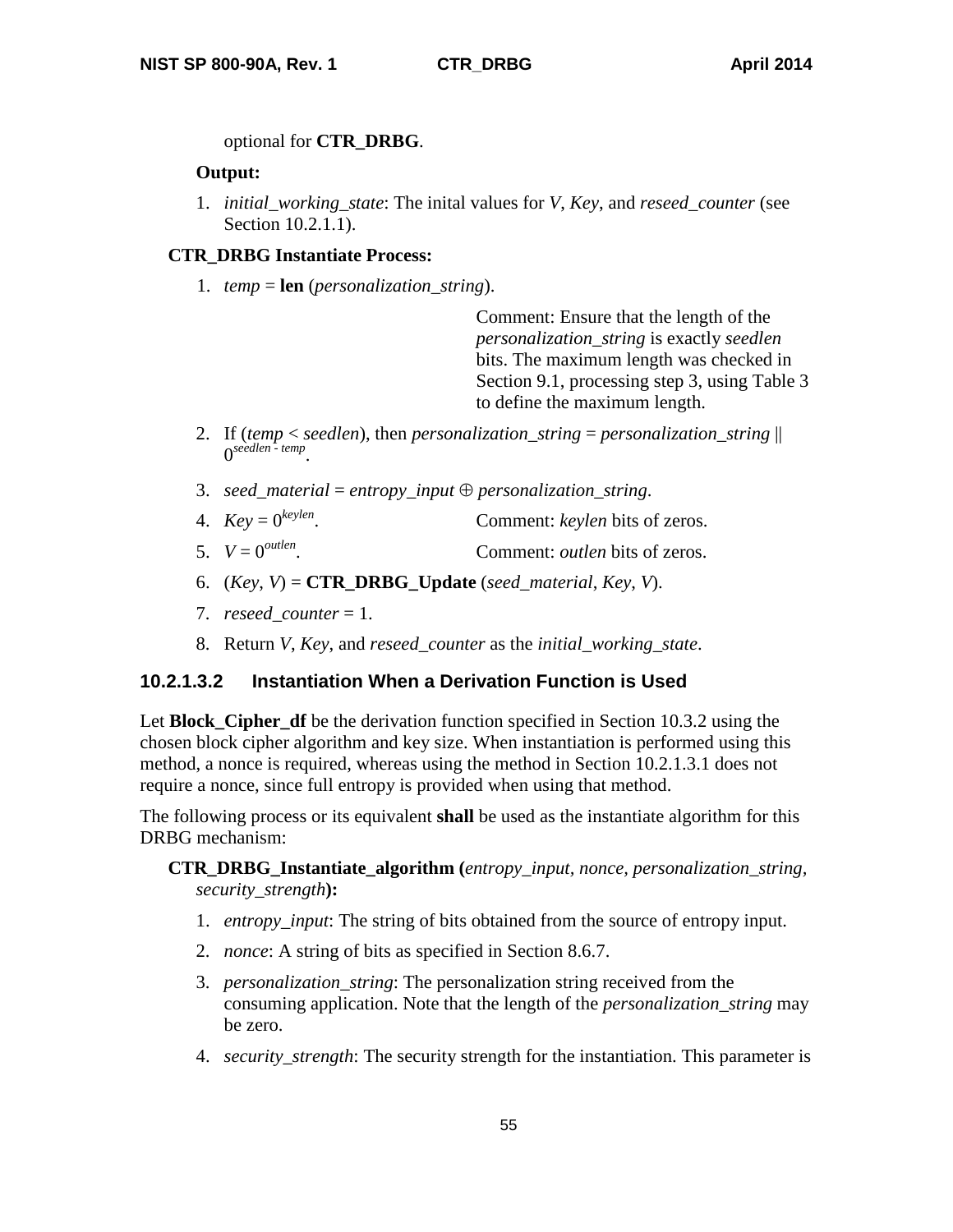optional for **CTR_DRBG**.

**Output:**

1. *initial_working_state*: The inital values for *V*, *Key*, and *reseed_counter* (see Section 10.2.1.1).

**CTR_DRBG Instantiate Process:**

1. *temp* = **len** (*personalization_string*).

   Comment: Ensure that the length of the *personalization_string* is exactly *seedlen* bits. The maximum length was checked in Section 9.1, processing step 3, using Table 3 to define the maximum length.

2. If (*temp* < *seedlen*), then *personalization_string* = *personalization_string* || $0^{seedlen - temp}$.

3. *seed_material* = *entropy_input* ⊕ *personalization_string*.

4. *Key* = $0^{keylen}$. Comment: *keylen* bits of zeros.

5. *V* = $0^{outlen}$. Comment: *outlen* bits of zeros.

6. (*Key*, *V*) = **CTR_DRBG_Update** (*seed_material*, *Key*, *V*).

7. *reseed_counter* = 1.

8. Return *V*, *Key*, and *reseed_counter* as the *initial_working_state*.

#### 10.2.1.3.2 Instantiation When a Derivation Function is Used

Let **Block_Cipher_df** be the derivation function specified in Section 10.3.2 using the chosen block cipher algorithm and key size. When instantiation is performed using this method, a nonce is required, whereas using the method in Section 10.2.1.3.1 does not require a nonce, since full entropy is provided when using that method.

The following process or its equivalent **shall** be used as the instantiate algorithm for this DRBG mechanism:

**CTR_DRBG_Instantiate_algorithm (***entropy_input, nonce, personalization_string, security_strength***):**

1. *entropy_input*: The string of bits obtained from the source of entropy input.

2. *nonce*: A string of bits as specified in Section 8.6.7.

3. *personalization_string*: The personalization string received from the consuming application. Note that the length of the *personalization_string* may be zero.

4. *security_strength*: The security strength for the instantiation. This parameter is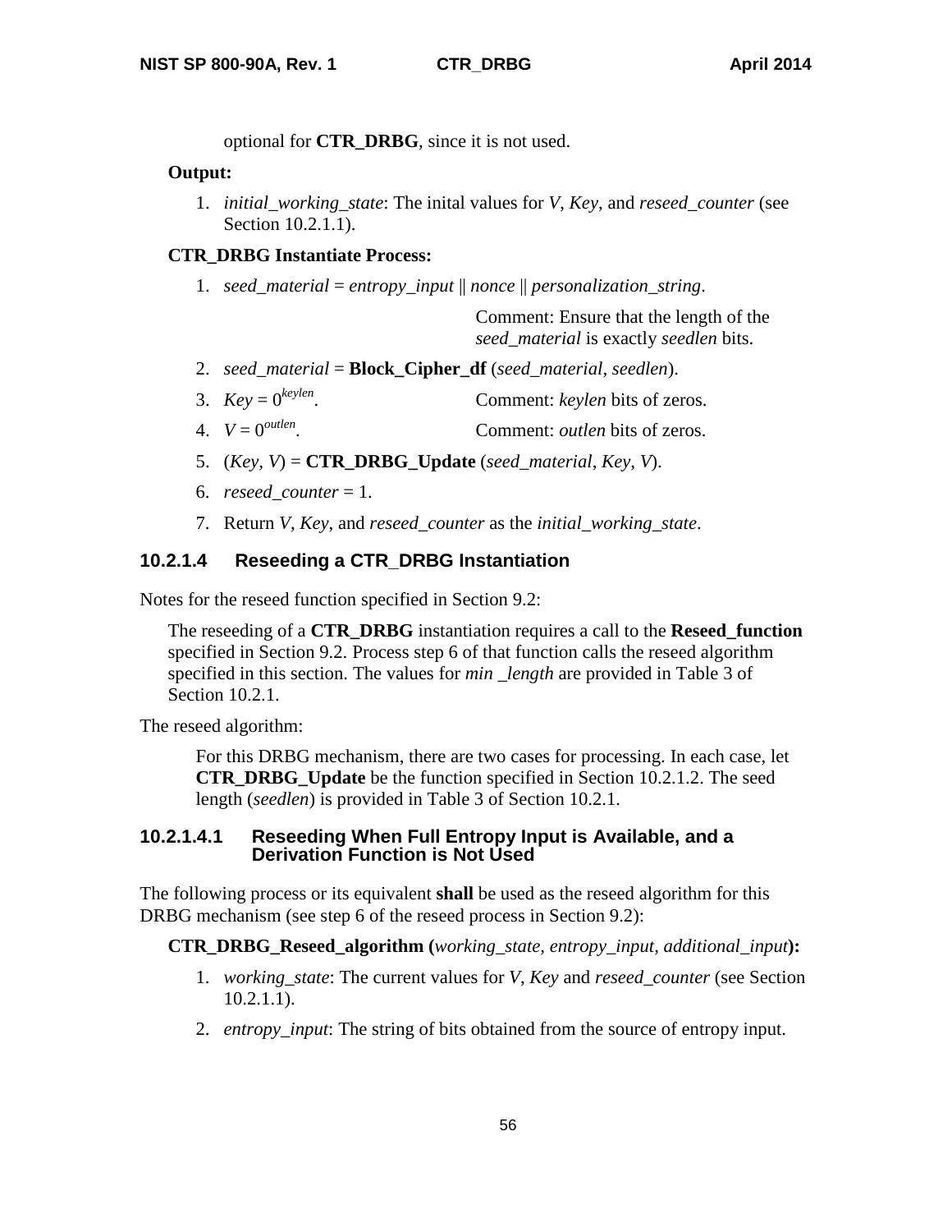optional for **CTR_DRBG**, since it is not used.

**Output:**

1. *initial_working_state*: The inital values for *V*, *Key*, and *reseed_counter* (see Section 10.2.1.1).

**CTR_DRBG Instantiate Process:**

1. *seed_material* = *entropy_input* || *nonce* || *personalization_string*.

   Comment: Ensure that the length of the *seed_material* is exactly *seedlen* bits.

2. *seed_material* = **Block_Cipher_df** (*seed_material*, *seedlen*).
3. $Key = 0^{keylen}$. Comment: *keylen* bits of zeros.
4. $V = 0^{outlen}$. Comment: *outlen* bits of zeros.
5. (*Key*, *V*) = **CTR_DRBG_Update** (*seed_material*, *Key*, *V*).
6. *reseed_counter* = 1.
7. Return *V*, *Key*, and *reseed_counter* as the *initial_working_state*.

#### 10.2.1.4 Reseeding a CTR_DRBG Instantiation

Notes for the reseed function specified in Section 9.2:

The reseeding of a **CTR_DRBG** instantiation requires a call to the **Reseed_function** specified in Section 9.2. Process step 6 of that function calls the reseed algorithm specified in this section. The values for *min _length* are provided in Table 3 of Section 10.2.1.

The reseed algorithm:

For this DRBG mechanism, there are two cases for processing. In each case, let **CTR_DRBG_Update** be the function specified in Section 10.2.1.2. The seed length (*seedlen*) is provided in Table 3 of Section 10.2.1.

##### 10.2.1.4.1 Reseeding When Full Entropy Input is Available, and a Derivation Function is Not Used

The following process or its equivalent **shall** be used as the reseed algorithm for this DRBG mechanism (see step 6 of the reseed process in Section 9.2):

**CTR_DRBG_Reseed_algorithm (***working_state*, *entropy_input*, *additional_input***):**

1. *working_state*: The current values for *V*, *Key* and *reseed_counter* (see Section 10.2.1.1).
2. *entropy_input*: The string of bits obtained from the source of entropy input.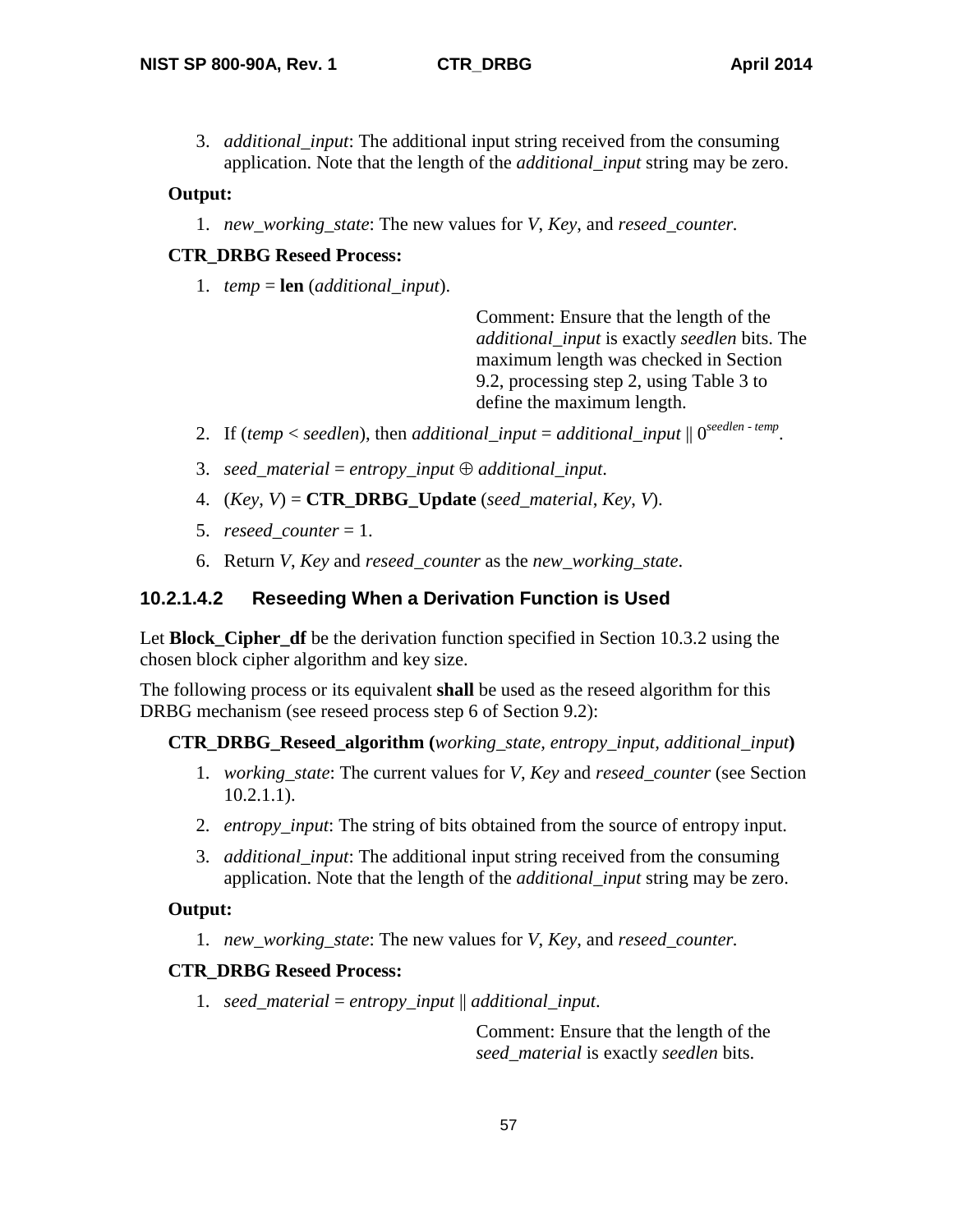3. *additional_input*: The additional input string received from the consuming application. Note that the length of the *additional_input* string may be zero.

**Output:**

1. *new_working_state*: The new values for *V*, *Key*, and *reseed_counter.*

**CTR_DRBG Reseed Process:**

1. *temp* = **len** (*additional_input*).

   Comment: Ensure that the length of the *additional_input* is exactly *seedlen* bits. The maximum length was checked in Section 9.2, processing step 2, using Table 3 to define the maximum length.

2. If (*temp* < *seedlen*), then *additional_input* = *additional_input* || $0^{seedlen\ -\ temp}$.

3. *seed_material* = *entropy_input* ⊕ *additional_input*.

4. (*Key*, *V*) = **CTR_DRBG_Update** (*seed_material*, *Key*, *V*).

5. *reseed_counter* = 1.

6. Return *V*, *Key* and *reseed_counter* as the *new_working_state*.

### 10.2.1.4.2 Reseeding When a Derivation Function is Used

Let **Block_Cipher_df** be the derivation function specified in Section 10.3.2 using the chosen block cipher algorithm and key size.

The following process or its equivalent **shall** be used as the reseed algorithm for this DRBG mechanism (see reseed process step 6 of Section 9.2):

**CTR_DRBG_Reseed_algorithm (***working_state, entropy_input, additional_input***)**

1. *working_state*: The current values for *V*, *Key* and *reseed_counter* (see Section 10.2.1.1).

2. *entropy_input*: The string of bits obtained from the source of entropy input.

3. *additional_input*: The additional input string received from the consuming application. Note that the length of the *additional_input* string may be zero.

**Output:**

1. *new_working_state*: The new values for *V*, *Key*, and *reseed_counter.*

**CTR_DRBG Reseed Process:**

1. *seed_material* = *entropy_input* || *additional_input*.

   Comment: Ensure that the length of the *seed_material* is exactly *seedlen* bits.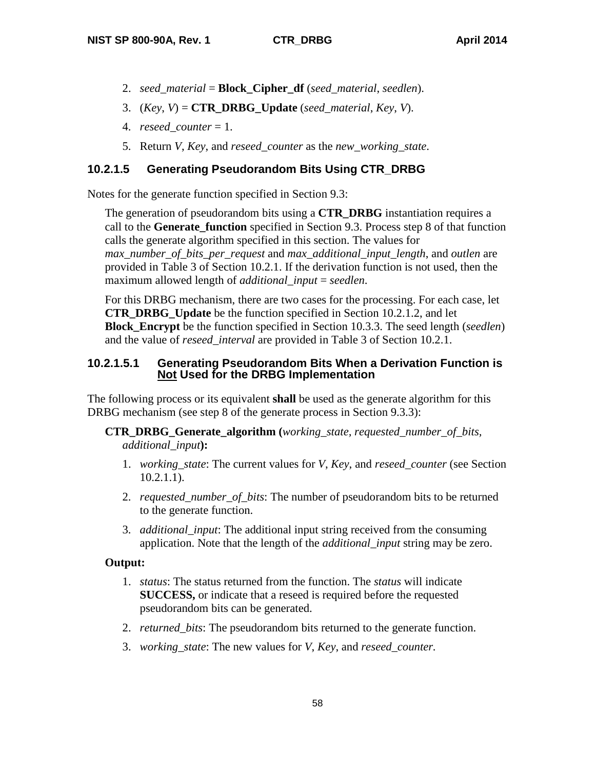2. *seed_material* = **Block_Cipher_df** (*seed_material*, *seedlen*).

3. (*Key*, *V*) = **CTR_DRBG_Update** (*seed_material*, *Key*, *V*).

4. *reseed_counter* = 1.

5. Return *V*, *Key*, and *reseed_counter* as the *new_working_state*.

### 10.2.1.5 Generating Pseudorandom Bits Using CTR_DRBG

Notes for the generate function specified in Section 9.3:

> The generation of pseudorandom bits using a **CTR_DRBG** instantiation requires a call to the **Generate_function** specified in Section 9.3. Process step 8 of that function calls the generate algorithm specified in this section. The values for *max_number_of_bits_per_request* and *max_additional_input_length*, and *outlen* are provided in Table 3 of Section 10.2.1. If the derivation function is not used, then the maximum allowed length of *additional_input* = *seedlen*.
>
> For this DRBG mechanism, there are two cases for the processing. For each case, let **CTR_DRBG_Update** be the function specified in Section 10.2.1.2, and let **Block_Encrypt** be the function specified in Section 10.3.3. The seed length (*seedlen*) and the value of *reseed_interval* are provided in Table 3 of Section 10.2.1.

#### 10.2.1.5.1 Generating Pseudorandom Bits When a Derivation Function is Not Used for the DRBG Implementation

The following process or its equivalent **shall** be used as the generate algorithm for this DRBG mechanism (see step 8 of the generate process in Section 9.3.3):

**CTR_DRBG_Generate_algorithm (***working_state*, *requested_number_of_bits*, *additional_input***):**

1. *working_state*: The current values for *V*, *Key*, and *reseed_counter* (see Section 10.2.1.1).
2. *requested_number_of_bits*: The number of pseudorandom bits to be returned to the generate function.
3. *additional_input*: The additional input string received from the consuming application. Note that the length of the *additional_input* string may be zero.

**Output:**

1. *status*: The status returned from the function. The *status* will indicate **SUCCESS,** or indicate that a reseed is required before the requested pseudorandom bits can be generated.
2. *returned_bits*: The pseudorandom bits returned to the generate function.
3. *working_state*: The new values for *V*, *Key*, and *reseed_counter.*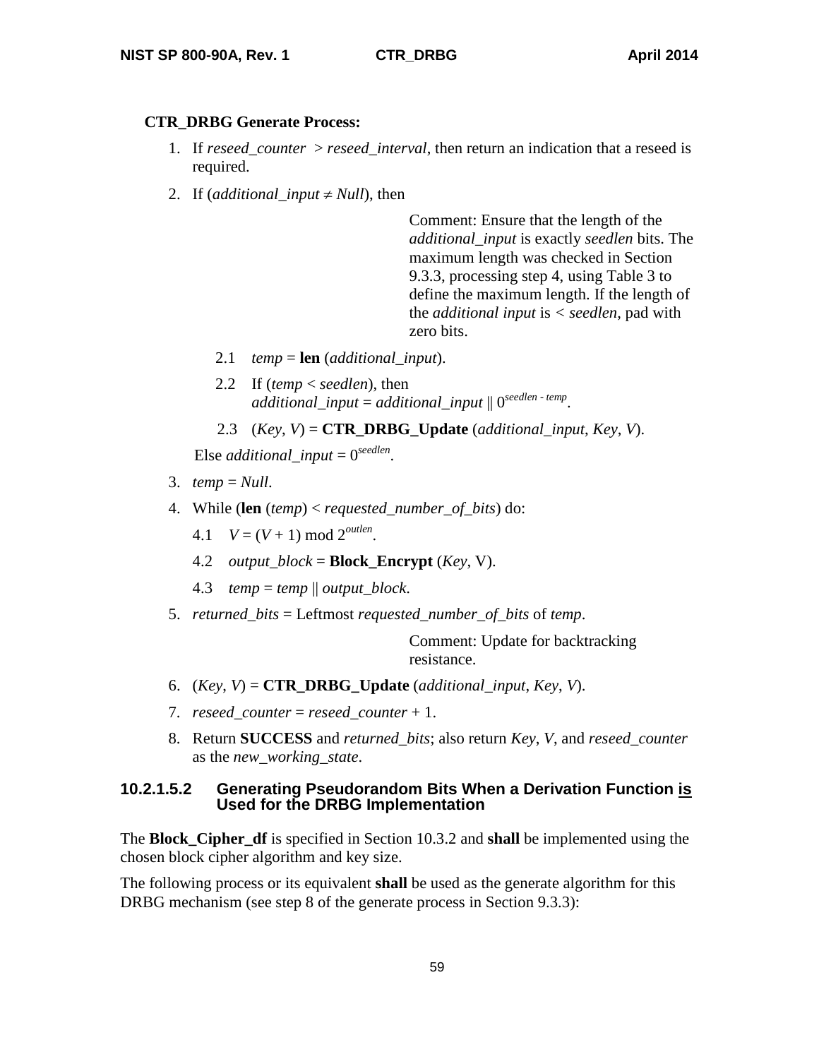**CTR_DRBG Generate Process:**

1. If *reseed_counter* > *reseed_interval*, then return an indication that a reseed is required.
2. If (*additional_input* ≠ *Null*), then

   Comment: Ensure that the length of the *additional_input* is exactly *seedlen* bits. The maximum length was checked in Section 9.3.3, processing step 4, using Table 3 to define the maximum length. If the length of the *additional input* is < *seedlen*, pad with zero bits.

   2.1 *temp* = **len** (*additional_input*).

   2.2 If (*temp* < *seedlen*), then
   *additional_input* = *additional_input* || $0^{seedlen - temp}$.

   2.3 (*Key*, *V*) = **CTR_DRBG_Update** (*additional_input*, *Key*, *V*).

   Else *additional_input* = $0^{seedlen}$.

3. *temp* = *Null*.
4. While (**len** (*temp*) < *requested_number_of_bits*) do:

   4.1 *V* = (*V* + 1) mod $2^{outlen}$.

   4.2 *output_block* = **Block_Encrypt** (*Key*, V).

   4.3 *temp* = *temp* || *output_block*.

5. *returned_bits* = Leftmost *requested_number_of_bits* of *temp*.

   Comment: Update for backtracking resistance.

6. (*Key*, *V*) = **CTR_DRBG_Update** (*additional_input*, *Key*, *V*).
7. *reseed_counter* = *reseed_counter* + 1.
8. Return **SUCCESS** and *returned_bits*; also return *Key*, *V*, and *reseed_counter* as the *new_working_state*.

#### 10.2.1.5.2 Generating Pseudorandom Bits When a Derivation Function is Used for the DRBG Implementation

The **Block_Cipher_df** is specified in Section 10.3.2 and **shall** be implemented using the chosen block cipher algorithm and key size.

The following process or its equivalent **shall** be used as the generate algorithm for this DRBG mechanism (see step 8 of the generate process in Section 9.3.3):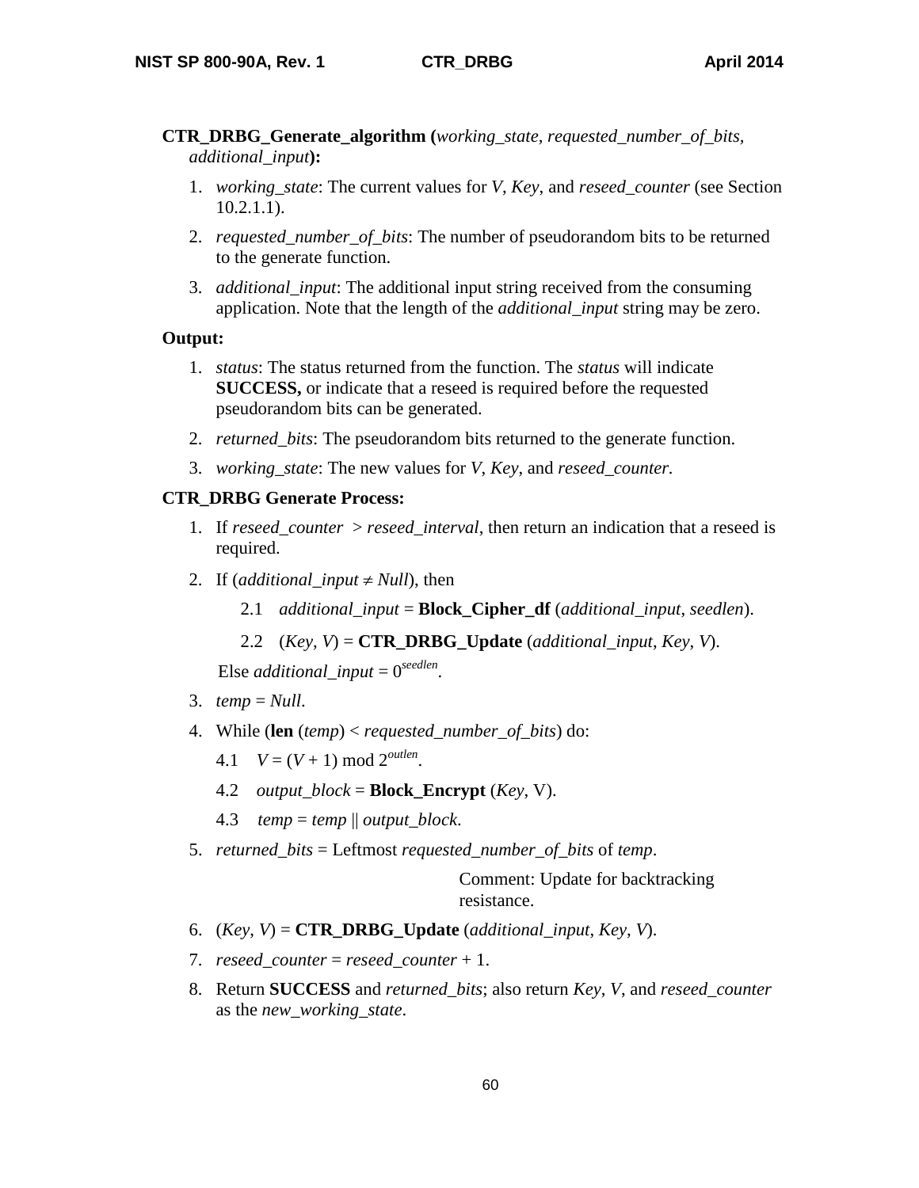**CTR_DRBG_Generate_algorithm (***working_state*, *requested_number_of_bits*, *additional_input***):**

1. *working_state*: The current values for *V*, *Key*, and *reseed_counter* (see Section 10.2.1.1).
2. *requested_number_of_bits*: The number of pseudorandom bits to be returned to the generate function.
3. *additional_input*: The additional input string received from the consuming application. Note that the length of the *additional_input* string may be zero.

**Output:**

1. *status*: The status returned from the function. The *status* will indicate **SUCCESS,** or indicate that a reseed is required before the requested pseudorandom bits can be generated.
2. *returned_bits*: The pseudorandom bits returned to the generate function.
3. *working_state*: The new values for *V*, *Key*, and *reseed_counter*.

**CTR_DRBG Generate Process:**

1. If *reseed_counter* > *reseed_interval*, then return an indication that a reseed is required.
2. If (*additional_input* ≠ *Null*), then

   2.1 *additional_input* = **Block_Cipher_df** (*additional_input*, *seedlen*).

   2.2 (*Key*, *V*) = **CTR_DRBG_Update** (*additional_input*, *Key*, *V*).

   Else *additional_input* = $0^{seedlen}$.
3. *temp* = *Null*.
4. While (**len** (*temp*) < *requested_number_of_bits*) do:

   4.1 *V* = (*V* + 1) mod $2^{outlen}$.

   4.2 *output_block* = **Block_Encrypt** (*Key*, V).

   4.3 *temp* = *temp* || *output_block*.
5. *returned_bits* = Leftmost *requested_number_of_bits* of *temp*.

   Comment: Update for backtracking resistance.
6. (*Key*, *V*) = **CTR_DRBG_Update** (*additional_input*, *Key*, *V*).
7. *reseed_counter* = *reseed_counter* + 1.
8. Return **SUCCESS** and *returned_bits*; also return *Key*, *V*, and *reseed_counter* as the *new_working_state*.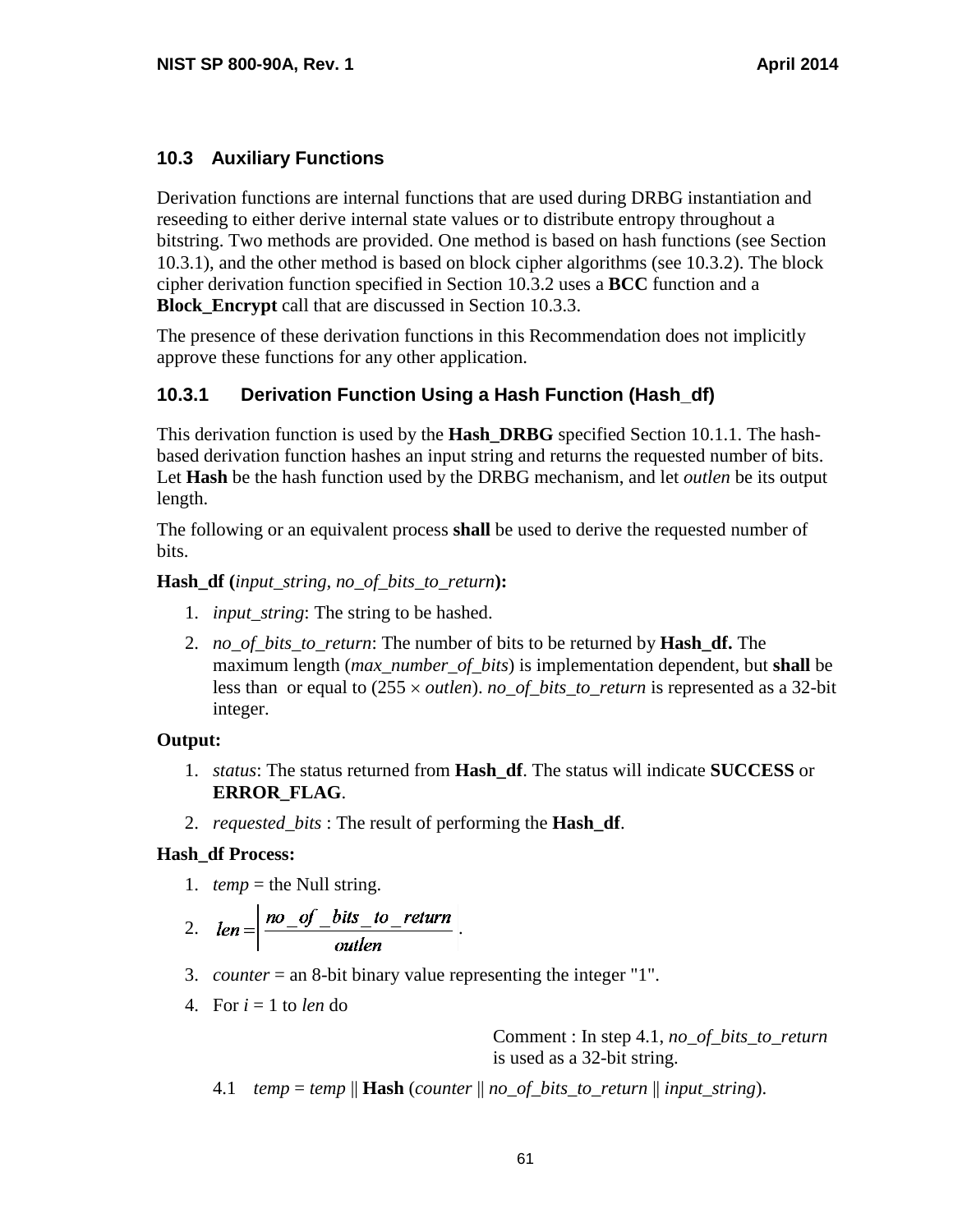## 10.3 Auxiliary Functions

Derivation functions are internal functions that are used during DRBG instantiation and reseeding to either derive internal state values or to distribute entropy throughout a bitstring. Two methods are provided. One method is based on hash functions (see Section 10.3.1), and the other method is based on block cipher algorithms (see 10.3.2). The block cipher derivation function specified in Section 10.3.2 uses a **BCC** function and a **Block_Encrypt** call that are discussed in Section 10.3.3.

The presence of these derivation functions in this Recommendation does not implicitly approve these functions for any other application.

### 10.3.1 Derivation Function Using a Hash Function (Hash_df)

This derivation function is used by the **Hash_DRBG** specified Section 10.1.1. The hash-based derivation function hashes an input string and returns the requested number of bits. Let **Hash** be the hash function used by the DRBG mechanism, and let *outlen* be its output length.

The following or an equivalent process **shall** be used to derive the requested number of bits.

**Hash_df (***input_string, no_of_bits_to_return***):**

1. *input_string*: The string to be hashed.
2. *no_of_bits_to_return*: The number of bits to be returned by **Hash_df.** The maximum length (*max_number_of_bits*) is implementation dependent, but **shall** be less than or equal to ($255 \times outlen$). *no_of_bits_to_return* is represented as a 32-bit integer.

**Output:**

1. *status*: The status returned from **Hash_df**. The status will indicate **SUCCESS** or **ERROR_FLAG**.
2. *requested_bits* : The result of performing the **Hash_df**.

**Hash_df Process:**

1. *temp* = the Null string.
2. $len = \left\lceil \frac{no\_of\_bits\_to\_return}{outlen} \right\rceil$.
3. *counter* = an 8-bit binary value representing the integer "1".
4. For *i* = 1 to *len* do

   Comment : In step 4.1, *no_of_bits_to_return* is used as a 32-bit string.

   4.1 *temp* = *temp* || **Hash** (*counter* || *no_of_bits_to_return* || *input_string*).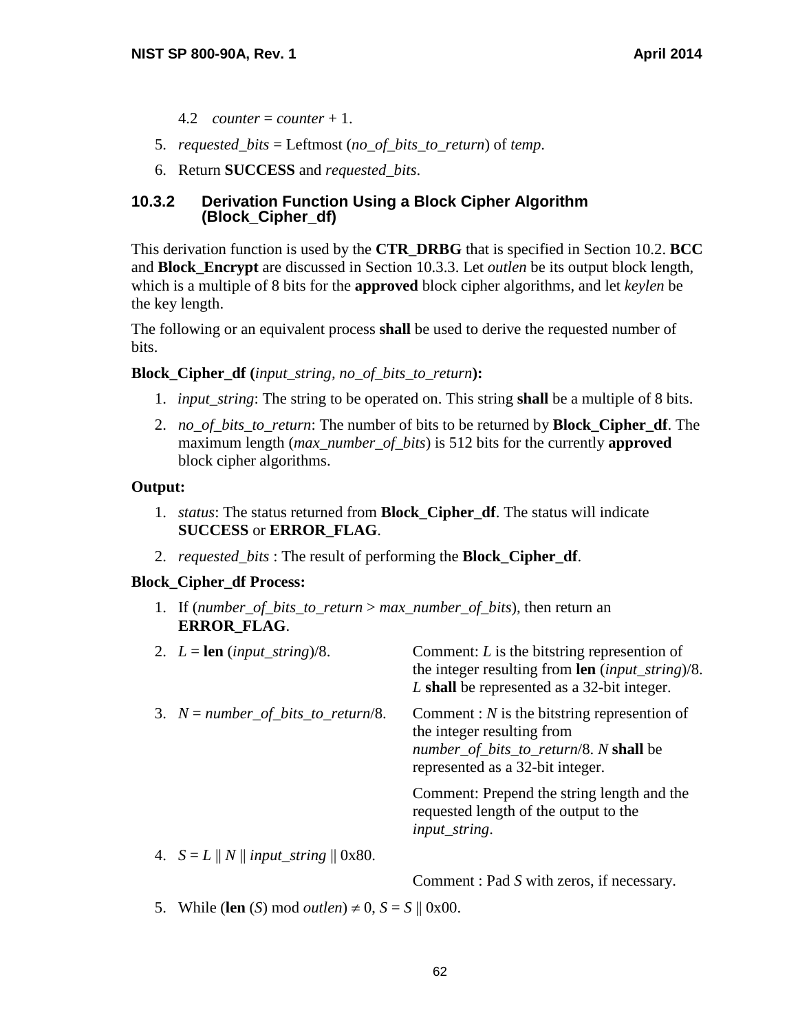4.2 *counter* = *counter* + 1.

5. *requested_bits* = Leftmost (*no_of_bits_to_return*) of *temp*.
6. Return **SUCCESS** and *requested_bits*.

### 10.3.2 Derivation Function Using a Block Cipher Algorithm (Block_Cipher_df)

This derivation function is used by the **CTR_DRBG** that is specified in Section 10.2. **BCC** and **Block_Encrypt** are discussed in Section 10.3.3. Let *outlen* be its output block length, which is a multiple of 8 bits for the **approved** block cipher algorithms, and let *keylen* be the key length.

The following or an equivalent process **shall** be used to derive the requested number of bits.

**Block_Cipher_df (***input_string*, *no_of_bits_to_return***):**

1. *input_string*: The string to be operated on. This string **shall** be a multiple of 8 bits.
2. *no_of_bits_to_return*: The number of bits to be returned by **Block_Cipher_df**. The maximum length (*max_number_of_bits*) is 512 bits for the currently **approved** block cipher algorithms.

**Output:**

1. *status*: The status returned from **Block_Cipher_df**. The status will indicate **SUCCESS** or **ERROR_FLAG**.
2. *requested_bits* : The result of performing the **Block_Cipher_df**.

**Block_Cipher_df Process:**

1. If (*number_of_bits_to_return* > *max_number_of_bits*), then return an **ERROR_FLAG**.
2. *L* = **len** (*input_string*)/8. Comment: *L* is the bitstring represention of the integer resulting from **len** (*input_string*)/8. *L* **shall** be represented as a 32-bit integer.
3. *N* = *number_of_bits_to_return*/8. Comment : *N* is the bitstring represention of the integer resulting from *number_of_bits_to_return*/8. *N* **shall** be represented as a 32-bit integer.

   Comment: Prepend the string length and the requested length of the output to the *input_string*.

4. *S* = *L* || *N* || *input_string* || 0x80.

   Comment : Pad *S* with zeros, if necessary.

5. While (**len** (*S*) mod *outlen*) $\neq$ 0, *S* = *S* || 0x00.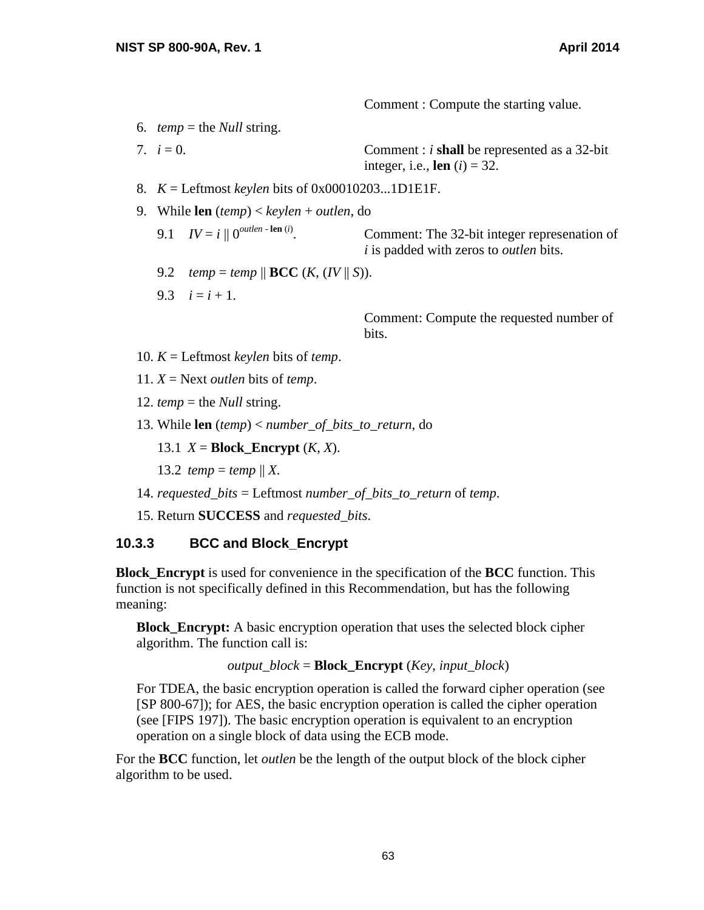Comment : Compute the starting value.

6. *temp* = the *Null* string.
7. *i* = 0. Comment : *i* **shall** be represented as a 32-bit integer, i.e., **len** (*i*) = 32.
8. *K* = Leftmost *keylen* bits of 0x00010203...1D1E1F.
9. While **len** (*temp*) < *keylen* + *outlen*, do

   9.1 $IV = i \| 0^{outlen - \mathbf{len}(i)}$. Comment: The 32-bit integer represenation of *i* is padded with zeros to *outlen* bits.

   9.2 *temp* = *temp* || **BCC** (*K*, (*IV* || *S*)).

   9.3 *i* = *i* + 1.

   Comment: Compute the requested number of bits.

10. *K* = Leftmost *keylen* bits of *temp*.
11. *X* = Next *outlen* bits of *temp*.
12. *temp* = the *Null* string.
13. While **len** (*temp*) < *number_of_bits_to_return*, do

    13.1 *X* = **Block_Encrypt** (*K*, *X*).

    13.2 *temp* = *temp* || *X*.

14. *requested_bits* = Leftmost *number_of_bits_to_return* of *temp*.
15. Return **SUCCESS** and *requested_bits*.

### 10.3.3 BCC and Block_Encrypt

**Block_Encrypt** is used for convenience in the specification of the **BCC** function. This function is not specifically defined in this Recommendation, but has the following meaning:

> **Block_Encrypt:** A basic encryption operation that uses the selected block cipher algorithm. The function call is:
>
> *output_block* = **Block_Encrypt** (*Key*, *input_block*)
>
> For TDEA, the basic encryption operation is called the forward cipher operation (see [SP 800-67]); for AES, the basic encryption operation is called the cipher operation (see [FIPS 197]). The basic encryption operation is equivalent to an encryption operation on a single block of data using the ECB mode.

For the **BCC** function, let *outlen* be the length of the output block of the block cipher algorithm to be used.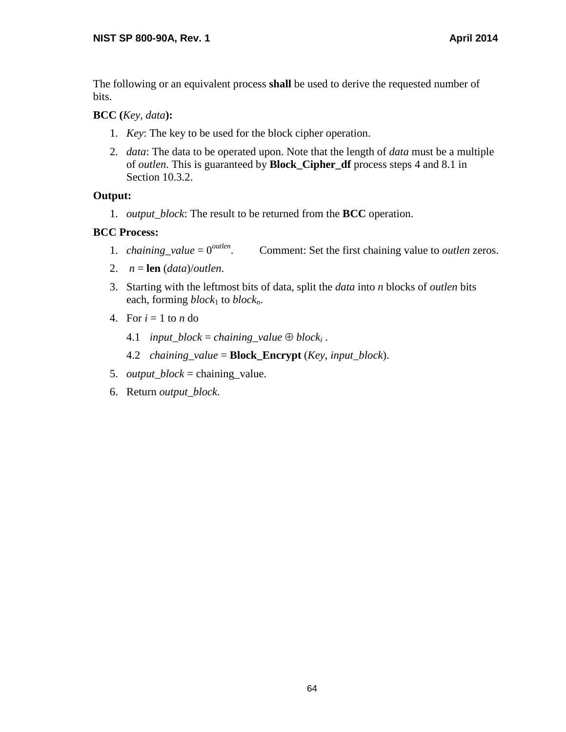The following or an equivalent process **shall** be used to derive the requested number of bits.

**BCC (*Key, data*):**

1. *Key*: The key to be used for the block cipher operation.
2. *data*: The data to be operated upon. Note that the length of *data* must be a multiple of *outlen*. This is guaranteed by **Block_Cipher_df** process steps 4 and 8.1 in Section 10.3.2.

**Output:**

1. *output_block*: The result to be returned from the **BCC** operation.

**BCC Process:**

1. *chaining_value* = $0^{outlen}$.    Comment: Set the first chaining value to *outlen* zeros.
2. *n* = **len** (*data*)/*outlen*.
3. Starting with the leftmost bits of data, split the *data* into *n* blocks of *outlen* bits each, forming $block_1$ to $block_n$.
4. For *i* = 1 to *n* do

   4.1 *input_block* = *chaining_value* ⊕ $block_i$ .

   4.2 *chaining_value* = **Block_Encrypt** (*Key*, *input_block*).
5. *output_block* = chaining_value.
6. Return *output_block*.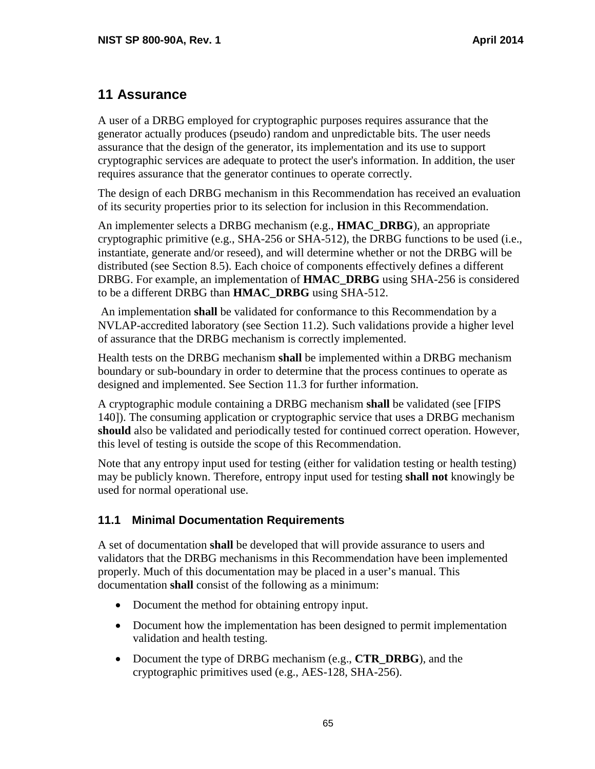# 11 Assurance

A user of a DRBG employed for cryptographic purposes requires assurance that the generator actually produces (pseudo) random and unpredictable bits. The user needs assurance that the design of the generator, its implementation and its use to support cryptographic services are adequate to protect the user's information. In addition, the user requires assurance that the generator continues to operate correctly.

The design of each DRBG mechanism in this Recommendation has received an evaluation of its security properties prior to its selection for inclusion in this Recommendation.

An implementer selects a DRBG mechanism (e.g., **HMAC_DRBG**), an appropriate cryptographic primitive (e.g., SHA-256 or SHA-512), the DRBG functions to be used (i.e., instantiate, generate and/or reseed), and will determine whether or not the DRBG will be distributed (see Section 8.5). Each choice of components effectively defines a different DRBG. For example, an implementation of **HMAC_DRBG** using SHA-256 is considered to be a different DRBG than **HMAC_DRBG** using SHA-512.

An implementation **shall** be validated for conformance to this Recommendation by a NVLAP-accredited laboratory (see Section 11.2). Such validations provide a higher level of assurance that the DRBG mechanism is correctly implemented.

Health tests on the DRBG mechanism **shall** be implemented within a DRBG mechanism boundary or sub-boundary in order to determine that the process continues to operate as designed and implemented. See Section 11.3 for further information.

A cryptographic module containing a DRBG mechanism **shall** be validated (see [FIPS 140]). The consuming application or cryptographic service that uses a DRBG mechanism **should** also be validated and periodically tested for continued correct operation. However, this level of testing is outside the scope of this Recommendation.

Note that any entropy input used for testing (either for validation testing or health testing) may be publicly known. Therefore, entropy input used for testing **shall not** knowingly be used for normal operational use.

## 11.1 Minimal Documentation Requirements

A set of documentation **shall** be developed that will provide assurance to users and validators that the DRBG mechanisms in this Recommendation have been implemented properly. Much of this documentation may be placed in a user's manual. This documentation **shall** consist of the following as a minimum:

- Document the method for obtaining entropy input.
- Document how the implementation has been designed to permit implementation validation and health testing.
- Document the type of DRBG mechanism (e.g., **CTR_DRBG**), and the cryptographic primitives used (e.g., AES-128, SHA-256).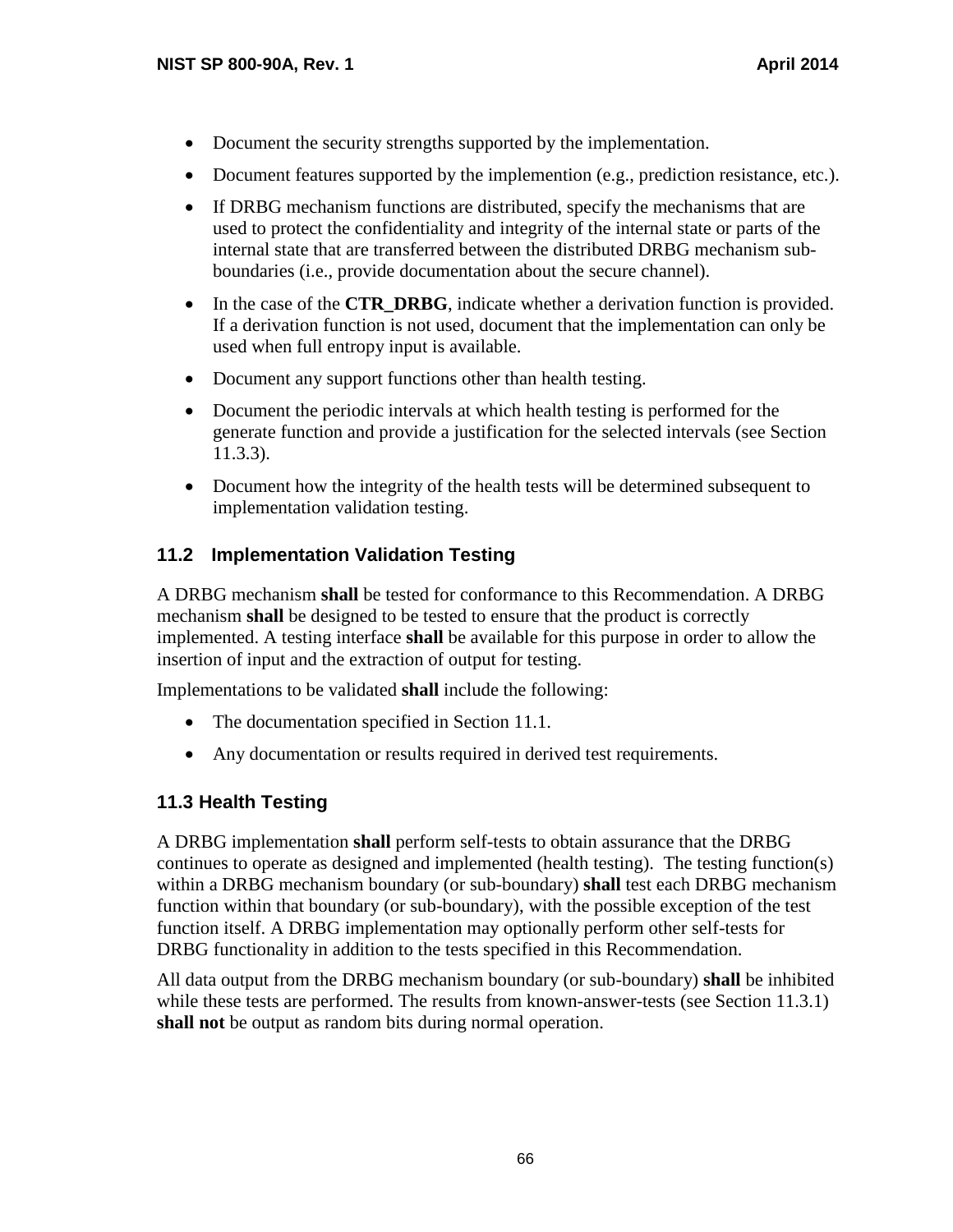- Document the security strengths supported by the implementation.
- Document features supported by the implemention (e.g., prediction resistance, etc.).
- If DRBG mechanism functions are distributed, specify the mechanisms that are used to protect the confidentiality and integrity of the internal state or parts of the internal state that are transferred between the distributed DRBG mechanism sub-boundaries (i.e., provide documentation about the secure channel).
- In the case of the **CTR_DRBG**, indicate whether a derivation function is provided. If a derivation function is not used, document that the implementation can only be used when full entropy input is available.
- Document any support functions other than health testing.
- Document the periodic intervals at which health testing is performed for the generate function and provide a justification for the selected intervals (see Section 11.3.3).
- Document how the integrity of the health tests will be determined subsequent to implementation validation testing.

## 11.2 Implementation Validation Testing

A DRBG mechanism **shall** be tested for conformance to this Recommendation. A DRBG mechanism **shall** be designed to be tested to ensure that the product is correctly implemented. A testing interface **shall** be available for this purpose in order to allow the insertion of input and the extraction of output for testing.

Implementations to be validated **shall** include the following:

- The documentation specified in Section 11.1.
- Any documentation or results required in derived test requirements.

## 11.3 Health Testing

A DRBG implementation **shall** perform self-tests to obtain assurance that the DRBG continues to operate as designed and implemented (health testing). The testing function(s) within a DRBG mechanism boundary (or sub-boundary) **shall** test each DRBG mechanism function within that boundary (or sub-boundary), with the possible exception of the test function itself. A DRBG implementation may optionally perform other self-tests for DRBG functionality in addition to the tests specified in this Recommendation.

All data output from the DRBG mechanism boundary (or sub-boundary) **shall** be inhibited while these tests are performed. The results from known-answer-tests (see Section 11.3.1) **shall not** be output as random bits during normal operation.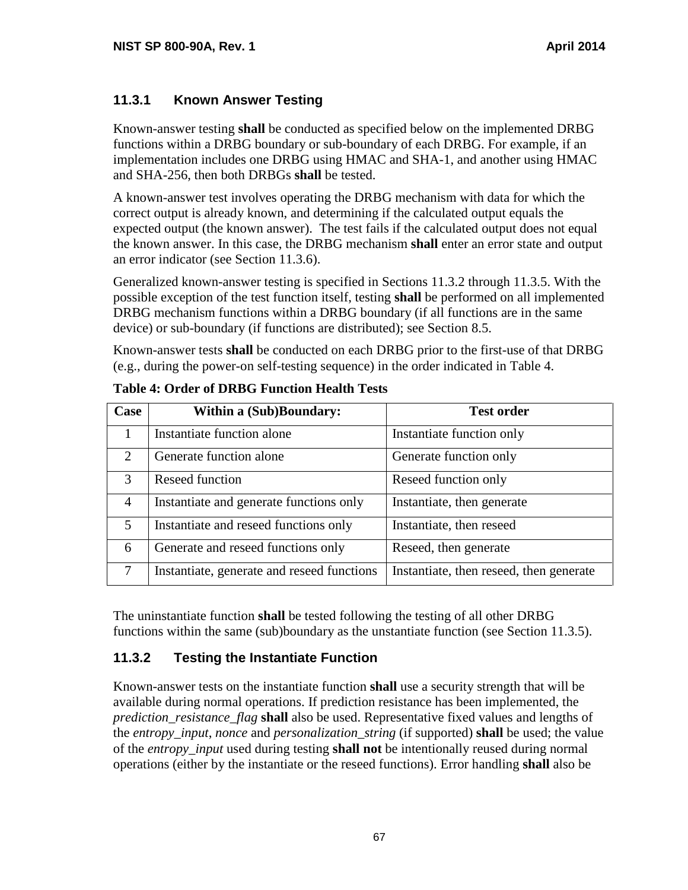### 11.3.1 Known Answer Testing

Known-answer testing **shall** be conducted as specified below on the implemented DRBG functions within a DRBG boundary or sub-boundary of each DRBG. For example, if an implementation includes one DRBG using HMAC and SHA-1, and another using HMAC and SHA-256, then both DRBGs **shall** be tested.

A known-answer test involves operating the DRBG mechanism with data for which the correct output is already known, and determining if the calculated output equals the expected output (the known answer). The test fails if the calculated output does not equal the known answer. In this case, the DRBG mechanism **shall** enter an error state and output an error indicator (see Section 11.3.6).

Generalized known-answer testing is specified in Sections 11.3.2 through 11.3.5. With the possible exception of the test function itself, testing **shall** be performed on all implemented DRBG mechanism functions within a DRBG boundary (if all functions are in the same device) or sub-boundary (if functions are distributed); see Section 8.5.

Known-answer tests **shall** be conducted on each DRBG prior to the first-use of that DRBG (e.g., during the power-on self-testing sequence) in the order indicated in Table 4.

**Table 4: Order of DRBG Function Health Tests**

| Case | Within a (Sub)Boundary: | Test order |
|---|---|---|
| 1 | Instantiate function alone | Instantiate function only |
| 2 | Generate function alone | Generate function only |
| 3 | Reseed function | Reseed function only |
| 4 | Instantiate and generate functions only | Instantiate, then generate |
| 5 | Instantiate and reseed functions only | Instantiate, then reseed |
| 6 | Generate and reseed functions only | Reseed, then generate |
| 7 | Instantiate, generate and reseed functions | Instantiate, then reseed, then generate |

The uninstantiate function **shall** be tested following the testing of all other DRBG functions within the same (sub)boundary as the unstantiate function (see Section 11.3.5).

### 11.3.2 Testing the Instantiate Function

Known-answer tests on the instantiate function **shall** use a security strength that will be available during normal operations. If prediction resistance has been implemented, the *prediction_resistance_flag* **shall** also be used. Representative fixed values and lengths of the *entropy_input*, *nonce* and *personalization_string* (if supported) **shall** be used; the value of the *entropy_input* used during testing **shall not** be intentionally reused during normal operations (either by the instantiate or the reseed functions). Error handling **shall** also be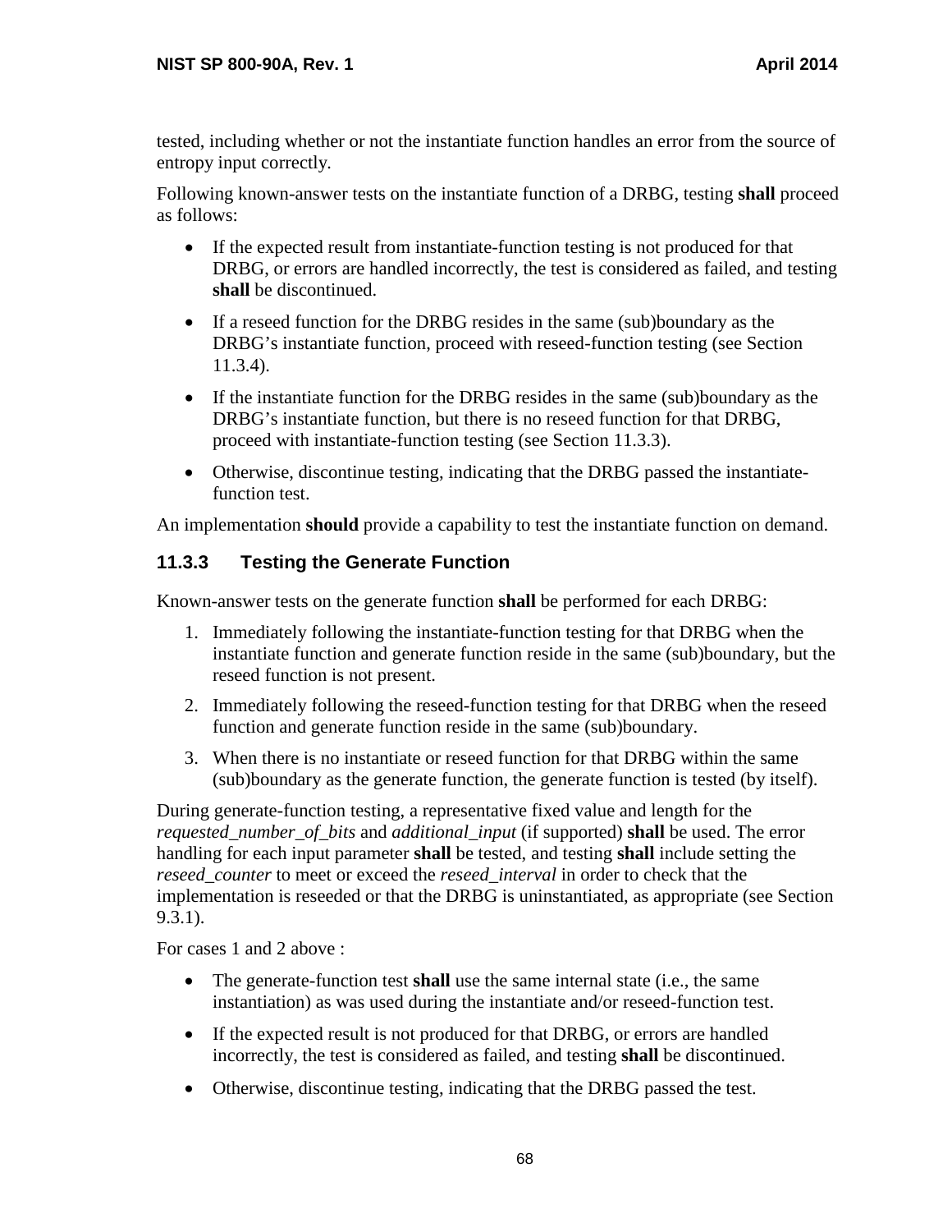tested, including whether or not the instantiate function handles an error from the source of entropy input correctly.

Following known-answer tests on the instantiate function of a DRBG, testing **shall** proceed as follows:

- If the expected result from instantiate-function testing is not produced for that DRBG, or errors are handled incorrectly, the test is considered as failed, and testing **shall** be discontinued.
- If a reseed function for the DRBG resides in the same (sub)boundary as the DRBG's instantiate function, proceed with reseed-function testing (see Section 11.3.4).
- If the instantiate function for the DRBG resides in the same (sub)boundary as the DRBG's instantiate function, but there is no reseed function for that DRBG, proceed with instantiate-function testing (see Section 11.3.3).
- Otherwise, discontinue testing, indicating that the DRBG passed the instantiate-function test.

An implementation **should** provide a capability to test the instantiate function on demand.

### 11.3.3 Testing the Generate Function

Known-answer tests on the generate function **shall** be performed for each DRBG:

1. Immediately following the instantiate-function testing for that DRBG when the instantiate function and generate function reside in the same (sub)boundary, but the reseed function is not present.
2. Immediately following the reseed-function testing for that DRBG when the reseed function and generate function reside in the same (sub)boundary.
3. When there is no instantiate or reseed function for that DRBG within the same (sub)boundary as the generate function, the generate function is tested (by itself).

During generate-function testing, a representative fixed value and length for the *requested_number_of_bits* and *additional_input* (if supported) **shall** be used. The error handling for each input parameter **shall** be tested, and testing **shall** include setting the *reseed_counter* to meet or exceed the *reseed_interval* in order to check that the implementation is reseeded or that the DRBG is uninstantiated, as appropriate (see Section 9.3.1).

For cases 1 and 2 above :

- The generate-function test **shall** use the same internal state (i.e., the same instantiation) as was used during the instantiate and/or reseed-function test.
- If the expected result is not produced for that DRBG, or errors are handled incorrectly, the test is considered as failed, and testing **shall** be discontinued.
- Otherwise, discontinue testing, indicating that the DRBG passed the test.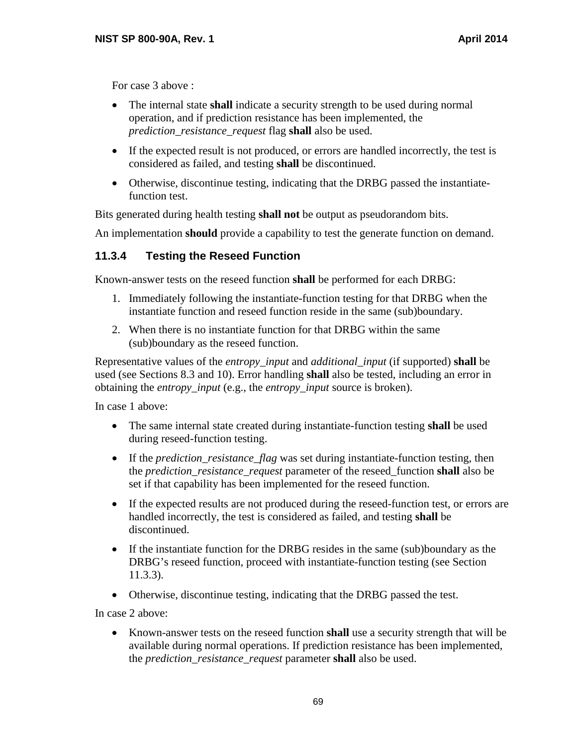For case 3 above :

- The internal state **shall** indicate a security strength to be used during normal operation, and if prediction resistance has been implemented, the *prediction_resistance_request* flag **shall** also be used.
- If the expected result is not produced, or errors are handled incorrectly, the test is considered as failed, and testing **shall** be discontinued.
- Otherwise, discontinue testing, indicating that the DRBG passed the instantiate-function test.

Bits generated during health testing **shall not** be output as pseudorandom bits.

An implementation **should** provide a capability to test the generate function on demand.

### 11.3.4 Testing the Reseed Function

Known-answer tests on the reseed function **shall** be performed for each DRBG:

1. Immediately following the instantiate-function testing for that DRBG when the instantiate function and reseed function reside in the same (sub)boundary.
2. When there is no instantiate function for that DRBG within the same (sub)boundary as the reseed function.

Representative values of the *entropy_input* and *additional_input* (if supported) **shall** be used (see Sections 8.3 and 10). Error handling **shall** also be tested, including an error in obtaining the *entropy_input* (e.g., the *entropy_input* source is broken).

In case 1 above:

- The same internal state created during instantiate-function testing **shall** be used during reseed-function testing.
- If the *prediction_resistance_flag* was set during instantiate-function testing, then the *prediction_resistance_request* parameter of the reseed_function **shall** also be set if that capability has been implemented for the reseed function.
- If the expected results are not produced during the reseed-function test, or errors are handled incorrectly, the test is considered as failed, and testing **shall** be discontinued.
- If the instantiate function for the DRBG resides in the same (sub)boundary as the DRBG's reseed function, proceed with instantiate-function testing (see Section 11.3.3).
- Otherwise, discontinue testing, indicating that the DRBG passed the test.

In case 2 above:

- Known-answer tests on the reseed function **shall** use a security strength that will be available during normal operations. If prediction resistance has been implemented, the *prediction_resistance_request* parameter **shall** also be used.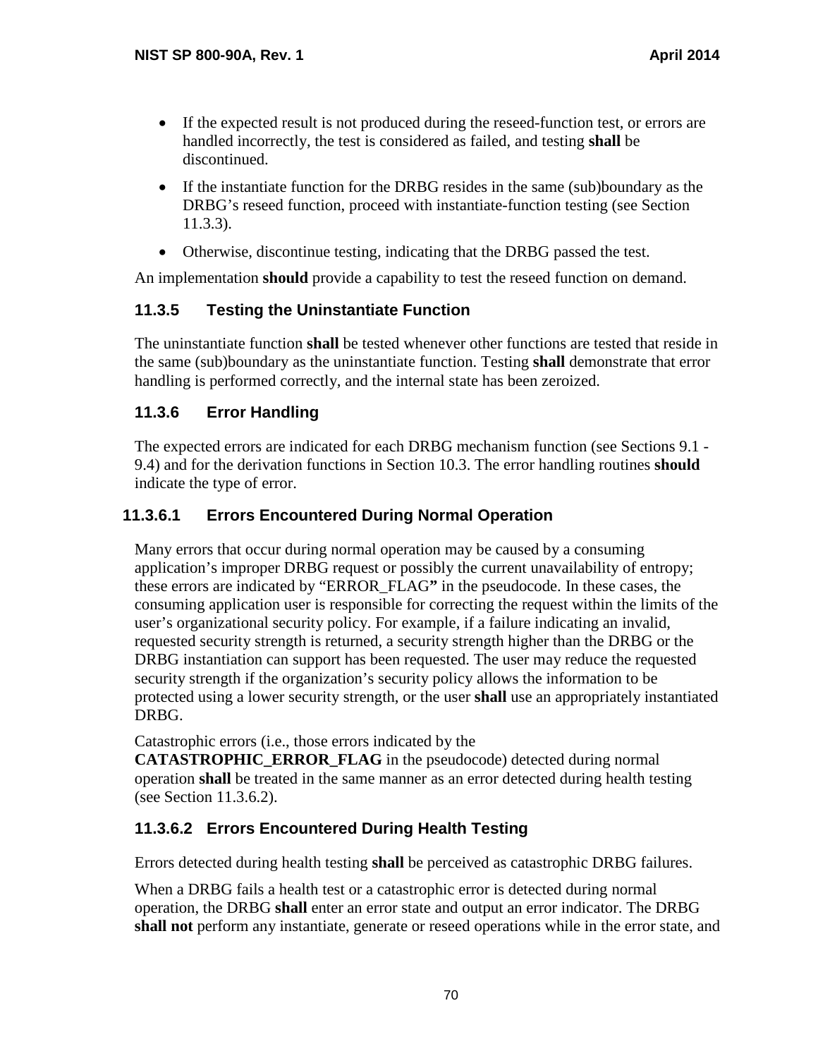- If the expected result is not produced during the reseed-function test, or errors are handled incorrectly, the test is considered as failed, and testing **shall** be discontinued.
- If the instantiate function for the DRBG resides in the same (sub)boundary as the DRBG's reseed function, proceed with instantiate-function testing (see Section 11.3.3).
- Otherwise, discontinue testing, indicating that the DRBG passed the test.

An implementation **should** provide a capability to test the reseed function on demand.

### 11.3.5 Testing the Uninstantiate Function

The uninstantiate function **shall** be tested whenever other functions are tested that reside in the same (sub)boundary as the uninstantiate function. Testing **shall** demonstrate that error handling is performed correctly, and the internal state has been zeroized.

### 11.3.6 Error Handling

The expected errors are indicated for each DRBG mechanism function (see Sections 9.1 - 9.4) and for the derivation functions in Section 10.3. The error handling routines **should** indicate the type of error.

#### 11.3.6.1 Errors Encountered During Normal Operation

Many errors that occur during normal operation may be caused by a consuming application's improper DRBG request or possibly the current unavailability of entropy; these errors are indicated by "ERROR_FLAG**"** in the pseudocode. In these cases, the consuming application user is responsible for correcting the request within the limits of the user's organizational security policy. For example, if a failure indicating an invalid, requested security strength is returned, a security strength higher than the DRBG or the DRBG instantiation can support has been requested. The user may reduce the requested security strength if the organization's security policy allows the information to be protected using a lower security strength, or the user **shall** use an appropriately instantiated DRBG.

Catastrophic errors (i.e., those errors indicated by the **CATASTROPHIC_ERROR_FLAG** in the pseudocode) detected during normal operation **shall** be treated in the same manner as an error detected during health testing (see Section 11.3.6.2).

#### 11.3.6.2 Errors Encountered During Health Testing

Errors detected during health testing **shall** be perceived as catastrophic DRBG failures.

When a DRBG fails a health test or a catastrophic error is detected during normal operation, the DRBG **shall** enter an error state and output an error indicator. The DRBG **shall not** perform any instantiate, generate or reseed operations while in the error state, and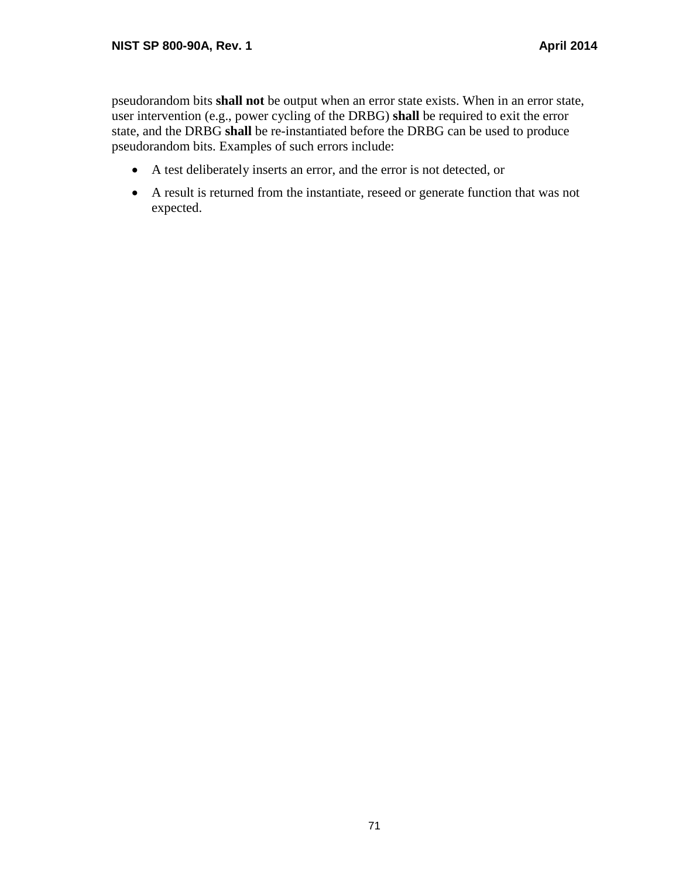pseudorandom bits **shall not** be output when an error state exists. When in an error state, user intervention (e.g., power cycling of the DRBG) **shall** be required to exit the error state, and the DRBG **shall** be re-instantiated before the DRBG can be used to produce pseudorandom bits. Examples of such errors include:

- A test deliberately inserts an error, and the error is not detected, or
- A result is returned from the instantiate, reseed or generate function that was not expected.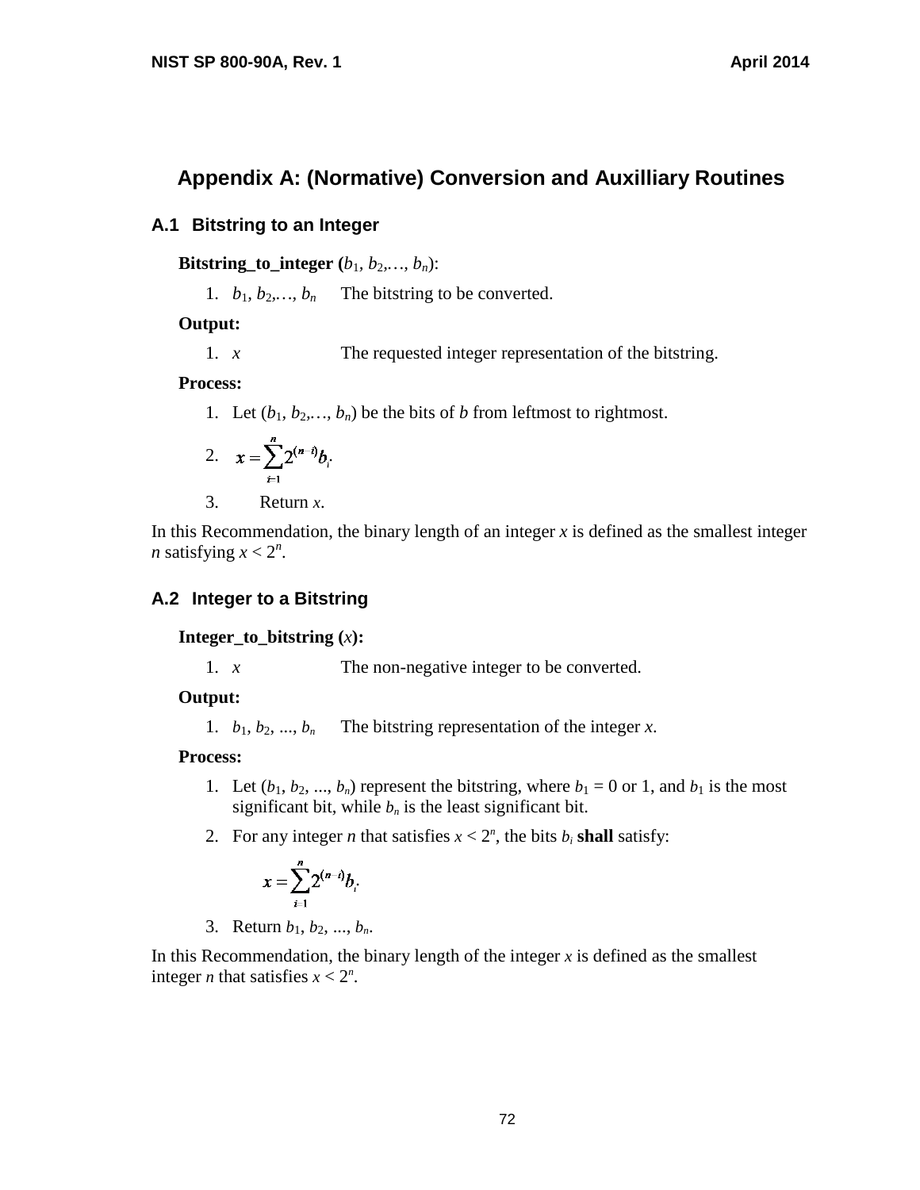# Appendix A: (Normative) Conversion and Auxilliary Routines

## A.1 Bitstring to an Integer

**Bitstring_to_integer (**$b_1, b_2, \ldots, b_n$**)**:

1. $b_1, b_2, \ldots, b_n$ The bitstring to be converted.

**Output:**

1. $x$ The requested integer representation of the bitstring.

**Process:**

1. Let $(b_1, b_2, \ldots, b_n)$ be the bits of $b$ from leftmost to rightmost.
2. $x = \sum_{i=1}^{n} 2^{(n-i)} b_i$.
3. Return $x$.

In this Recommendation, the binary length of an integer $x$ is defined as the smallest integer $n$ satisfying $x < 2^n$.

## A.2 Integer to a Bitstring

**Integer_to_bitstring (**$x$**):**

1. $x$ The non-negative integer to be converted.

**Output:**

1. $b_1, b_2, \ldots, b_n$ The bitstring representation of the integer $x$.

**Process:**

1. Let $(b_1, b_2, \ldots, b_n)$ represent the bitstring, where $b_1 = 0$ or 1, and $b_1$ is the most significant bit, while $b_n$ is the least significant bit.
2. For any integer $n$ that satisfies $x < 2^n$, the bits $b_i$ **shall** satisfy:

$$x = \sum_{i=1}^{n} 2^{(n-i)} b_i.$$

3. Return $b_1, b_2, \ldots, b_n$.

In this Recommendation, the binary length of the integer $x$ is defined as the smallest integer $n$ that satisfies $x < 2^n$.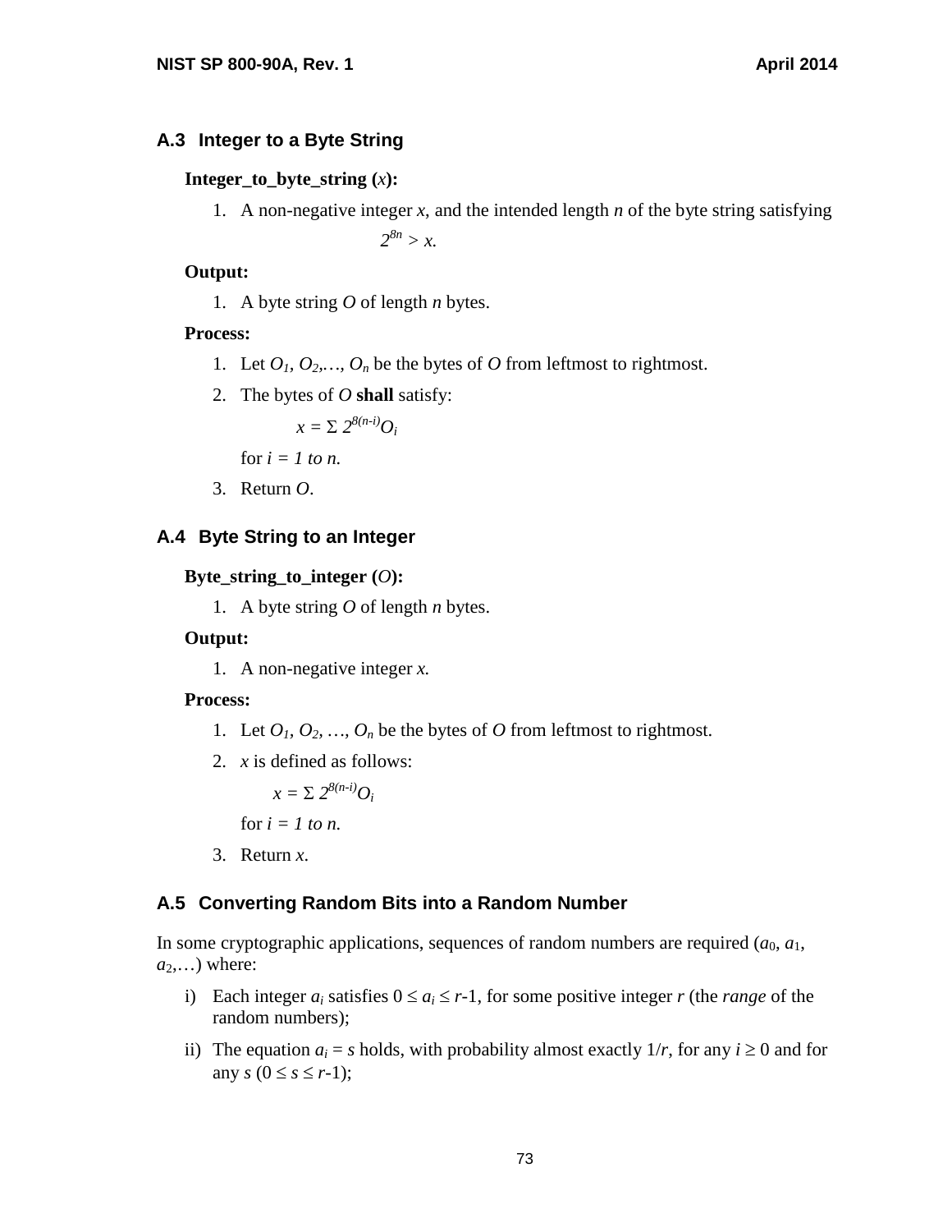## A.3 Integer to a Byte String

**Integer_to_byte_string (*x*):**

1. A non-negative integer *x*, and the intended length *n* of the byte string satisfying

$$2^{8n} > x.$$

**Output:**

1. A byte string *O* of length *n* bytes.

**Process:**

1. Let $O_1, O_2, \ldots, O_n$ be the bytes of *O* from leftmost to rightmost.
2. The bytes of *O* **shall** satisfy:

   $$x = \Sigma\ 2^{8(n-i)}O_i$$

   for $i = 1$ *to n.*
3. Return *O*.

## A.4 Byte String to an Integer

**Byte_string_to_integer (*O*):**

1. A byte string *O* of length *n* bytes.

**Output:**

1. A non-negative integer *x.*

**Process:**

1. Let $O_1, O_2, \ldots, O_n$ be the bytes of *O* from leftmost to rightmost.
2. *x* is defined as follows:

   $$x = \Sigma\ 2^{8(n-i)}O_i$$

   for $i = 1$ *to n.*
3. Return *x*.

## A.5 Converting Random Bits into a Random Number

In some cryptographic applications, sequences of random numbers are required ($a_0$, $a_1$, $a_2$,…) where:

i) Each integer $a_i$ satisfies $0 \leq a_i \leq r-1$, for some positive integer *r* (the *range* of the random numbers);

ii) The equation $a_i = s$ holds, with probability almost exactly $1/r$, for any $i \geq 0$ and for any *s* ($0 \leq s \leq r-1$);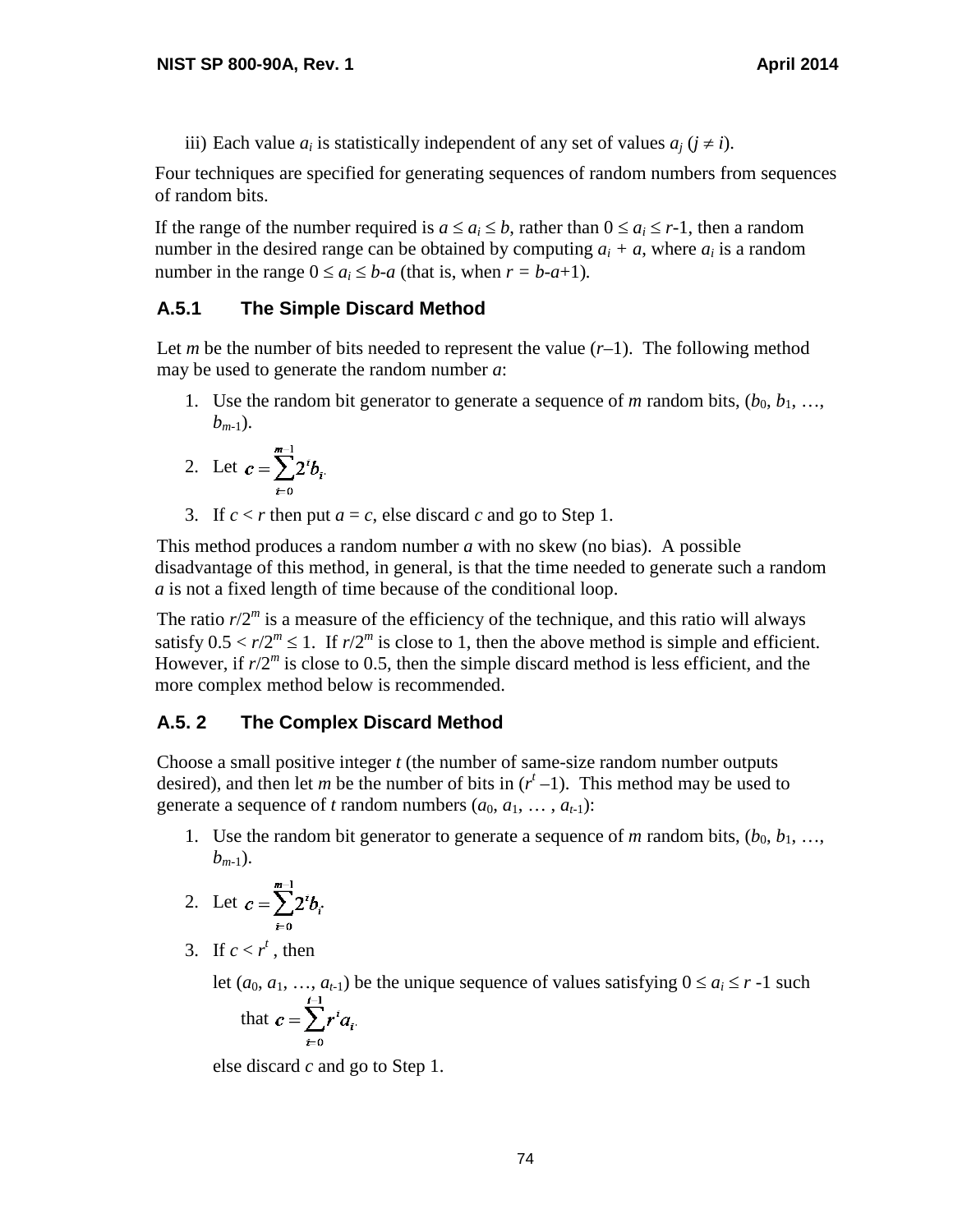iii) Each value $a_i$ is statistically independent of any set of values $a_j$ ($j \neq i$).

Four techniques are specified for generating sequences of random numbers from sequences of random bits.

If the range of the number required is $a \leq a_i \leq b$, rather than $0 \leq a_i \leq r$-1, then a random number in the desired range can be obtained by computing $a_i + a$, where $a_i$ is a random number in the range $0 \leq a_i \leq b$-$a$ (that is, when $r = b$-$a$+1).

### A.5.1 The Simple Discard Method

Let $m$ be the number of bits needed to represent the value ($r$–1). The following method may be used to generate the random number $a$:

1. Use the random bit generator to generate a sequence of $m$ random bits, ($b_0$, $b_1$, …, $b_{m-1}$).
2. Let $c = \sum_{i=0}^{m-1} 2^i b_i$.
3. If $c < r$ then put $a = c$, else discard $c$ and go to Step 1.

This method produces a random number $a$ with no skew (no bias). A possible disadvantage of this method, in general, is that the time needed to generate such a random $a$ is not a fixed length of time because of the conditional loop.

The ratio $r/2^m$ is a measure of the efficiency of the technique, and this ratio will always satisfy $0.5 < r/2^m \leq 1$. If $r/2^m$ is close to 1, then the above method is simple and efficient. However, if $r/2^m$ is close to 0.5, then the simple discard method is less efficient, and the more complex method below is recommended.

### A.5. 2 The Complex Discard Method

Choose a small positive integer $t$ (the number of same-size random number outputs desired), and then let $m$ be the number of bits in ($r^t$ –1). This method may be used to generate a sequence of $t$ random numbers ($a_0$, $a_1$, … , $a_{t-1}$):

1. Use the random bit generator to generate a sequence of $m$ random bits, ($b_0$, $b_1$, …, $b_{m-1}$).
2. Let $c = \sum_{i=0}^{m-1} 2^i b_i$.
3. If $c < r^t$ , then

   let ($a_0$, $a_1$, …, $a_{t-1}$) be the unique sequence of values satisfying $0 \leq a_i \leq r$ -1 such that $c = \sum_{i=0}^{t-1} r^i a_i$.

   else discard $c$ and go to Step 1.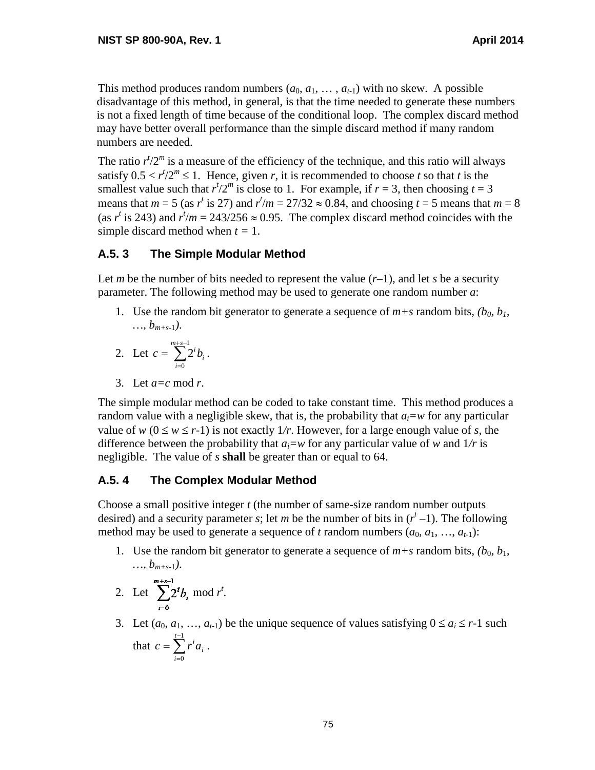This method produces random numbers ($a_0$, $a_1$, … , $a_{t-1}$) with no skew. A possible disadvantage of this method, in general, is that the time needed to generate these numbers is not a fixed length of time because of the conditional loop. The complex discard method may have better overall performance than the simple discard method if many random numbers are needed.

The ratio $r^t/2^m$ is a measure of the efficiency of the technique, and this ratio will always satisfy $0.5 < r^t/2^m \leq 1$. Hence, given $r$, it is recommended to choose $t$ so that $t$ is the smallest value such that $r^t/2^m$ is close to 1. For example, if $r = 3$, then choosing $t = 3$ means that $m = 5$ (as $r^t$ is 27) and $r^t/m = 27/32 \approx 0.84$, and choosing $t = 5$ means that $m = 8$ (as $r^t$ is 243) and $r^t/m = 243/256 \approx 0.95$. The complex discard method coincides with the simple discard method when $t = 1$.

### A.5. 3 The Simple Modular Method

Let $m$ be the number of bits needed to represent the value ($r$–1), and let $s$ be a security parameter. The following method may be used to generate one random number $a$:

1. Use the random bit generator to generate a sequence of $m+s$ random bits, $(b_0, b_1, \ldots, b_{m+s-1})$.
2. Let $c = \sum_{i=0}^{m+s-1} 2^i b_i$.
3. Let $a = c \bmod r$.

The simple modular method can be coded to take constant time. This method produces a random value with a negligible skew, that is, the probability that $a_i = w$ for any particular value of $w$ ($0 \leq w \leq r$-1) is not exactly $1/r$. However, for a large enough value of $s$, the difference between the probability that $a_i = w$ for any particular value of $w$ and $1/r$ is negligible. The value of $s$ **shall** be greater than or equal to 64.

### A.5. 4 The Complex Modular Method

Choose a small positive integer $t$ (the number of same-size random number outputs desired) and a security parameter $s$; let $m$ be the number of bits in ($r^t$ –1). The following method may be used to generate a sequence of $t$ random numbers ($a_0$, $a_1$, …, $a_{t-1}$):

1. Use the random bit generator to generate a sequence of $m+s$ random bits, $(b_0, b_1, \ldots, b_{m+s-1})$.
2. Let $\sum_{i=0}^{m+s-1} 2^i b_i \bmod r^t$.
3. Let ($a_0$, $a_1$, …, $a_{t-1}$) be the unique sequence of values satisfying $0 \leq a_i \leq r$-1 such that $c = \sum_{i=0}^{t-1} r^i a_i$.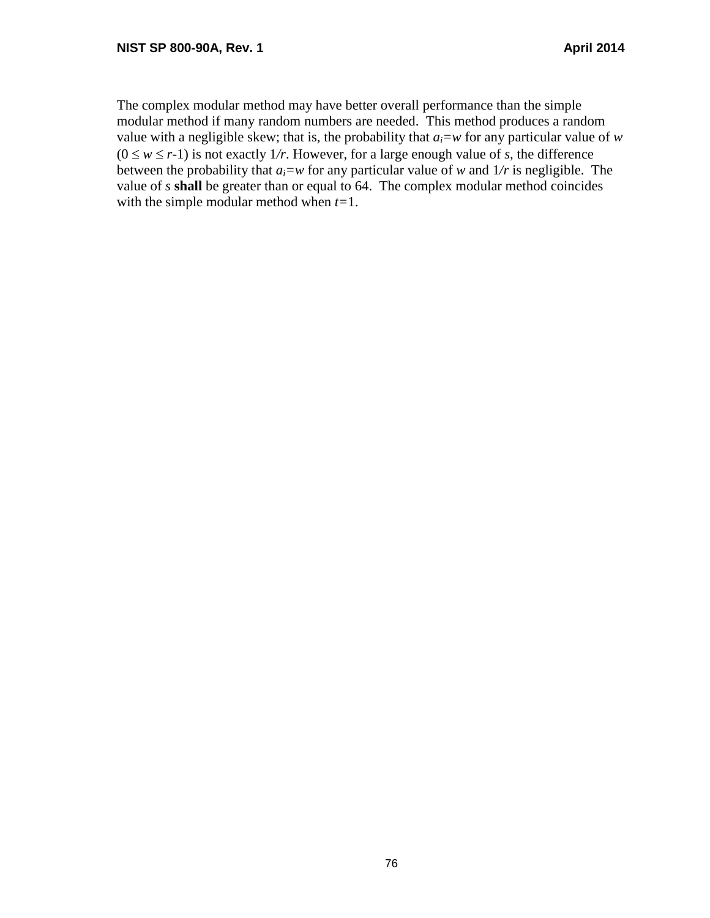The complex modular method may have better overall performance than the simple modular method if many random numbers are needed. This method produces a random value with a negligible skew; that is, the probability that $a_i=w$ for any particular value of $w$ ($0 \leq w \leq r-1$) is not exactly $1/r$. However, for a large enough value of $s$, the difference between the probability that $a_i=w$ for any particular value of $w$ and $1/r$ is negligible. The value of $s$ **shall** be greater than or equal to 64. The complex modular method coincides with the simple modular method when $t=1$.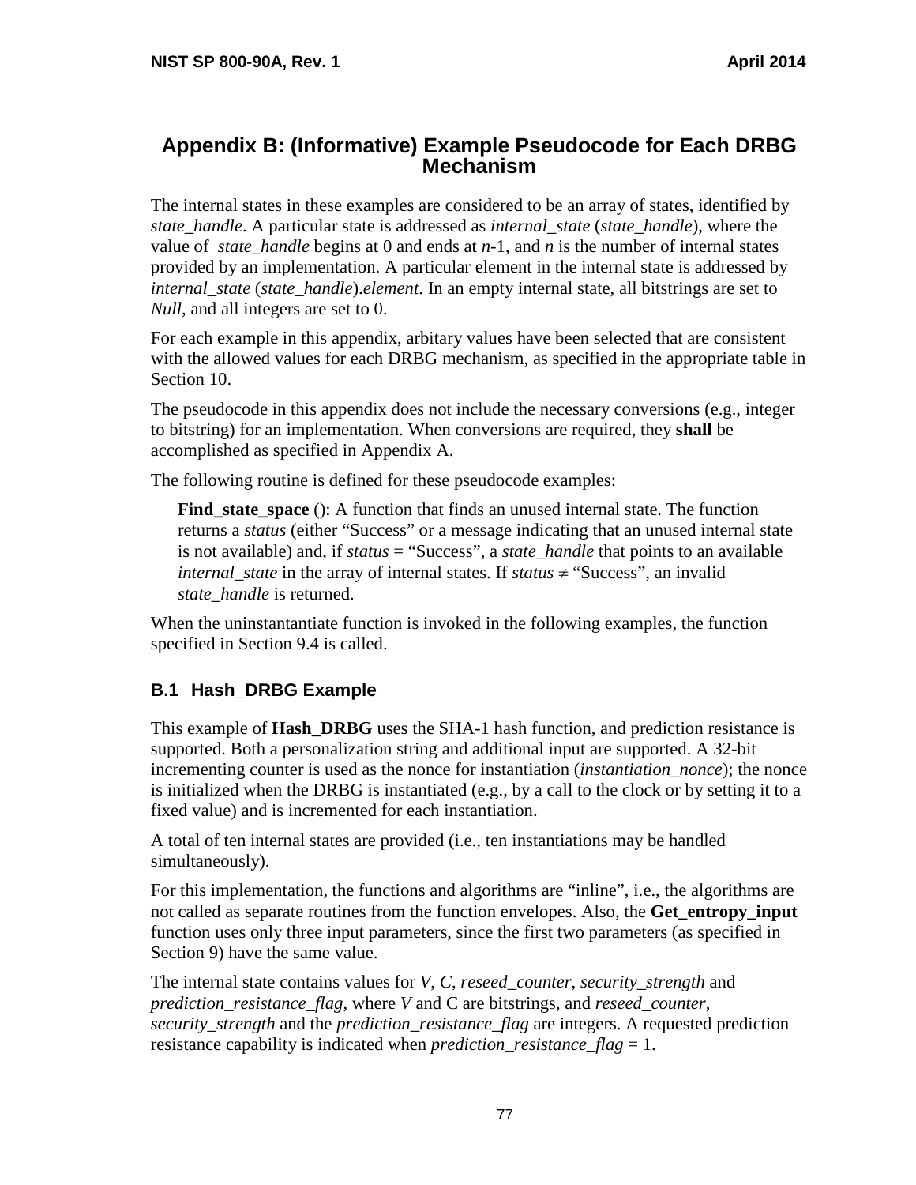# Appendix B: (Informative) Example Pseudocode for Each DRBG Mechanism

The internal states in these examples are considered to be an array of states, identified by *state_handle*. A particular state is addressed as *internal_state* (*state_handle*), where the value of *state_handle* begins at 0 and ends at *n*-1, and *n* is the number of internal states provided by an implementation. A particular element in the internal state is addressed by *internal_state* (*state_handle*).*element*. In an empty internal state, all bitstrings are set to *Null*, and all integers are set to 0.

For each example in this appendix, arbitary values have been selected that are consistent with the allowed values for each DRBG mechanism, as specified in the appropriate table in Section 10.

The pseudocode in this appendix does not include the necessary conversions (e.g., integer to bitstring) for an implementation. When conversions are required, they **shall** be accomplished as specified in Appendix A.

The following routine is defined for these pseudocode examples:

> **Find_state_space** (): A function that finds an unused internal state. The function returns a *status* (either "Success" or a message indicating that an unused internal state is not available) and, if *status* = "Success", a *state_handle* that points to an available *internal_state* in the array of internal states. If *status* ≠ "Success", an invalid *state_handle* is returned.

When the uninstantantiate function is invoked in the following examples, the function specified in Section 9.4 is called.

## B.1 Hash_DRBG Example

This example of **Hash_DRBG** uses the SHA-1 hash function, and prediction resistance is supported. Both a personalization string and additional input are supported. A 32-bit incrementing counter is used as the nonce for instantiation (*instantiation_nonce*); the nonce is initialized when the DRBG is instantiated (e.g., by a call to the clock or by setting it to a fixed value) and is incremented for each instantiation.

A total of ten internal states are provided (i.e., ten instantiations may be handled simultaneously).

For this implementation, the functions and algorithms are "inline", i.e., the algorithms are not called as separate routines from the function envelopes. Also, the **Get_entropy_input** function uses only three input parameters, since the first two parameters (as specified in Section 9) have the same value.

The internal state contains values for *V*, *C*, *reseed_counter*, *security_strength* and *prediction_resistance_flag*, where *V* and C are bitstrings, and *reseed_counter*, *security_strength* and the *prediction_resistance_flag* are integers. A requested prediction resistance capability is indicated when *prediction_resistance_flag* = 1.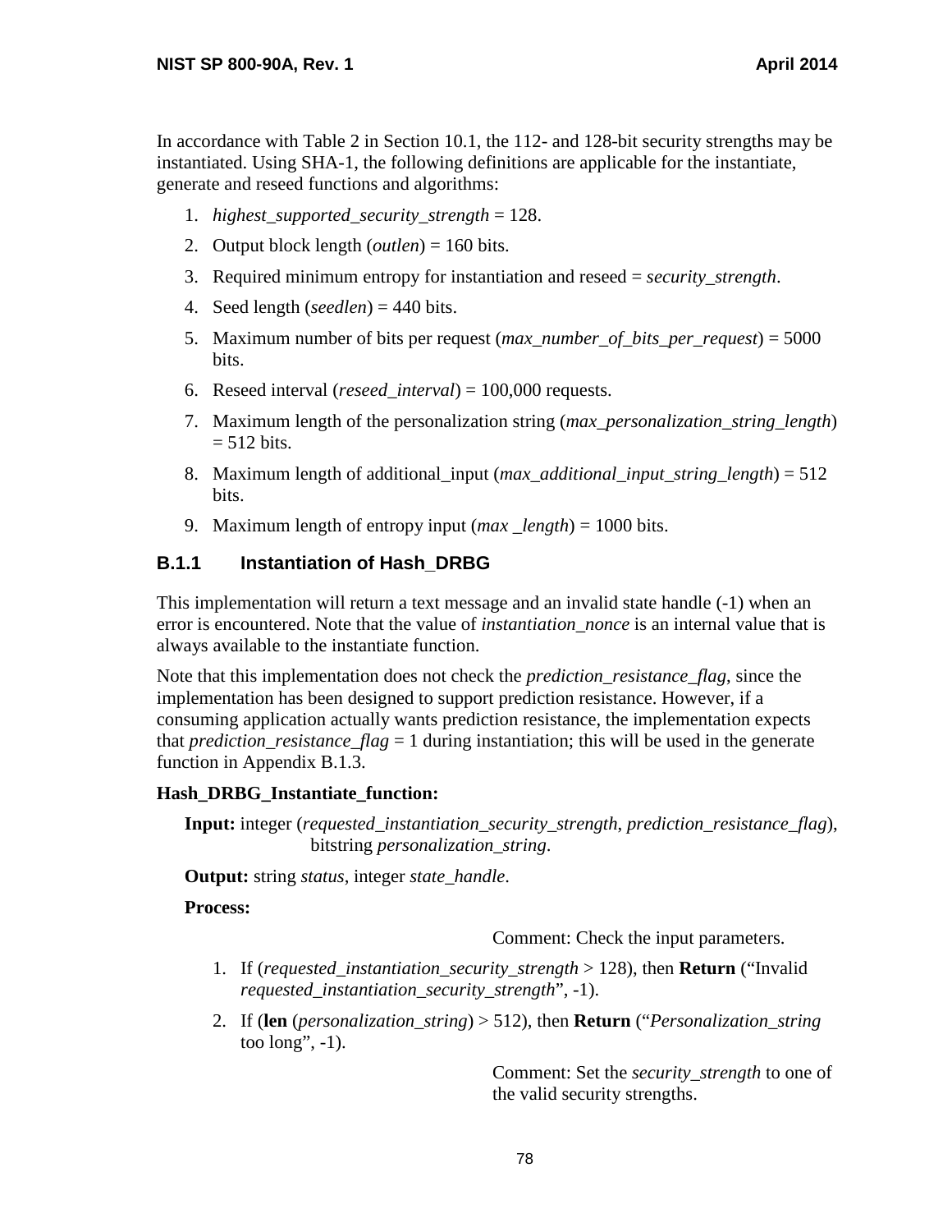In accordance with Table 2 in Section 10.1, the 112- and 128-bit security strengths may be instantiated. Using SHA-1, the following definitions are applicable for the instantiate, generate and reseed functions and algorithms:

1. *highest_supported_security_strength* = 128.
2. Output block length (*outlen*) = 160 bits.
3. Required minimum entropy for instantiation and reseed = *security_strength*.
4. Seed length (*seedlen*) = 440 bits.
5. Maximum number of bits per request (*max_number_of_bits_per_request*) = 5000 bits.
6. Reseed interval (*reseed_interval*) = 100,000 requests.
7. Maximum length of the personalization string (*max_personalization_string_length*) = 512 bits.
8. Maximum length of additional_input (*max_additional_input_string_length*) = 512 bits.
9. Maximum length of entropy input (*max _length*) = 1000 bits.

### B.1.1 Instantiation of Hash_DRBG

This implementation will return a text message and an invalid state handle (-1) when an error is encountered. Note that the value of *instantiation_nonce* is an internal value that is always available to the instantiate function.

Note that this implementation does not check the *prediction_resistance_flag*, since the implementation has been designed to support prediction resistance. However, if a consuming application actually wants prediction resistance, the implementation expects that *prediction_resistance_flag* = 1 during instantiation; this will be used in the generate function in Appendix B.1.3.

**Hash_DRBG_Instantiate_function:**

**Input:** integer (*requested_instantiation_security_strength*, *prediction_resistance_flag*), bitstring *personalization_string*.

**Output:** string *status*, integer *state_handle*.

**Process:**

Comment: Check the input parameters.

1. If (*requested_instantiation_security_strength* > 128), then **Return** ("Invalid *requested_instantiation_security_strength*", -1).
2. If (**len** (*personalization_string*) > 512), then **Return** ("*Personalization_string* too long", -1).

Comment: Set the *security_strength* to one of the valid security strengths.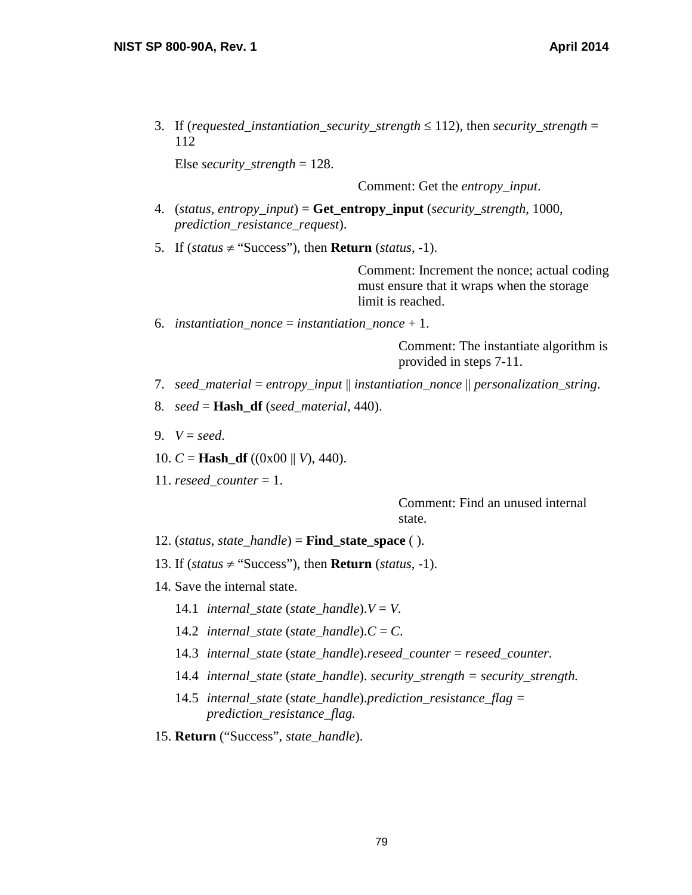3. If (*requested_instantiation_security_strength* ≤ 112), then *security_strength* = 112

   Else *security_strength* = 128.

   Comment: Get the *entropy_input*.

4. (*status*, *entropy_input*) = **Get_entropy_input** (*security_strength*, 1000, *prediction_resistance_request*).

5. If (*status* ≠ "Success"), then **Return** (*status*, -1).

   Comment: Increment the nonce; actual coding must ensure that it wraps when the storage limit is reached.

6. *instantiation_nonce* = *instantiation_nonce* + 1.

   Comment: The instantiate algorithm is provided in steps 7-11.

7. *seed_material* = *entropy_input* || *instantiation_nonce* || *personalization_string*.

8. *seed* = **Hash_df** (*seed_material*, 440).

9. *V* = *seed*.

10. *C* = **Hash_df** ((0x00 || *V*), 440).

11. *reseed_counter* = 1.

    Comment: Find an unused internal state.

12. (*status*, *state_handle*) = **Find_state_space** ( ).

13. If (*status* ≠ "Success"), then **Return** (*status*, -1).

14. Save the internal state.

    14.1 *internal_state* (*state_handle*).*V* = *V*.

    14.2 *internal_state* (*state_handle*).*C* = *C*.

    14.3 *internal_state* (*state_handle*).*reseed_counter* = *reseed_counter*.

    14.4 *internal_state* (*state_handle*). *security_strength = security_strength.*

    14.5 *internal_state* (*state_handle*).*prediction_resistance_flag* = *prediction_resistance_flag.*

15. **Return** ("Success", *state_handle*).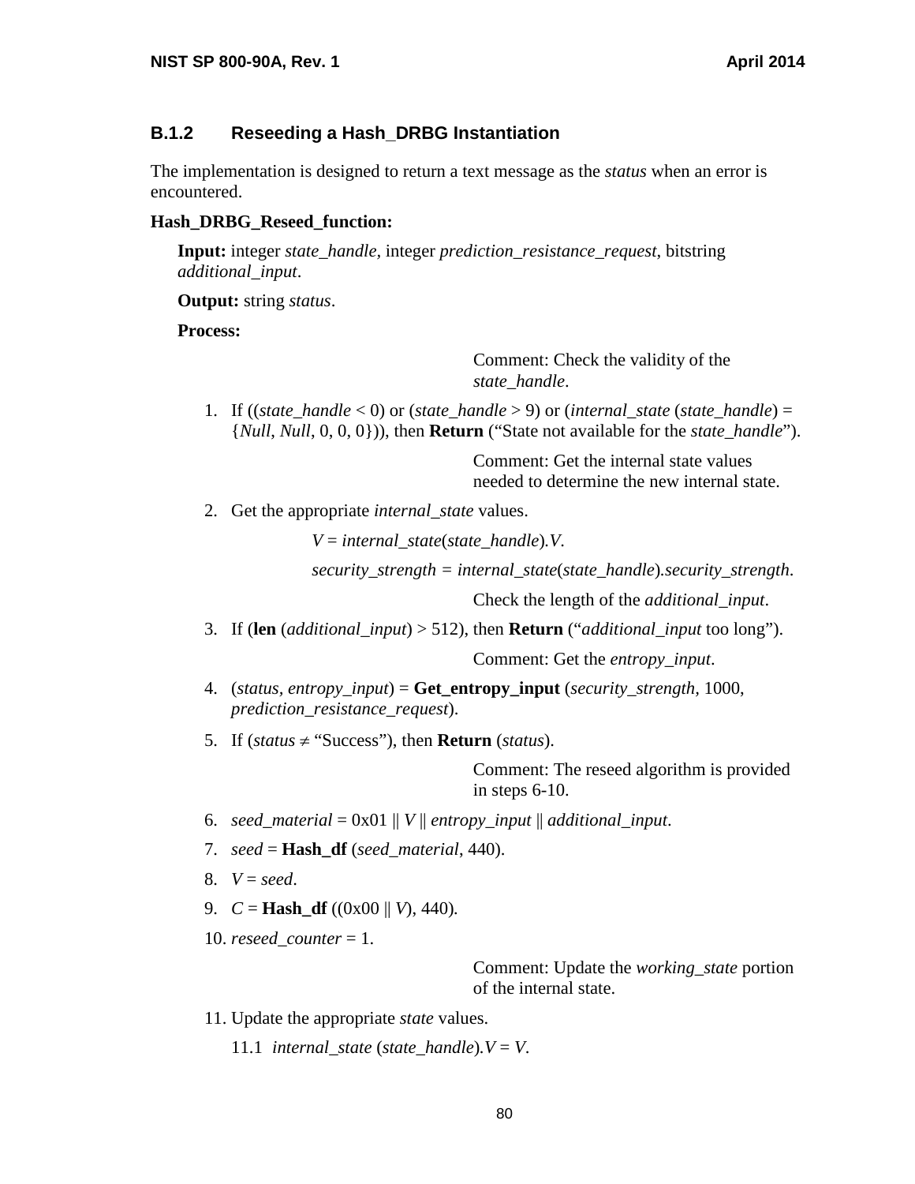### B.1.2 Reseeding a Hash_DRBG Instantiation

The implementation is designed to return a text message as the *status* when an error is encountered.

**Hash_DRBG_Reseed_function:**

**Input:** integer *state_handle*, integer *prediction_resistance_request*, bitstring *additional_input*.

**Output:** string *status*.

**Process:**

Comment: Check the validity of the *state_handle*.

1. If ((*state_handle* < 0) or (*state_handle* > 9) or (*internal_state* (*state_handle*) = {*Null*, *Null*, 0, 0, 0})), then **Return** ("State not available for the *state_handle*").

   Comment: Get the internal state values needed to determine the new internal state.

2. Get the appropriate *internal_state* values.

   *V* = *internal_state*(*state_handle*).*V*.

   *security_strength* = *internal_state*(*state_handle*).*security_strength*.

   Check the length of the *additional_input*.

3. If (**len** (*additional_input*) > 512), then **Return** ("*additional_input* too long").

   Comment: Get the *entropy_input*.

4. (*status*, *entropy_input*) = **Get_entropy_input** (*security_strength*, 1000, *prediction_resistance_request*).

5. If (*status* ≠ "Success"), then **Return** (*status*).

   Comment: The reseed algorithm is provided in steps 6-10.

6. *seed_material* = 0x01 || *V* || *entropy_input* || *additional_input*.

7. *seed* = **Hash_df** (*seed_material*, 440).

8. *V* = *seed*.

9. *C* = **Hash_df** ((0x00 || *V*), 440).

10. *reseed_counter* = 1.

    Comment: Update the *working_state* portion of the internal state.

11. Update the appropriate *state* values.

    11.1 *internal_state* (*state_handle*).*V* = *V*.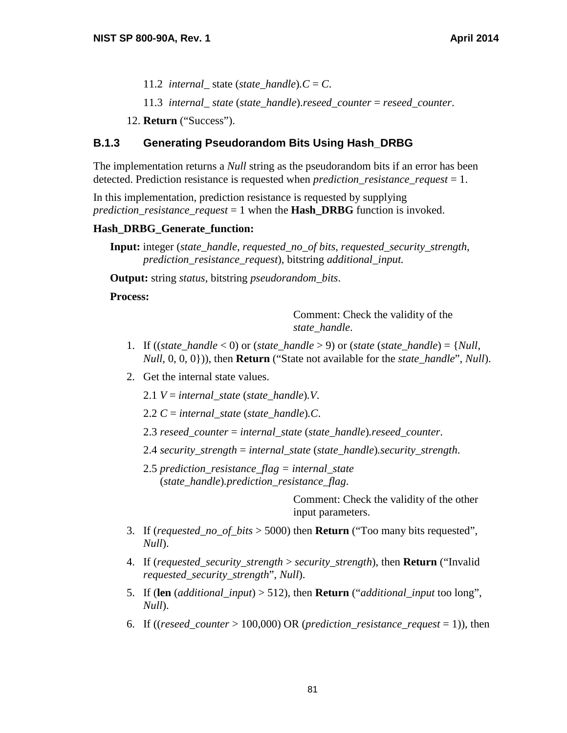11.2 *internal_* state (*state_handle*).*C* = *C*.

11.3 *internal_ state* (*state_handle*).*reseed_counter* = *reseed_counter*.

12. **Return** ("Success").

### B.1.3 Generating Pseudorandom Bits Using Hash_DRBG

The implementation returns a *Null* string as the pseudorandom bits if an error has been detected. Prediction resistance is requested when *prediction_resistance_request* = 1.

In this implementation, prediction resistance is requested by supplying *prediction_resistance_request* = 1 when the **Hash_DRBG** function is invoked.

**Hash_DRBG_Generate_function:**

**Input:** integer (*state_handle*, *requested_no_of bits*, *requested_security_strength*, *prediction_resistance_request*), bitstring *additional_input.*

**Output:** string *status*, bitstring *pseudorandom_bits*.

**Process:**

Comment: Check the validity of the *state_handle*.

1. If ((*state_handle* < 0) or (*state_handle* > 9) or (*state* (*state_handle*) = {*Null*, *Null*, 0, 0, 0})), then **Return** ("State not available for the *state_handle*", *Null*).

2. Get the internal state values.

   2.1 *V* = *internal_state* (*state_handle*).*V*.

   2.2 *C* = *internal_state* (*state_handle*).*C*.

   2.3 *reseed_counter* = *internal_state* (*state_handle*).*reseed_counter*.

   2.4 *security_strength* = *internal_state* (*state_handle*).*security_strength*.

   2.5 *prediction_resistance_flag = internal_state* (*state_handle*).*prediction_resistance_flag*.

   Comment: Check the validity of the other input parameters.

3. If (*requested_no_of_bits* > 5000) then **Return** ("Too many bits requested", *Null*).

4. If (*requested_security_strength* > *security_strength*), then **Return** ("Invalid *requested_security_strength*", *Null*).

5. If (**len** (*additional_input*) > 512), then **Return** ("*additional_input* too long", *Null*).

6. If ((*reseed_counter* > 100,000) OR (*prediction_resistance_request* = 1)), then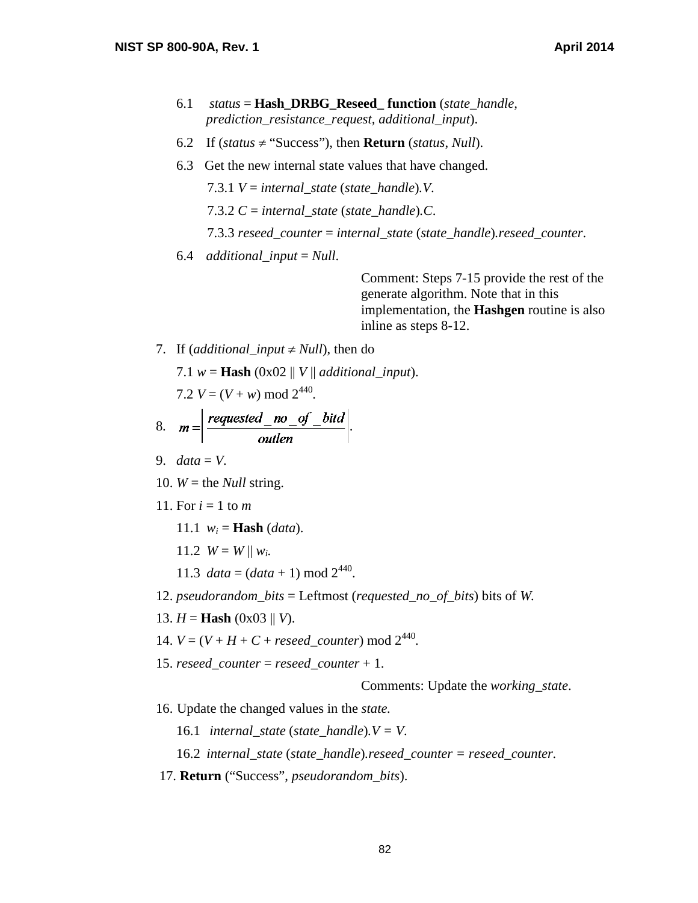6.1 *status* = **Hash_DRBG_Reseed_ function** (*state_handle*, *prediction_resistance_request*, *additional_input*).

6.2 If (*status* ≠ "Success"), then **Return** (*status*, *Null*).

6.3 Get the new internal state values that have changed.

7.3.1 *V* = *internal_state* (*state_handle*).*V*.

7.3.2 *C* = *internal_state* (*state_handle*).*C*.

7.3.3 *reseed_counter* = *internal_state* (*state_handle*).*reseed_counter*.

6.4 *additional_input* = *Null*.

Comment: Steps 7-15 provide the rest of the generate algorithm. Note that in this implementation, the **Hashgen** routine is also inline as steps 8-12.

7. If (*additional_input* ≠ *Null*), then do

   7.1 *w* = **Hash** (0x02 || *V* || *additional_input*).

   7.2 $V = (V + w) \bmod 2^{440}$.

8. $m = \left\lceil \frac{requested\_no\_of\_bitd}{outlen} \right\rceil$.

9. *data* = *V*.

10. *W* = the *Null* string.

11. For *i* = 1 to *m*

    11.1 $w_i$ = **Hash** (*data*).

    11.2 $W = W \parallel w_i$.

    11.3 $data = (data + 1) \bmod 2^{440}$.

12. *pseudorandom_bits* = Leftmost (*requested_no_of_bits*) bits of *W*.

13. *H* = **Hash** (0x03 || *V*).

14. $V = (V + H + C + reseed\_counter) \bmod 2^{440}$.

15. *reseed_counter* = *reseed_counter* + 1.

Comments: Update the *working_state*.

16. Update the changed values in the *state*.

    16.1 *internal_state* (*state_handle*).*V* = *V*.

    16.2 *internal_state* (*state_handle*).*reseed_counter* = *reseed_counter*.

17. **Return** ("Success", *pseudorandom_bits*).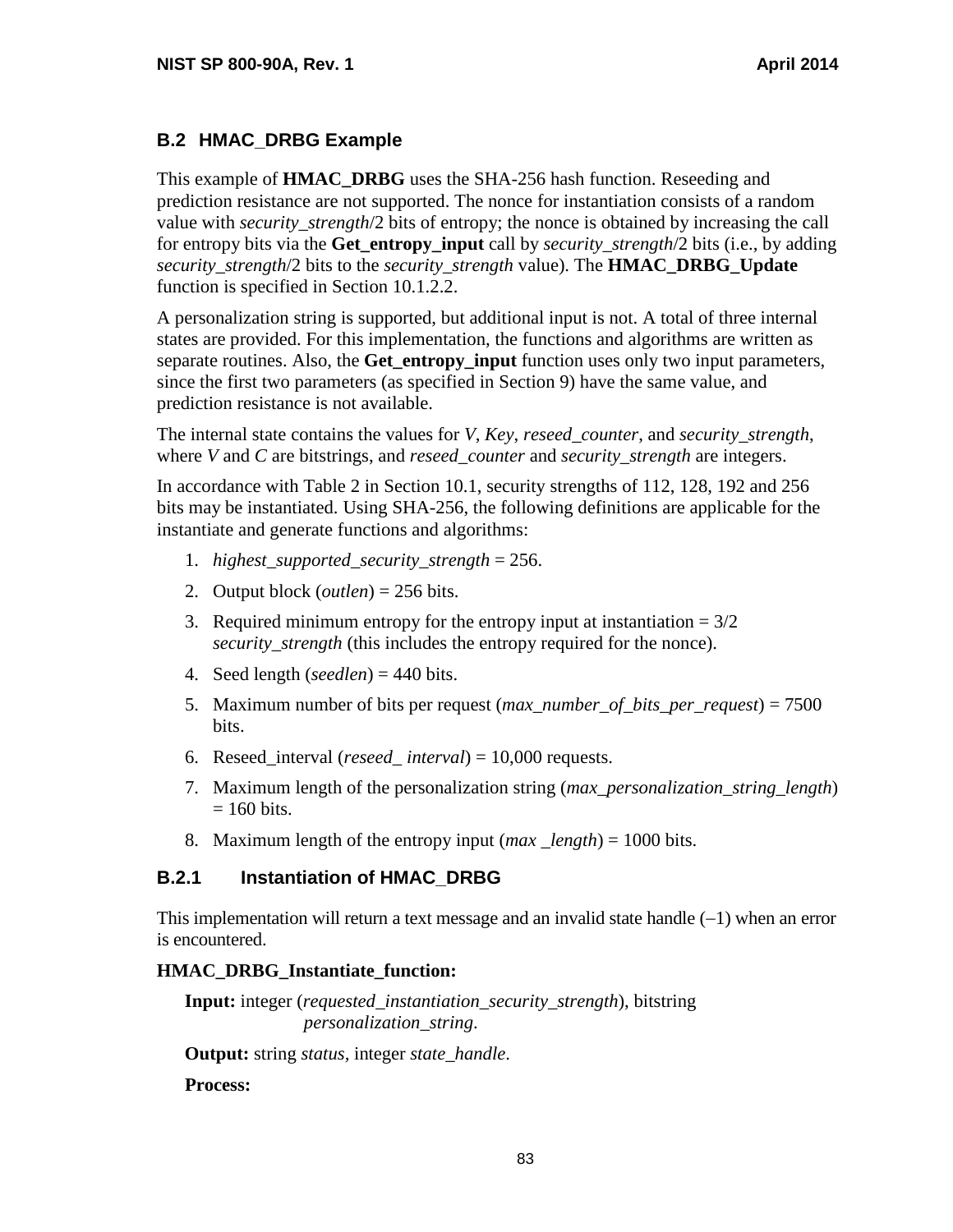## B.2 HMAC_DRBG Example

This example of **HMAC_DRBG** uses the SHA-256 hash function. Reseeding and prediction resistance are not supported. The nonce for instantiation consists of a random value with *security_strength*/2 bits of entropy; the nonce is obtained by increasing the call for entropy bits via the **Get_entropy_input** call by *security_strength*/2 bits (i.e., by adding *security_strength*/2 bits to the *security_strength* value). The **HMAC_DRBG_Update** function is specified in Section 10.1.2.2.

A personalization string is supported, but additional input is not. A total of three internal states are provided. For this implementation, the functions and algorithms are written as separate routines. Also, the **Get_entropy_input** function uses only two input parameters, since the first two parameters (as specified in Section 9) have the same value, and prediction resistance is not available.

The internal state contains the values for *V*, *Key*, *reseed_counter*, and *security_strength*, where *V* and *C* are bitstrings, and *reseed_counter* and *security_strength* are integers.

In accordance with Table 2 in Section 10.1, security strengths of 112, 128, 192 and 256 bits may be instantiated. Using SHA-256, the following definitions are applicable for the instantiate and generate functions and algorithms:

1. *highest_supported_security_strength* = 256.
2. Output block (*outlen*) = 256 bits.
3. Required minimum entropy for the entropy input at instantiation = 3/2 *security_strength* (this includes the entropy required for the nonce).
4. Seed length (*seedlen*) = 440 bits.
5. Maximum number of bits per request (*max_number_of_bits_per_request*) = 7500 bits.
6. Reseed_interval (*reseed_ interval*) = 10,000 requests.
7. Maximum length of the personalization string (*max_personalization_string_length*) = 160 bits.
8. Maximum length of the entropy input (*max _length*) = 1000 bits.

### B.2.1 Instantiation of HMAC_DRBG

This implementation will return a text message and an invalid state handle (−1) when an error is encountered.

**HMAC_DRBG_Instantiate_function:**

**Input:** integer (*requested_instantiation_security_strength*), bitstring *personalization_string*.

**Output:** string *status*, integer *state_handle*.

**Process:**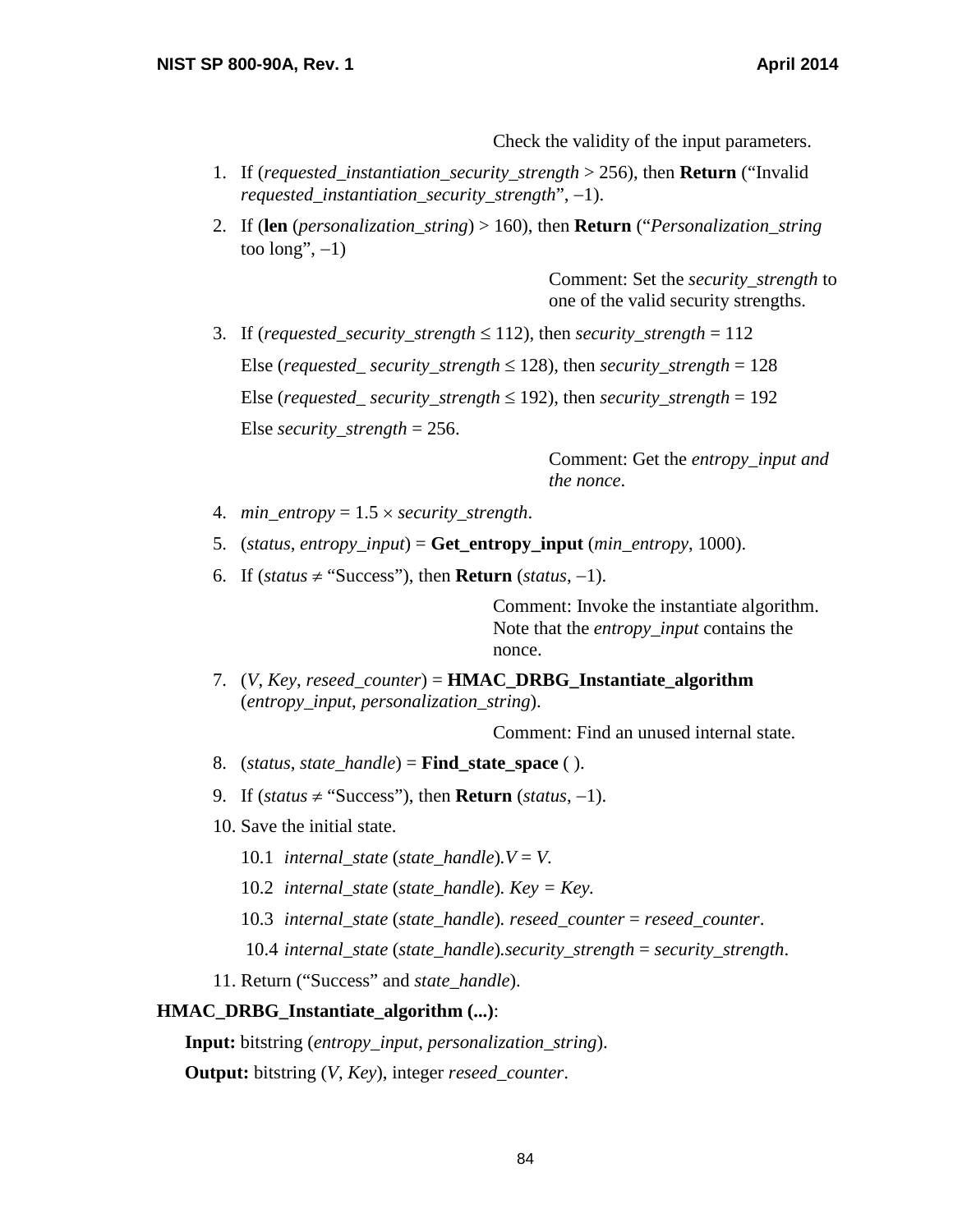Check the validity of the input parameters.

1. If (*requested_instantiation_security_strength* > 256), then **Return** ("Invalid *requested_instantiation_security_strength*", −1).
2. If (**len** (*personalization_string*) > 160), then **Return** ("*Personalization_string* too long", −1)

   Comment: Set the *security_strength* to one of the valid security strengths.

3. If (*requested_security_strength* ≤ 112), then *security_strength* = 112

   Else (*requested_ security_strength* ≤ 128), then *security_strength* = 128

   Else (*requested_ security_strength* ≤ 192), then *security_strength* = 192

   Else *security_strength* = 256.

   Comment: Get the *entropy_input and the nonce*.

4. *min_entropy* = 1.5 × *security_strength*.
5. (*status*, *entropy_input*) = **Get_entropy_input** (*min_entropy*, 1000).
6. If (*status* ≠ "Success"), then **Return** (*status*, −1).

   Comment: Invoke the instantiate algorithm. Note that the *entropy_input* contains the nonce.

7. (*V*, *Key*, *reseed_counter*) = **HMAC_DRBG_Instantiate_algorithm** (*entropy_input*, *personalization_string*).

   Comment: Find an unused internal state.

8. (*status*, *state_handle*) = **Find_state_space** ( ).
9. If (*status* ≠ "Success"), then **Return** (*status*, −1).
10. Save the initial state.

    10.1 *internal_state* (*state_handle*).*V* = *V*.

    10.2 *internal_state* (*state_handle*). *Key = Key.*

    10.3 *internal_state* (*state_handle*). *reseed_counter* = *reseed_counter*.

    10.4 *internal_state* (*state_handle*).*security_strength* = *security_strength*.

11. Return ("Success" and *state_handle*).

**HMAC_DRBG_Instantiate_algorithm (...)**:

**Input:** bitstring (*entropy_input*, *personalization_string*).

**Output:** bitstring (*V*, *Key*), integer *reseed_counter*.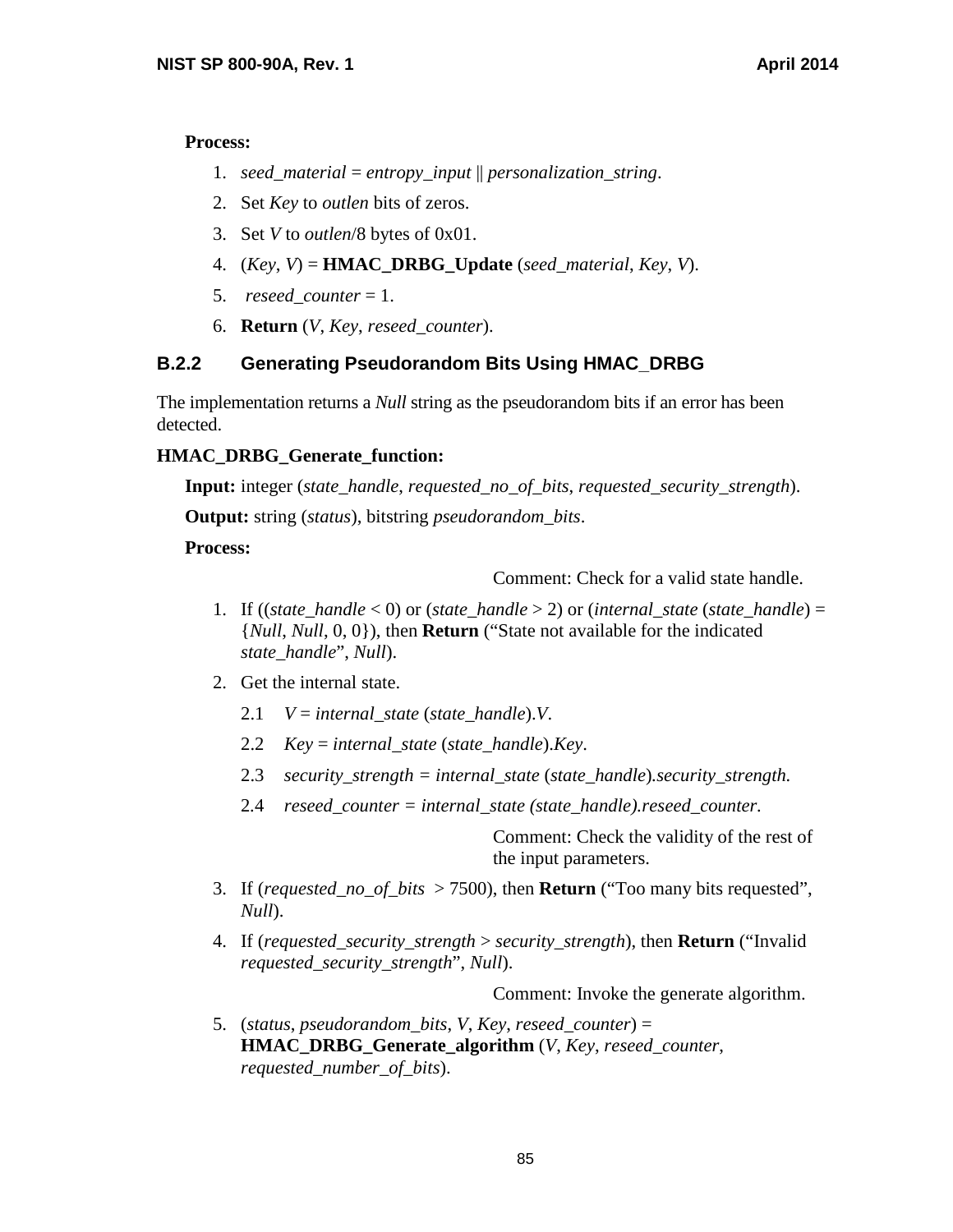**Process:**

1. *seed_material* = *entropy_input* || *personalization_string*.
2. Set *Key* to *outlen* bits of zeros.
3. Set *V* to *outlen*/8 bytes of 0x01.
4. (*Key*, *V*) = **HMAC_DRBG_Update** (*seed_material*, *Key*, *V*).
5. *reseed_counter* = 1.
6. **Return** (*V*, *Key*, *reseed_counter*).

### B.2.2 Generating Pseudorandom Bits Using HMAC_DRBG

The implementation returns a *Null* string as the pseudorandom bits if an error has been detected.

**HMAC_DRBG_Generate_function:**

**Input:** integer (*state_handle*, *requested_no_of_bits*, *requested_security_strength*).

**Output:** string (*status*), bitstring *pseudorandom_bits*.

**Process:**

Comment: Check for a valid state handle.

1. If ((*state_handle* < 0) or (*state_handle* > 2) or (*internal_state* (*state_handle*) = {*Null*, *Null*, 0, 0}), then **Return** ("State not available for the indicated *state_handle*", *Null*).
2. Get the internal state.
   2.1 *V* = *internal_state* (*state_handle*).*V*.
   2.2 *Key* = *internal_state* (*state_handle*).*Key*.
   2.3 *security_strength = internal_state* (*state_handle*)*.security_strength.*
   2.4 *reseed_counter = internal_state (state_handle).reseed_counter.*

   Comment: Check the validity of the rest of the input parameters.

3. If (*requested_no_of_bits* > 7500), then **Return** ("Too many bits requested", *Null*).
4. If (*requested_security_strength* > *security_strength*), then **Return** ("Invalid *requested_security_strength*", *Null*).

   Comment: Invoke the generate algorithm.

5. (*status*, *pseudorandom_bits*, *V*, *Key*, *reseed_counter*) = **HMAC_DRBG_Generate_algorithm** (*V*, *Key*, *reseed_counter*, *requested_number_of_bits*).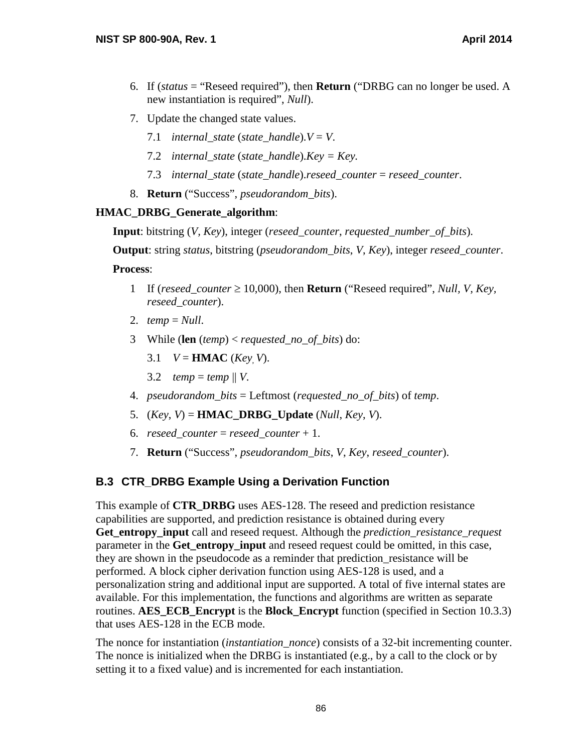6. If (*status* = "Reseed required"), then **Return** ("DRBG can no longer be used. A new instantiation is required", *Null*).

7. Update the changed state values.

   7.1 *internal_state* (*state_handle*).*V* = *V*.

   7.2 *internal_state* (*state_handle*).*Key = Key.*

   7.3 *internal_state* (*state_handle*).*reseed_counter* = *reseed_counter*.

8. **Return** ("Success", *pseudorandom_bits*).

**HMAC_DRBG_Generate_algorithm**:

**Input**: bitstring (*V*, *Key*), integer (*reseed_counter*, *requested_number_of_bits*).

**Output**: string *status*, bitstring (*pseudorandom_bits*, *V*, *Key*), integer *reseed_counter*.

**Process**:

1 If (*reseed_counter* ≥ 10,000), then **Return** ("Reseed required", *Null*, *V*, *Key*, *reseed_counter*).

2. *temp* = *Null*.

3 While (**len** (*temp*) < *requested_no_of_bits*) do:

   3.1 *V* = **HMAC** (*Key*, *V*).

   3.2 *temp* = *temp* || *V*.

4. *pseudorandom_bits* = Leftmost (*requested_no_of_bits*) of *temp*.

5. (*Key*, *V*) = **HMAC_DRBG_Update** (*Null*, *Key*, *V*).

6. *reseed_counter* = *reseed_counter* + 1.

7. **Return** ("Success", *pseudorandom_bits*, *V*, *Key*, *reseed_counter*).

## B.3 CTR_DRBG Example Using a Derivation Function

This example of **CTR_DRBG** uses AES-128. The reseed and prediction resistance capabilities are supported, and prediction resistance is obtained during every **Get_entropy_input** call and reseed request. Although the *prediction_resistance_request* parameter in the **Get_entropy_input** and reseed request could be omitted, in this case, they are shown in the pseudocode as a reminder that prediction_resistance will be performed. A block cipher derivation function using AES-128 is used, and a personalization string and additional input are supported. A total of five internal states are available. For this implementation, the functions and algorithms are written as separate routines. **AES_ECB_Encrypt** is the **Block_Encrypt** function (specified in Section 10.3.3) that uses AES-128 in the ECB mode.

The nonce for instantiation (*instantiation_nonce*) consists of a 32-bit incrementing counter. The nonce is initialized when the DRBG is instantiated (e.g., by a call to the clock or by setting it to a fixed value) and is incremented for each instantiation.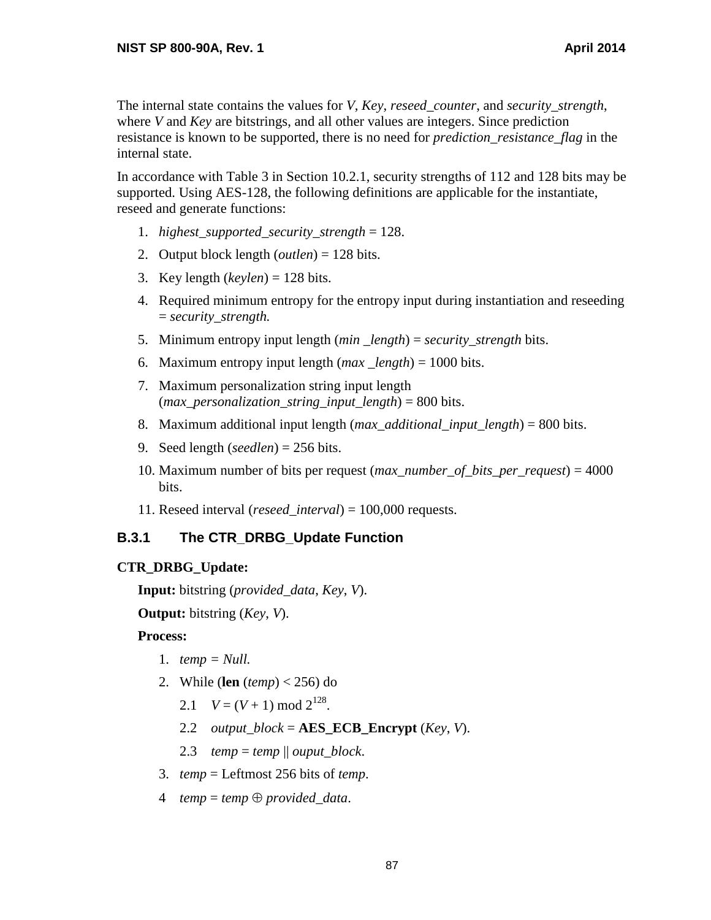The internal state contains the values for *V*, *Key*, *reseed_counter*, and *security_strength*, where *V* and *Key* are bitstrings, and all other values are integers. Since prediction resistance is known to be supported, there is no need for *prediction_resistance_flag* in the internal state.

In accordance with Table 3 in Section 10.2.1, security strengths of 112 and 128 bits may be supported. Using AES-128, the following definitions are applicable for the instantiate, reseed and generate functions:

1. *highest_supported_security_strength* = 128.
2. Output block length (*outlen*) = 128 bits.
3. Key length (*keylen*) = 128 bits.
4. Required minimum entropy for the entropy input during instantiation and reseeding = *security_strength.*
5. Minimum entropy input length (*min _length*) = *security_strength* bits.
6. Maximum entropy input length (*max _length*) = 1000 bits.
7. Maximum personalization string input length (*max_personalization_string_input_length*) = 800 bits.
8. Maximum additional input length (*max_additional_input_length*) = 800 bits.
9. Seed length (*seedlen*) = 256 bits.
10. Maximum number of bits per request (*max_number_of_bits_per_request*) = 4000 bits.
11. Reseed interval (*reseed_interval*) = 100,000 requests.

### B.3.1 The CTR_DRBG_Update Function

**CTR_DRBG_Update:**

**Input:** bitstring (*provided_data*, *Key*, *V*).

**Output:** bitstring (*Key*, *V*).

**Process:**

1. *temp = Null.*
2. While (**len** (*temp*) < 256) do
   - 2.1 $V = (V + 1) \bmod 2^{128}$.
   - 2.2 *output_block* = **AES_ECB_Encrypt** (*Key*, *V*).
   - 2.3 *temp* = *temp* || *ouput_block*.
3. *temp* = Leftmost 256 bits of *temp*.
4. *temp* = *temp* ⊕ *provided_data*.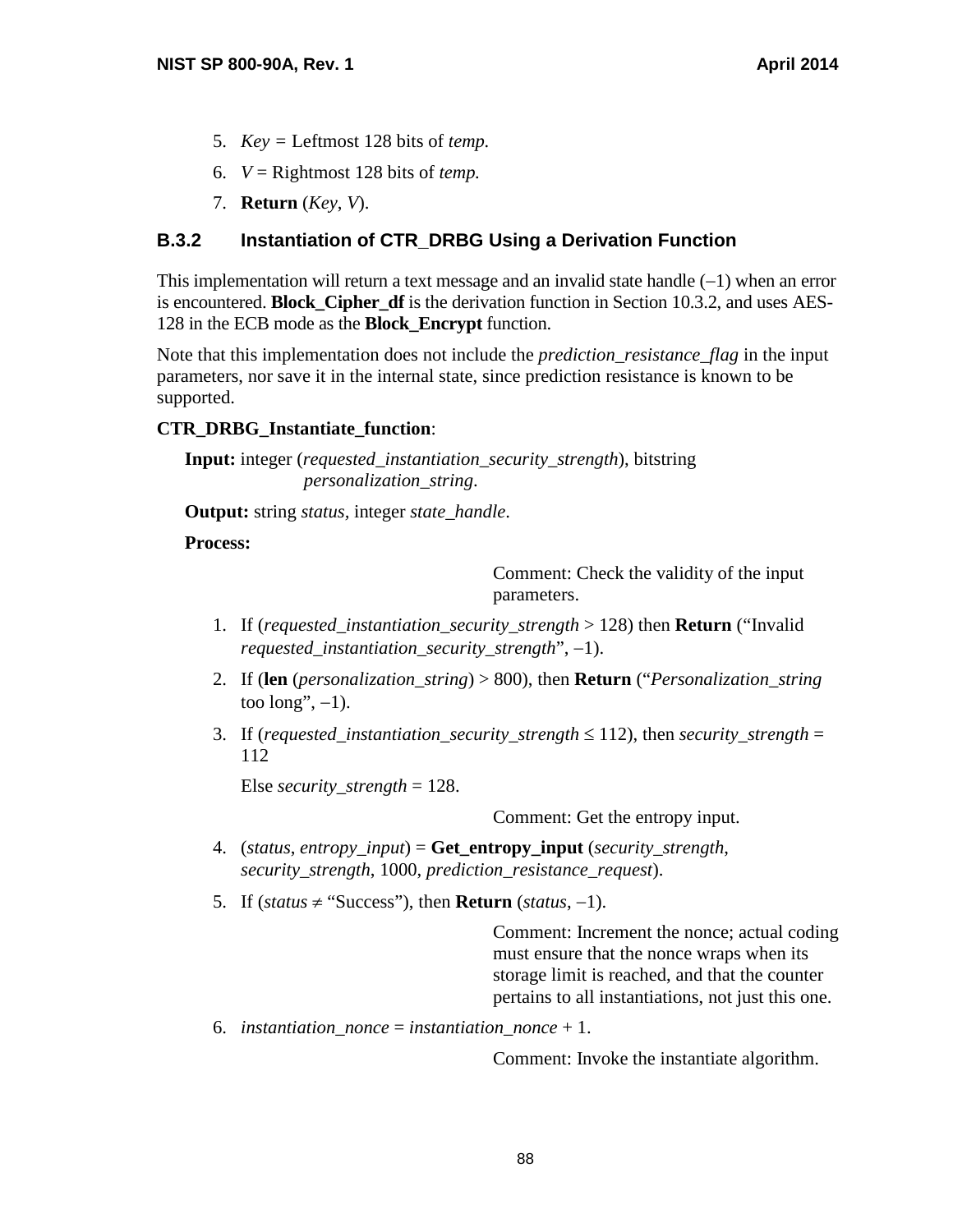5. *Key =* Leftmost 128 bits of *temp.*
6. *V* = Rightmost 128 bits of *temp.*
7. **Return** (*Key*, *V*).

### B.3.2 Instantiation of CTR_DRBG Using a Derivation Function

This implementation will return a text message and an invalid state handle (−1) when an error is encountered. **Block_Cipher_df** is the derivation function in Section 10.3.2, and uses AES-128 in the ECB mode as the **Block_Encrypt** function.

Note that this implementation does not include the *prediction_resistance_flag* in the input parameters, nor save it in the internal state, since prediction resistance is known to be supported.

**CTR_DRBG_Instantiate_function**:

**Input:** integer (*requested_instantiation_security_strength*), bitstring *personalization_string*.

**Output:** string *status*, integer *state_handle*.

**Process:**

Comment: Check the validity of the input parameters.

1. If (*requested_instantiation_security_strength* > 128) then **Return** ("Invalid *requested_instantiation_security_strength*", −1).
2. If (**len** (*personalization_string*) > 800), then **Return** ("*Personalization_string* too long", −1).
3. If (*requested_instantiation_security_strength* ≤ 112), then *security_strength* = 112

   Else *security_strength* = 128.

   Comment: Get the entropy input.

4. (*status*, *entropy_input*) = **Get_entropy_input** (*security_strength*, *security_strength*, 1000, *prediction_resistance_request*).
5. If (*status* ≠ "Success"), then **Return** (*status*, −1).

   Comment: Increment the nonce; actual coding must ensure that the nonce wraps when its storage limit is reached, and that the counter pertains to all instantiations, not just this one.

6. *instantiation_nonce* = *instantiation_nonce* + 1.

   Comment: Invoke the instantiate algorithm.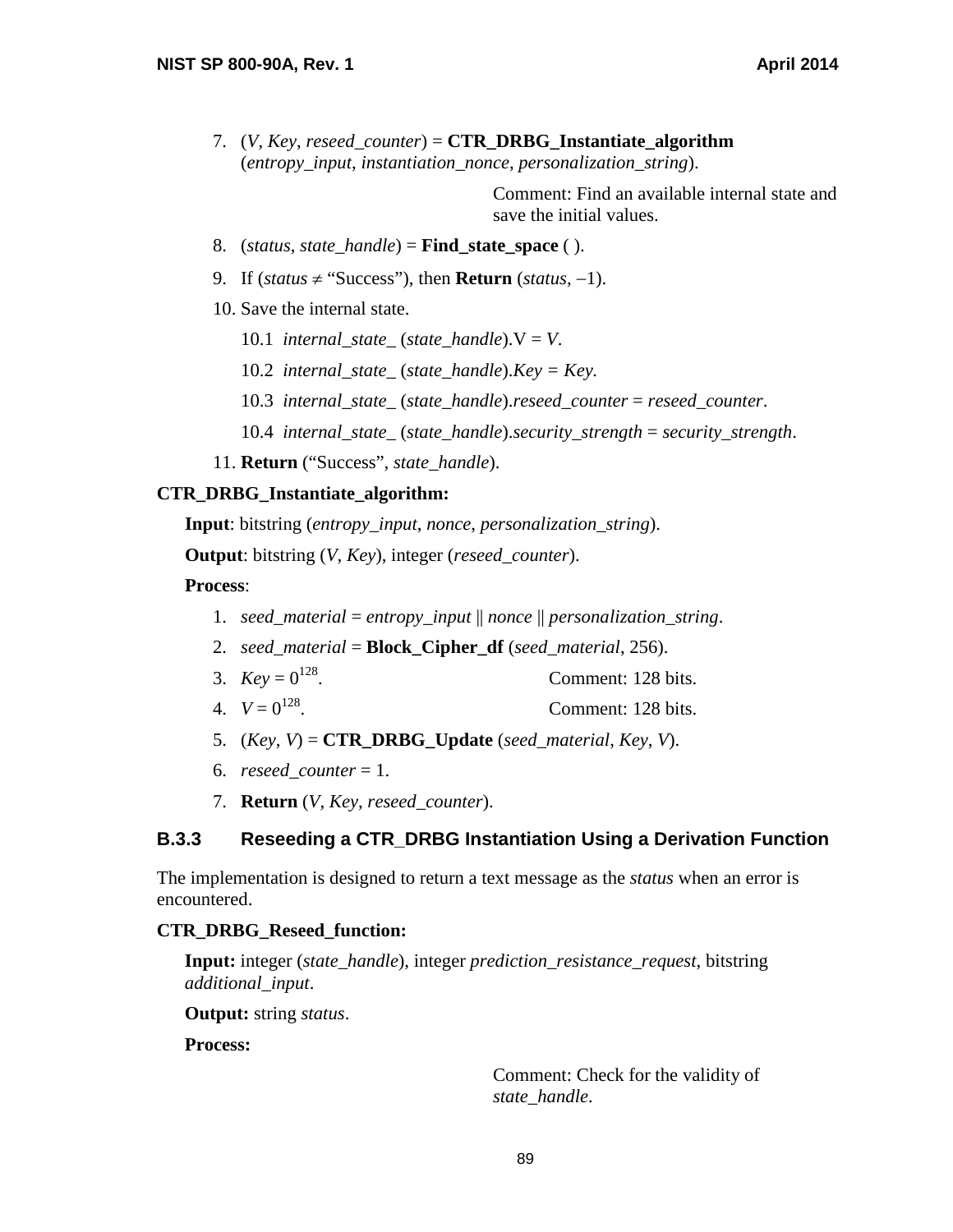7. (*V*, *Key*, *reseed_counter*) = **CTR_DRBG_Instantiate_algorithm** (*entropy_input*, *instantiation_nonce*, *personalization_string*).

   Comment: Find an available internal state and save the initial values.

8. (*status*, *state_handle*) = **Find_state_space** ( ).
9. If (*status* ≠ "Success"), then **Return** (*status*, −1).
10. Save the internal state.

    10.1 *internal_state_* (*state_handle*).V = *V*.

    10.2 *internal_state_* (*state_handle*).*Key* = *Key*.

    10.3 *internal_state_* (*state_handle*).*reseed_counter* = *reseed_counter*.

    10.4 *internal_state_* (*state_handle*).*security_strength* = *security_strength*.

11. **Return** ("Success", *state_handle*).

**CTR_DRBG_Instantiate_algorithm:**

**Input**: bitstring (*entropy_input*, *nonce*, *personalization_string*).

**Output**: bitstring (*V*, *Key*), integer (*reseed_counter*).

**Process**:

1. *seed_material* = *entropy_input* || *nonce* || *personalization_string*.
2. *seed_material* = **Block_Cipher_df** (*seed_material*, 256).
3. $Key = 0^{128}$. Comment: 128 bits.
4. $V = 0^{128}$. Comment: 128 bits.
5. (*Key*, *V*) = **CTR_DRBG_Update** (*seed_material*, *Key*, *V*).
6. *reseed_counter* = 1.
7. **Return** (*V*, *Key*, *reseed_counter*).

### B.3.3 Reseeding a CTR_DRBG Instantiation Using a Derivation Function

The implementation is designed to return a text message as the *status* when an error is encountered.

**CTR_DRBG_Reseed_function:**

**Input:** integer (*state_handle*), integer *prediction_resistance_request*, bitstring *additional_input*.

**Output:** string *status*.

**Process:**

Comment: Check for the validity of *state_handle*.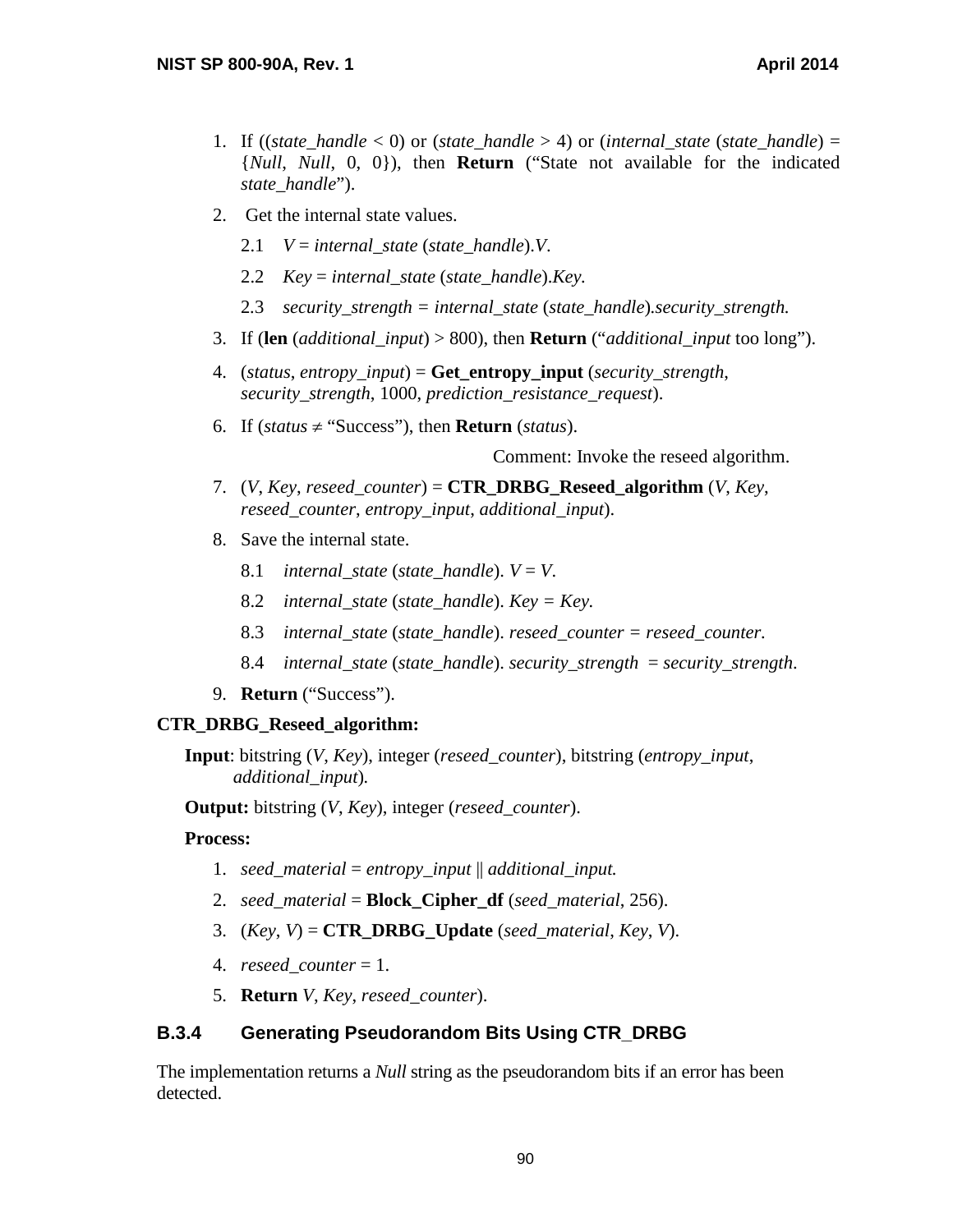1. If ((*state_handle* < 0) or (*state_handle* > 4) or (*internal_state* (*state_handle*) = {*Null*, *Null*, 0, 0}), then **Return** ("State not available for the indicated *state_handle*").

2. Get the internal state values.

   2.1 *V* = *internal_state* (*state_handle*).*V*.

   2.2 *Key* = *internal_state* (*state_handle*).*Key*.

   2.3 *security_strength* = *internal_state* (*state_handle*).*security_strength*.

3. If (**len** (*additional_input*) > 800), then **Return** ("*additional_input* too long").

4. (*status*, *entropy_input*) = **Get_entropy_input** (*security_strength*, *security_strength*, 1000, *prediction_resistance_request*).

6. If (*status* ≠ "Success"), then **Return** (*status*).

   Comment: Invoke the reseed algorithm.

7. (*V*, *Key*, *reseed_counter*) = **CTR_DRBG_Reseed_algorithm** (*V*, *Key*, *reseed_counter*, *entropy_input*, *additional_input*).

8. Save the internal state.

   8.1 *internal_state* (*state_handle*). *V* = *V*.

   8.2 *internal_state* (*state_handle*). *Key* = *Key*.

   8.3 *internal_state* (*state_handle*). *reseed_counter* = *reseed_counter*.

   8.4 *internal_state* (*state_handle*). *security_strength* = *security_strength*.

9. **Return** ("Success").

**CTR_DRBG_Reseed_algorithm:**

**Input**: bitstring (*V*, *Key*), integer (*reseed_counter*), bitstring (*entropy_input*, *additional_input*).

**Output:** bitstring (*V*, *Key*), integer (*reseed_counter*).

**Process:**

1. *seed_material* = *entropy_input* || *additional_input*.

2. *seed_material* = **Block_Cipher_df** (*seed_material*, 256).

3. (*Key*, *V*) = **CTR_DRBG_Update** (*seed_material*, *Key*, *V*).

4. *reseed_counter* = 1.

5. **Return** *V*, *Key*, *reseed_counter*).

### B.3.4 Generating Pseudorandom Bits Using CTR_DRBG

The implementation returns a *Null* string as the pseudorandom bits if an error has been detected.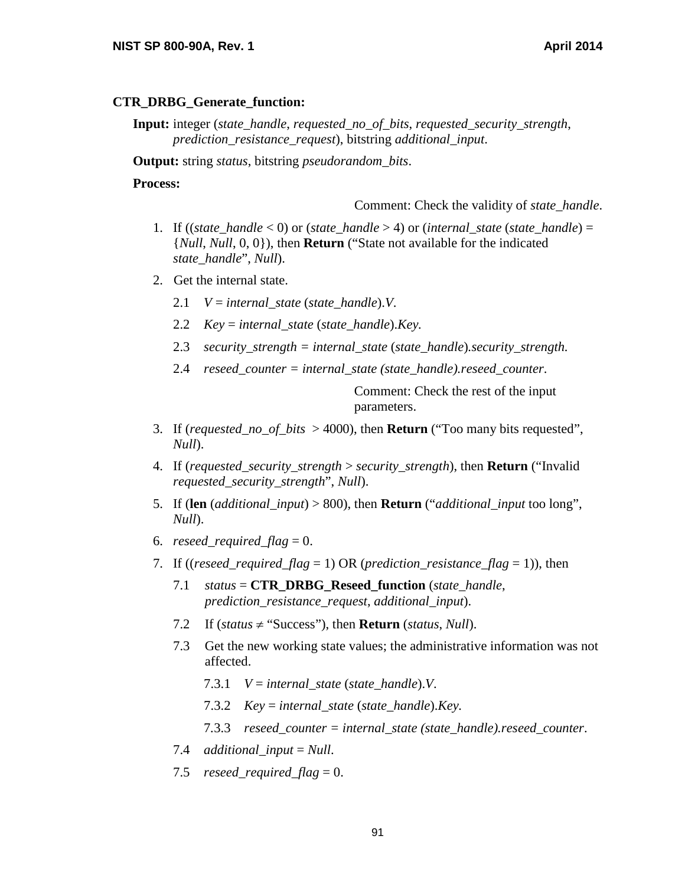**CTR_DRBG_Generate_function:**

**Input:** integer (*state_handle*, *requested_no_of_bits*, *requested_security_strength*, *prediction_resistance_request*), bitstring *additional_input*.

**Output:** string *status*, bitstring *pseudorandom_bits*.

**Process:**

Comment: Check the validity of *state_handle*.

1. If ((*state_handle* < 0) or (*state_handle* > 4) or (*internal_state* (*state_handle*) = {*Null*, *Null*, 0, 0}), then **Return** ("State not available for the indicated *state_handle*", *Null*).
2. Get the internal state.

   2.1 *V* = *internal_state* (*state_handle*).*V*.

   2.2 *Key* = *internal_state* (*state_handle*).*Key*.

   2.3 *security_strength = internal_state* (*state_handle*)*.security_strength.*

   2.4 *reseed_counter = internal_state (state_handle).reseed_counter*.

   Comment: Check the rest of the input parameters.

3. If (*requested_no_of_bits* > 4000), then **Return** ("Too many bits requested", *Null*).
4. If (*requested_security_strength* > *security_strength*), then **Return** ("Invalid *requested_security_strength*", *Null*).
5. If (**len** (*additional_input*) > 800), then **Return** ("*additional_input* too long", *Null*).
6. *reseed_required_flag* = 0.
7. If ((*reseed_required_flag* = 1) OR (*prediction_resistance_flag* = 1)), then

   7.1 *status* = **CTR_DRBG_Reseed_function** (*state_handle*, *prediction_resistance_request*, *additional_input*).

   7.2 If (*status* ≠ "Success"), then **Return** (*status*, *Null*).

   7.3 Get the new working state values; the administrative information was not affected.

   7.3.1 *V* = *internal_state* (*state_handle*).*V*.

   7.3.2 *Key* = *internal_state* (*state_handle*).*Key.*

   7.3.3 *reseed_counter = internal_state (state_handle).reseed_counter*.

   7.4 *additional_input* = *Null*.

   7.5 *reseed_required_flag* = 0.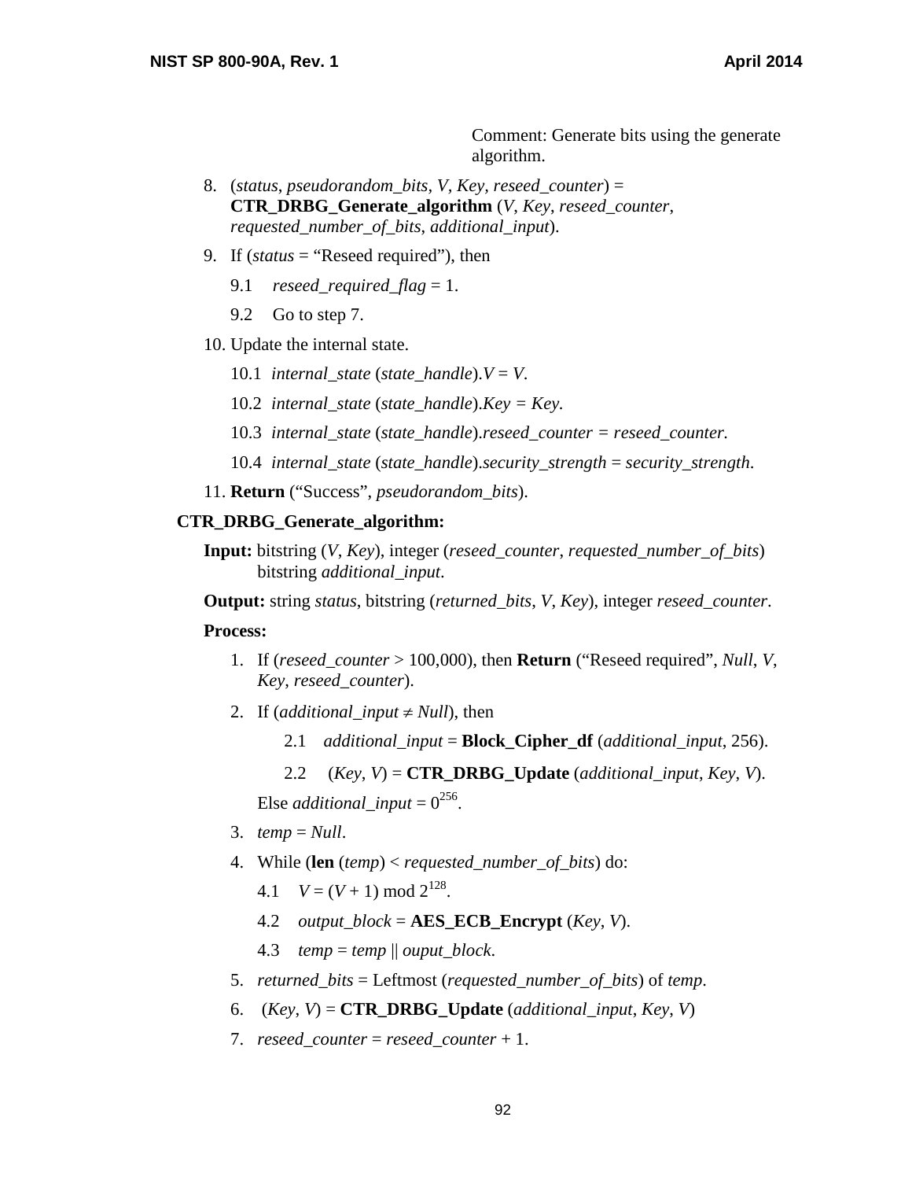Comment: Generate bits using the generate algorithm.

8. (*status*, *pseudorandom_bits*, *V*, *Key*, *reseed_counter*) = **CTR_DRBG_Generate_algorithm** (*V*, *Key*, *reseed_counter*, *requested_number_of_bits*, *additional_input*).

9. If (*status* = "Reseed required"), then

   9.1 *reseed_required_flag* = 1.

   9.2 Go to step 7.

10. Update the internal state.

    10.1 *internal_state* (*state_handle*).*V* = *V*.

    10.2 *internal_state* (*state_handle*).*Key* = *Key*.

    10.3 *internal_state* (*state_handle*).*reseed_counter* = *reseed_counter*.

    10.4 *internal_state* (*state_handle*).*security_strength* = *security_strength*.

11. **Return** ("Success", *pseudorandom_bits*).

**CTR_DRBG_Generate_algorithm:**

**Input:** bitstring (*V*, *Key*), integer (*reseed_counter*, *requested_number_of_bits*) bitstring *additional_input*.

**Output:** string *status*, bitstring (*returned_bits*, *V*, *Key*), integer *reseed_counter*.

**Process:**

1. If (*reseed_counter* > 100,000), then **Return** ("Reseed required", *Null*, *V*, *Key*, *reseed_counter*).

2. If (*additional_input* ≠ *Null*), then

   2.1 *additional_input* = **Block_Cipher_df** (*additional_input*, 256).

   2.2 (*Key*, *V*) = **CTR_DRBG_Update** (*additional_input*, *Key*, *V*).

   Else *additional_input* = $0^{256}$.

3. *temp* = *Null*.

4. While (**len** (*temp*) < *requested_number_of_bits*) do:

   4.1 $V = (V + 1) \bmod 2^{128}$.

   4.2 *output_block* = **AES_ECB_Encrypt** (*Key*, *V*).

   4.3 *temp* = *temp* || *ouput_block*.

5. *returned_bits* = Leftmost (*requested_number_of_bits*) of *temp*.

6. (*Key*, *V*) = **CTR_DRBG_Update** (*additional_input*, *Key*, *V*)

7. *reseed_counter* = *reseed_counter* + 1.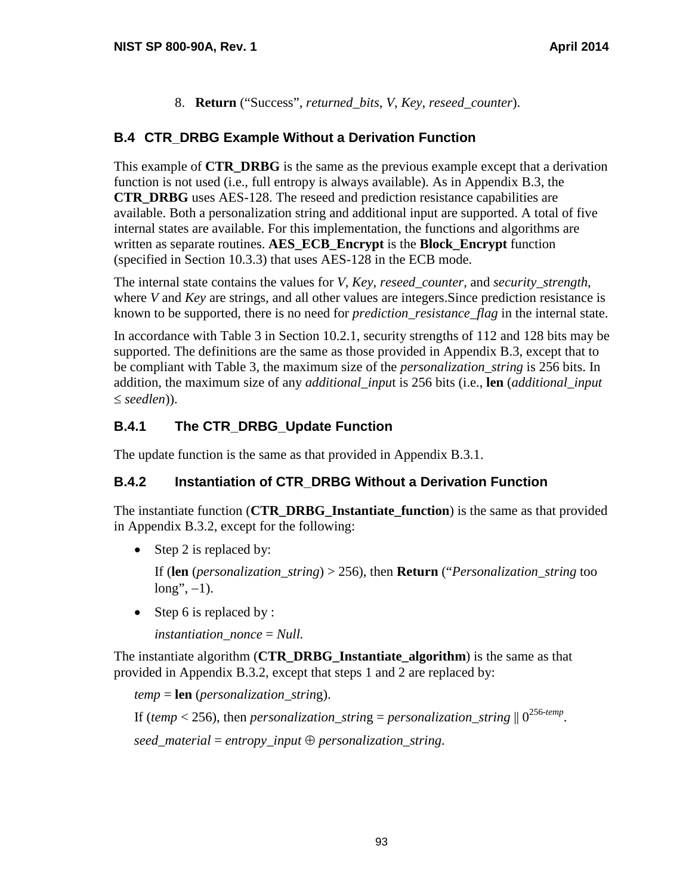8. **Return** (“Success”, *returned_bits*, *V*, *Key*, *reseed_counter*).

## B.4 CTR_DRBG Example Without a Derivation Function

This example of **CTR_DRBG** is the same as the previous example except that a derivation function is not used (i.e., full entropy is always available). As in Appendix B.3, the **CTR_DRBG** uses AES-128. The reseed and prediction resistance capabilities are available. Both a personalization string and additional input are supported. A total of five internal states are available. For this implementation, the functions and algorithms are written as separate routines. **AES_ECB_Encrypt** is the **Block_Encrypt** function (specified in Section 10.3.3) that uses AES-128 in the ECB mode.

The internal state contains the values for *V*, *Key*, *reseed_counter*, and *security_strength*, where *V* and *Key* are strings, and all other values are integers.Since prediction resistance is known to be supported, there is no need for *prediction_resistance_flag* in the internal state.

In accordance with Table 3 in Section 10.2.1, security strengths of 112 and 128 bits may be supported. The definitions are the same as those provided in Appendix B.3, except that to be compliant with Table 3, the maximum size of the *personalization_string* is 256 bits. In addition, the maximum size of any *additional_input* is 256 bits (i.e., **len** (*additional_input* ≤ *seedlen*)).

### B.4.1 The CTR_DRBG_Update Function

The update function is the same as that provided in Appendix B.3.1.

### B.4.2 Instantiation of CTR_DRBG Without a Derivation Function

The instantiate function (**CTR_DRBG_Instantiate_function**) is the same as that provided in Appendix B.3.2, except for the following:

- Step 2 is replaced by:

  If (**len** (*personalization_string*) > 256), then **Return** (“*Personalization_string* too long”, −1).

- Step 6 is replaced by :

  *instantiation_nonce* = *Null.*

The instantiate algorithm (**CTR_DRBG_Instantiate_algorithm**) is the same as that provided in Appendix B.3.2, except that steps 1 and 2 are replaced by:

*temp* = **len** (*personalization_string*).

If (*temp* < 256), then *personalization_string* = *personalization_string* || $0^{256-temp}$.

*seed_material* = *entropy_input* ⊕ *personalization_string*.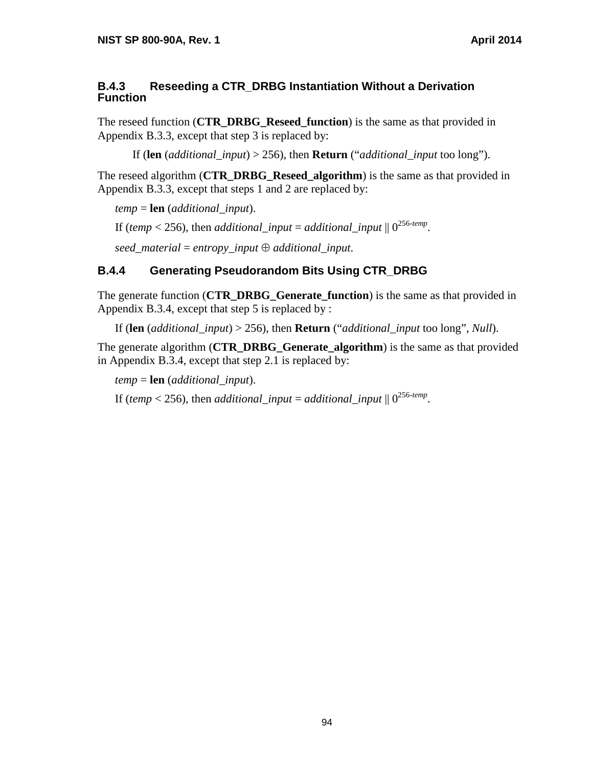### B.4.3 Reseeding a CTR_DRBG Instantiation Without a Derivation Function

The reseed function (**CTR_DRBG_Reseed_function**) is the same as that provided in Appendix B.3.3, except that step 3 is replaced by:

If (**len** (*additional_input*) > 256), then **Return** ("*additional_input* too long").

The reseed algorithm (**CTR_DRBG_Reseed_algorithm**) is the same as that provided in Appendix B.3.3, except that steps 1 and 2 are replaced by:

*temp* = **len** (*additional_input*).

If (*temp* < 256), then *additional_input* = *additional_input* || $0^{256-temp}$.

*seed_material* = *entropy_input* ⊕ *additional_input*.

### B.4.4 Generating Pseudorandom Bits Using CTR_DRBG

The generate function (**CTR_DRBG_Generate_function**) is the same as that provided in Appendix B.3.4, except that step 5 is replaced by :

If (**len** (*additional_input*) > 256), then **Return** ("*additional_input* too long", *Null*).

The generate algorithm (**CTR_DRBG_Generate_algorithm**) is the same as that provided in Appendix B.3.4, except that step 2.1 is replaced by:

*temp* = **len** (*additional_input*).

If (*temp* < 256), then *additional_input* = *additional_input* || $0^{256-temp}$.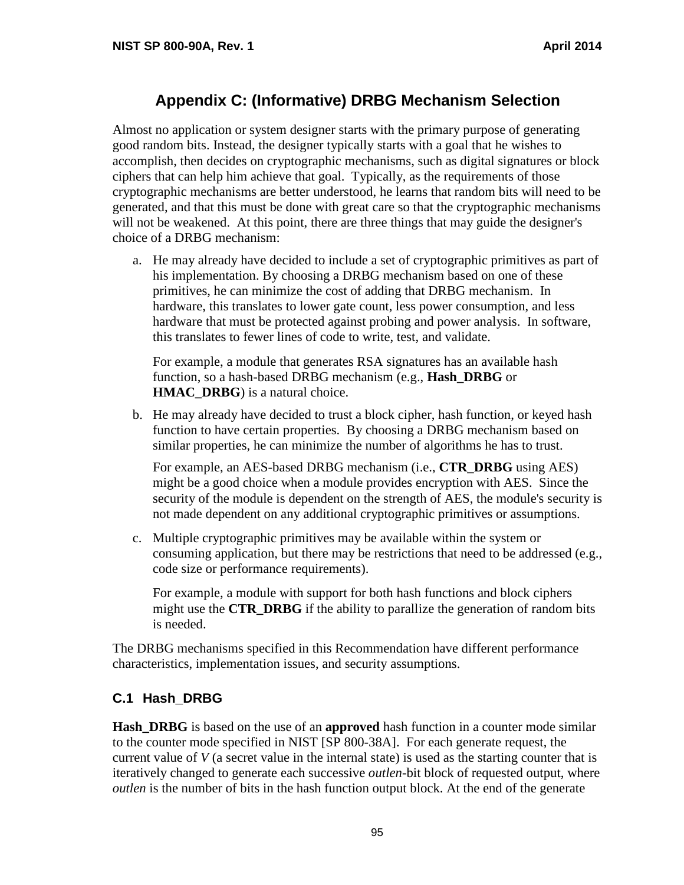# Appendix C: (Informative) DRBG Mechanism Selection

Almost no application or system designer starts with the primary purpose of generating good random bits. Instead, the designer typically starts with a goal that he wishes to accomplish, then decides on cryptographic mechanisms, such as digital signatures or block ciphers that can help him achieve that goal. Typically, as the requirements of those cryptographic mechanisms are better understood, he learns that random bits will need to be generated, and that this must be done with great care so that the cryptographic mechanisms will not be weakened. At this point, there are three things that may guide the designer's choice of a DRBG mechanism:

a. He may already have decided to include a set of cryptographic primitives as part of his implementation. By choosing a DRBG mechanism based on one of these primitives, he can minimize the cost of adding that DRBG mechanism. In hardware, this translates to lower gate count, less power consumption, and less hardware that must be protected against probing and power analysis. In software, this translates to fewer lines of code to write, test, and validate.

   For example, a module that generates RSA signatures has an available hash function, so a hash-based DRBG mechanism (e.g., **Hash_DRBG** or **HMAC_DRBG**) is a natural choice.

b. He may already have decided to trust a block cipher, hash function, or keyed hash function to have certain properties. By choosing a DRBG mechanism based on similar properties, he can minimize the number of algorithms he has to trust.

   For example, an AES-based DRBG mechanism (i.e., **CTR_DRBG** using AES) might be a good choice when a module provides encryption with AES. Since the security of the module is dependent on the strength of AES, the module's security is not made dependent on any additional cryptographic primitives or assumptions.

c. Multiple cryptographic primitives may be available within the system or consuming application, but there may be restrictions that need to be addressed (e.g., code size or performance requirements).

   For example, a module with support for both hash functions and block ciphers might use the **CTR_DRBG** if the ability to parallize the generation of random bits is needed.

The DRBG mechanisms specified in this Recommendation have different performance characteristics, implementation issues, and security assumptions.

## C.1 Hash_DRBG

**Hash_DRBG** is based on the use of an **approved** hash function in a counter mode similar to the counter mode specified in NIST [SP 800-38A]. For each generate request, the current value of *V* (a secret value in the internal state) is used as the starting counter that is iteratively changed to generate each successive *outlen*-bit block of requested output, where *outlen* is the number of bits in the hash function output block. At the end of the generate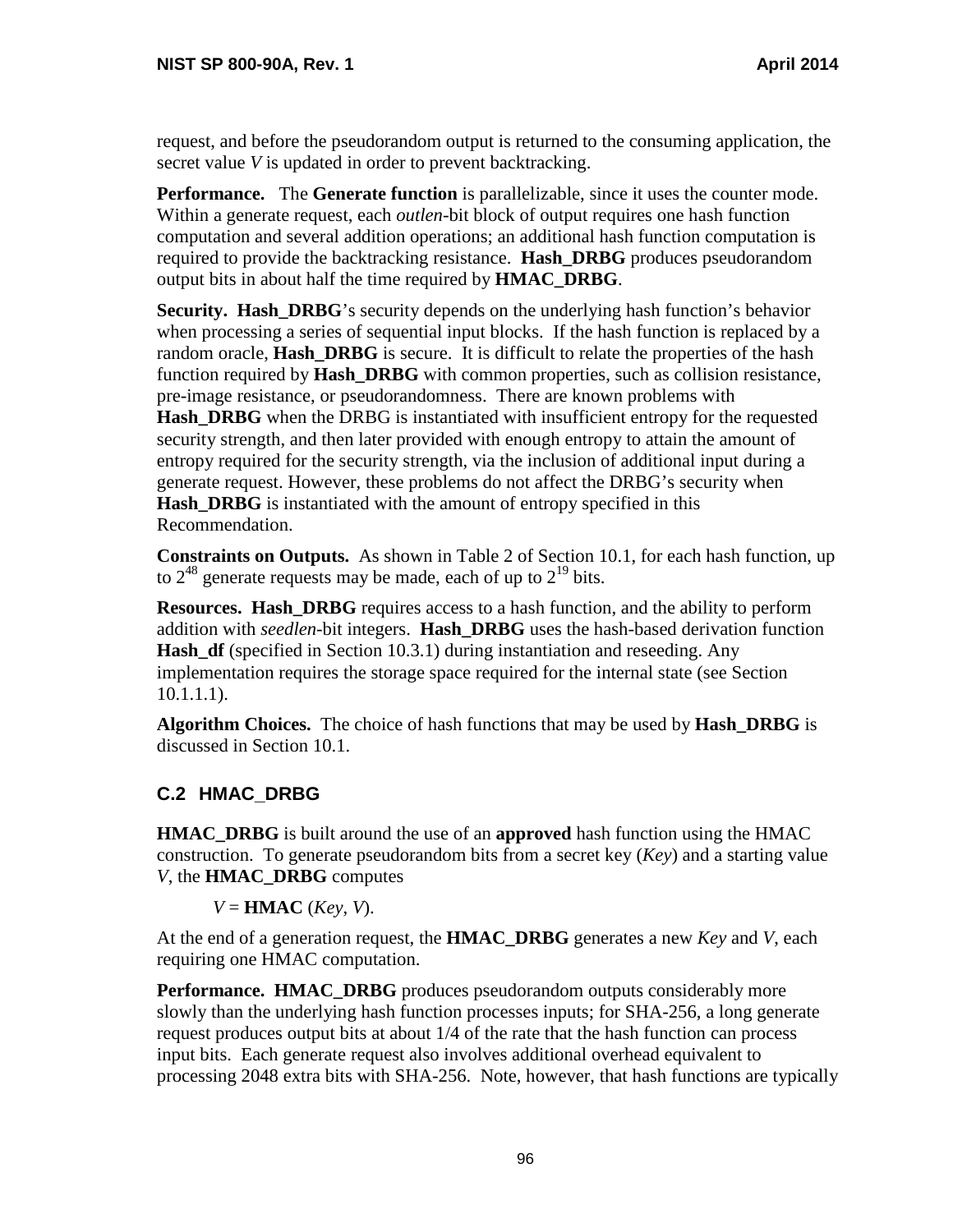request, and before the pseudorandom output is returned to the consuming application, the secret value *V* is updated in order to prevent backtracking.

**Performance.** The **Generate function** is parallelizable, since it uses the counter mode. Within a generate request, each *outlen*-bit block of output requires one hash function computation and several addition operations; an additional hash function computation is required to provide the backtracking resistance. **Hash_DRBG** produces pseudorandom output bits in about half the time required by **HMAC_DRBG**.

**Security.** **Hash_DRBG**'s security depends on the underlying hash function's behavior when processing a series of sequential input blocks. If the hash function is replaced by a random oracle, **Hash_DRBG** is secure. It is difficult to relate the properties of the hash function required by **Hash_DRBG** with common properties, such as collision resistance, pre-image resistance, or pseudorandomness. There are known problems with **Hash_DRBG** when the DRBG is instantiated with insufficient entropy for the requested security strength, and then later provided with enough entropy to attain the amount of entropy required for the security strength, via the inclusion of additional input during a generate request. However, these problems do not affect the DRBG's security when **Hash_DRBG** is instantiated with the amount of entropy specified in this Recommendation.

**Constraints on Outputs.** As shown in Table 2 of Section 10.1, for each hash function, up to $2^{48}$ generate requests may be made, each of up to $2^{19}$ bits.

**Resources.** **Hash_DRBG** requires access to a hash function, and the ability to perform addition with *seedlen*-bit integers. **Hash_DRBG** uses the hash-based derivation function **Hash_df** (specified in Section 10.3.1) during instantiation and reseeding. Any implementation requires the storage space required for the internal state (see Section 10.1.1.1).

**Algorithm Choices.** The choice of hash functions that may be used by **Hash_DRBG** is discussed in Section 10.1.

## C.2 HMAC_DRBG

**HMAC_DRBG** is built around the use of an **approved** hash function using the HMAC construction. To generate pseudorandom bits from a secret key (*Key*) and a starting value *V*, the **HMAC_DRBG** computes

$V$ = **HMAC** ($Key$, $V$).

At the end of a generation request, the **HMAC_DRBG** generates a new *Key* and *V*, each requiring one HMAC computation.

**Performance.** **HMAC_DRBG** produces pseudorandom outputs considerably more slowly than the underlying hash function processes inputs; for SHA-256, a long generate request produces output bits at about 1/4 of the rate that the hash function can process input bits. Each generate request also involves additional overhead equivalent to processing 2048 extra bits with SHA-256. Note, however, that hash functions are typically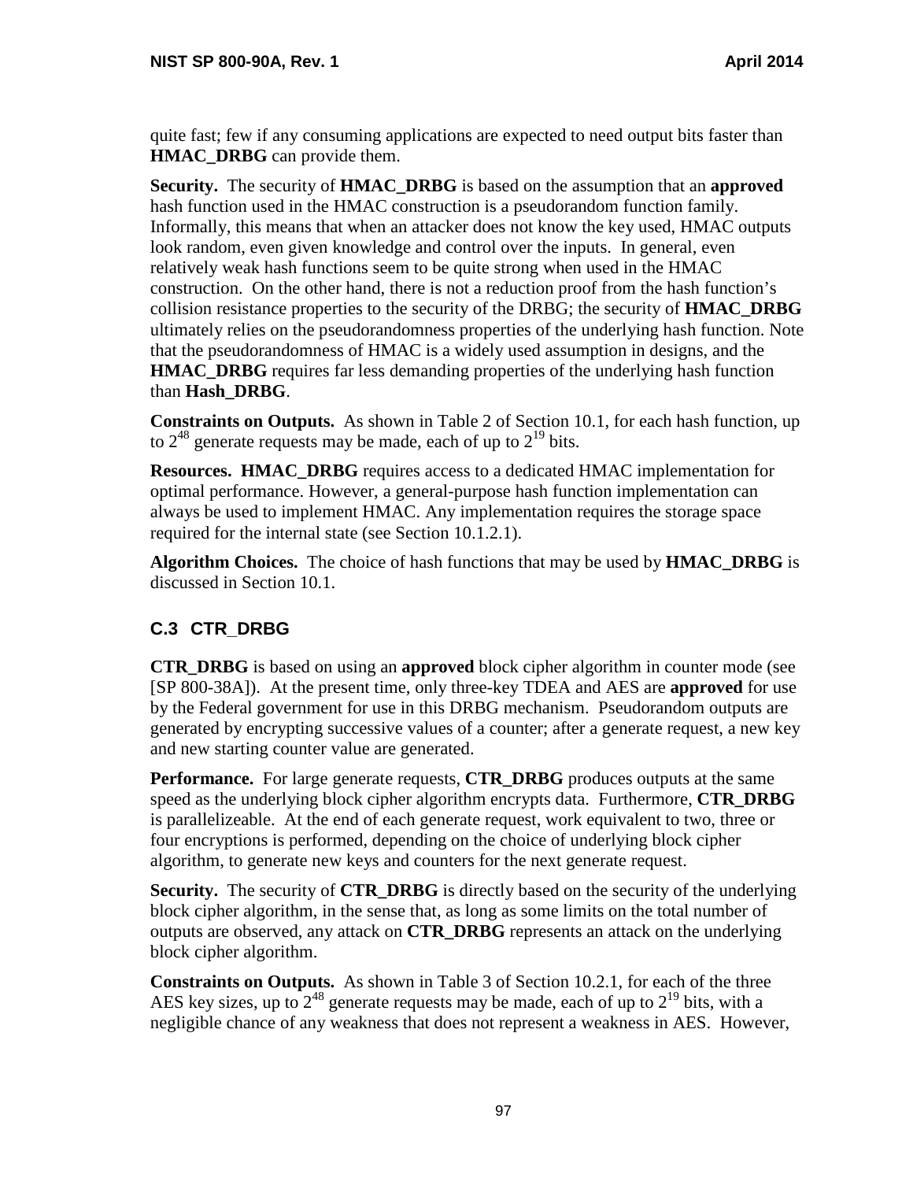quite fast; few if any consuming applications are expected to need output bits faster than **HMAC_DRBG** can provide them.

**Security.** The security of **HMAC_DRBG** is based on the assumption that an **approved** hash function used in the HMAC construction is a pseudorandom function family. Informally, this means that when an attacker does not know the key used, HMAC outputs look random, even given knowledge and control over the inputs. In general, even relatively weak hash functions seem to be quite strong when used in the HMAC construction. On the other hand, there is not a reduction proof from the hash function's collision resistance properties to the security of the DRBG; the security of **HMAC_DRBG** ultimately relies on the pseudorandomness properties of the underlying hash function. Note that the pseudorandomness of HMAC is a widely used assumption in designs, and the **HMAC_DRBG** requires far less demanding properties of the underlying hash function than **Hash_DRBG**.

**Constraints on Outputs.** As shown in Table 2 of Section 10.1, for each hash function, up to $2^{48}$ generate requests may be made, each of up to $2^{19}$ bits.

**Resources. HMAC_DRBG** requires access to a dedicated HMAC implementation for optimal performance. However, a general-purpose hash function implementation can always be used to implement HMAC. Any implementation requires the storage space required for the internal state (see Section 10.1.2.1).

**Algorithm Choices.** The choice of hash functions that may be used by **HMAC_DRBG** is discussed in Section 10.1.

## C.3 CTR_DRBG

**CTR_DRBG** is based on using an **approved** block cipher algorithm in counter mode (see [SP 800-38A]). At the present time, only three-key TDEA and AES are **approved** for use by the Federal government for use in this DRBG mechanism. Pseudorandom outputs are generated by encrypting successive values of a counter; after a generate request, a new key and new starting counter value are generated.

**Performance.** For large generate requests, **CTR_DRBG** produces outputs at the same speed as the underlying block cipher algorithm encrypts data. Furthermore, **CTR_DRBG** is parallelizeable. At the end of each generate request, work equivalent to two, three or four encryptions is performed, depending on the choice of underlying block cipher algorithm, to generate new keys and counters for the next generate request.

**Security.** The security of **CTR_DRBG** is directly based on the security of the underlying block cipher algorithm, in the sense that, as long as some limits on the total number of outputs are observed, any attack on **CTR_DRBG** represents an attack on the underlying block cipher algorithm.

**Constraints on Outputs.** As shown in Table 3 of Section 10.2.1, for each of the three AES key sizes, up to $2^{48}$ generate requests may be made, each of up to $2^{19}$ bits, with a negligible chance of any weakness that does not represent a weakness in AES. However,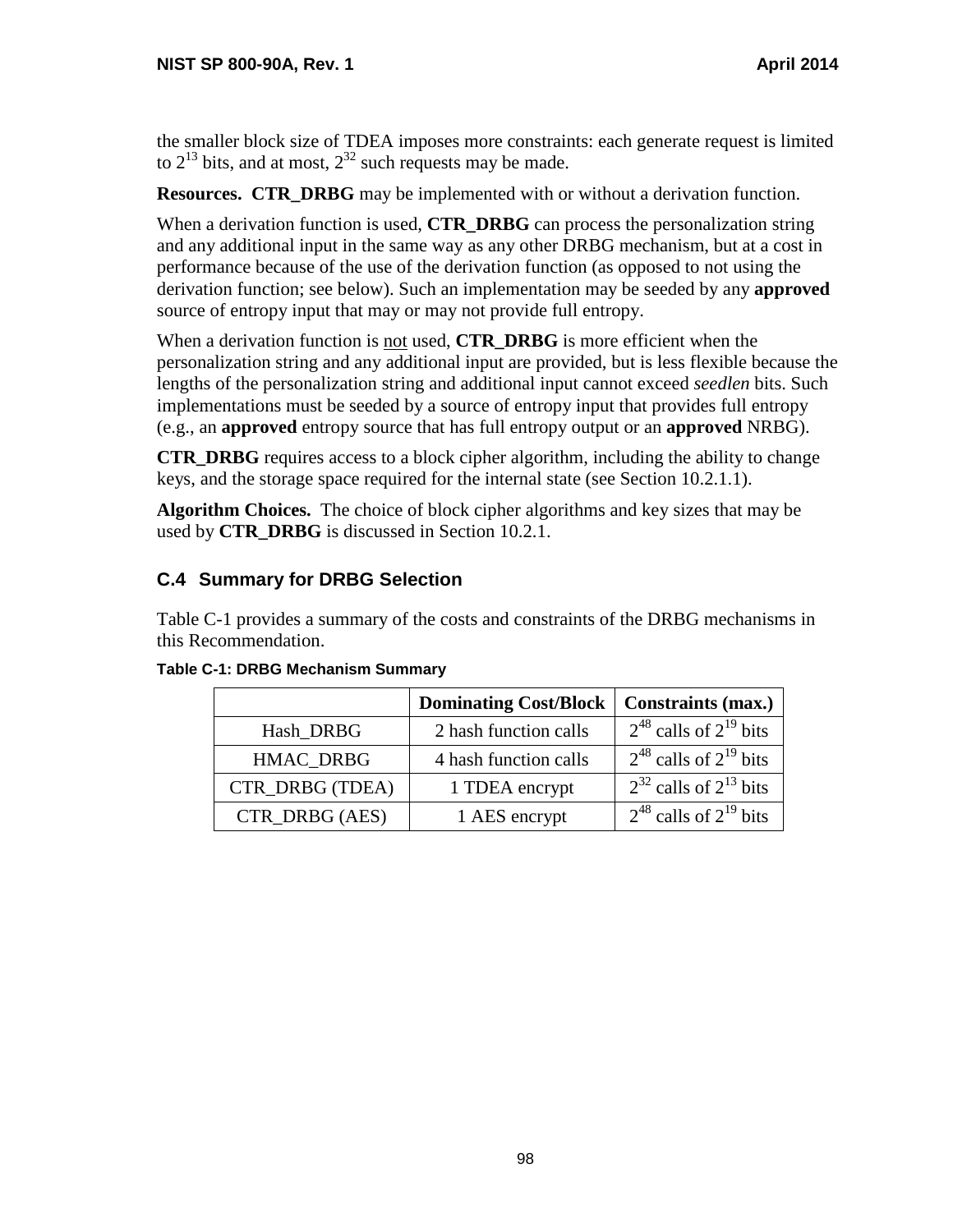the smaller block size of TDEA imposes more constraints: each generate request is limited to $2^{13}$ bits, and at most, $2^{32}$ such requests may be made.

**Resources. CTR_DRBG** may be implemented with or without a derivation function.

When a derivation function is used, **CTR_DRBG** can process the personalization string and any additional input in the same way as any other DRBG mechanism, but at a cost in performance because of the use of the derivation function (as opposed to not using the derivation function; see below). Such an implementation may be seeded by any **approved** source of entropy input that may or may not provide full entropy.

When a derivation function is not used, **CTR_DRBG** is more efficient when the personalization string and any additional input are provided, but is less flexible because the lengths of the personalization string and additional input cannot exceed *seedlen* bits. Such implementations must be seeded by a source of entropy input that provides full entropy (e.g., an **approved** entropy source that has full entropy output or an **approved** NRBG).

**CTR_DRBG** requires access to a block cipher algorithm, including the ability to change keys, and the storage space required for the internal state (see Section 10.2.1.1).

**Algorithm Choices.** The choice of block cipher algorithms and key sizes that may be used by **CTR_DRBG** is discussed in Section 10.2.1.

## C.4 Summary for DRBG Selection

Table C-1 provides a summary of the costs and constraints of the DRBG mechanisms in this Recommendation.

**Table C-1: DRBG Mechanism Summary**

| | Dominating Cost/Block | Constraints (max.) |
|---|---|---|
| Hash_DRBG | 2 hash function calls | $2^{48}$ calls of $2^{19}$ bits |
| HMAC_DRBG | 4 hash function calls | $2^{48}$ calls of $2^{19}$ bits |
| CTR_DRBG (TDEA) | 1 TDEA encrypt | $2^{32}$ calls of $2^{13}$ bits |
| CTR_DRBG (AES) | 1 AES encrypt | $2^{48}$ calls of $2^{19}$ bits |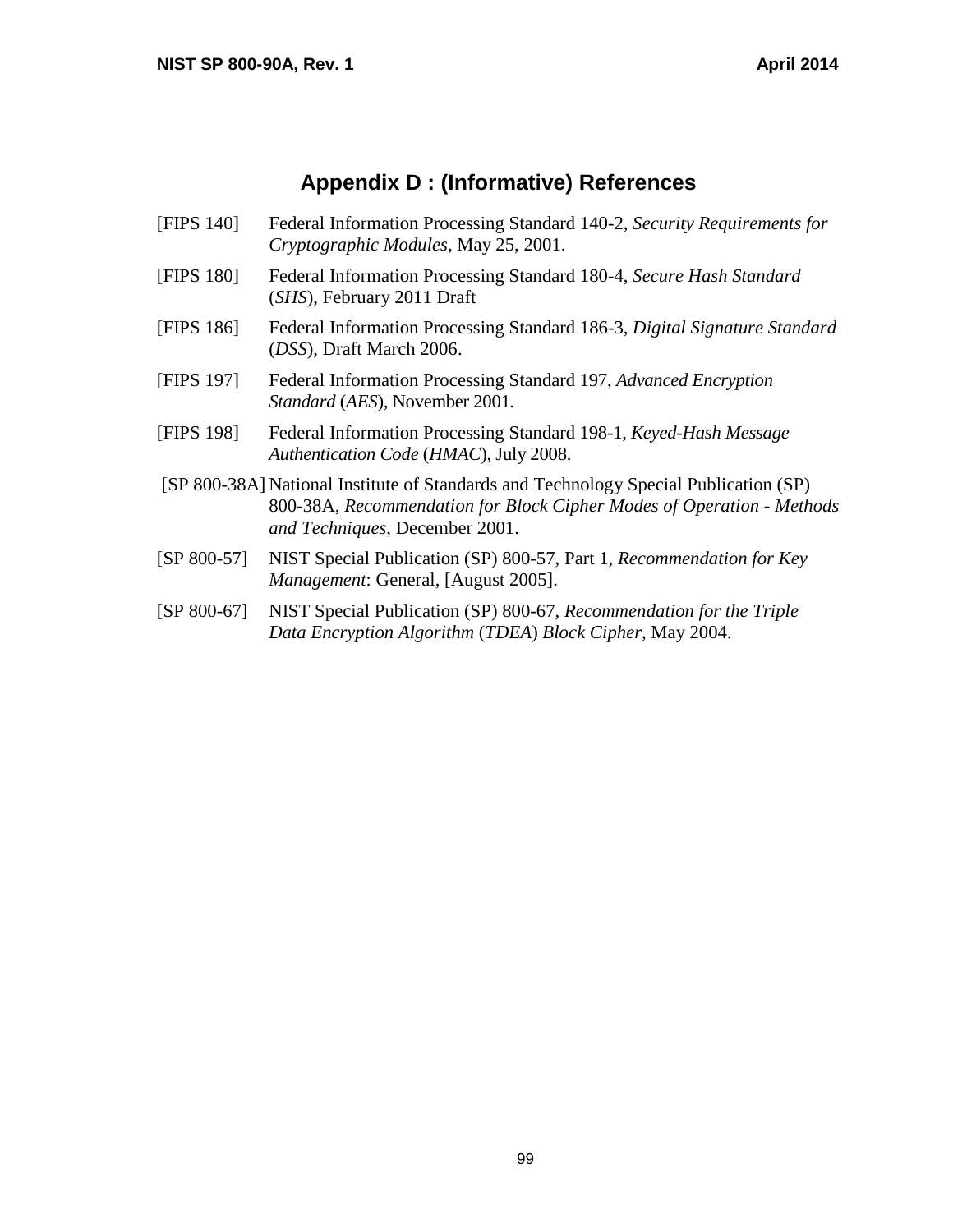# Appendix D : (Informative) References

[FIPS 140] Federal Information Processing Standard 140-2, *Security Requirements for Cryptographic Modules*, May 25, 2001.

[FIPS 180] Federal Information Processing Standard 180-4, *Secure Hash Standard* (*SHS*), February 2011 Draft

[FIPS 186] Federal Information Processing Standard 186-3, *Digital Signature Standard* (*DSS*), Draft March 2006.

[FIPS 197] Federal Information Processing Standard 197, *Advanced Encryption Standard* (*AES*), November 2001.

[FIPS 198] Federal Information Processing Standard 198-1, *Keyed-Hash Message Authentication Code* (*HMAC*), July 2008.

[SP 800-38A] National Institute of Standards and Technology Special Publication (SP) 800-38A, *Recommendation for Block Cipher Modes of Operation - Methods and Techniques*, December 2001.

[SP 800-57] NIST Special Publication (SP) 800-57, Part 1, *Recommendation for Key Management*: General, [August 2005].

[SP 800-67] NIST Special Publication (SP) 800-67, *Recommendation for the Triple Data Encryption Algorithm* (*TDEA*) *Block Cipher*, May 2004.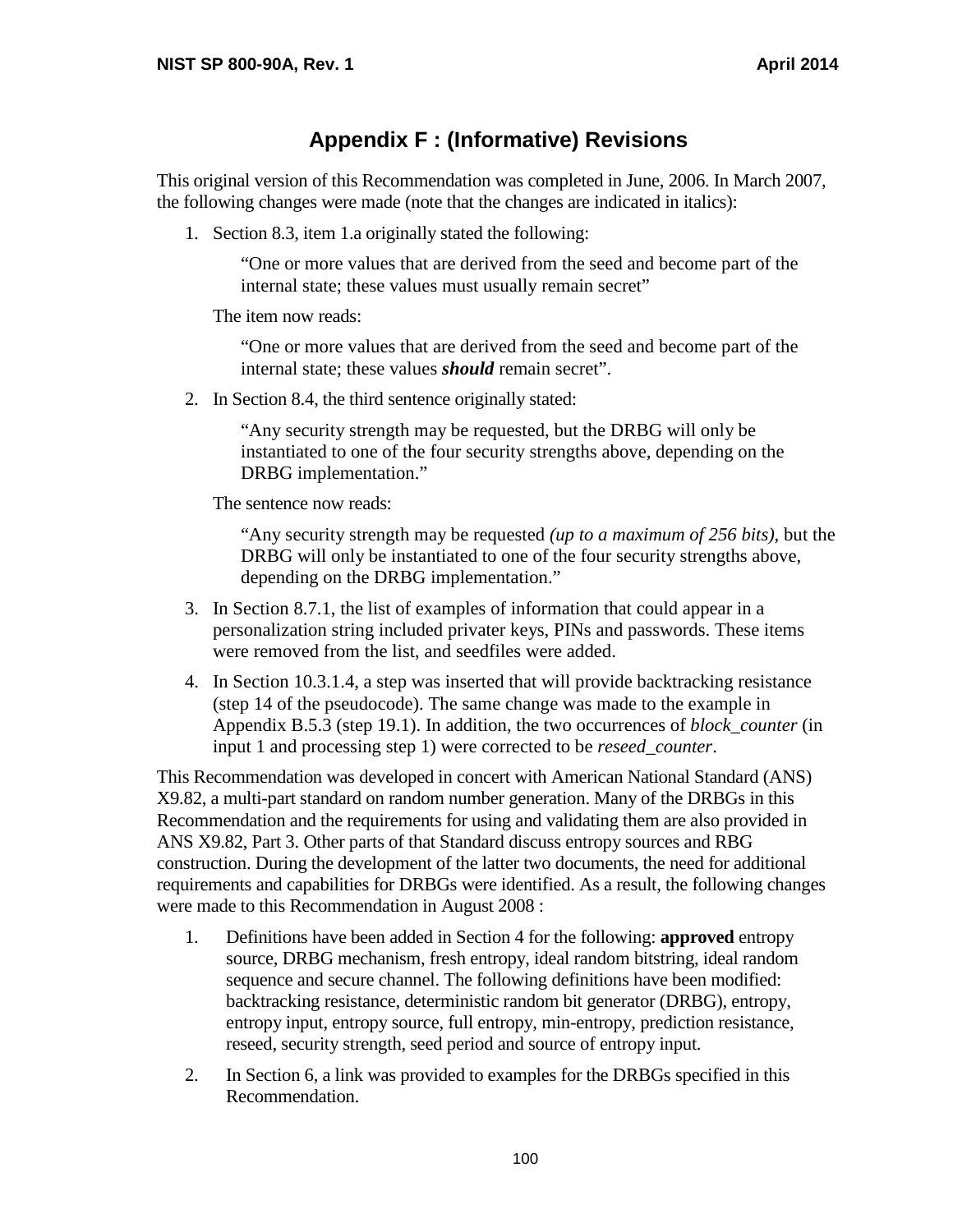# Appendix F : (Informative) Revisions

This original version of this Recommendation was completed in June, 2006. In March 2007, the following changes were made (note that the changes are indicated in italics):

1. Section 8.3, item 1.a originally stated the following:

   "One or more values that are derived from the seed and become part of the internal state; these values must usually remain secret"

   The item now reads:

   "One or more values that are derived from the seed and become part of the internal state; these values ***should*** remain secret".

2. In Section 8.4, the third sentence originally stated:

   "Any security strength may be requested, but the DRBG will only be instantiated to one of the four security strengths above, depending on the DRBG implementation."

   The sentence now reads:

   "Any security strength may be requested *(up to a maximum of 256 bits)*, but the DRBG will only be instantiated to one of the four security strengths above, depending on the DRBG implementation."

3. In Section 8.7.1, the list of examples of information that could appear in a personalization string included privater keys, PINs and passwords. These items were removed from the list, and seedfiles were added.

4. In Section 10.3.1.4, a step was inserted that will provide backtracking resistance (step 14 of the pseudocode). The same change was made to the example in Appendix B.5.3 (step 19.1). In addition, the two occurrences of *block_counter* (in input 1 and processing step 1) were corrected to be *reseed_counter*.

This Recommendation was developed in concert with American National Standard (ANS) X9.82, a multi-part standard on random number generation. Many of the DRBGs in this Recommendation and the requirements for using and validating them are also provided in ANS X9.82, Part 3. Other parts of that Standard discuss entropy sources and RBG construction. During the development of the latter two documents, the need for additional requirements and capabilities for DRBGs were identified. As a result, the following changes were made to this Recommendation in August 2008 :

1. Definitions have been added in Section 4 for the following: **approved** entropy source, DRBG mechanism, fresh entropy, ideal random bitstring, ideal random sequence and secure channel. The following definitions have been modified: backtracking resistance, deterministic random bit generator (DRBG), entropy, entropy input, entropy source, full entropy, min-entropy, prediction resistance, reseed, security strength, seed period and source of entropy input.

2. In Section 6, a link was provided to examples for the DRBGs specified in this Recommendation.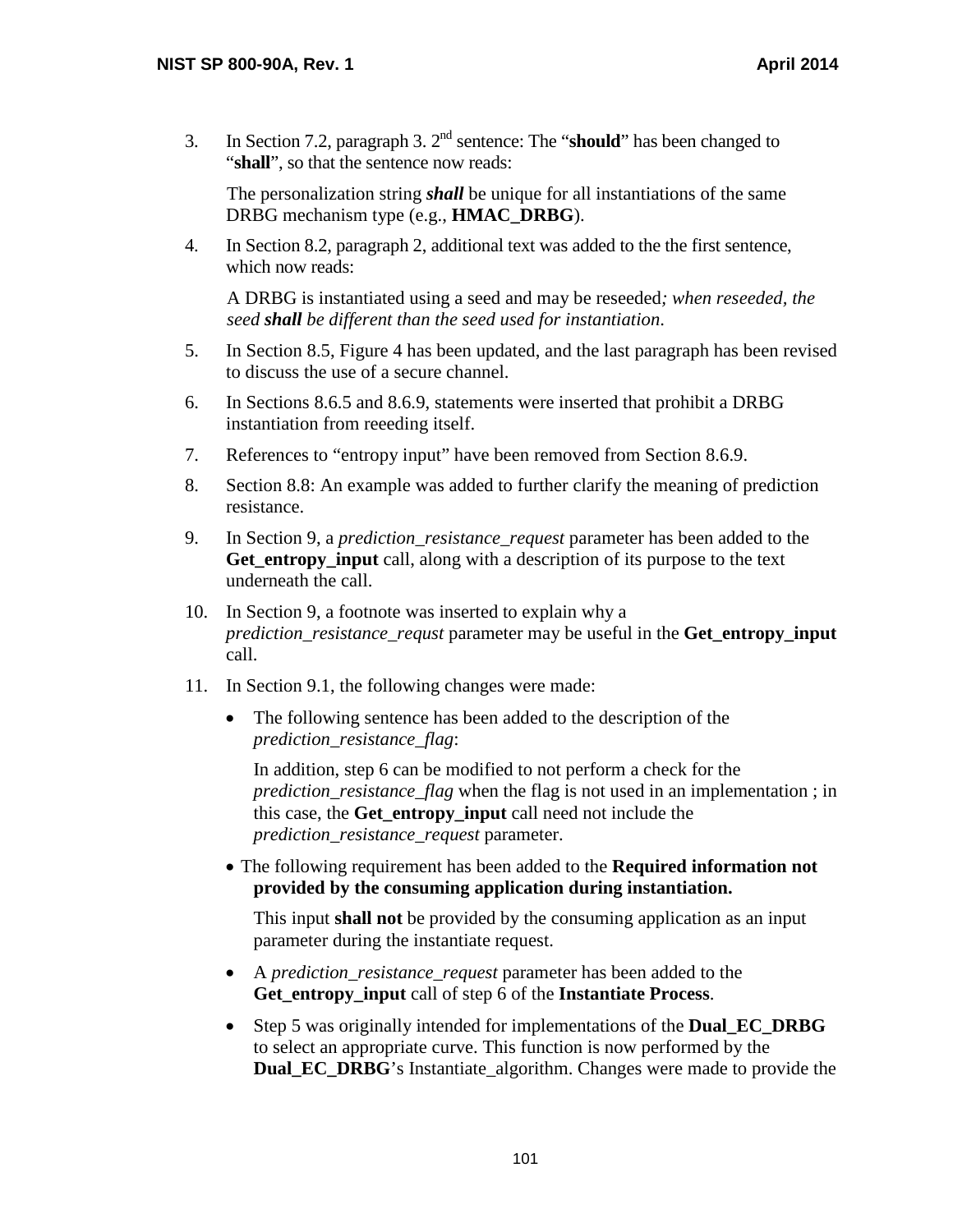3. In Section 7.2, paragraph 3. 2nd sentence: The "**should**" has been changed to "**shall**", so that the sentence now reads:

   The personalization string ***shall*** be unique for all instantiations of the same DRBG mechanism type (e.g., **HMAC_DRBG**).

4. In Section 8.2, paragraph 2, additional text was added to the the first sentence, which now reads:

   A DRBG is instantiated using a seed and may be reseeded*; when reseeded, the seed **shall** be different than the seed used for instantiation*.

5. In Section 8.5, Figure 4 has been updated, and the last paragraph has been revised to discuss the use of a secure channel.

6. In Sections 8.6.5 and 8.6.9, statements were inserted that prohibit a DRBG instantiation from reeeding itself.

7. References to "entropy input" have been removed from Section 8.6.9.

8. Section 8.8: An example was added to further clarify the meaning of prediction resistance.

9. In Section 9, a *prediction_resistance_request* parameter has been added to the **Get_entropy_input** call, along with a description of its purpose to the text underneath the call.

10. In Section 9, a footnote was inserted to explain why a *prediction_resistance_requst* parameter may be useful in the **Get_entropy_input** call.

11. In Section 9.1, the following changes were made:

    - The following sentence has been added to the description of the *prediction_resistance_flag*:

      In addition, step 6 can be modified to not perform a check for the *prediction_resistance_flag* when the flag is not used in an implementation ; in this case, the **Get_entropy_input** call need not include the *prediction_resistance_request* parameter.

    - The following requirement has been added to the **Required information not provided by the consuming application during instantiation.**

      This input **shall not** be provided by the consuming application as an input parameter during the instantiate request.

    - A *prediction_resistance_request* parameter has been added to the **Get_entropy_input** call of step 6 of the **Instantiate Process**.

    - Step 5 was originally intended for implementations of the **Dual_EC_DRBG** to select an appropriate curve. This function is now performed by the **Dual_EC_DRBG**'s Instantiate_algorithm. Changes were made to provide the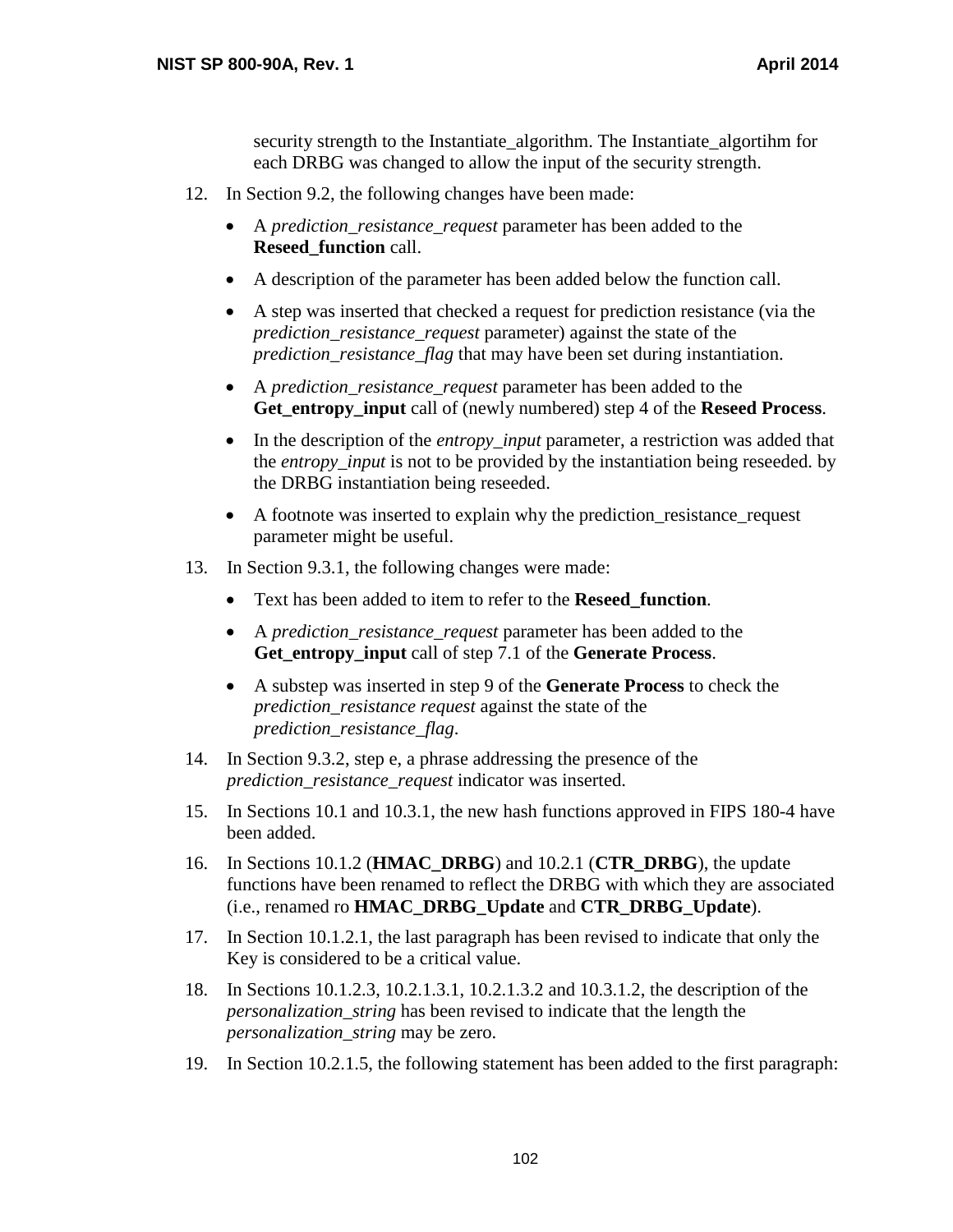security strength to the Instantiate_algorithm. The Instantiate_algortihm for each DRBG was changed to allow the input of the security strength.

12. In Section 9.2, the following changes have been made:

    - A *prediction_resistance_request* parameter has been added to the **Reseed_function** call.
    - A description of the parameter has been added below the function call.
    - A step was inserted that checked a request for prediction resistance (via the *prediction_resistance_request* parameter) against the state of the *prediction_resistance_flag* that may have been set during instantiation.
    - A *prediction_resistance_request* parameter has been added to the **Get_entropy_input** call of (newly numbered) step 4 of the **Reseed Process**.
    - In the description of the *entropy_input* parameter, a restriction was added that the *entropy_input* is not to be provided by the instantiation being reseeded. by the DRBG instantiation being reseeded.
    - A footnote was inserted to explain why the prediction_resistance_request parameter might be useful.

13. In Section 9.3.1, the following changes were made:

    - Text has been added to item to refer to the **Reseed_function**.
    - A *prediction_resistance_request* parameter has been added to the **Get_entropy_input** call of step 7.1 of the **Generate Process**.
    - A substep was inserted in step 9 of the **Generate Process** to check the *prediction_resistance request* against the state of the *prediction_resistance_flag*.

14. In Section 9.3.2, step e, a phrase addressing the presence of the *prediction_resistance_request* indicator was inserted.

15. In Sections 10.1 and 10.3.1, the new hash functions approved in FIPS 180-4 have been added.

16. In Sections 10.1.2 (**HMAC_DRBG**) and 10.2.1 (**CTR_DRBG**), the update functions have been renamed to reflect the DRBG with which they are associated (i.e., renamed ro **HMAC_DRBG_Update** and **CTR_DRBG_Update**).

17. In Section 10.1.2.1, the last paragraph has been revised to indicate that only the Key is considered to be a critical value.

18. In Sections 10.1.2.3, 10.2.1.3.1, 10.2.1.3.2 and 10.3.1.2, the description of the *personalization_string* has been revised to indicate that the length the *personalization_string* may be zero.

19. In Section 10.2.1.5, the following statement has been added to the first paragraph: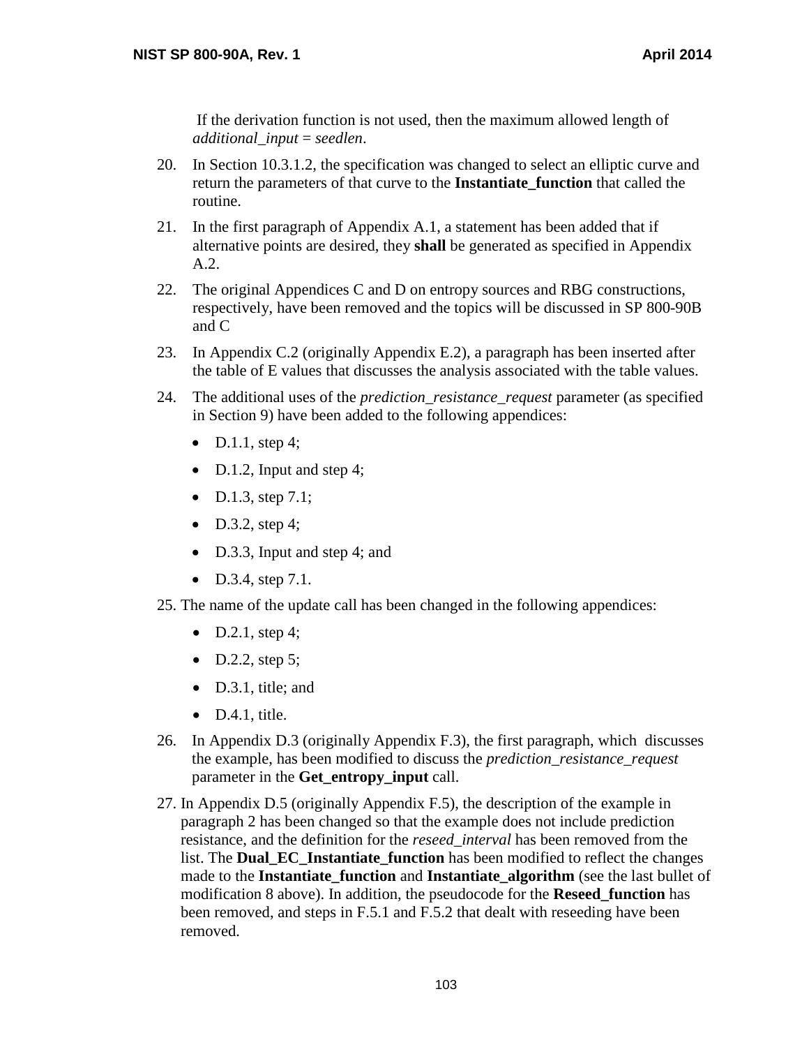If the derivation function is not used, then the maximum allowed length of *additional_input* = *seedlen*.

20. In Section 10.3.1.2, the specification was changed to select an elliptic curve and return the parameters of that curve to the **Instantiate_function** that called the routine.

21. In the first paragraph of Appendix A.1, a statement has been added that if alternative points are desired, they **shall** be generated as specified in Appendix A.2.

22. The original Appendices C and D on entropy sources and RBG constructions, respectively, have been removed and the topics will be discussed in SP 800-90B and C

23. In Appendix C.2 (originally Appendix E.2), a paragraph has been inserted after the table of E values that discusses the analysis associated with the table values.

24. The additional uses of the *prediction_resistance_request* parameter (as specified in Section 9) have been added to the following appendices:
    - D.1.1, step 4;
    - D.1.2, Input and step 4;
    - D.1.3, step 7.1;
    - D.3.2, step 4;
    - D.3.3, Input and step 4; and
    - D.3.4, step 7.1.

25. The name of the update call has been changed in the following appendices:
    - D.2.1, step 4;
    - D.2.2, step 5;
    - D.3.1, title; and
    - D.4.1, title.

26. In Appendix D.3 (originally Appendix F.3), the first paragraph, which discusses the example, has been modified to discuss the *prediction_resistance_request* parameter in the **Get_entropy_input** call.

27. In Appendix D.5 (originally Appendix F.5), the description of the example in paragraph 2 has been changed so that the example does not include prediction resistance, and the definition for the *reseed_interval* has been removed from the list. The **Dual_EC_Instantiate_function** has been modified to reflect the changes made to the **Instantiate_function** and **Instantiate_algorithm** (see the last bullet of modification 8 above). In addition, the pseudocode for the **Reseed_function** has been removed, and steps in F.5.1 and F.5.2 that dealt with reseeding have been removed.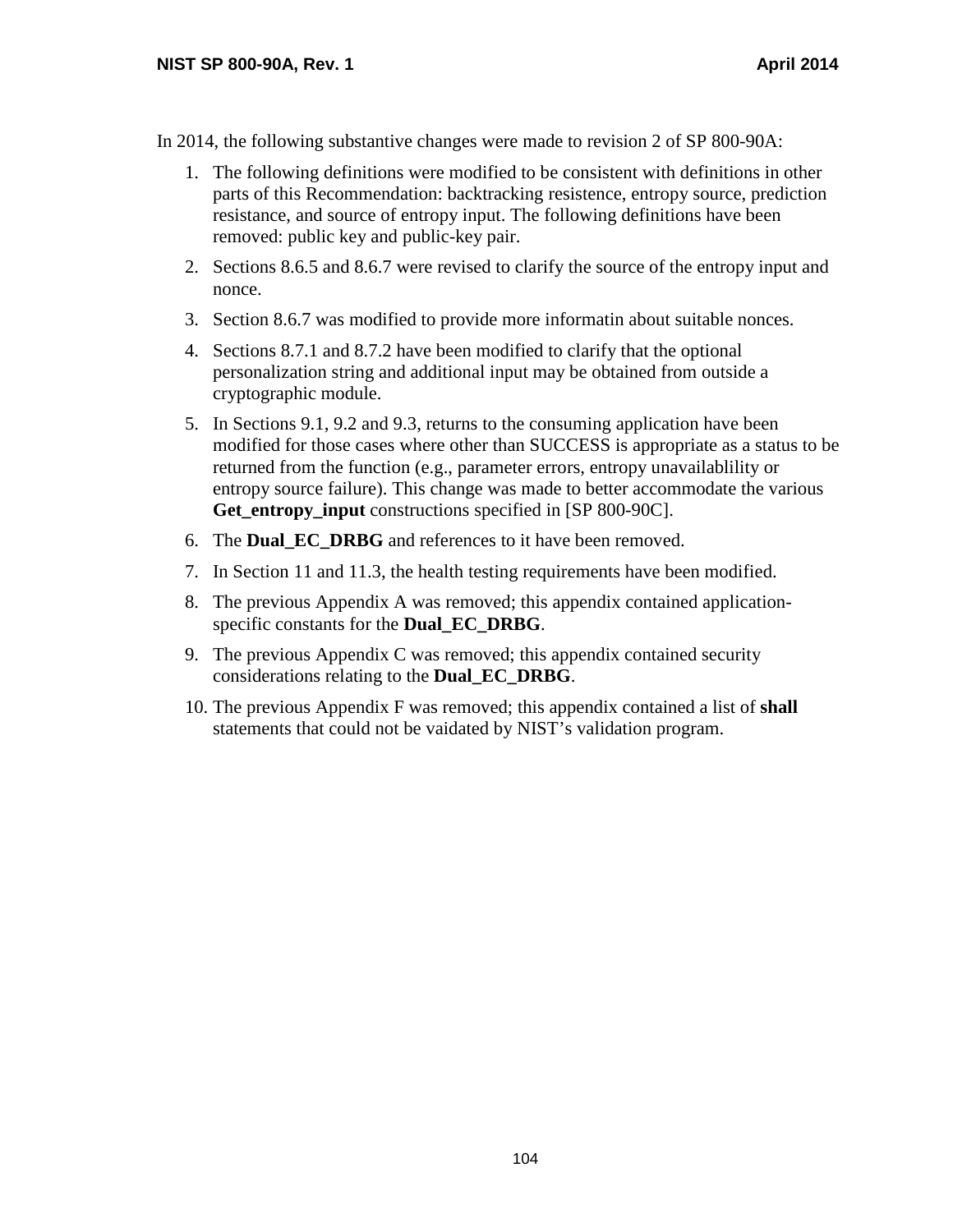In 2014, the following substantive changes were made to revision 2 of SP 800-90A:

1. The following definitions were modified to be consistent with definitions in other parts of this Recommendation: backtracking resistence, entropy source, prediction resistance, and source of entropy input. The following definitions have been removed: public key and public-key pair.
2. Sections 8.6.5 and 8.6.7 were revised to clarify the source of the entropy input and nonce.
3. Section 8.6.7 was modified to provide more informatin about suitable nonces.
4. Sections 8.7.1 and 8.7.2 have been modified to clarify that the optional personalization string and additional input may be obtained from outside a cryptographic module.
5. In Sections 9.1, 9.2 and 9.3, returns to the consuming application have been modified for those cases where other than SUCCESS is appropriate as a status to be returned from the function (e.g., parameter errors, entropy unavailablility or entropy source failure). This change was made to better accommodate the various **Get_entropy_input** constructions specified in [SP 800-90C].
6. The **Dual_EC_DRBG** and references to it have been removed.
7. In Section 11 and 11.3, the health testing requirements have been modified.
8. The previous Appendix A was removed; this appendix contained application-specific constants for the **Dual_EC_DRBG**.
9. The previous Appendix C was removed; this appendix contained security considerations relating to the **Dual_EC_DRBG**.
10. The previous Appendix F was removed; this appendix contained a list of **shall** statements that could not be vaidated by NIST's validation program.